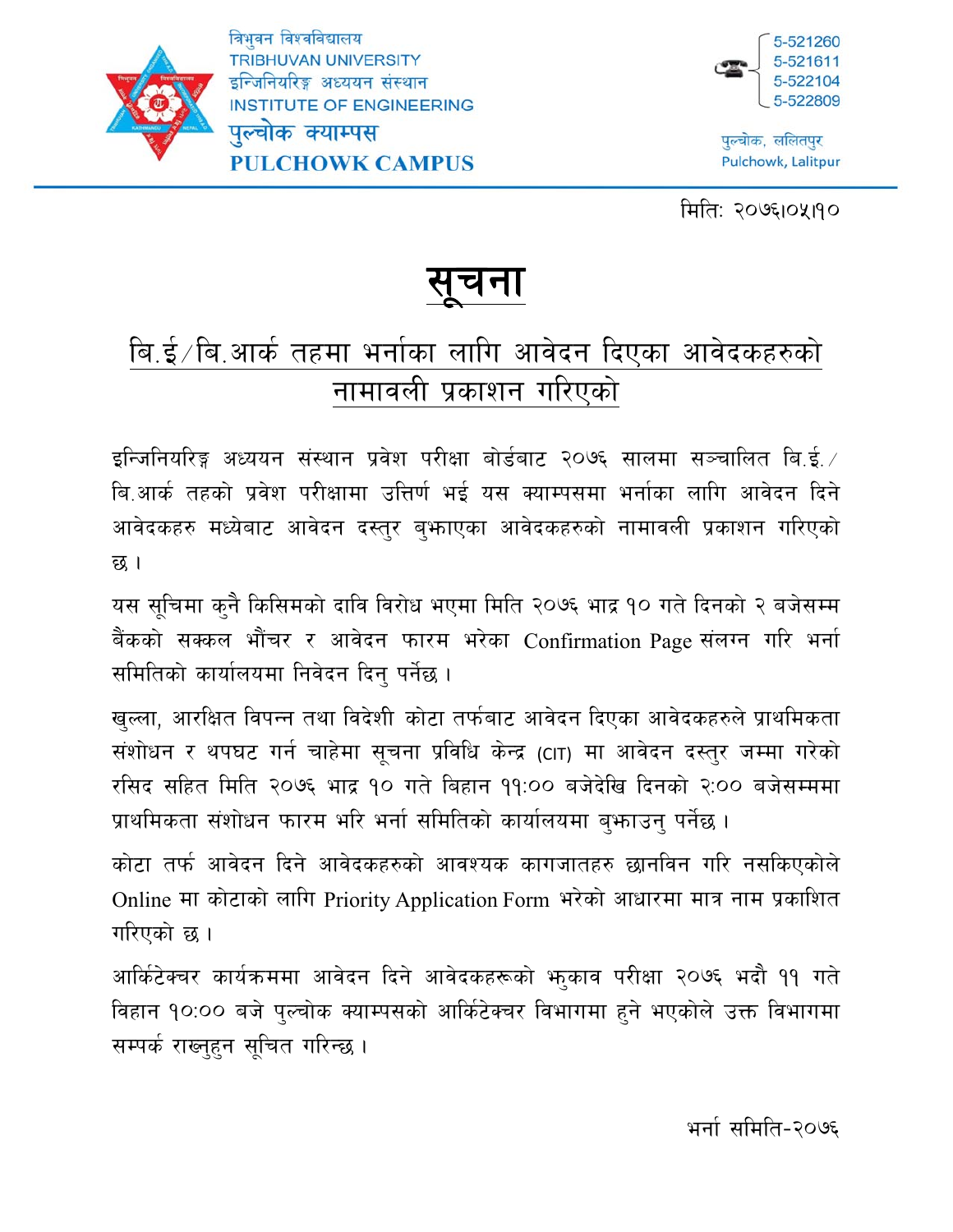त्रिभुवन विश्वविद्यालय
TRIBHUVAN UNIVERSITY
इन्जिनियरिङ्ग अध्ययन संस्थान
INSTITUTE OF ENGINEERING
पुल्चोक क्याम्पस
PULCHOWK CAMPUS

5-521260
5-521611
5-522104
5-522809

पुल्चोक, ललितपुर
Pulchowk, Lalitpur

मिति: २०७६।०५।१०

# सूचना

## बि.ई/बि.आर्क तहमा भर्नाका लागि आवेदन दिएका आवेदकहरुको नामावली प्रकाशन गरिएको

इन्जिनियरिङ्ग अध्ययन संस्थान प्रवेश परीक्षा बोर्डबाट २०७६ सालमा सञ्चालित बि.ई./बि.आर्क तहको प्रवेश परीक्षामा उत्तिर्ण भई यस क्याम्पसमा भर्नाका लागि आवेदन दिने आवेदकहरु मध्येबाट आवेदन दस्तुर बुझाएका आवेदकहरुको नामावली प्रकाशन गरिएको छ ।

यस सूचिमा कुनै किसिमको दावि विरोध भएमा मिति २०७६ भाद्र १० गते दिनको २ बजेसम्म बैंकको सक्कल भौंचर र आवेदन फारम भरेका Confirmation Page संलग्न गरि भर्ना समितिको कार्यालयमा निवेदन दिनु पर्नेछ ।

खुल्ला, आरक्षित विपन्न तथा विदेशी कोटा तर्फबाट आवेदन दिएका आवेदकहरुले प्राथमिकता संशोधन र थपघट गर्न चाहेमा सूचना प्रविधि केन्द्र (CIT) मा आवेदन दस्तुर जम्मा गरेको रसिद सहित मिति २०७६ भाद्र १० गते बिहान ११:०० बजेदेखि दिनको २:०० बजेसम्ममा प्राथमिकता संशोधन फारम भरि भर्ना समितिको कार्यालयमा बुझाउनु पर्नेछ ।

कोटा तर्फ आवेदन दिने आवेदकहरुको आवश्यक कागजातहरु छानविन गरि नसकिएकोले Online मा कोटाको लागि Priority Application Form भरेको आधारमा मात्र नाम प्रकाशित गरिएको छ ।

आर्किटेक्चर कार्यक्रममा आवेदन दिने आवेदकहरूको झुकाव परीक्षा २०७६ भदौ ११ गते विहान १०:०० बजे पुल्चोक क्याम्पसको आर्किटेक्चर विभागमा हुने भएकोले उक्त विभागमा सम्पर्क राख्नुहुन सूचित गरिन्छ ।

भर्ना समिति-२०७६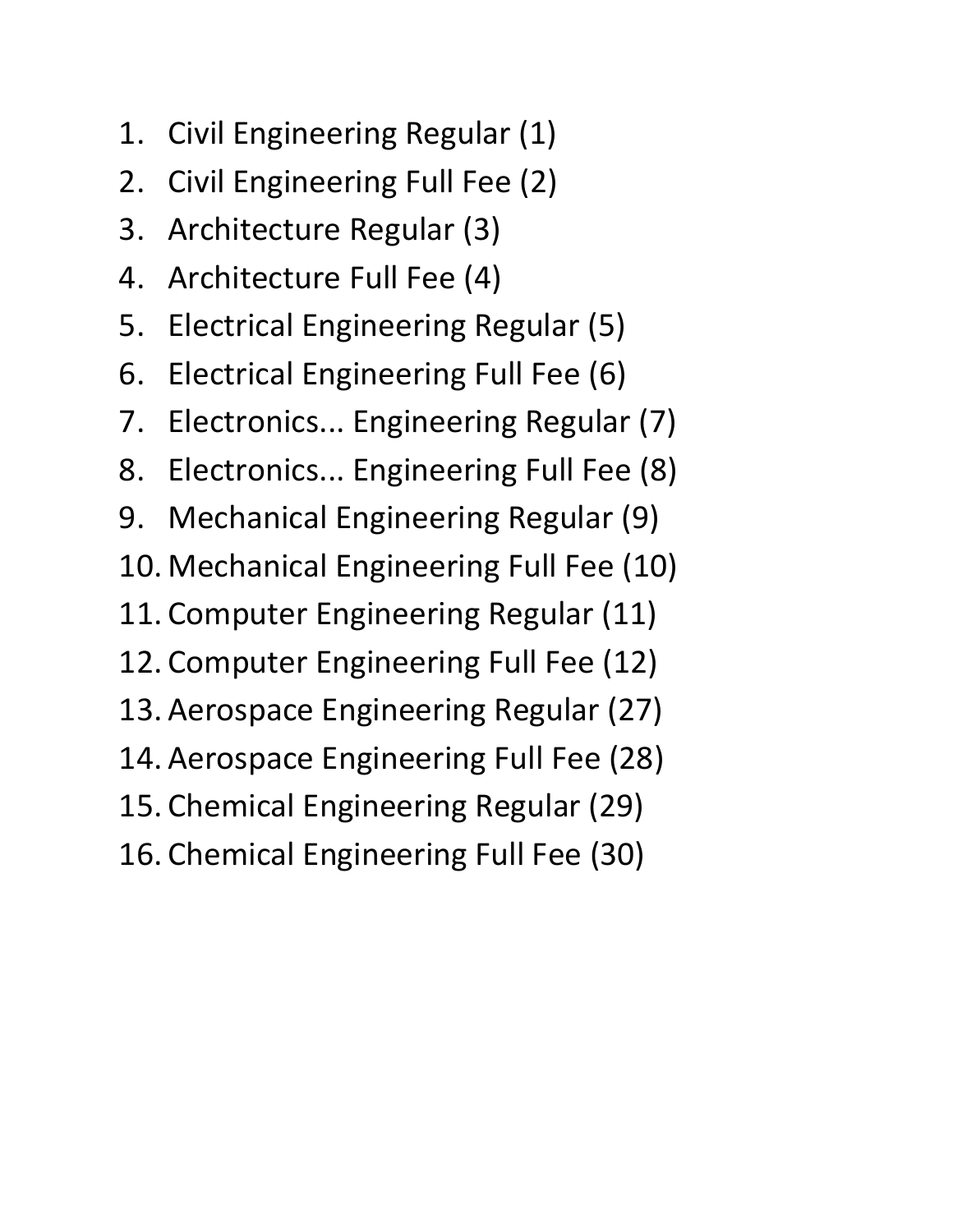1. Civil Engineering Regular (1)
2. Civil Engineering Full Fee (2)
3. Architecture Regular (3)
4. Architecture Full Fee (4)
5. Electrical Engineering Regular (5)
6. Electrical Engineering Full Fee (6)
7. Electronics... Engineering Regular (7)
8. Electronics... Engineering Full Fee (8)
9. Mechanical Engineering Regular (9)
10. Mechanical Engineering Full Fee (10)
11. Computer Engineering Regular (11)
12. Computer Engineering Full Fee (12)
13. Aerospace Engineering Regular (27)
14. Aerospace Engineering Full Fee (28)
15. Chemical Engineering Regular (29)
16. Chemical Engineering Full Fee (30)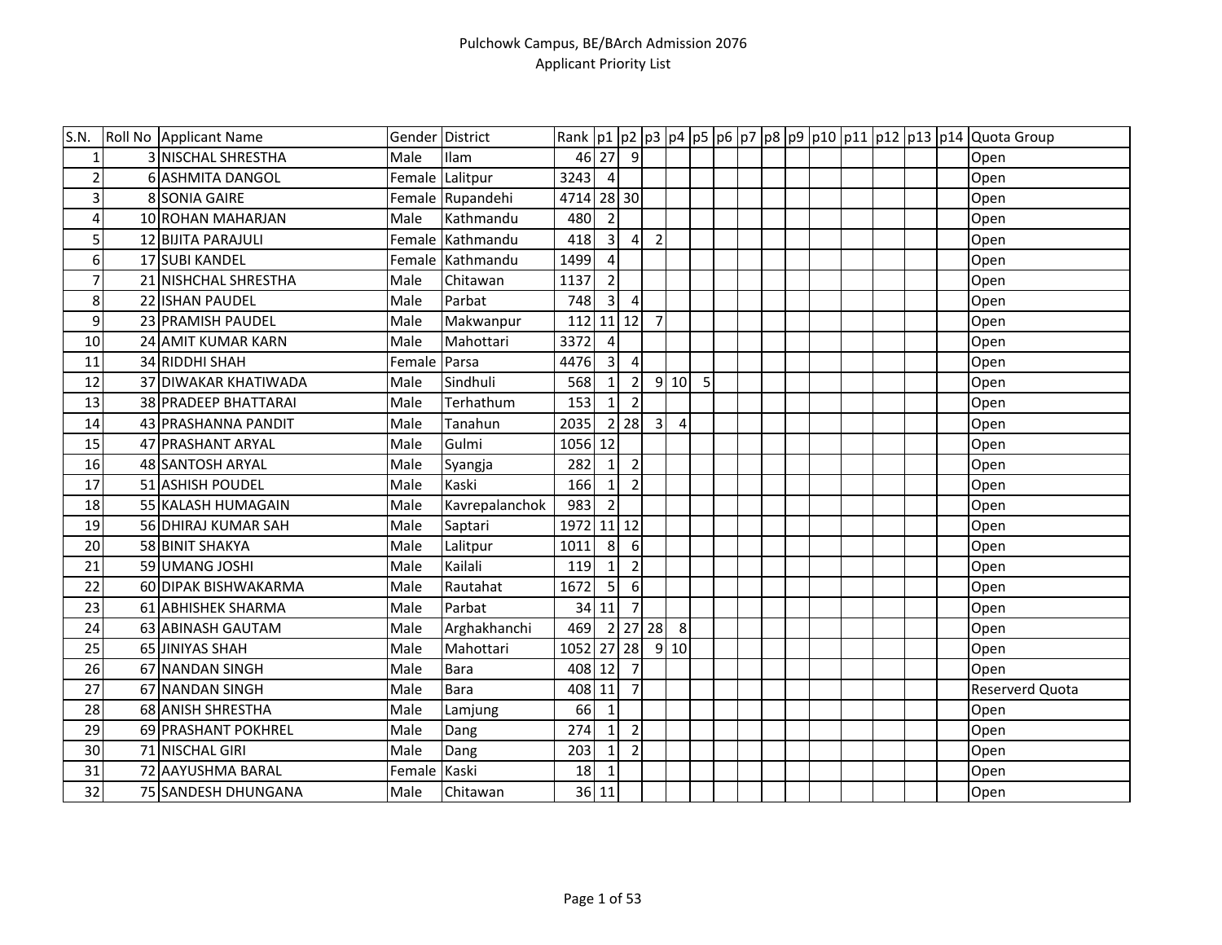Pulchowk Campus, BE/BArch Admission 2076
Applicant Priority List

| S.N. | Roll No | Applicant Name | Gender | District | Rank | p1 | p2 | p3 | p4 | p5 | p6 | p7 | p8 | p9 | p10 | p11 | p12 | p13 | p14 | Quota Group |
|---|---|---|---|---|---|---|---|---|---|---|---|---|---|---|---|---|---|---|---|---|
| 1 | 3 | NISCHAL SHRESTHA | Male | Ilam | 46 | 27 | 9 | | | | | | | | | | | | | Open |
| 2 | 6 | ASHMITA DANGOL | Female | Lalitpur | 3243 | 4 | | | | | | | | | | | | | | Open |
| 3 | 8 | SONIA GAIRE | Female | Rupandehi | 4714 | 28 | 30 | | | | | | | | | | | | | Open |
| 4 | 10 | ROHAN MAHARJAN | Male | Kathmandu | 480 | 2 | | | | | | | | | | | | | | Open |
| 5 | 12 | BIJITA PARAJULI | Female | Kathmandu | 418 | 3 | 4 | 2 | | | | | | | | | | | | Open |
| 6 | 17 | SUBI KANDEL | Female | Kathmandu | 1499 | 4 | | | | | | | | | | | | | | Open |
| 7 | 21 | NISHCHAL SHRESTHA | Male | Chitawan | 1137 | 2 | | | | | | | | | | | | | | Open |
| 8 | 22 | ISHAN PAUDEL | Male | Parbat | 748 | 3 | 4 | | | | | | | | | | | | | Open |
| 9 | 23 | PRAMISH PAUDEL | Male | Makwanpur | 112 | 11 | 12 | 7 | | | | | | | | | | | | Open |
| 10 | 24 | AMIT KUMAR KARN | Male | Mahottari | 3372 | 4 | | | | | | | | | | | | | | Open |
| 11 | 34 | RIDDHI SHAH | Female | Parsa | 4476 | 3 | 4 | | | | | | | | | | | | | Open |
| 12 | 37 | DIWAKAR KHATIWADA | Male | Sindhuli | 568 | 1 | 2 | 9 | 10 | 5 | | | | | | | | | | Open |
| 13 | 38 | PRADEEP BHATTARAI | Male | Terhathum | 153 | 1 | 2 | | | | | | | | | | | | | Open |
| 14 | 43 | PRASHANNA PANDIT | Male | Tanahun | 2035 | 2 | 28 | 3 | 4 | | | | | | | | | | | Open |
| 15 | 47 | PRASHANT ARYAL | Male | Gulmi | 1056 | 12 | | | | | | | | | | | | | | Open |
| 16 | 48 | SANTOSH ARYAL | Male | Syangja | 282 | 1 | 2 | | | | | | | | | | | | | Open |
| 17 | 51 | ASHISH POUDEL | Male | Kaski | 166 | 1 | 2 | | | | | | | | | | | | | Open |
| 18 | 55 | KALASH HUMAGAIN | Male | Kavrepalanchok | 983 | 2 | | | | | | | | | | | | | | Open |
| 19 | 56 | DHIRAJ KUMAR SAH | Male | Saptari | 1972 | 11 | 12 | | | | | | | | | | | | | Open |
| 20 | 58 | BINIT SHAKYA | Male | Lalitpur | 1011 | 8 | 6 | | | | | | | | | | | | | Open |
| 21 | 59 | UMANG JOSHI | Male | Kailali | 119 | 1 | 2 | | | | | | | | | | | | | Open |
| 22 | 60 | DIPAK BISHWAKARMA | Male | Rautahat | 1672 | 5 | 6 | | | | | | | | | | | | | Open |
| 23 | 61 | ABHISHEK SHARMA | Male | Parbat | 34 | 11 | 7 | | | | | | | | | | | | | Open |
| 24 | 63 | ABINASH GAUTAM | Male | Arghakhanchi | 469 | 2 | 27 | 28 | 8 | | | | | | | | | | | Open |
| 25 | 65 | JINIYAS SHAH | Male | Mahottari | 1052 | 27 | 28 | 9 | 10 | | | | | | | | | | | Open |
| 26 | 67 | NANDAN SINGH | Male | Bara | 408 | 12 | 7 | | | | | | | | | | | | | Open |
| 27 | 67 | NANDAN SINGH | Male | Bara | 408 | 11 | 7 | | | | | | | | | | | | | Reserverd Quota |
| 28 | 68 | ANISH SHRESTHA | Male | Lamjung | 66 | 1 | | | | | | | | | | | | | | Open |
| 29 | 69 | PRASHANT POKHREL | Male | Dang | 274 | 1 | 2 | | | | | | | | | | | | | Open |
| 30 | 71 | NISCHAL GIRI | Male | Dang | 203 | 1 | 2 | | | | | | | | | | | | | Open |
| 31 | 72 | AAYUSHMA BARAL | Female | Kaski | 18 | 1 | | | | | | | | | | | | | | Open |
| 32 | 75 | SANDESH DHUNGANA | Male | Chitawan | 36 | 11 | | | | | | | | | | | | | | Open |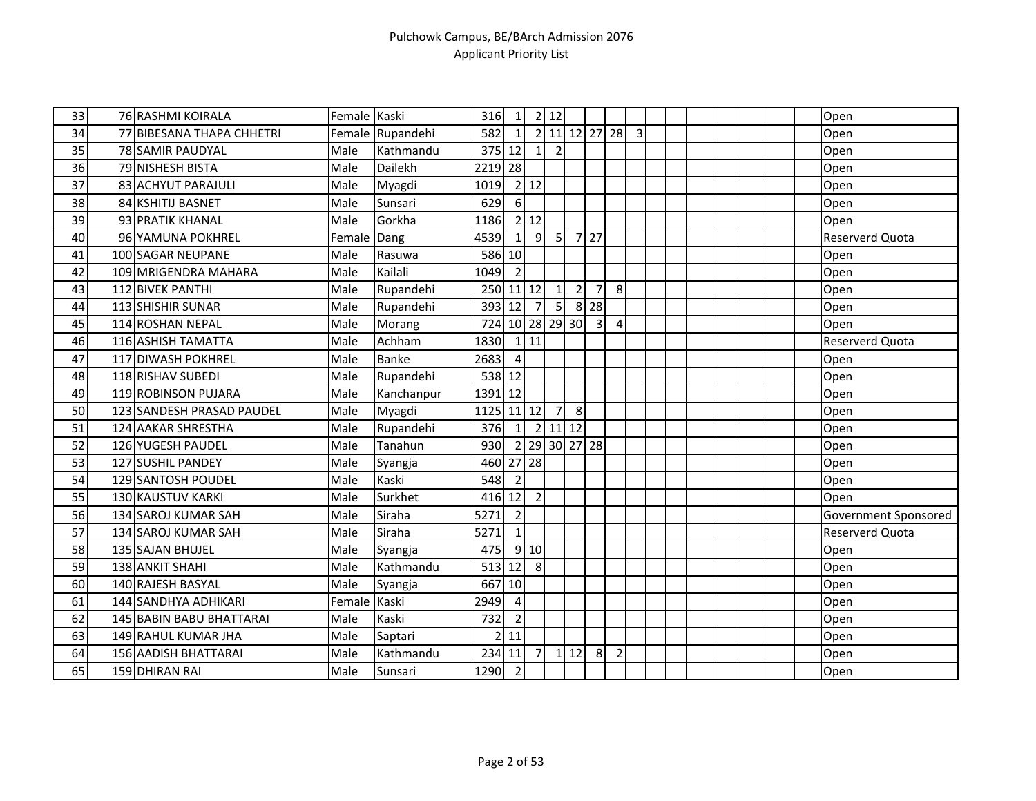| | | | | | | | | | | | | | | | | | | | | |
|---|---|---|---|---|---|---|---|---|---|---|---|---|---|---|---|---|---|---|---|---|
| 33 | 76 | RASHMI KOIRALA | Female | Kaski | 316 | 1 | 2 | 12 | | | | | | | | | | | | Open |
| 34 | 77 | BIBESANA THAPA CHHETRI | Female | Rupandehi | 582 | 1 | 2 | 11 | 12 | 27 | 28 | 3 | | | | | | | | Open |
| 35 | 78 | SAMIR PAUDYAL | Male | Kathmandu | 375 | 12 | 1 | 2 | | | | | | | | | | | | Open |
| 36 | 79 | NISHESH BISTA | Male | Dailekh | 2219 | 28 | | | | | | | | | | | | | | Open |
| 37 | 83 | ACHYUT PARAJULI | Male | Myagdi | 1019 | 2 | 12 | | | | | | | | | | | | | Open |
| 38 | 84 | KSHITIJ BASNET | Male | Sunsari | 629 | 6 | | | | | | | | | | | | | | Open |
| 39 | 93 | PRATIK KHANAL | Male | Gorkha | 1186 | 2 | 12 | | | | | | | | | | | | | Open |
| 40 | 96 | YAMUNA POKHREL | Female | Dang | 4539 | 1 | 9 | 5 | 7 | 27 | | | | | | | | | | Reserverd Quota |
| 41 | 100 | SAGAR NEUPANE | Male | Rasuwa | 586 | 10 | | | | | | | | | | | | | | Open |
| 42 | 109 | MRIGENDRA MAHARA | Male | Kailali | 1049 | 2 | | | | | | | | | | | | | | Open |
| 43 | 112 | BIVEK PANTHI | Male | Rupandehi | 250 | 11 | 12 | 1 | 2 | 7 | 8 | | | | | | | | | Open |
| 44 | 113 | SHISHIR SUNAR | Male | Rupandehi | 393 | 12 | 7 | 5 | 8 | 28 | | | | | | | | | | Open |
| 45 | 114 | ROSHAN NEPAL | Male | Morang | 724 | 10 | 28 | 29 | 30 | 3 | 4 | | | | | | | | | Open |
| 46 | 116 | ASHISH TAMATTA | Male | Achham | 1830 | 1 | 11 | | | | | | | | | | | | | Reserverd Quota |
| 47 | 117 | DIWASH POKHREL | Male | Banke | 2683 | 4 | | | | | | | | | | | | | | Open |
| 48 | 118 | RISHAV SUBEDI | Male | Rupandehi | 538 | 12 | | | | | | | | | | | | | | Open |
| 49 | 119 | ROBINSON PUJARA | Male | Kanchanpur | 1391 | 12 | | | | | | | | | | | | | | Open |
| 50 | 123 | SANDESH PRASAD PAUDEL | Male | Myagdi | 1125 | 11 | 12 | 7 | 8 | | | | | | | | | | | Open |
| 51 | 124 | AAKAR SHRESTHA | Male | Rupandehi | 376 | 1 | 2 | 11 | 12 | | | | | | | | | | | Open |
| 52 | 126 | YUGESH PAUDEL | Male | Tanahun | 930 | 2 | 29 | 30 | 27 | 28 | | | | | | | | | | Open |
| 53 | 127 | SUSHIL PANDEY | Male | Syangja | 460 | 27 | 28 | | | | | | | | | | | | | Open |
| 54 | 129 | SANTOSH POUDEL | Male | Kaski | 548 | 2 | | | | | | | | | | | | | | Open |
| 55 | 130 | KAUSTUV KARKI | Male | Surkhet | 416 | 12 | 2 | | | | | | | | | | | | | Open |
| 56 | 134 | SAROJ KUMAR SAH | Male | Siraha | 5271 | 2 | | | | | | | | | | | | | | Government Sponsored |
| 57 | 134 | SAROJ KUMAR SAH | Male | Siraha | 5271 | 1 | | | | | | | | | | | | | | Reserverd Quota |
| 58 | 135 | SAJAN BHUJEL | Male | Syangja | 475 | 9 | 10 | | | | | | | | | | | | | Open |
| 59 | 138 | ANKIT SHAHI | Male | Kathmandu | 513 | 12 | 8 | | | | | | | | | | | | | Open |
| 60 | 140 | RAJESH BASYAL | Male | Syangja | 667 | 10 | | | | | | | | | | | | | | Open |
| 61 | 144 | SANDHYA ADHIKARI | Female | Kaski | 2949 | 4 | | | | | | | | | | | | | | Open |
| 62 | 145 | BABIN BABU BHATTARAI | Male | Kaski | 732 | 2 | | | | | | | | | | | | | | Open |
| 63 | 149 | RAHUL KUMAR JHA | Male | Saptari | 2 | 11 | | | | | | | | | | | | | | Open |
| 64 | 156 | AADISH BHATTARAI | Male | Kathmandu | 234 | 11 | 7 | 1 | 12 | 8 | 2 | | | | | | | | | Open |
| 65 | 159 | DHIRAN RAI | Male | Sunsari | 1290 | 2 | | | | | | | | | | | | | | Open |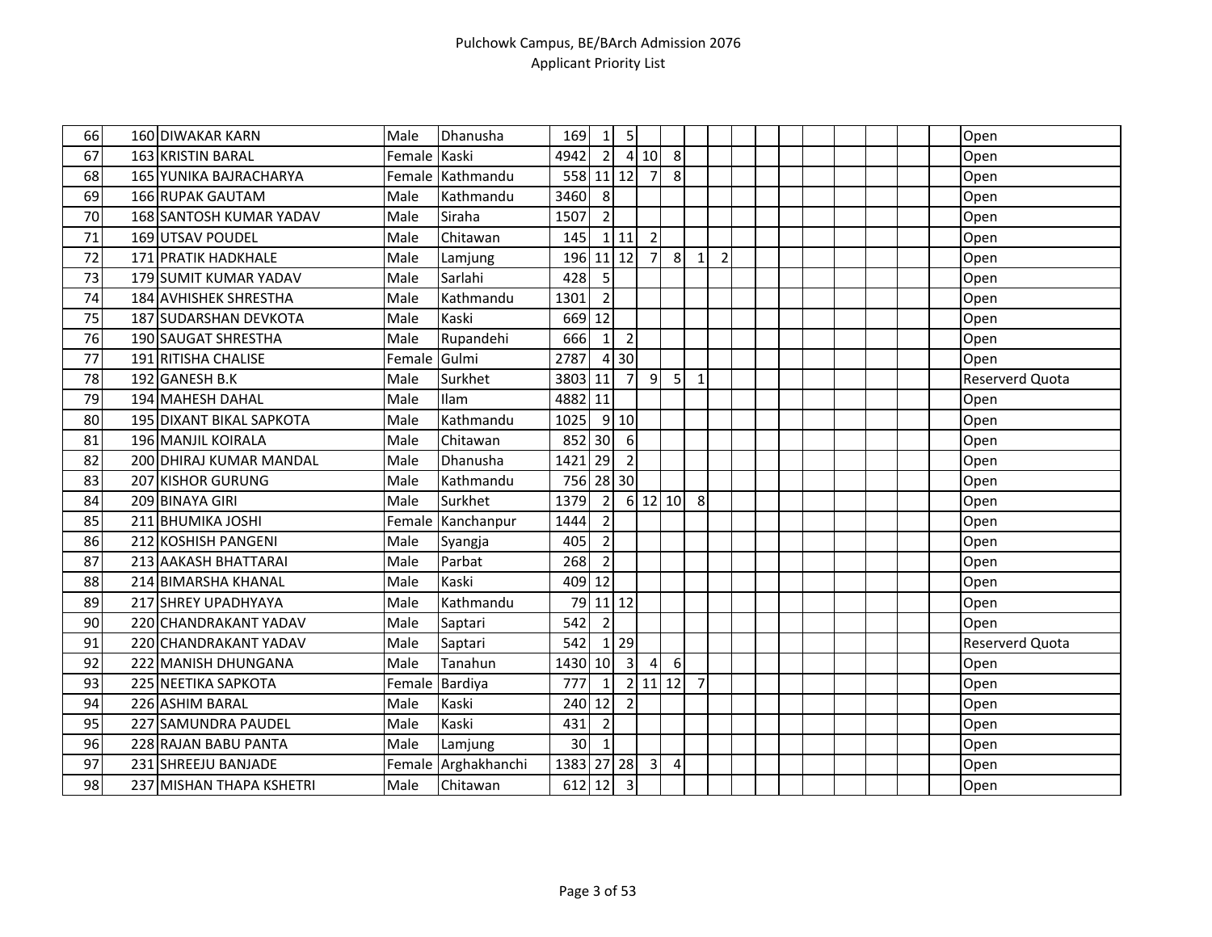| | | | | | | | | | | | | | | | | | | | | |
|---|---|---|---|---|---|---|---|---|---|---|---|---|---|---|---|---|---|---|---|---|
| 66 | 160 | DIWAKAR KARN | Male | Dhanusha | 169 | 1 | 5 | | | | | | | | | | | | | Open |
| 67 | 163 | KRISTIN BARAL | Female | Kaski | 4942 | 2 | 4 | 10 | 8 | | | | | | | | | | | Open |
| 68 | 165 | YUNIKA BAJRACHARYA | Female | Kathmandu | 558 | 11 | 12 | 7 | 8 | | | | | | | | | | | Open |
| 69 | 166 | RUPAK GAUTAM | Male | Kathmandu | 3460 | 8 | | | | | | | | | | | | | | Open |
| 70 | 168 | SANTOSH KUMAR YADAV | Male | Siraha | 1507 | 2 | | | | | | | | | | | | | | Open |
| 71 | 169 | UTSAV POUDEL | Male | Chitawan | 145 | 1 | 11 | 2 | | | | | | | | | | | | Open |
| 72 | 171 | PRATIK HADKHALE | Male | Lamjung | 196 | 11 | 12 | 7 | 8 | 1 | 2 | | | | | | | | | Open |
| 73 | 179 | SUMIT KUMAR YADAV | Male | Sarlahi | 428 | 5 | | | | | | | | | | | | | | Open |
| 74 | 184 | AVHISHEK SHRESTHA | Male | Kathmandu | 1301 | 2 | | | | | | | | | | | | | | Open |
| 75 | 187 | SUDARSHAN DEVKOTA | Male | Kaski | 669 | 12 | | | | | | | | | | | | | | Open |
| 76 | 190 | SAUGAT SHRESTHA | Male | Rupandehi | 666 | 1 | 2 | | | | | | | | | | | | | Open |
| 77 | 191 | RITISHA CHALISE | Female | Gulmi | 2787 | 4 | 30 | | | | | | | | | | | | | Open |
| 78 | 192 | GANESH B.K | Male | Surkhet | 3803 | 11 | 7 | 9 | 5 | 1 | | | | | | | | | | Reserverd Quota |
| 79 | 194 | MAHESH DAHAL | Male | Ilam | 4882 | 11 | | | | | | | | | | | | | | Open |
| 80 | 195 | DIXANT BIKAL SAPKOTA | Male | Kathmandu | 1025 | 9 | 10 | | | | | | | | | | | | | Open |
| 81 | 196 | MANJIL KOIRALA | Male | Chitawan | 852 | 30 | 6 | | | | | | | | | | | | | Open |
| 82 | 200 | DHIRAJ KUMAR MANDAL | Male | Dhanusha | 1421 | 29 | 2 | | | | | | | | | | | | | Open |
| 83 | 207 | KISHOR GURUNG | Male | Kathmandu | 756 | 28 | 30 | | | | | | | | | | | | | Open |
| 84 | 209 | BINAYA GIRI | Male | Surkhet | 1379 | 2 | 6 | 12 | 10 | 8 | | | | | | | | | | Open |
| 85 | 211 | BHUMIKA JOSHI | Female | Kanchanpur | 1444 | 2 | | | | | | | | | | | | | | Open |
| 86 | 212 | KOSHISH PANGENI | Male | Syangja | 405 | 2 | | | | | | | | | | | | | | Open |
| 87 | 213 | AAKASH BHATTARAI | Male | Parbat | 268 | 2 | | | | | | | | | | | | | | Open |
| 88 | 214 | BIMARSHA KHANAL | Male | Kaski | 409 | 12 | | | | | | | | | | | | | | Open |
| 89 | 217 | SHREY UPADHYAYA | Male | Kathmandu | 79 | 11 | 12 | | | | | | | | | | | | | Open |
| 90 | 220 | CHANDRAKANT YADAV | Male | Saptari | 542 | 2 | | | | | | | | | | | | | | Open |
| 91 | 220 | CHANDRAKANT YADAV | Male | Saptari | 542 | 1 | 29 | | | | | | | | | | | | | Reserverd Quota |
| 92 | 222 | MANISH DHUNGANA | Male | Tanahun | 1430 | 10 | 3 | 4 | 6 | | | | | | | | | | | Open |
| 93 | 225 | NEETIKA SAPKOTA | Female | Bardiya | 777 | 1 | 2 | 11 | 12 | 7 | | | | | | | | | | Open |
| 94 | 226 | ASHIM BARAL | Male | Kaski | 240 | 12 | 2 | | | | | | | | | | | | | Open |
| 95 | 227 | SAMUNDRA PAUDEL | Male | Kaski | 431 | 2 | | | | | | | | | | | | | | Open |
| 96 | 228 | RAJAN BABU PANTA | Male | Lamjung | 30 | 1 | | | | | | | | | | | | | | Open |
| 97 | 231 | SHREEJU BANJADE | Female | Arghakhanchi | 1383 | 27 | 28 | 3 | 4 | | | | | | | | | | | Open |
| 98 | 237 | MISHAN THAPA KSHETRI | Male | Chitawan | 612 | 12 | 3 | | | | | | | | | | | | | Open |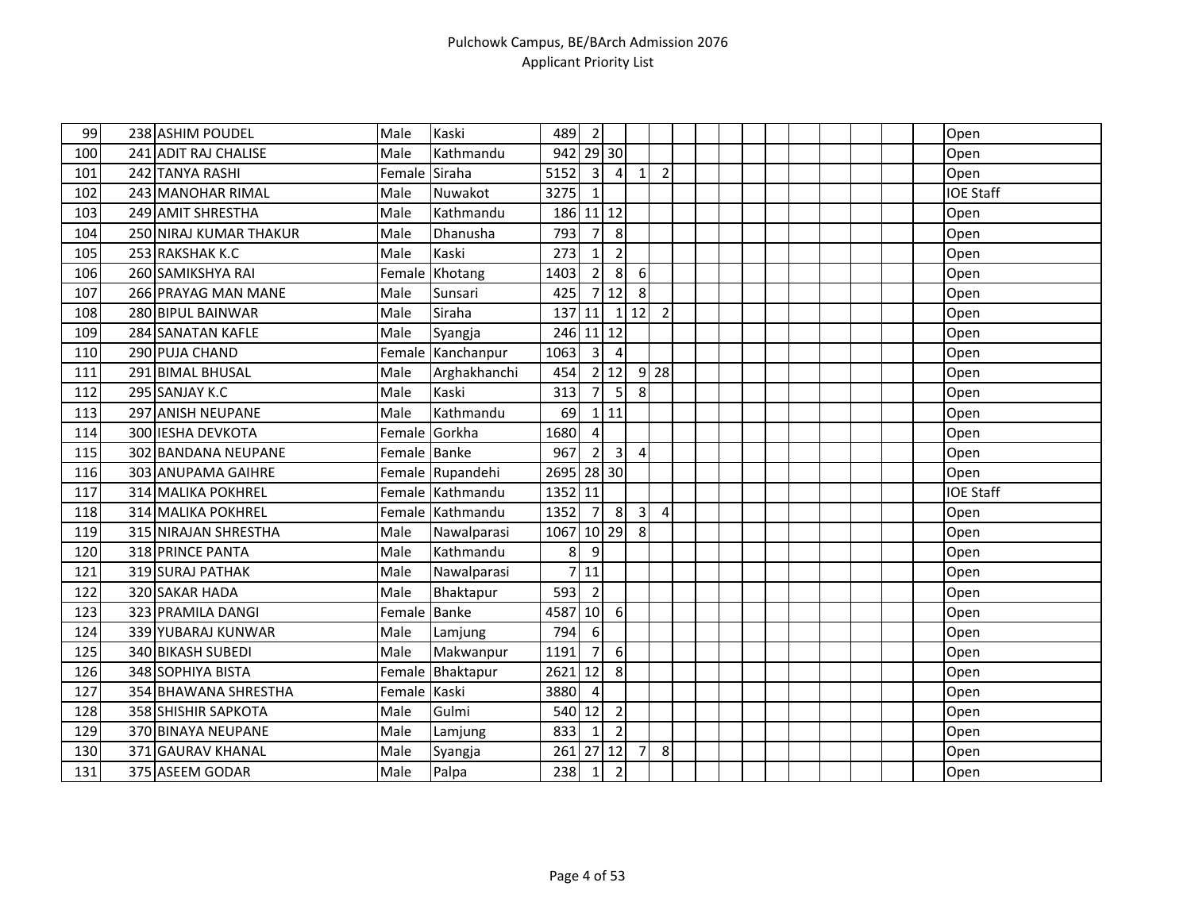| | | | | | | | | | | | | | | | | | | | | |
|---|---|---|---|---|---|---|---|---|---|---|---|---|---|---|---|---|---|---|---|---|
| 99 | 238 | ASHIM POUDEL | Male | Kaski | 489 | 2 | | | | | | | | | | | | | | Open |
| 100 | 241 | ADIT RAJ CHALISE | Male | Kathmandu | 942 | 29 | 30 | | | | | | | | | | | | | Open |
| 101 | 242 | TANYA RASHI | Female | Siraha | 5152 | 3 | 4 | 1 | 2 | | | | | | | | | | | Open |
| 102 | 243 | MANOHAR RIMAL | Male | Nuwakot | 3275 | 1 | | | | | | | | | | | | | | IOE Staff |
| 103 | 249 | AMIT SHRESTHA | Male | Kathmandu | 186 | 11 | 12 | | | | | | | | | | | | | Open |
| 104 | 250 | NIRAJ KUMAR THAKUR | Male | Dhanusha | 793 | 7 | 8 | | | | | | | | | | | | | Open |
| 105 | 253 | RAKSHAK K.C | Male | Kaski | 273 | 1 | 2 | | | | | | | | | | | | | Open |
| 106 | 260 | SAMIKSHYA RAI | Female | Khotang | 1403 | 2 | 8 | 6 | | | | | | | | | | | | Open |
| 107 | 266 | PRAYAG MAN MANE | Male | Sunsari | 425 | 7 | 12 | 8 | | | | | | | | | | | | Open |
| 108 | 280 | BIPUL BAINWAR | Male | Siraha | 137 | 11 | 1 | 12 | 2 | | | | | | | | | | | Open |
| 109 | 284 | SANATAN KAFLE | Male | Syangja | 246 | 11 | 12 | | | | | | | | | | | | | Open |
| 110 | 290 | PUJA CHAND | Female | Kanchanpur | 1063 | 3 | 4 | | | | | | | | | | | | | Open |
| 111 | 291 | BIMAL BHUSAL | Male | Arghakhanchi | 454 | 2 | 12 | 9 | 28 | | | | | | | | | | | Open |
| 112 | 295 | SANJAY K.C | Male | Kaski | 313 | 7 | 5 | 8 | | | | | | | | | | | | Open |
| 113 | 297 | ANISH NEUPANE | Male | Kathmandu | 69 | 1 | 11 | | | | | | | | | | | | | Open |
| 114 | 300 | IESHA DEVKOTA | Female | Gorkha | 1680 | 4 | | | | | | | | | | | | | | Open |
| 115 | 302 | BANDANA NEUPANE | Female | Banke | 967 | 2 | 3 | 4 | | | | | | | | | | | | Open |
| 116 | 303 | ANUPAMA GAIHRE | Female | Rupandehi | 2695 | 28 | 30 | | | | | | | | | | | | | Open |
| 117 | 314 | MALIKA POKHREL | Female | Kathmandu | 1352 | 11 | | | | | | | | | | | | | | IOE Staff |
| 118 | 314 | MALIKA POKHREL | Female | Kathmandu | 1352 | 7 | 8 | 3 | 4 | | | | | | | | | | | Open |
| 119 | 315 | NIRAJAN SHRESTHA | Male | Nawalparasi | 1067 | 10 | 29 | 8 | | | | | | | | | | | | Open |
| 120 | 318 | PRINCE PANTA | Male | Kathmandu | 8 | 9 | | | | | | | | | | | | | | Open |
| 121 | 319 | SURAJ PATHAK | Male | Nawalparasi | 7 | 11 | | | | | | | | | | | | | | Open |
| 122 | 320 | SAKAR HADA | Male | Bhaktapur | 593 | 2 | | | | | | | | | | | | | | Open |
| 123 | 323 | PRAMILA DANGI | Female | Banke | 4587 | 10 | 6 | | | | | | | | | | | | | Open |
| 124 | 339 | YUBARAJ KUNWAR | Male | Lamjung | 794 | 6 | | | | | | | | | | | | | | Open |
| 125 | 340 | BIKASH SUBEDI | Male | Makwanpur | 1191 | 7 | 6 | | | | | | | | | | | | | Open |
| 126 | 348 | SOPHIYA BISTA | Female | Bhaktapur | 2621 | 12 | 8 | | | | | | | | | | | | | Open |
| 127 | 354 | BHAWANA SHRESTHA | Female | Kaski | 3880 | 4 | | | | | | | | | | | | | | Open |
| 128 | 358 | SHISHIR SAPKOTA | Male | Gulmi | 540 | 12 | 2 | | | | | | | | | | | | | Open |
| 129 | 370 | BINAYA NEUPANE | Male | Lamjung | 833 | 1 | 2 | | | | | | | | | | | | | Open |
| 130 | 371 | GAURAV KHANAL | Male | Syangja | 261 | 27 | 12 | 7 | 8 | | | | | | | | | | | Open |
| 131 | 375 | ASEEM GODAR | Male | Palpa | 238 | 1 | 2 | | | | | | | | | | | | | Open |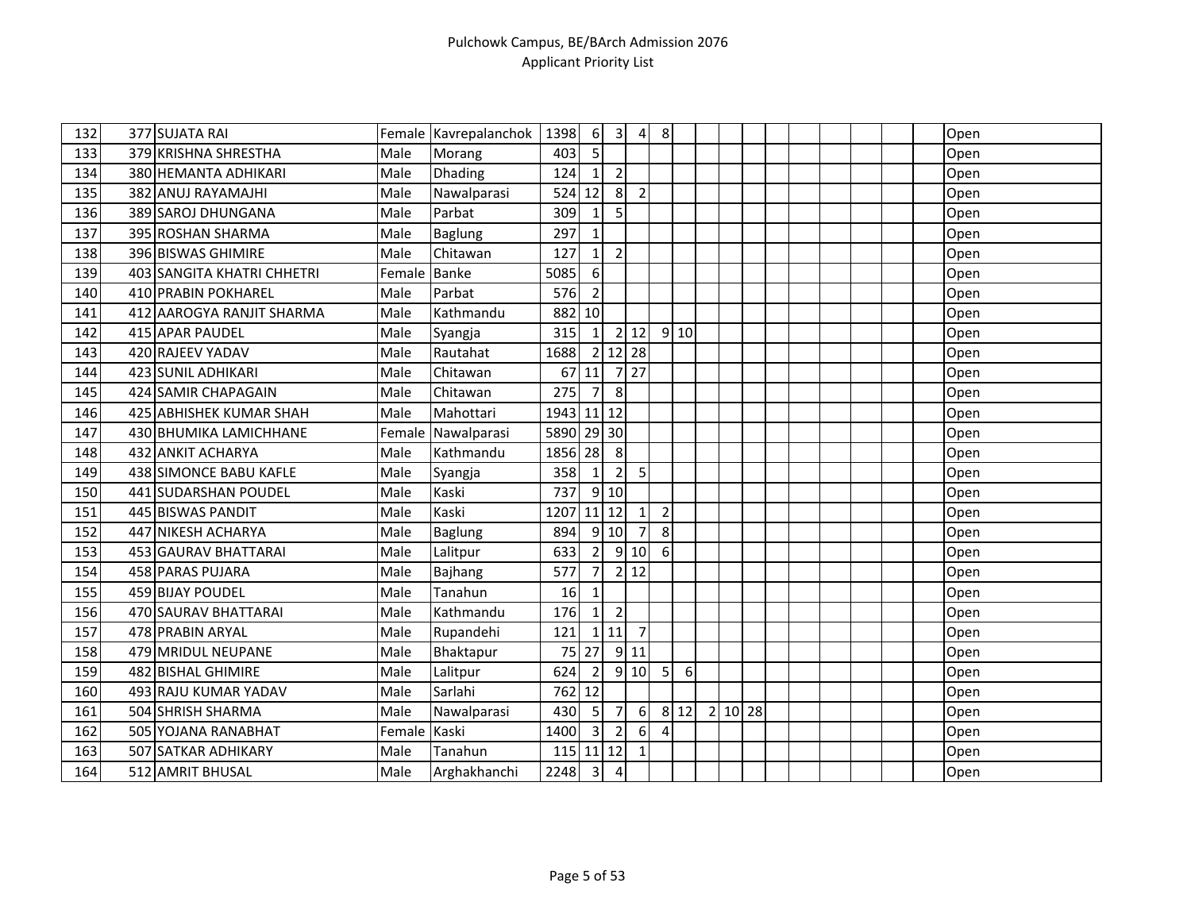| | | | | | | | | | | | | | | | | | | | | |
|---|---|---|---|---|---|---|---|---|---|---|---|---|---|---|---|---|---|---|---|---|
| 132 | 377 | SUJATA RAI | Female | Kavrepalanchok | 1398 | 6 | 3 | 4 | 8 | | | | | | | | | | | Open |
| 133 | 379 | KRISHNA SHRESTHA | Male | Morang | 403 | 5 | | | | | | | | | | | | | | Open |
| 134 | 380 | HEMANTA ADHIKARI | Male | Dhading | 124 | 1 | 2 | | | | | | | | | | | | | Open |
| 135 | 382 | ANUJ RAYAMAJHI | Male | Nawalparasi | 524 | 12 | 8 | 2 | | | | | | | | | | | | Open |
| 136 | 389 | SAROJ DHUNGANA | Male | Parbat | 309 | 1 | 5 | | | | | | | | | | | | | Open |
| 137 | 395 | ROSHAN SHARMA | Male | Baglung | 297 | 1 | | | | | | | | | | | | | | Open |
| 138 | 396 | BISWAS GHIMIRE | Male | Chitawan | 127 | 1 | 2 | | | | | | | | | | | | | Open |
| 139 | 403 | SANGITA KHATRI CHHETRI | Female | Banke | 5085 | 6 | | | | | | | | | | | | | | Open |
| 140 | 410 | PRABIN POKHAREL | Male | Parbat | 576 | 2 | | | | | | | | | | | | | | Open |
| 141 | 412 | AAROGYA RANJIT SHARMA | Male | Kathmandu | 882 | 10 | | | | | | | | | | | | | | Open |
| 142 | 415 | APAR PAUDEL | Male | Syangja | 315 | 1 | 2 | 12 | 9 | 10 | | | | | | | | | | Open |
| 143 | 420 | RAJEEV YADAV | Male | Rautahat | 1688 | 2 | 12 | 28 | | | | | | | | | | | | Open |
| 144 | 423 | SUNIL ADHIKARI | Male | Chitawan | 67 | 11 | 7 | 27 | | | | | | | | | | | | Open |
| 145 | 424 | SAMIR CHAPAGAIN | Male | Chitawan | 275 | 7 | 8 | | | | | | | | | | | | | Open |
| 146 | 425 | ABHISHEK KUMAR SHAH | Male | Mahottari | 1943 | 11 | 12 | | | | | | | | | | | | | Open |
| 147 | 430 | BHUMIKA LAMICHHANE | Female | Nawalparasi | 5890 | 29 | 30 | | | | | | | | | | | | | Open |
| 148 | 432 | ANKIT ACHARYA | Male | Kathmandu | 1856 | 28 | 8 | | | | | | | | | | | | | Open |
| 149 | 438 | SIMONCE BABU KAFLE | Male | Syangja | 358 | 1 | 2 | 5 | | | | | | | | | | | | Open |
| 150 | 441 | SUDARSHAN POUDEL | Male | Kaski | 737 | 9 | 10 | | | | | | | | | | | | | Open |
| 151 | 445 | BISWAS PANDIT | Male | Kaski | 1207 | 11 | 12 | 1 | 2 | | | | | | | | | | | Open |
| 152 | 447 | NIKESH ACHARYA | Male | Baglung | 894 | 9 | 10 | 7 | 8 | | | | | | | | | | | Open |
| 153 | 453 | GAURAV BHATTARAI | Male | Lalitpur | 633 | 2 | 9 | 10 | 6 | | | | | | | | | | | Open |
| 154 | 458 | PARAS PUJARA | Male | Bajhang | 577 | 7 | 2 | 12 | | | | | | | | | | | | Open |
| 155 | 459 | BIJAY POUDEL | Male | Tanahun | 16 | 1 | | | | | | | | | | | | | | Open |
| 156 | 470 | SAURAV BHATTARAI | Male | Kathmandu | 176 | 1 | 2 | | | | | | | | | | | | | Open |
| 157 | 478 | PRABIN ARYAL | Male | Rupandehi | 121 | 1 | 11 | 7 | | | | | | | | | | | | Open |
| 158 | 479 | MRIDUL NEUPANE | Male | Bhaktapur | 75 | 27 | 9 | 11 | | | | | | | | | | | | Open |
| 159 | 482 | BISHAL GHIMIRE | Male | Lalitpur | 624 | 2 | 9 | 10 | 5 | 6 | | | | | | | | | | Open |
| 160 | 493 | RAJU KUMAR YADAV | Male | Sarlahi | 762 | 12 | | | | | | | | | | | | | | Open |
| 161 | 504 | SHRISH SHARMA | Male | Nawalparasi | 430 | 5 | 7 | 6 | 8 | 12 | 2 | 10 | 28 | | | | | | | Open |
| 162 | 505 | YOJANA RANABHAT | Female | Kaski | 1400 | 3 | 2 | 6 | 4 | | | | | | | | | | | Open |
| 163 | 507 | SATKAR ADHIKARY | Male | Tanahun | 115 | 11 | 12 | 1 | | | | | | | | | | | | Open |
| 164 | 512 | AMRIT BHUSAL | Male | Arghakhanchi | 2248 | 3 | 4 | | | | | | | | | | | | | Open |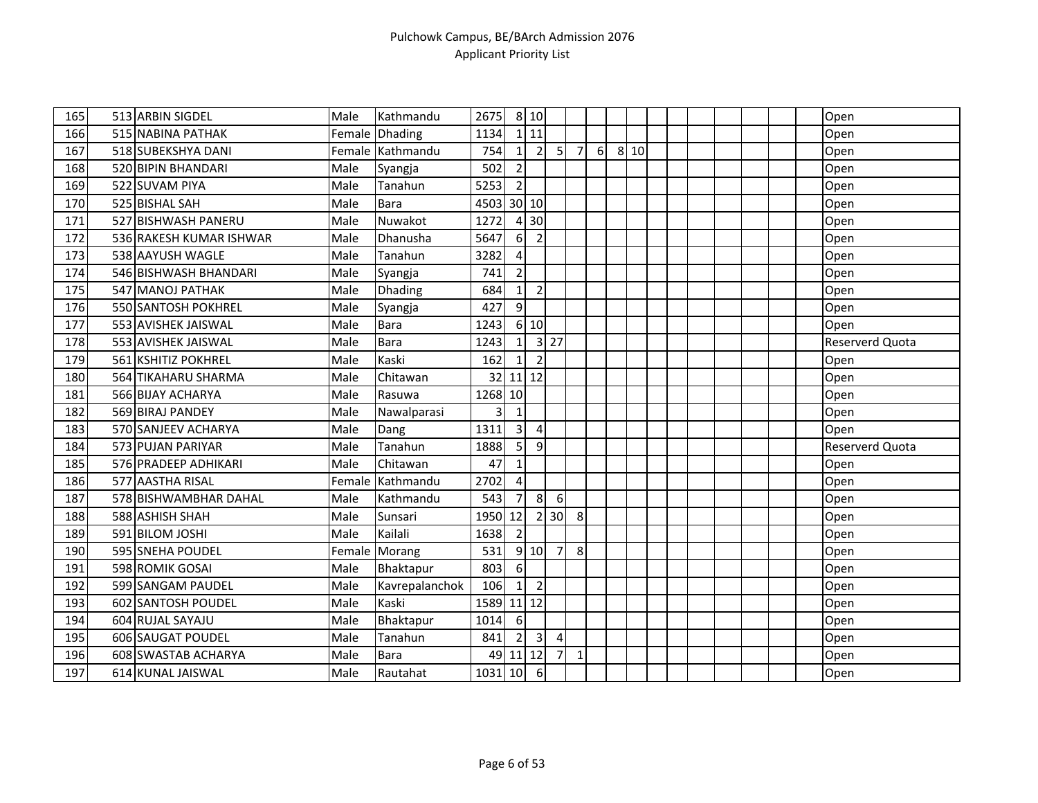| | | | | | | | | | | | | | | | | | | | | |
|---|---|---|---|---|---|---|---|---|---|---|---|---|---|---|---|---|---|---|---|---|
| 165 | 513 | ARBIN SIGDEL | Male | Kathmandu | 2675 | 8 | 10 | | | | | | | | | | | | | Open |
| 166 | 515 | NABINA PATHAK | Female | Dhading | 1134 | 1 | 11 | | | | | | | | | | | | | Open |
| 167 | 518 | SUBEKSHYA DANI | Female | Kathmandu | 754 | 1 | 2 | 5 | 7 | 6 | 8 | 10 | | | | | | | | Open |
| 168 | 520 | BIPIN BHANDARI | Male | Syangja | 502 | 2 | | | | | | | | | | | | | | Open |
| 169 | 522 | SUVAM PIYA | Male | Tanahun | 5253 | 2 | | | | | | | | | | | | | | Open |
| 170 | 525 | BISHAL SAH | Male | Bara | 4503 | 30 | 10 | | | | | | | | | | | | | Open |
| 171 | 527 | BISHWASH PANERU | Male | Nuwakot | 1272 | 4 | 30 | | | | | | | | | | | | | Open |
| 172 | 536 | RAKESH KUMAR ISHWAR | Male | Dhanusha | 5647 | 6 | 2 | | | | | | | | | | | | | Open |
| 173 | 538 | AAYUSH WAGLE | Male | Tanahun | 3282 | 4 | | | | | | | | | | | | | | Open |
| 174 | 546 | BISHWASH BHANDARI | Male | Syangja | 741 | 2 | | | | | | | | | | | | | | Open |
| 175 | 547 | MANOJ PATHAK | Male | Dhading | 684 | 1 | 2 | | | | | | | | | | | | | Open |
| 176 | 550 | SANTOSH POKHREL | Male | Syangja | 427 | 9 | | | | | | | | | | | | | | Open |
| 177 | 553 | AVISHEK JAISWAL | Male | Bara | 1243 | 6 | 10 | | | | | | | | | | | | | Open |
| 178 | 553 | AVISHEK JAISWAL | Male | Bara | 1243 | 1 | 3 | 27 | | | | | | | | | | | | Reserverd Quota |
| 179 | 561 | KSHITIZ POKHREL | Male | Kaski | 162 | 1 | 2 | | | | | | | | | | | | | Open |
| 180 | 564 | TIKAHARU SHARMA | Male | Chitawan | 32 | 11 | 12 | | | | | | | | | | | | | Open |
| 181 | 566 | BIJAY ACHARYA | Male | Rasuwa | 1268 | 10 | | | | | | | | | | | | | | Open |
| 182 | 569 | BIRAJ PANDEY | Male | Nawalparasi | 3 | 1 | | | | | | | | | | | | | | Open |
| 183 | 570 | SANJEEV ACHARYA | Male | Dang | 1311 | 3 | 4 | | | | | | | | | | | | | Open |
| 184 | 573 | PUJAN PARIYAR | Male | Tanahun | 1888 | 5 | 9 | | | | | | | | | | | | | Reserverd Quota |
| 185 | 576 | PRADEEP ADHIKARI | Male | Chitawan | 47 | 1 | | | | | | | | | | | | | | Open |
| 186 | 577 | AASTHA RISAL | Female | Kathmandu | 2702 | 4 | | | | | | | | | | | | | | Open |
| 187 | 578 | BISHWAMBHAR DAHAL | Male | Kathmandu | 543 | 7 | 8 | 6 | | | | | | | | | | | | Open |
| 188 | 588 | ASHISH SHAH | Male | Sunsari | 1950 | 12 | 2 | 30 | 8 | | | | | | | | | | | Open |
| 189 | 591 | BILOM JOSHI | Male | Kailali | 1638 | 2 | | | | | | | | | | | | | | Open |
| 190 | 595 | SNEHA POUDEL | Female | Morang | 531 | 9 | 10 | 7 | 8 | | | | | | | | | | | Open |
| 191 | 598 | ROMIK GOSAI | Male | Bhaktapur | 803 | 6 | | | | | | | | | | | | | | Open |
| 192 | 599 | SANGAM PAUDEL | Male | Kavrepalanchok | 106 | 1 | 2 | | | | | | | | | | | | | Open |
| 193 | 602 | SANTOSH POUDEL | Male | Kaski | 1589 | 11 | 12 | | | | | | | | | | | | | Open |
| 194 | 604 | RUJAL SAYAJU | Male | Bhaktapur | 1014 | 6 | | | | | | | | | | | | | | Open |
| 195 | 606 | SAUGAT POUDEL | Male | Tanahun | 841 | 2 | 3 | 4 | | | | | | | | | | | | Open |
| 196 | 608 | SWASTAB ACHARYA | Male | Bara | 49 | 11 | 12 | 7 | 1 | | | | | | | | | | | Open |
| 197 | 614 | KUNAL JAISWAL | Male | Rautahat | 1031 | 10 | 6 | | | | | | | | | | | | | Open |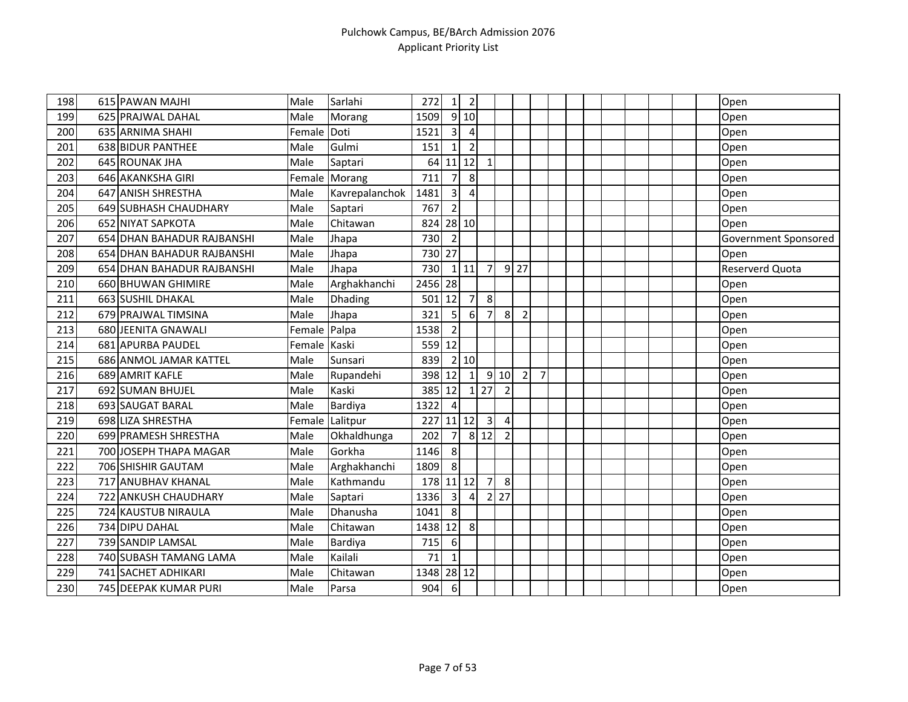| | | | | | | | | | | | | | | | | | | | | |
|---|---|---|---|---|---|---|---|---|---|---|---|---|---|---|---|---|---|---|---|---|
| 198 | 615 | PAWAN MAJHI | Male | Sarlahi | 272 | 1 | 2 | | | | | | | | | | | | | Open |
| 199 | 625 | PRAJWAL DAHAL | Male | Morang | 1509 | 9 | 10 | | | | | | | | | | | | | Open |
| 200 | 635 | ARNIMA SHAHI | Female | Doti | 1521 | 3 | 4 | | | | | | | | | | | | | Open |
| 201 | 638 | BIDUR PANTHEE | Male | Gulmi | 151 | 1 | 2 | | | | | | | | | | | | | Open |
| 202 | 645 | ROUNAK JHA | Male | Saptari | 64 | 11 | 12 | 1 | | | | | | | | | | | | Open |
| 203 | 646 | AKANKSHA GIRI | Female | Morang | 711 | 7 | 8 | | | | | | | | | | | | | Open |
| 204 | 647 | ANISH SHRESTHA | Male | Kavrepalanchok | 1481 | 3 | 4 | | | | | | | | | | | | | Open |
| 205 | 649 | SUBHASH CHAUDHARY | Male | Saptari | 767 | 2 | | | | | | | | | | | | | | Open |
| 206 | 652 | NIYAT SAPKOTA | Male | Chitawan | 824 | 28 | 10 | | | | | | | | | | | | | Open |
| 207 | 654 | DHAN BAHADUR RAJBANSHI | Male | Jhapa | 730 | 2 | | | | | | | | | | | | | | Government Sponsored |
| 208 | 654 | DHAN BAHADUR RAJBANSHI | Male | Jhapa | 730 | 27 | | | | | | | | | | | | | | Open |
| 209 | 654 | DHAN BAHADUR RAJBANSHI | Male | Jhapa | 730 | 1 | 11 | 7 | 9 | 27 | | | | | | | | | | Reserverd Quota |
| 210 | 660 | BHUWAN GHIMIRE | Male | Arghakhanchi | 2456 | 28 | | | | | | | | | | | | | | Open |
| 211 | 663 | SUSHIL DHAKAL | Male | Dhading | 501 | 12 | 7 | 8 | | | | | | | | | | | | Open |
| 212 | 679 | PRAJWAL TIMSINA | Male | Jhapa | 321 | 5 | 6 | 7 | 8 | 2 | | | | | | | | | | Open |
| 213 | 680 | JEENITA GNAWALI | Female | Palpa | 1538 | 2 | | | | | | | | | | | | | | Open |
| 214 | 681 | APURBA PAUDEL | Female | Kaski | 559 | 12 | | | | | | | | | | | | | | Open |
| 215 | 686 | ANMOL JAMAR KATTEL | Male | Sunsari | 839 | 2 | 10 | | | | | | | | | | | | | Open |
| 216 | 689 | AMRIT KAFLE | Male | Rupandehi | 398 | 12 | 1 | 9 | 10 | 2 | 7 | | | | | | | | | Open |
| 217 | 692 | SUMAN BHUJEL | Male | Kaski | 385 | 12 | 1 | 27 | 2 | | | | | | | | | | | Open |
| 218 | 693 | SAUGAT BARAL | Male | Bardiya | 1322 | 4 | | | | | | | | | | | | | | Open |
| 219 | 698 | LIZA SHRESTHA | Female | Lalitpur | 227 | 11 | 12 | 3 | 4 | | | | | | | | | | | Open |
| 220 | 699 | PRAMESH SHRESTHA | Male | Okhaldhunga | 202 | 7 | 8 | 12 | 2 | | | | | | | | | | | Open |
| 221 | 700 | JOSEPH THAPA MAGAR | Male | Gorkha | 1146 | 8 | | | | | | | | | | | | | | Open |
| 222 | 706 | SHISHIR GAUTAM | Male | Arghakhanchi | 1809 | 8 | | | | | | | | | | | | | | Open |
| 223 | 717 | ANUBHAV KHANAL | Male | Kathmandu | 178 | 11 | 12 | 7 | 8 | | | | | | | | | | | Open |
| 224 | 722 | ANKUSH CHAUDHARY | Male | Saptari | 1336 | 3 | 4 | 2 | 27 | | | | | | | | | | | Open |
| 225 | 724 | KAUSTUB NIRAULA | Male | Dhanusha | 1041 | 8 | | | | | | | | | | | | | | Open |
| 226 | 734 | DIPU DAHAL | Male | Chitawan | 1438 | 12 | 8 | | | | | | | | | | | | | Open |
| 227 | 739 | SANDIP LAMSAL | Male | Bardiya | 715 | 6 | | | | | | | | | | | | | | Open |
| 228 | 740 | SUBASH TAMANG LAMA | Male | Kailali | 71 | 1 | | | | | | | | | | | | | | Open |
| 229 | 741 | SACHET ADHIKARI | Male | Chitawan | 1348 | 28 | 12 | | | | | | | | | | | | | Open |
| 230 | 745 | DEEPAK KUMAR PURI | Male | Parsa | 904 | 6 | | | | | | | | | | | | | | Open |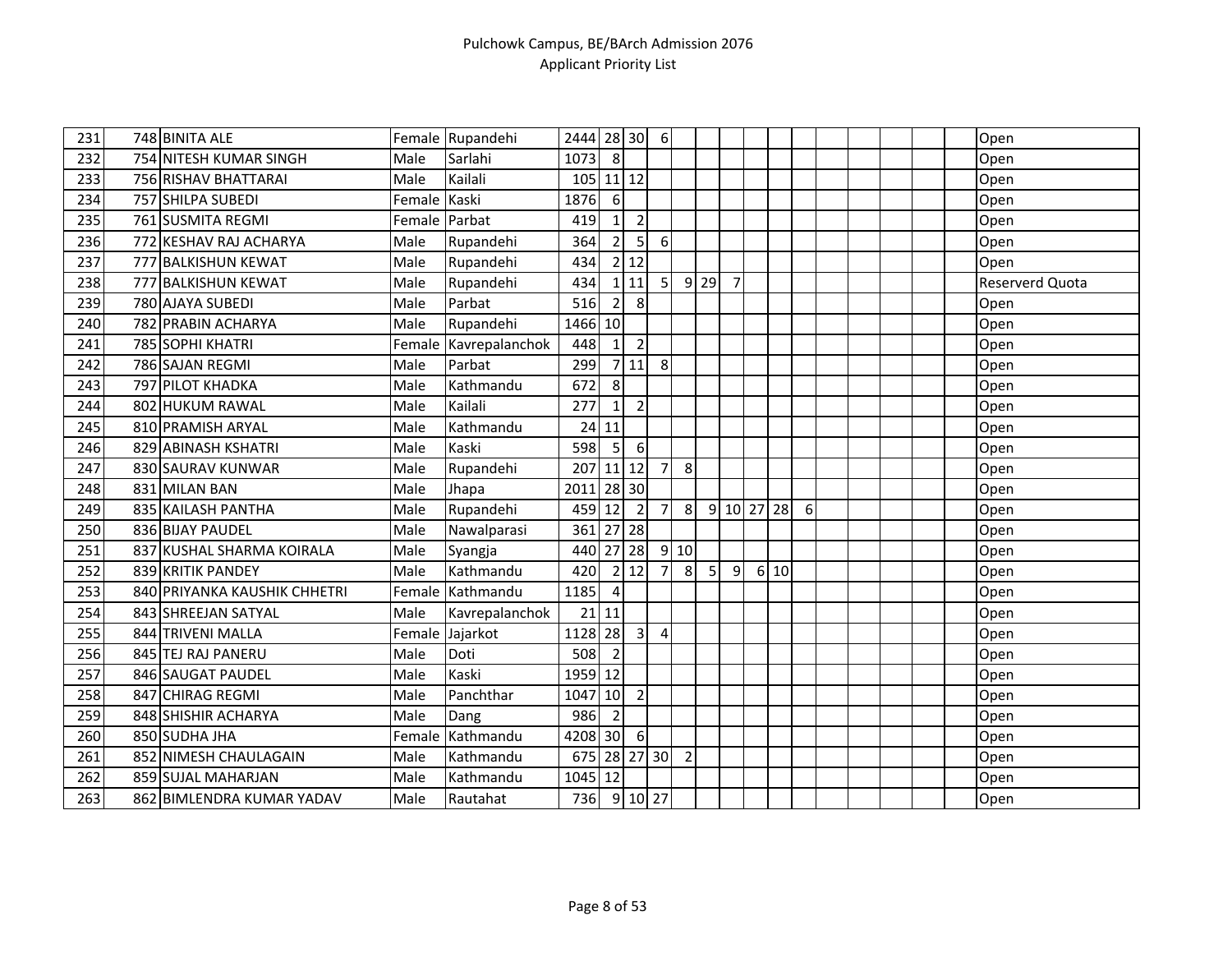# Pulchowk Campus, BE/BArch Admission 2076

## Applicant Priority List

| | | | | | | | | | | | | | | | | | | | | |
|---|---|---|---|---|---|---|---|---|---|---|---|---|---|---|---|---|---|---|---|---|
| 231 | 748 | BINITA ALE | Female | Rupandehi | 2444 | 28 | 30 | 6 | | | | | | | | | | | | Open |
| 232 | 754 | NITESH KUMAR SINGH | Male | Sarlahi | 1073 | 8 | | | | | | | | | | | | | | Open |
| 233 | 756 | RISHAV BHATTARAI | Male | Kailali | 105 | 11 | 12 | | | | | | | | | | | | | Open |
| 234 | 757 | SHILPA SUBEDI | Female | Kaski | 1876 | 6 | | | | | | | | | | | | | | Open |
| 235 | 761 | SUSMITA REGMI | Female | Parbat | 419 | 1 | 2 | | | | | | | | | | | | | Open |
| 236 | 772 | KESHAV RAJ ACHARYA | Male | Rupandehi | 364 | 2 | 5 | 6 | | | | | | | | | | | | Open |
| 237 | 777 | BALKISHUN KEWAT | Male | Rupandehi | 434 | 2 | 12 | | | | | | | | | | | | | Open |
| 238 | 777 | BALKISHUN KEWAT | Male | Rupandehi | 434 | 1 | 11 | 5 | 9 | 29 | 7 | | | | | | | | | Reserverd Quota |
| 239 | 780 | AJAYA SUBEDI | Male | Parbat | 516 | 2 | 8 | | | | | | | | | | | | | Open |
| 240 | 782 | PRABIN ACHARYA | Male | Rupandehi | 1466 | 10 | | | | | | | | | | | | | | Open |
| 241 | 785 | SOPHI KHATRI | Female | Kavrepalanchok | 448 | 1 | 2 | | | | | | | | | | | | | Open |
| 242 | 786 | SAJAN REGMI | Male | Parbat | 299 | 7 | 11 | 8 | | | | | | | | | | | | Open |
| 243 | 797 | PILOT KHADKA | Male | Kathmandu | 672 | 8 | | | | | | | | | | | | | | Open |
| 244 | 802 | HUKUM RAWAL | Male | Kailali | 277 | 1 | 2 | | | | | | | | | | | | | Open |
| 245 | 810 | PRAMISH ARYAL | Male | Kathmandu | 24 | 11 | | | | | | | | | | | | | | Open |
| 246 | 829 | ABINASH KSHATRI | Male | Kaski | 598 | 5 | 6 | | | | | | | | | | | | | Open |
| 247 | 830 | SAURAV KUNWAR | Male | Rupandehi | 207 | 11 | 12 | 7 | 8 | | | | | | | | | | | Open |
| 248 | 831 | MILAN BAN | Male | Jhapa | 2011 | 28 | 30 | | | | | | | | | | | | | Open |
| 249 | 835 | KAILASH PANTHA | Male | Rupandehi | 459 | 12 | 2 | 7 | 8 | 9 | 10 | 27 | 28 | 6 | | | | | | Open |
| 250 | 836 | BIJAY PAUDEL | Male | Nawalparasi | 361 | 27 | 28 | | | | | | | | | | | | | Open |
| 251 | 837 | KUSHAL SHARMA KOIRALA | Male | Syangja | 440 | 27 | 28 | 9 | 10 | | | | | | | | | | | Open |
| 252 | 839 | KRITIK PANDEY | Male | Kathmandu | 420 | 2 | 12 | 7 | 8 | 5 | 9 | 6 | 10 | | | | | | | Open |
| 253 | 840 | PRIYANKA KAUSHIK CHHETRI | Female | Kathmandu | 1185 | 4 | | | | | | | | | | | | | | Open |
| 254 | 843 | SHREEJAN SATYAL | Male | Kavrepalanchok | 21 | 11 | | | | | | | | | | | | | | Open |
| 255 | 844 | TRIVENI MALLA | Female | Jajarkot | 1128 | 28 | 3 | 4 | | | | | | | | | | | | Open |
| 256 | 845 | TEJ RAJ PANERU | Male | Doti | 508 | 2 | | | | | | | | | | | | | | Open |
| 257 | 846 | SAUGAT PAUDEL | Male | Kaski | 1959 | 12 | | | | | | | | | | | | | | Open |
| 258 | 847 | CHIRAG REGMI | Male | Panchthar | 1047 | 10 | 2 | | | | | | | | | | | | | Open |
| 259 | 848 | SHISHIR ACHARYA | Male | Dang | 986 | 2 | | | | | | | | | | | | | | Open |
| 260 | 850 | SUDHA JHA | Female | Kathmandu | 4208 | 30 | 6 | | | | | | | | | | | | | Open |
| 261 | 852 | NIMESH CHAULAGAIN | Male | Kathmandu | 675 | 28 | 27 | 30 | 2 | | | | | | | | | | | Open |
| 262 | 859 | SUJAL MAHARJAN | Male | Kathmandu | 1045 | 12 | | | | | | | | | | | | | | Open |
| 263 | 862 | BIMLENDRA KUMAR YADAV | Male | Rautahat | 736 | 9 | 10 | 27 | | | | | | | | | | | | Open |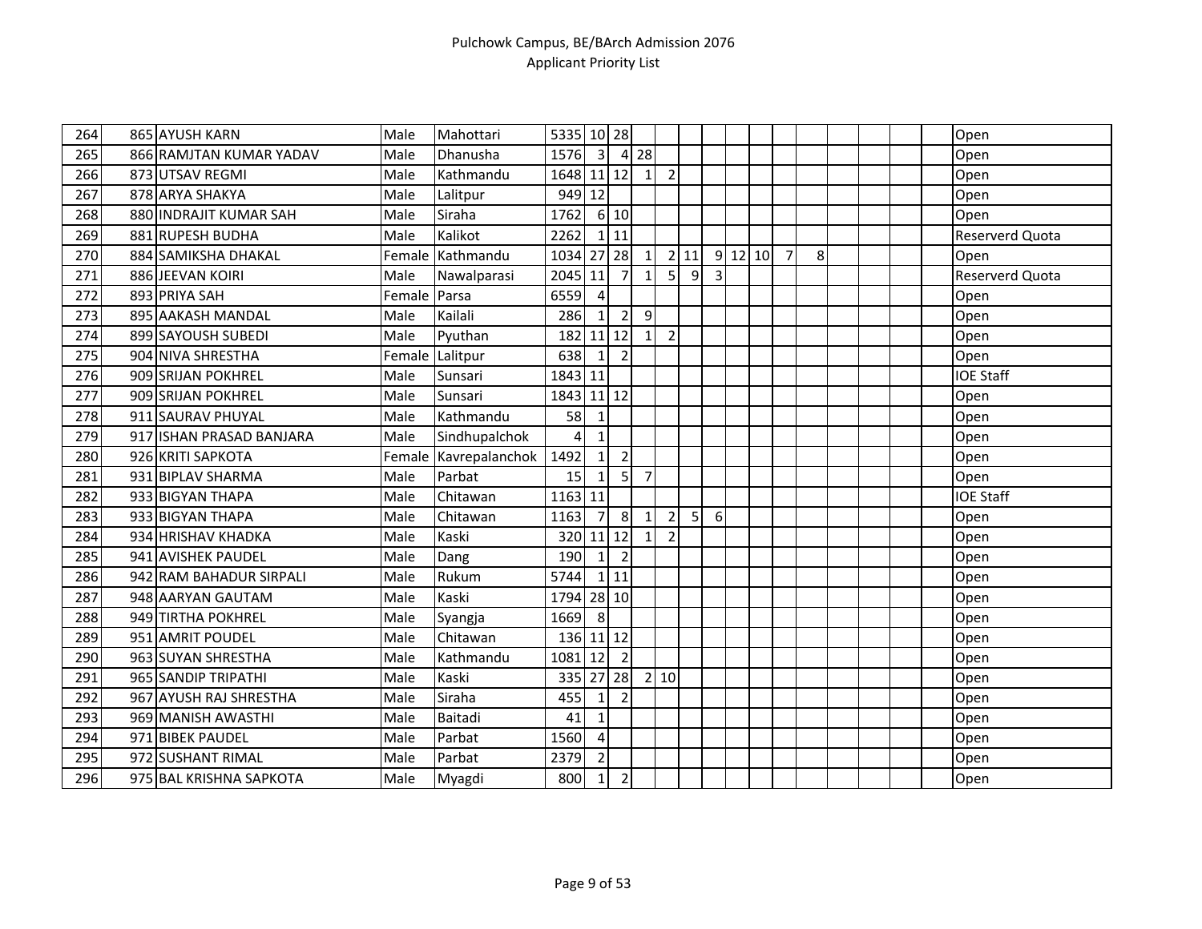| | | | | | | | | | | | | | | | | | | | | |
|---|---|---|---|---|---|---|---|---|---|---|---|---|---|---|---|---|---|---|---|---|
| 264 | 865 | AYUSH KARN | Male | Mahottari | 5335 | 10 | 28 | | | | | | | | | | | | | Open |
| 265 | 866 | RAMJTAN KUMAR YADAV | Male | Dhanusha | 1576 | 3 | 4 | 28 | | | | | | | | | | | | Open |
| 266 | 873 | UTSAV REGMI | Male | Kathmandu | 1648 | 11 | 12 | 1 | 2 | | | | | | | | | | | Open |
| 267 | 878 | ARYA SHAKYA | Male | Lalitpur | 949 | 12 | | | | | | | | | | | | | | Open |
| 268 | 880 | INDRAJIT KUMAR SAH | Male | Siraha | 1762 | 6 | 10 | | | | | | | | | | | | | Open |
| 269 | 881 | RUPESH BUDHA | Male | Kalikot | 2262 | 1 | 11 | | | | | | | | | | | | | Reserverd Quota |
| 270 | 884 | SAMIKSHA DHAKAL | Female | Kathmandu | 1034 | 27 | 28 | 1 | 2 | 11 | 9 | 12 | 10 | 7 | 8 | | | | | Open |
| 271 | 886 | JEEVAN KOIRI | Male | Nawalparasi | 2045 | 11 | 7 | 1 | 5 | 9 | 3 | | | | | | | | | Reserverd Quota |
| 272 | 893 | PRIYA SAH | Female | Parsa | 6559 | 4 | | | | | | | | | | | | | | Open |
| 273 | 895 | AAKASH MANDAL | Male | Kailali | 286 | 1 | 2 | 9 | | | | | | | | | | | | Open |
| 274 | 899 | SAYOUSH SUBEDI | Male | Pyuthan | 182 | 11 | 12 | 1 | 2 | | | | | | | | | | | Open |
| 275 | 904 | NIVA SHRESTHA | Female | Lalitpur | 638 | 1 | 2 | | | | | | | | | | | | | Open |
| 276 | 909 | SRIJAN POKHREL | Male | Sunsari | 1843 | 11 | | | | | | | | | | | | | | IOE Staff |
| 277 | 909 | SRIJAN POKHREL | Male | Sunsari | 1843 | 11 | 12 | | | | | | | | | | | | | Open |
| 278 | 911 | SAURAV PHUYAL | Male | Kathmandu | 58 | 1 | | | | | | | | | | | | | | Open |
| 279 | 917 | ISHAN PRASAD BANJARA | Male | Sindhupalchok | 4 | 1 | | | | | | | | | | | | | | Open |
| 280 | 926 | KRITI SAPKOTA | Female | Kavrepalanchok | 1492 | 1 | 2 | | | | | | | | | | | | | Open |
| 281 | 931 | BIPLAV SHARMA | Male | Parbat | 15 | 1 | 5 | 7 | | | | | | | | | | | | Open |
| 282 | 933 | BIGYAN THAPA | Male | Chitawan | 1163 | 11 | | | | | | | | | | | | | | IOE Staff |
| 283 | 933 | BIGYAN THAPA | Male | Chitawan | 1163 | 7 | 8 | 1 | 2 | 5 | 6 | | | | | | | | | Open |
| 284 | 934 | HRISHAV KHADKA | Male | Kaski | 320 | 11 | 12 | 1 | 2 | | | | | | | | | | | Open |
| 285 | 941 | AVISHEK PAUDEL | Male | Dang | 190 | 1 | 2 | | | | | | | | | | | | | Open |
| 286 | 942 | RAM BAHADUR SIRPALI | Male | Rukum | 5744 | 1 | 11 | | | | | | | | | | | | | Open |
| 287 | 948 | AARYAN GAUTAM | Male | Kaski | 1794 | 28 | 10 | | | | | | | | | | | | | Open |
| 288 | 949 | TIRTHA POKHREL | Male | Syangja | 1669 | 8 | | | | | | | | | | | | | | Open |
| 289 | 951 | AMRIT POUDEL | Male | Chitawan | 136 | 11 | 12 | | | | | | | | | | | | | Open |
| 290 | 963 | SUYAN SHRESTHA | Male | Kathmandu | 1081 | 12 | 2 | | | | | | | | | | | | | Open |
| 291 | 965 | SANDIP TRIPATHI | Male | Kaski | 335 | 27 | 28 | 2 | 10 | | | | | | | | | | | Open |
| 292 | 967 | AYUSH RAJ SHRESTHA | Male | Siraha | 455 | 1 | 2 | | | | | | | | | | | | | Open |
| 293 | 969 | MANISH AWASTHI | Male | Baitadi | 41 | 1 | | | | | | | | | | | | | | Open |
| 294 | 971 | BIBEK PAUDEL | Male | Parbat | 1560 | 4 | | | | | | | | | | | | | | Open |
| 295 | 972 | SUSHANT RIMAL | Male | Parbat | 2379 | 2 | | | | | | | | | | | | | | Open |
| 296 | 975 | BAL KRISHNA SAPKOTA | Male | Myagdi | 800 | 1 | 2 | | | | | | | | | | | | | Open |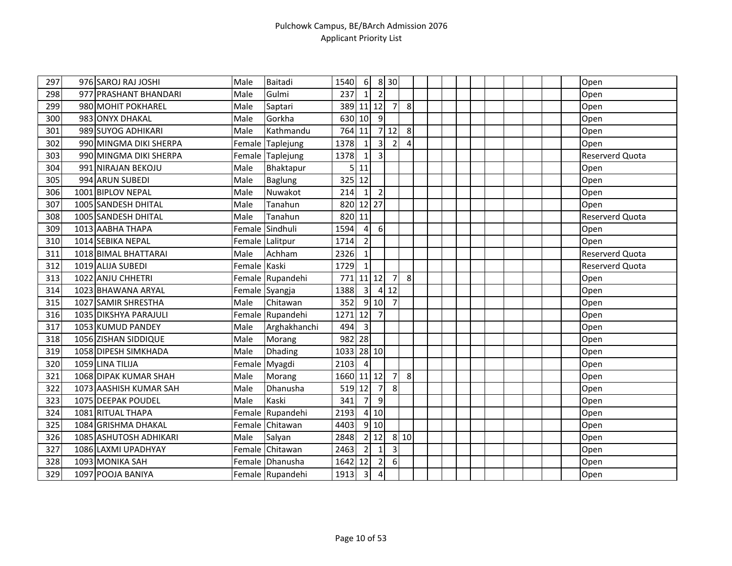| | | | | | | | | | | | | | | | | | | | | |
|---|---|---|---|---|---|---|---|---|---|---|---|---|---|---|---|---|---|---|---|---|
| 297 | 976 | SAROJ RAJ JOSHI | Male | Baitadi | 1540 | 6 | 8 | 30 | | | | | | | | | | | | Open |
| 298 | 977 | PRASHANT BHANDARI | Male | Gulmi | 237 | 1 | 2 | | | | | | | | | | | | | Open |
| 299 | 980 | MOHIT POKHAREL | Male | Saptari | 389 | 11 | 12 | 7 | 8 | | | | | | | | | | | Open |
| 300 | 983 | ONYX DHAKAL | Male | Gorkha | 630 | 10 | 9 | | | | | | | | | | | | | Open |
| 301 | 989 | SUYOG ADHIKARI | Male | Kathmandu | 764 | 11 | 7 | 12 | 8 | | | | | | | | | | | Open |
| 302 | 990 | MINGMA DIKI SHERPA | Female | Taplejung | 1378 | 1 | 3 | 2 | 4 | | | | | | | | | | | Open |
| 303 | 990 | MINGMA DIKI SHERPA | Female | Taplejung | 1378 | 1 | 3 | | | | | | | | | | | | | Reserverd Quota |
| 304 | 991 | NIRAJAN BEKOJU | Male | Bhaktapur | 5 | 11 | | | | | | | | | | | | | | Open |
| 305 | 994 | ARUN SUBEDI | Male | Baglung | 325 | 12 | | | | | | | | | | | | | | Open |
| 306 | 1001 | BIPLOV NEPAL | Male | Nuwakot | 214 | 1 | 2 | | | | | | | | | | | | | Open |
| 307 | 1005 | SANDESH DHITAL | Male | Tanahun | 820 | 12 | 27 | | | | | | | | | | | | | Open |
| 308 | 1005 | SANDESH DHITAL | Male | Tanahun | 820 | 11 | | | | | | | | | | | | | | Reserverd Quota |
| 309 | 1013 | AABHA THAPA | Female | Sindhuli | 1594 | 4 | 6 | | | | | | | | | | | | | Open |
| 310 | 1014 | SEBIKA NEPAL | Female | Lalitpur | 1714 | 2 | | | | | | | | | | | | | | Open |
| 311 | 1018 | BIMAL BHATTARAI | Male | Achham | 2326 | 1 | | | | | | | | | | | | | | Reserverd Quota |
| 312 | 1019 | ALIJA SUBEDI | Female | Kaski | 1729 | 1 | | | | | | | | | | | | | | Reserverd Quota |
| 313 | 1022 | ANJU CHHETRI | Female | Rupandehi | 771 | 11 | 12 | 7 | 8 | | | | | | | | | | | Open |
| 314 | 1023 | BHAWANA ARYAL | Female | Syangja | 1388 | 3 | 4 | 12 | | | | | | | | | | | | Open |
| 315 | 1027 | SAMIR SHRESTHA | Male | Chitawan | 352 | 9 | 10 | 7 | | | | | | | | | | | | Open |
| 316 | 1035 | DIKSHYA PARAJULI | Female | Rupandehi | 1271 | 12 | 7 | | | | | | | | | | | | | Open |
| 317 | 1053 | KUMUD PANDEY | Male | Arghakhanchi | 494 | 3 | | | | | | | | | | | | | | Open |
| 318 | 1056 | ZISHAN SIDDIQUE | Male | Morang | 982 | 28 | | | | | | | | | | | | | | Open |
| 319 | 1058 | DIPESH SIMKHADA | Male | Dhading | 1033 | 28 | 10 | | | | | | | | | | | | | Open |
| 320 | 1059 | LINA TILIJA | Female | Myagdi | 2103 | 4 | | | | | | | | | | | | | | Open |
| 321 | 1068 | DIPAK KUMAR SHAH | Male | Morang | 1660 | 11 | 12 | 7 | 8 | | | | | | | | | | | Open |
| 322 | 1073 | AASHISH KUMAR SAH | Male | Dhanusha | 519 | 12 | 7 | 8 | | | | | | | | | | | | Open |
| 323 | 1075 | DEEPAK POUDEL | Male | Kaski | 341 | 7 | 9 | | | | | | | | | | | | | Open |
| 324 | 1081 | RITUAL THAPA | Female | Rupandehi | 2193 | 4 | 10 | | | | | | | | | | | | | Open |
| 325 | 1084 | GRISHMA DHAKAL | Female | Chitawan | 4403 | 9 | 10 | | | | | | | | | | | | | Open |
| 326 | 1085 | ASHUTOSH ADHIKARI | Male | Salyan | 2848 | 2 | 12 | 8 | 10 | | | | | | | | | | | Open |
| 327 | 1086 | LAXMI UPADHYAY | Female | Chitawan | 2463 | 2 | 1 | 3 | | | | | | | | | | | | Open |
| 328 | 1093 | MONIKA SAH | Female | Dhanusha | 1642 | 12 | 2 | 6 | | | | | | | | | | | | Open |
| 329 | 1097 | POOJA BANIYA | Female | Rupandehi | 1913 | 3 | 4 | | | | | | | | | | | | | Open |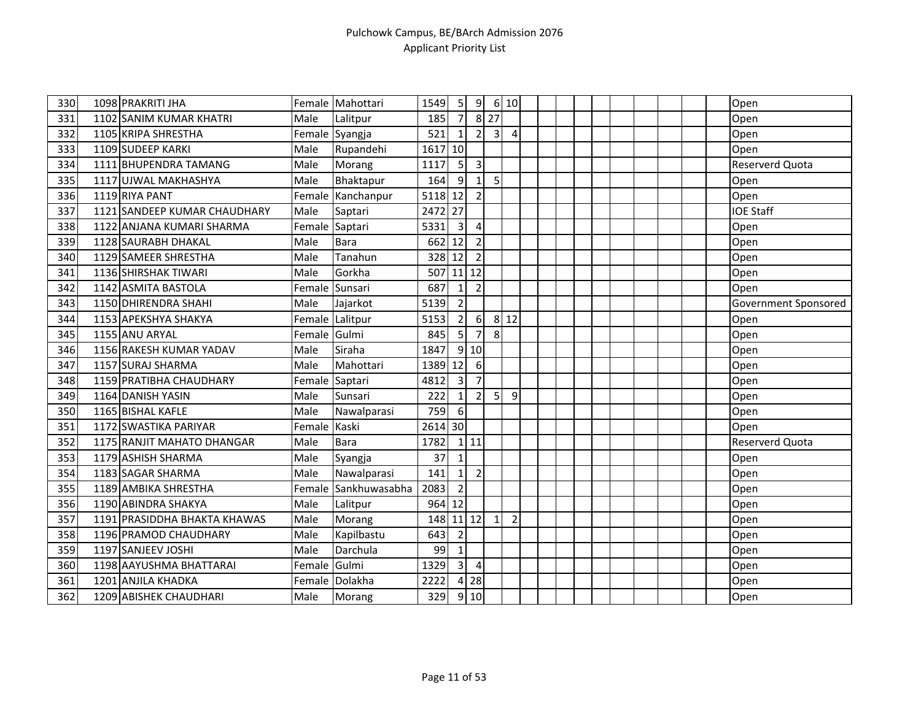| | | | | | | | | | | | | | | | | | | | | |
|---|---|---|---|---|---|---|---|---|---|---|---|---|---|---|---|---|---|---|---|---|
| 330 | 1098 | PRAKRITI JHA | Female | Mahottari | 1549 | 5 | 9 | 6 | 10 | | | | | | | | | | | Open |
| 331 | 1102 | SANIM KUMAR KHATRI | Male | Lalitpur | 185 | 7 | 8 | 27 | | | | | | | | | | | | Open |
| 332 | 1105 | KRIPA SHRESTHA | Female | Syangja | 521 | 1 | 2 | 3 | 4 | | | | | | | | | | | Open |
| 333 | 1109 | SUDEEP KARKI | Male | Rupandehi | 1617 | 10 | | | | | | | | | | | | | | Open |
| 334 | 1111 | BHUPENDRA TAMANG | Male | Morang | 1117 | 5 | 3 | | | | | | | | | | | | | Reserverd Quota |
| 335 | 1117 | UJWAL MAKHASHYA | Male | Bhaktapur | 164 | 9 | 1 | 5 | | | | | | | | | | | | Open |
| 336 | 1119 | RIYA PANT | Female | Kanchanpur | 5118 | 12 | 2 | | | | | | | | | | | | | Open |
| 337 | 1121 | SANDEEP KUMAR CHAUDHARY | Male | Saptari | 2472 | 27 | | | | | | | | | | | | | | IOE Staff |
| 338 | 1122 | ANJANA KUMARI SHARMA | Female | Saptari | 5331 | 3 | 4 | | | | | | | | | | | | | Open |
| 339 | 1128 | SAURABH DHAKAL | Male | Bara | 662 | 12 | 2 | | | | | | | | | | | | | Open |
| 340 | 1129 | SAMEER SHRESTHA | Male | Tanahun | 328 | 12 | 2 | | | | | | | | | | | | | Open |
| 341 | 1136 | SHIRSHAK TIWARI | Male | Gorkha | 507 | 11 | 12 | | | | | | | | | | | | | Open |
| 342 | 1142 | ASMITA BASTOLA | Female | Sunsari | 687 | 1 | 2 | | | | | | | | | | | | | Open |
| 343 | 1150 | DHIRENDRA SHAHI | Male | Jajarkot | 5139 | 2 | | | | | | | | | | | | | | Government Sponsored |
| 344 | 1153 | APEKSHYA SHAKYA | Female | Lalitpur | 5153 | 2 | 6 | 8 | 12 | | | | | | | | | | | Open |
| 345 | 1155 | ANU ARYAL | Female | Gulmi | 845 | 5 | 7 | 8 | | | | | | | | | | | | Open |
| 346 | 1156 | RAKESH KUMAR YADAV | Male | Siraha | 1847 | 9 | 10 | | | | | | | | | | | | | Open |
| 347 | 1157 | SURAJ SHARMA | Male | Mahottari | 1389 | 12 | 6 | | | | | | | | | | | | | Open |
| 348 | 1159 | PRATIBHA CHAUDHARY | Female | Saptari | 4812 | 3 | 7 | | | | | | | | | | | | | Open |
| 349 | 1164 | DANISH YASIN | Male | Sunsari | 222 | 1 | 2 | 5 | 9 | | | | | | | | | | | Open |
| 350 | 1165 | BISHAL KAFLE | Male | Nawalparasi | 759 | 6 | | | | | | | | | | | | | | Open |
| 351 | 1172 | SWASTIKA PARIYAR | Female | Kaski | 2614 | 30 | | | | | | | | | | | | | | Open |
| 352 | 1175 | RANJIT MAHATO DHANGAR | Male | Bara | 1782 | 1 | 11 | | | | | | | | | | | | | Reserverd Quota |
| 353 | 1179 | ASHISH SHARMA | Male | Syangja | 37 | 1 | | | | | | | | | | | | | | Open |
| 354 | 1183 | SAGAR SHARMA | Male | Nawalparasi | 141 | 1 | 2 | | | | | | | | | | | | | Open |
| 355 | 1189 | AMBIKA SHRESTHA | Female | Sankhuwasabha | 2083 | 2 | | | | | | | | | | | | | | Open |
| 356 | 1190 | ABINDRA SHAKYA | Male | Lalitpur | 964 | 12 | | | | | | | | | | | | | | Open |
| 357 | 1191 | PRASIDDHA BHAKTA KHAWAS | Male | Morang | 148 | 11 | 12 | 1 | 2 | | | | | | | | | | | Open |
| 358 | 1196 | PRAMOD CHAUDHARY | Male | Kapilbastu | 643 | 2 | | | | | | | | | | | | | | Open |
| 359 | 1197 | SANJEEV JOSHI | Male | Darchula | 99 | 1 | | | | | | | | | | | | | | Open |
| 360 | 1198 | AAYUSHMA BHATTARAI | Female | Gulmi | 1329 | 3 | 4 | | | | | | | | | | | | | Open |
| 361 | 1201 | ANJILA KHADKA | Female | Dolakha | 2222 | 4 | 28 | | | | | | | | | | | | | Open |
| 362 | 1209 | ABISHEK CHAUDHARI | Male | Morang | 329 | 9 | 10 | | | | | | | | | | | | | Open |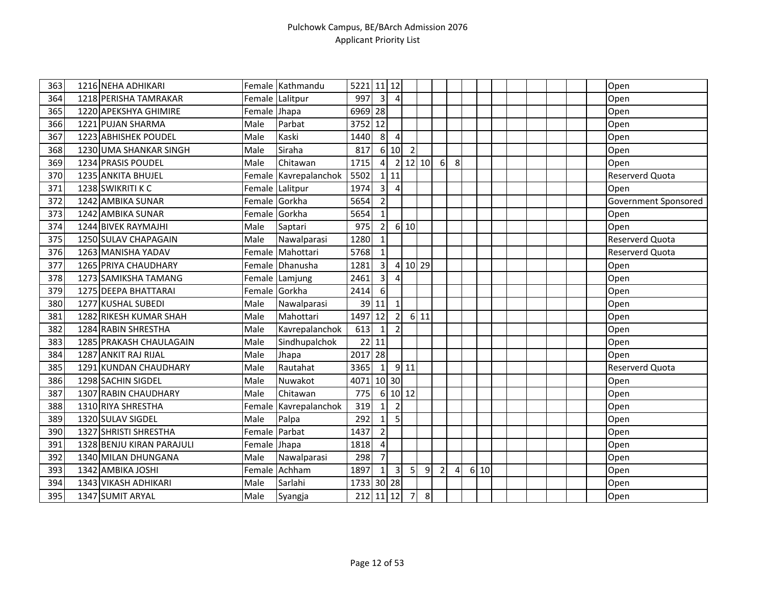# Pulchowk Campus, BE/BArch Admission 2076

## Applicant Priority List

| | | | | | | | | | | | | | | | | | | | | |
|---|---|---|---|---|---|---|---|---|---|---|---|---|---|---|---|---|---|---|---|---|
| 363 | 1216 | NEHA ADHIKARI | Female | Kathmandu | 5221 | 11 | 12 | | | | | | | | | | | | | Open |
| 364 | 1218 | PERISHA TAMRAKAR | Female | Lalitpur | 997 | 3 | 4 | | | | | | | | | | | | | Open |
| 365 | 1220 | APEKSHYA GHIMIRE | Female | Jhapa | 6969 | 28 | | | | | | | | | | | | | | Open |
| 366 | 1221 | PUJAN SHARMA | Male | Parbat | 3752 | 12 | | | | | | | | | | | | | | Open |
| 367 | 1223 | ABHISHEK POUDEL | Male | Kaski | 1440 | 8 | 4 | | | | | | | | | | | | | Open |
| 368 | 1230 | UMA SHANKAR SINGH | Male | Siraha | 817 | 6 | 10 | 2 | | | | | | | | | | | | Open |
| 369 | 1234 | PRASIS POUDEL | Male | Chitawan | 1715 | 4 | 2 | 12 | 10 | 6 | 8 | | | | | | | | | Open |
| 370 | 1235 | ANKITA BHUJEL | Female | Kavrepalanchok | 5502 | 1 | 11 | | | | | | | | | | | | | Reserverd Quota |
| 371 | 1238 | SWIKRITI K C | Female | Lalitpur | 1974 | 3 | 4 | | | | | | | | | | | | | Open |
| 372 | 1242 | AMBIKA SUNAR | Female | Gorkha | 5654 | 2 | | | | | | | | | | | | | | Government Sponsored |
| 373 | 1242 | AMBIKA SUNAR | Female | Gorkha | 5654 | 1 | | | | | | | | | | | | | | Open |
| 374 | 1244 | BIVEK RAYMAJHI | Male | Saptari | 975 | 2 | 6 | 10 | | | | | | | | | | | | Open |
| 375 | 1250 | SULAV CHAPAGAIN | Male | Nawalparasi | 1280 | 1 | | | | | | | | | | | | | | Reserverd Quota |
| 376 | 1263 | MANISHA YADAV | Female | Mahottari | 5768 | 1 | | | | | | | | | | | | | | Reserverd Quota |
| 377 | 1265 | PRIYA CHAUDHARY | Female | Dhanusha | 1281 | 3 | 4 | 10 | 29 | | | | | | | | | | | Open |
| 378 | 1273 | SAMIKSHA TAMANG | Female | Lamjung | 2461 | 3 | 4 | | | | | | | | | | | | | Open |
| 379 | 1275 | DEEPA BHATTARAI | Female | Gorkha | 2414 | 6 | | | | | | | | | | | | | | Open |
| 380 | 1277 | KUSHAL SUBEDI | Male | Nawalparasi | 39 | 11 | 1 | | | | | | | | | | | | | Open |
| 381 | 1282 | RIKESH KUMAR SHAH | Male | Mahottari | 1497 | 12 | 2 | 6 | 11 | | | | | | | | | | | Open |
| 382 | 1284 | RABIN SHRESTHA | Male | Kavrepalanchok | 613 | 1 | 2 | | | | | | | | | | | | | Open |
| 383 | 1285 | PRAKASH CHAULAGAIN | Male | Sindhupalchok | 22 | 11 | | | | | | | | | | | | | | Open |
| 384 | 1287 | ANKIT RAJ RIJAL | Male | Jhapa | 2017 | 28 | | | | | | | | | | | | | | Open |
| 385 | 1291 | KUNDAN CHAUDHARY | Male | Rautahat | 3365 | 1 | 9 | 11 | | | | | | | | | | | | Reserverd Quota |
| 386 | 1298 | SACHIN SIGDEL | Male | Nuwakot | 4071 | 10 | 30 | | | | | | | | | | | | | Open |
| 387 | 1307 | RABIN CHAUDHARY | Male | Chitawan | 775 | 6 | 10 | 12 | | | | | | | | | | | | Open |
| 388 | 1310 | RIYA SHRESTHA | Female | Kavrepalanchok | 319 | 1 | 2 | | | | | | | | | | | | | Open |
| 389 | 1320 | SULAV SIGDEL | Male | Palpa | 292 | 1 | 5 | | | | | | | | | | | | | Open |
| 390 | 1327 | SHRISTI SHRESTHA | Female | Parbat | 1437 | 2 | | | | | | | | | | | | | | Open |
| 391 | 1328 | BENJU KIRAN PARAJULI | Female | Jhapa | 1818 | 4 | | | | | | | | | | | | | | Open |
| 392 | 1340 | MILAN DHUNGANA | Male | Nawalparasi | 298 | 7 | | | | | | | | | | | | | | Open |
| 393 | 1342 | AMBIKA JOSHI | Female | Achham | 1897 | 1 | 3 | 5 | 9 | 2 | 4 | 6 | 10 | | | | | | | Open |
| 394 | 1343 | VIKASH ADHIKARI | Male | Sarlahi | 1733 | 30 | 28 | | | | | | | | | | | | | Open |
| 395 | 1347 | SUMIT ARYAL | Male | Syangja | 212 | 11 | 12 | 7 | 8 | | | | | | | | | | | Open |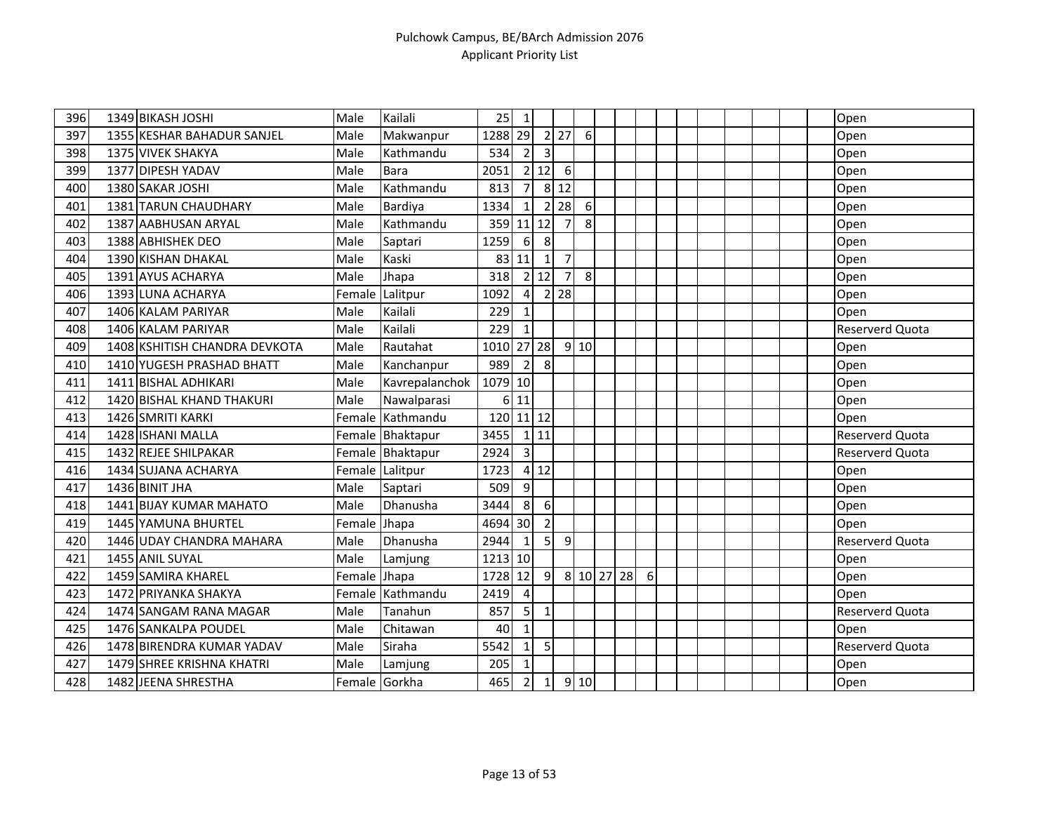# Pulchowk Campus, BE/BArch Admission 2076

## Applicant Priority List

| | | | | | | | | | | | | | | | | | | | | |
|---|---|---|---|---|---|---|---|---|---|---|---|---|---|---|---|---|---|---|---|---|
| 396 | 1349 | BIKASH JOSHI | Male | Kailali | 25 | 1 | | | | | | | | | | | | | | Open |
| 397 | 1355 | KESHAR BAHADUR SANJEL | Male | Makwanpur | 1288 | 29 | 2 | 27 | 6 | | | | | | | | | | | Open |
| 398 | 1375 | VIVEK SHAKYA | Male | Kathmandu | 534 | 2 | 3 | | | | | | | | | | | | | Open |
| 399 | 1377 | DIPESH YADAV | Male | Bara | 2051 | 2 | 12 | 6 | | | | | | | | | | | | Open |
| 400 | 1380 | SAKAR JOSHI | Male | Kathmandu | 813 | 7 | 8 | 12 | | | | | | | | | | | | Open |
| 401 | 1381 | TARUN CHAUDHARY | Male | Bardiya | 1334 | 1 | 2 | 28 | 6 | | | | | | | | | | | Open |
| 402 | 1387 | AABHUSAN ARYAL | Male | Kathmandu | 359 | 11 | 12 | 7 | 8 | | | | | | | | | | | Open |
| 403 | 1388 | ABHISHEK DEO | Male | Saptari | 1259 | 6 | 8 | | | | | | | | | | | | | Open |
| 404 | 1390 | KISHAN DHAKAL | Male | Kaski | 83 | 11 | 1 | 7 | | | | | | | | | | | | Open |
| 405 | 1391 | AYUS ACHARYA | Male | Jhapa | 318 | 2 | 12 | 7 | 8 | | | | | | | | | | | Open |
| 406 | 1393 | LUNA ACHARYA | Female | Lalitpur | 1092 | 4 | 2 | 28 | | | | | | | | | | | | Open |
| 407 | 1406 | KALAM PARIYAR | Male | Kailali | 229 | 1 | | | | | | | | | | | | | | Open |
| 408 | 1406 | KALAM PARIYAR | Male | Kailali | 229 | 1 | | | | | | | | | | | | | | Reserverd Quota |
| 409 | 1408 | KSHITISH CHANDRA DEVKOTA | Male | Rautahat | 1010 | 27 | 28 | 9 | 10 | | | | | | | | | | | Open |
| 410 | 1410 | YUGESH PRASHAD BHATT | Male | Kanchanpur | 989 | 2 | 8 | | | | | | | | | | | | | Open |
| 411 | 1411 | BISHAL ADHIKARI | Male | Kavrepalanchok | 1079 | 10 | | | | | | | | | | | | | | Open |
| 412 | 1420 | BISHAL KHAND THAKURI | Male | Nawalparasi | 6 | 11 | | | | | | | | | | | | | | Open |
| 413 | 1426 | SMRITI KARKI | Female | Kathmandu | 120 | 11 | 12 | | | | | | | | | | | | | Open |
| 414 | 1428 | ISHANI MALLA | Female | Bhaktapur | 3455 | 1 | 11 | | | | | | | | | | | | | Reserverd Quota |
| 415 | 1432 | REJEE SHILPAKAR | Female | Bhaktapur | 2924 | 3 | | | | | | | | | | | | | | Reserverd Quota |
| 416 | 1434 | SUJANA ACHARYA | Female | Lalitpur | 1723 | 4 | 12 | | | | | | | | | | | | | Open |
| 417 | 1436 | BINIT JHA | Male | Saptari | 509 | 9 | | | | | | | | | | | | | | Open |
| 418 | 1441 | BIJAY KUMAR MAHATO | Male | Dhanusha | 3444 | 8 | 6 | | | | | | | | | | | | | Open |
| 419 | 1445 | YAMUNA BHURTEL | Female | Jhapa | 4694 | 30 | 2 | | | | | | | | | | | | | Open |
| 420 | 1446 | UDAY CHANDRA MAHARA | Male | Dhanusha | 2944 | 1 | 5 | 9 | | | | | | | | | | | | Reserverd Quota |
| 421 | 1455 | ANIL SUYAL | Male | Lamjung | 1213 | 10 | | | | | | | | | | | | | | Open |
| 422 | 1459 | SAMIRA KHAREL | Female | Jhapa | 1728 | 12 | 9 | 8 | 10 | 27 | 28 | 6 | | | | | | | | Open |
| 423 | 1472 | PRIYANKA SHAKYA | Female | Kathmandu | 2419 | 4 | | | | | | | | | | | | | | Open |
| 424 | 1474 | SANGAM RANA MAGAR | Male | Tanahun | 857 | 5 | 1 | | | | | | | | | | | | | Reserverd Quota |
| 425 | 1476 | SANKALPA POUDEL | Male | Chitawan | 40 | 1 | | | | | | | | | | | | | | Open |
| 426 | 1478 | BIRENDRA KUMAR YADAV | Male | Siraha | 5542 | 1 | 5 | | | | | | | | | | | | | Reserverd Quota |
| 427 | 1479 | SHREE KRISHNA KHATRI | Male | Lamjung | 205 | 1 | | | | | | | | | | | | | | Open |
| 428 | 1482 | JEENA SHRESTHA | Female | Gorkha | 465 | 2 | 1 | 9 | 10 | | | | | | | | | | | Open |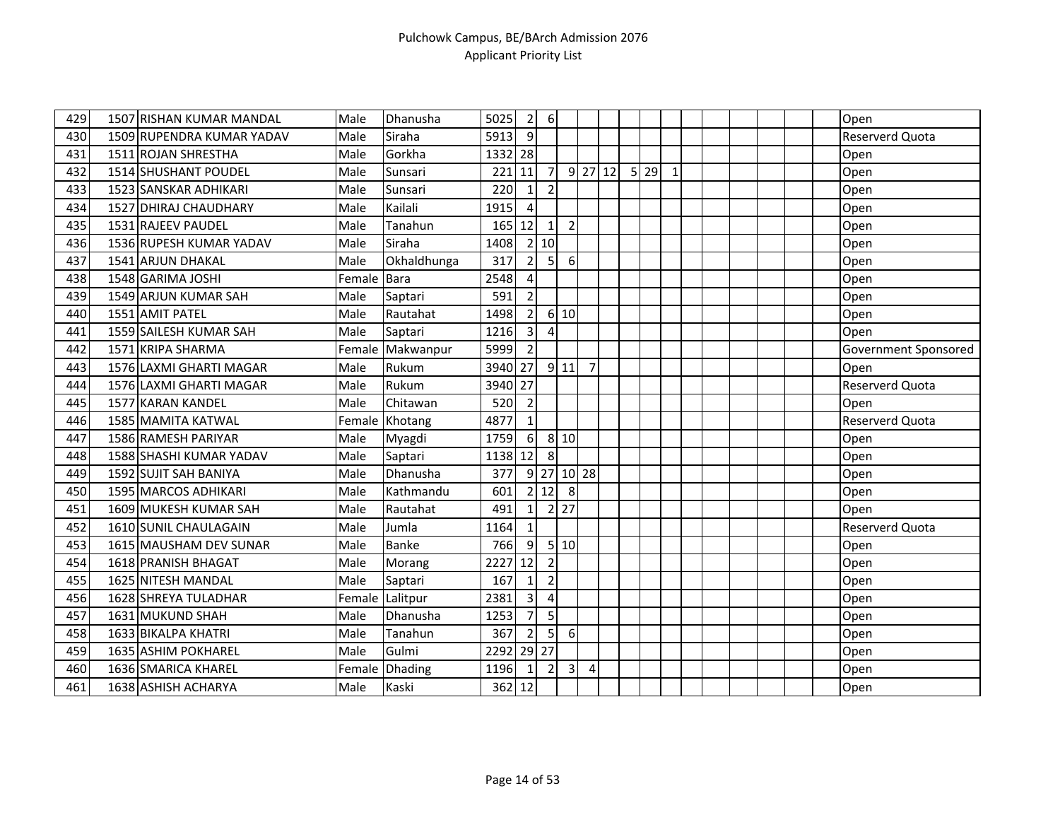|  |  |  |  |  |  |  |  |  |  |  |  |  |  |  |  |  |  |  |  |  |
|---|---|---|---|---|---|---|---|---|---|---|---|---|---|---|---|---|---|---|---|---|
| 429 | 1507 | RISHAN KUMAR MANDAL | Male | Dhanusha | 5025 | 2 | 6 |  |  |  |  |  |  |  |  |  |  |  |  | Open |
| 430 | 1509 | RUPENDRA KUMAR YADAV | Male | Siraha | 5913 | 9 |  |  |  |  |  |  |  |  |  |  |  |  |  | Reserverd Quota |
| 431 | 1511 | ROJAN SHRESTHA | Male | Gorkha | 1332 | 28 |  |  |  |  |  |  |  |  |  |  |  |  |  | Open |
| 432 | 1514 | SHUSHANT POUDEL | Male | Sunsari | 221 | 11 | 7 | 9 | 27 | 12 | 5 | 29 | 1 |  |  |  |  |  |  | Open |
| 433 | 1523 | SANSKAR ADHIKARI | Male | Sunsari | 220 | 1 | 2 |  |  |  |  |  |  |  |  |  |  |  |  | Open |
| 434 | 1527 | DHIRAJ CHAUDHARY | Male | Kailali | 1915 | 4 |  |  |  |  |  |  |  |  |  |  |  |  |  | Open |
| 435 | 1531 | RAJEEV PAUDEL | Male | Tanahun | 165 | 12 | 1 | 2 |  |  |  |  |  |  |  |  |  |  |  | Open |
| 436 | 1536 | RUPESH KUMAR YADAV | Male | Siraha | 1408 | 2 | 10 |  |  |  |  |  |  |  |  |  |  |  |  | Open |
| 437 | 1541 | ARJUN DHAKAL | Male | Okhaldhunga | 317 | 2 | 5 | 6 |  |  |  |  |  |  |  |  |  |  |  | Open |
| 438 | 1548 | GARIMA JOSHI | Female | Bara | 2548 | 4 |  |  |  |  |  |  |  |  |  |  |  |  |  | Open |
| 439 | 1549 | ARJUN KUMAR SAH | Male | Saptari | 591 | 2 |  |  |  |  |  |  |  |  |  |  |  |  |  | Open |
| 440 | 1551 | AMIT PATEL | Male | Rautahat | 1498 | 2 | 6 | 10 |  |  |  |  |  |  |  |  |  |  |  | Open |
| 441 | 1559 | SAILESH KUMAR SAH | Male | Saptari | 1216 | 3 | 4 |  |  |  |  |  |  |  |  |  |  |  |  | Open |
| 442 | 1571 | KRIPA SHARMA | Female | Makwanpur | 5999 | 2 |  |  |  |  |  |  |  |  |  |  |  |  |  | Government Sponsored |
| 443 | 1576 | LAXMI GHARTI MAGAR | Male | Rukum | 3940 | 27 | 9 | 11 | 7 |  |  |  |  |  |  |  |  |  |  | Open |
| 444 | 1576 | LAXMI GHARTI MAGAR | Male | Rukum | 3940 | 27 |  |  |  |  |  |  |  |  |  |  |  |  |  | Reserverd Quota |
| 445 | 1577 | KARAN KANDEL | Male | Chitawan | 520 | 2 |  |  |  |  |  |  |  |  |  |  |  |  |  | Open |
| 446 | 1585 | MAMITA KATWAL | Female | Khotang | 4877 | 1 |  |  |  |  |  |  |  |  |  |  |  |  |  | Reserverd Quota |
| 447 | 1586 | RAMESH PARIYAR | Male | Myagdi | 1759 | 6 | 8 | 10 |  |  |  |  |  |  |  |  |  |  |  | Open |
| 448 | 1588 | SHASHI KUMAR YADAV | Male | Saptari | 1138 | 12 | 8 |  |  |  |  |  |  |  |  |  |  |  |  | Open |
| 449 | 1592 | SUJIT SAH BANIYA | Male | Dhanusha | 377 | 9 | 27 | 10 | 28 |  |  |  |  |  |  |  |  |  |  | Open |
| 450 | 1595 | MARCOS ADHIKARI | Male | Kathmandu | 601 | 2 | 12 | 8 |  |  |  |  |  |  |  |  |  |  |  | Open |
| 451 | 1609 | MUKESH KUMAR SAH | Male | Rautahat | 491 | 1 | 2 | 27 |  |  |  |  |  |  |  |  |  |  |  | Open |
| 452 | 1610 | SUNIL CHAULAGAIN | Male | Jumla | 1164 | 1 |  |  |  |  |  |  |  |  |  |  |  |  |  | Reserverd Quota |
| 453 | 1615 | MAUSHAM DEV SUNAR | Male | Banke | 766 | 9 | 5 | 10 |  |  |  |  |  |  |  |  |  |  |  | Open |
| 454 | 1618 | PRANISH BHAGAT | Male | Morang | 2227 | 12 | 2 |  |  |  |  |  |  |  |  |  |  |  |  | Open |
| 455 | 1625 | NITESH MANDAL | Male | Saptari | 167 | 1 | 2 |  |  |  |  |  |  |  |  |  |  |  |  | Open |
| 456 | 1628 | SHREYA TULADHAR | Female | Lalitpur | 2381 | 3 | 4 |  |  |  |  |  |  |  |  |  |  |  |  | Open |
| 457 | 1631 | MUKUND SHAH | Male | Dhanusha | 1253 | 7 | 5 |  |  |  |  |  |  |  |  |  |  |  |  | Open |
| 458 | 1633 | BIKALPA KHATRI | Male | Tanahun | 367 | 2 | 5 | 6 |  |  |  |  |  |  |  |  |  |  |  | Open |
| 459 | 1635 | ASHIM POKHAREL | Male | Gulmi | 2292 | 29 | 27 |  |  |  |  |  |  |  |  |  |  |  |  | Open |
| 460 | 1636 | SMARICA KHAREL | Female | Dhading | 1196 | 1 | 2 | 3 | 4 |  |  |  |  |  |  |  |  |  |  | Open |
| 461 | 1638 | ASHISH ACHARYA | Male | Kaski | 362 | 12 |  |  |  |  |  |  |  |  |  |  |  |  |  | Open |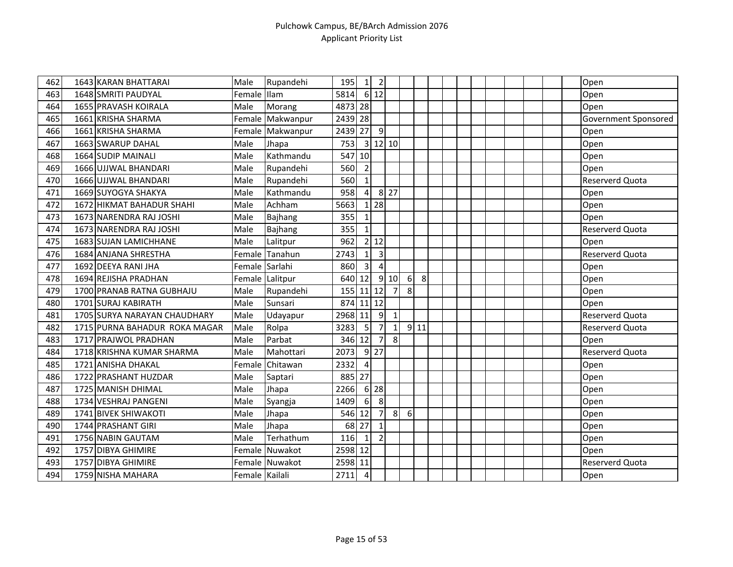| | | | | | | | | | | | | | | | | | | | | |
|---|---|---|---|---|---|---|---|---|---|---|---|---|---|---|---|---|---|---|---|---|
| 462 | 1643 | KARAN BHATTARAI | Male | Rupandehi | 195 | 1 | 2 | | | | | | | | | | | | | Open |
| 463 | 1648 | SMRITI PAUDYAL | Female | Ilam | 5814 | 6 | 12 | | | | | | | | | | | | | Open |
| 464 | 1655 | PRAVASH KOIRALA | Male | Morang | 4873 | 28 | | | | | | | | | | | | | | Open |
| 465 | 1661 | KRISHA SHARMA | Female | Makwanpur | 2439 | 28 | | | | | | | | | | | | | | Government Sponsored |
| 466 | 1661 | KRISHA SHARMA | Female | Makwanpur | 2439 | 27 | 9 | | | | | | | | | | | | | Open |
| 467 | 1663 | SWARUP DAHAL | Male | Jhapa | 753 | 3 | 12 | 10 | | | | | | | | | | | | Open |
| 468 | 1664 | SUDIP MAINALI | Male | Kathmandu | 547 | 10 | | | | | | | | | | | | | | Open |
| 469 | 1666 | UJJWAL BHANDARI | Male | Rupandehi | 560 | 2 | | | | | | | | | | | | | | Open |
| 470 | 1666 | UJJWAL BHANDARI | Male | Rupandehi | 560 | 1 | | | | | | | | | | | | | | Reserverd Quota |
| 471 | 1669 | SUYOGYA SHAKYA | Male | Kathmandu | 958 | 4 | 8 | 27 | | | | | | | | | | | | Open |
| 472 | 1672 | HIKMAT BAHADUR SHAHI | Male | Achham | 5663 | 1 | 28 | | | | | | | | | | | | | Open |
| 473 | 1673 | NARENDRA RAJ JOSHI | Male | Bajhang | 355 | 1 | | | | | | | | | | | | | | Open |
| 474 | 1673 | NARENDRA RAJ JOSHI | Male | Bajhang | 355 | 1 | | | | | | | | | | | | | | Reserverd Quota |
| 475 | 1683 | SUJAN LAMICHHANE | Male | Lalitpur | 962 | 2 | 12 | | | | | | | | | | | | | Open |
| 476 | 1684 | ANJANA SHRESTHA | Female | Tanahun | 2743 | 1 | 3 | | | | | | | | | | | | | Reserverd Quota |
| 477 | 1692 | DEEYA RANI JHA | Female | Sarlahi | 860 | 3 | 4 | | | | | | | | | | | | | Open |
| 478 | 1694 | REJISHA PRADHAN | Female | Lalitpur | 640 | 12 | 9 | 10 | 6 | 8 | | | | | | | | | | Open |
| 479 | 1700 | PRANAB RATNA GUBHAJU | Male | Rupandehi | 155 | 11 | 12 | 7 | 8 | | | | | | | | | | | Open |
| 480 | 1701 | SURAJ KABIRATH | Male | Sunsari | 874 | 11 | 12 | | | | | | | | | | | | | Open |
| 481 | 1705 | SURYA NARAYAN CHAUDHARY | Male | Udayapur | 2968 | 11 | 9 | 1 | | | | | | | | | | | | Reserverd Quota |
| 482 | 1715 | PURNA BAHADUR ROKA MAGAR | Male | Rolpa | 3283 | 5 | 7 | 1 | 9 | 11 | | | | | | | | | | Reserverd Quota |
| 483 | 1717 | PRAJWOL PRADHAN | Male | Parbat | 346 | 12 | 7 | 8 | | | | | | | | | | | | Open |
| 484 | 1718 | KRISHNA KUMAR SHARMA | Male | Mahottari | 2073 | 9 | 27 | | | | | | | | | | | | | Reserverd Quota |
| 485 | 1721 | ANISHA DHAKAL | Female | Chitawan | 2332 | 4 | | | | | | | | | | | | | | Open |
| 486 | 1722 | PRASHANT HUZDAR | Male | Saptari | 885 | 27 | | | | | | | | | | | | | | Open |
| 487 | 1725 | MANISH DHIMAL | Male | Jhapa | 2266 | 6 | 28 | | | | | | | | | | | | | Open |
| 488 | 1734 | VESHRAJ PANGENI | Male | Syangja | 1409 | 6 | 8 | | | | | | | | | | | | | Open |
| 489 | 1741 | BIVEK SHIWAKOTI | Male | Jhapa | 546 | 12 | 7 | 8 | 6 | | | | | | | | | | | Open |
| 490 | 1744 | PRASHANT GIRI | Male | Jhapa | 68 | 27 | 1 | | | | | | | | | | | | | Open |
| 491 | 1756 | NABIN GAUTAM | Male | Terhathum | 116 | 1 | 2 | | | | | | | | | | | | | Open |
| 492 | 1757 | DIBYA GHIMIRE | Female | Nuwakot | 2598 | 12 | | | | | | | | | | | | | | Open |
| 493 | 1757 | DIBYA GHIMIRE | Female | Nuwakot | 2598 | 11 | | | | | | | | | | | | | | Reserverd Quota |
| 494 | 1759 | NISHA MAHARA | Female | Kailali | 2711 | 4 | | | | | | | | | | | | | | Open |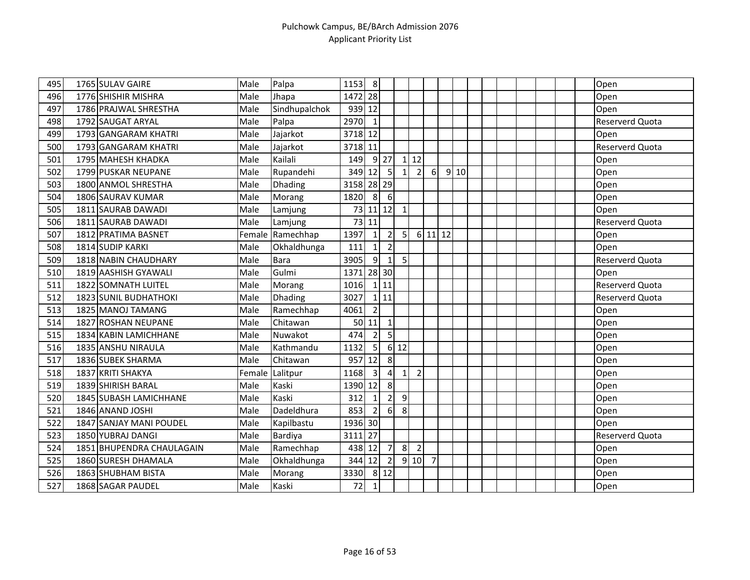# Pulchowk Campus, BE/BArch Admission 2076
## Applicant Priority List

| | | | | | | | | | | | | | | | | | | | | |
|---|---|---|---|---|---|---|---|---|---|---|---|---|---|---|---|---|---|---|---|---|
| 495 | 1765 | SULAV GAIRE | Male | Palpa | 1153 | 8 | | | | | | | | | | | | | | Open |
| 496 | 1776 | SHISHIR MISHRA | Male | Jhapa | 1472 | 28 | | | | | | | | | | | | | | Open |
| 497 | 1786 | PRAJWAL SHRESTHA | Male | Sindhupalchok | 939 | 12 | | | | | | | | | | | | | | Open |
| 498 | 1792 | SAUGAT ARYAL | Male | Palpa | 2970 | 1 | | | | | | | | | | | | | | Reserverd Quota |
| 499 | 1793 | GANGARAM KHATRI | Male | Jajarkot | 3718 | 12 | | | | | | | | | | | | | | Open |
| 500 | 1793 | GANGARAM KHATRI | Male | Jajarkot | 3718 | 11 | | | | | | | | | | | | | | Reserverd Quota |
| 501 | 1795 | MAHESH KHADKA | Male | Kailali | 149 | 9 | 27 | 1 | 12 | | | | | | | | | | | Open |
| 502 | 1799 | PUSKAR NEUPANE | Male | Rupandehi | 349 | 12 | 5 | 1 | 2 | 6 | 9 | 10 | | | | | | | | Open |
| 503 | 1800 | ANMOL SHRESTHA | Male | Dhading | 3158 | 28 | 29 | | | | | | | | | | | | | Open |
| 504 | 1806 | SAURAV KUMAR | Male | Morang | 1820 | 8 | 6 | | | | | | | | | | | | | Open |
| 505 | 1811 | SAURAB DAWADI | Male | Lamjung | 73 | 11 | 12 | 1 | | | | | | | | | | | | Open |
| 506 | 1811 | SAURAB DAWADI | Male | Lamjung | 73 | 11 | | | | | | | | | | | | | | Reserverd Quota |
| 507 | 1812 | PRATIMA BASNET | Female | Ramechhap | 1397 | 1 | 2 | 5 | 6 | 11 | 12 | | | | | | | | | Open |
| 508 | 1814 | SUDIP KARKI | Male | Okhaldhunga | 111 | 1 | 2 | | | | | | | | | | | | | Open |
| 509 | 1818 | NABIN CHAUDHARY | Male | Bara | 3905 | 9 | 1 | 5 | | | | | | | | | | | | Reserverd Quota |
| 510 | 1819 | AASHISH GYAWALI | Male | Gulmi | 1371 | 28 | 30 | | | | | | | | | | | | | Open |
| 511 | 1822 | SOMNATH LUITEL | Male | Morang | 1016 | 1 | 11 | | | | | | | | | | | | | Reserverd Quota |
| 512 | 1823 | SUNIL BUDHATHOKI | Male | Dhading | 3027 | 1 | 11 | | | | | | | | | | | | | Reserverd Quota |
| 513 | 1825 | MANOJ TAMANG | Male | Ramechhap | 4061 | 2 | | | | | | | | | | | | | | Open |
| 514 | 1827 | ROSHAN NEUPANE | Male | Chitawan | 50 | 11 | 1 | | | | | | | | | | | | | Open |
| 515 | 1834 | KABIN LAMICHHANE | Male | Nuwakot | 474 | 2 | 5 | | | | | | | | | | | | | Open |
| 516 | 1835 | ANSHU NIRAULA | Male | Kathmandu | 1132 | 5 | 6 | 12 | | | | | | | | | | | | Open |
| 517 | 1836 | SUBEK SHARMA | Male | Chitawan | 957 | 12 | 8 | | | | | | | | | | | | | Open |
| 518 | 1837 | KRITI SHAKYA | Female | Lalitpur | 1168 | 3 | 4 | 1 | 2 | | | | | | | | | | | Open |
| 519 | 1839 | SHIRISH BARAL | Male | Kaski | 1390 | 12 | 8 | | | | | | | | | | | | | Open |
| 520 | 1845 | SUBASH LAMICHHANE | Male | Kaski | 312 | 1 | 2 | 9 | | | | | | | | | | | | Open |
| 521 | 1846 | ANAND JOSHI | Male | Dadeldhura | 853 | 2 | 6 | 8 | | | | | | | | | | | | Open |
| 522 | 1847 | SANJAY MANI POUDEL | Male | Kapilbastu | 1936 | 30 | | | | | | | | | | | | | | Open |
| 523 | 1850 | YUBRAJ DANGI | Male | Bardiya | 3111 | 27 | | | | | | | | | | | | | | Reserverd Quota |
| 524 | 1851 | BHUPENDRA CHAULAGAIN | Male | Ramechhap | 438 | 12 | 7 | 8 | 2 | | | | | | | | | | | Open |
| 525 | 1860 | SURESH DHAMALA | Male | Okhaldhunga | 344 | 12 | 2 | 9 | 10 | 7 | | | | | | | | | | Open |
| 526 | 1863 | SHUBHAM BISTA | Male | Morang | 3330 | 8 | 12 | | | | | | | | | | | | | Open |
| 527 | 1868 | SAGAR PAUDEL | Male | Kaski | 72 | 1 | | | | | | | | | | | | | | Open |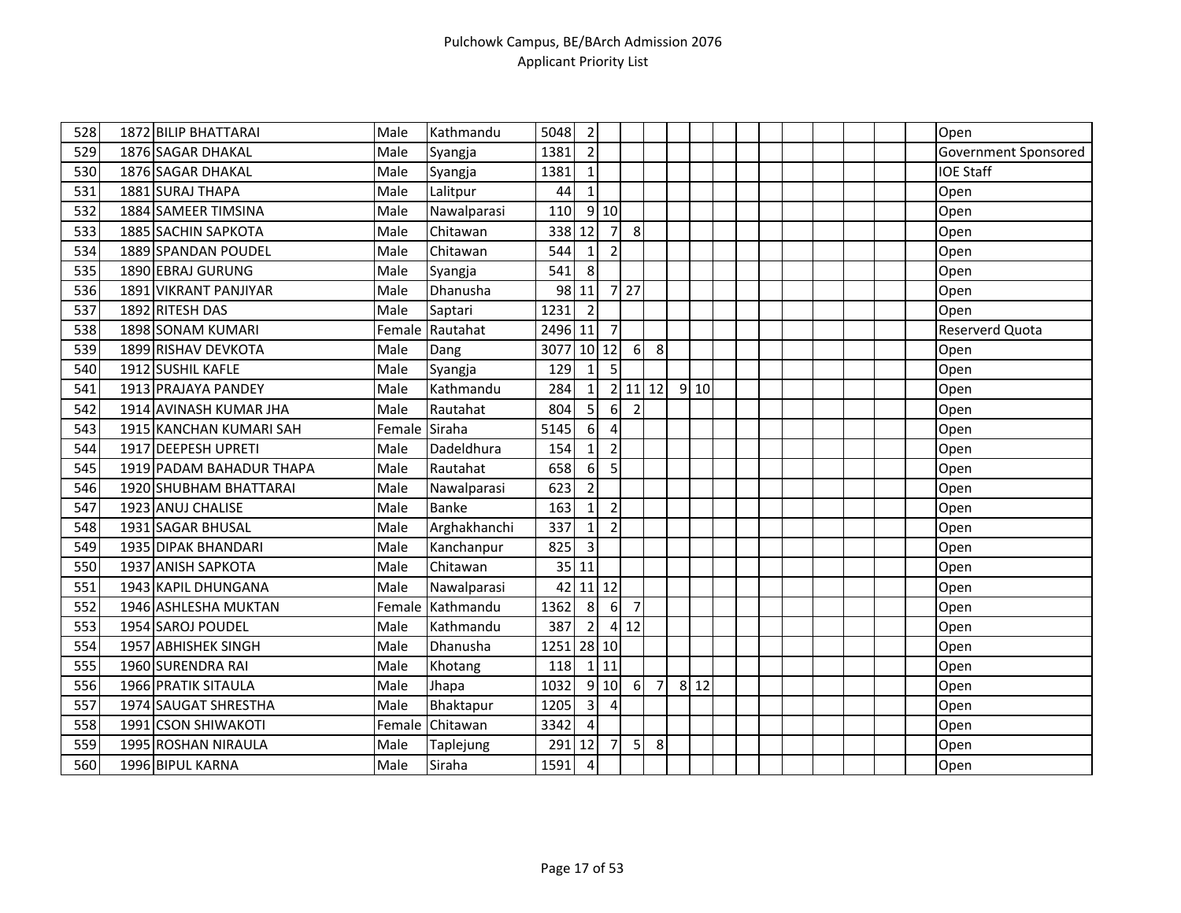| | | | | | | | | | | | | | | | | | | | | |
|---|---|---|---|---|---|---|---|---|---|---|---|---|---|---|---|---|---|---|---|---|
| 528 | 1872 | BILIP BHATTARAI | Male | Kathmandu | 5048 | 2 | | | | | | | | | | | | | | Open |
| 529 | 1876 | SAGAR DHAKAL | Male | Syangja | 1381 | 2 | | | | | | | | | | | | | | Government Sponsored |
| 530 | 1876 | SAGAR DHAKAL | Male | Syangja | 1381 | 1 | | | | | | | | | | | | | | IOE Staff |
| 531 | 1881 | SURAJ THAPA | Male | Lalitpur | 44 | 1 | | | | | | | | | | | | | | Open |
| 532 | 1884 | SAMEER TIMSINA | Male | Nawalparasi | 110 | 9 | 10 | | | | | | | | | | | | | Open |
| 533 | 1885 | SACHIN SAPKOTA | Male | Chitawan | 338 | 12 | 7 | 8 | | | | | | | | | | | | Open |
| 534 | 1889 | SPANDAN POUDEL | Male | Chitawan | 544 | 1 | 2 | | | | | | | | | | | | | Open |
| 535 | 1890 | EBRAJ GURUNG | Male | Syangja | 541 | 8 | | | | | | | | | | | | | | Open |
| 536 | 1891 | VIKRANT PANJIYAR | Male | Dhanusha | 98 | 11 | 7 | 27 | | | | | | | | | | | | Open |
| 537 | 1892 | RITESH DAS | Male | Saptari | 1231 | 2 | | | | | | | | | | | | | | Open |
| 538 | 1898 | SONAM KUMARI | Female | Rautahat | 2496 | 11 | 7 | | | | | | | | | | | | | Reserverd Quota |
| 539 | 1899 | RISHAV DEVKOTA | Male | Dang | 3077 | 10 | 12 | 6 | 8 | | | | | | | | | | | Open |
| 540 | 1912 | SUSHIL KAFLE | Male | Syangja | 129 | 1 | 5 | | | | | | | | | | | | | Open |
| 541 | 1913 | PRAJAYA PANDEY | Male | Kathmandu | 284 | 1 | 2 | 11 | 12 | 9 | 10 | | | | | | | | | Open |
| 542 | 1914 | AVINASH KUMAR JHA | Male | Rautahat | 804 | 5 | 6 | 2 | | | | | | | | | | | | Open |
| 543 | 1915 | KANCHAN KUMARI SAH | Female | Siraha | 5145 | 6 | 4 | | | | | | | | | | | | | Open |
| 544 | 1917 | DEEPESH UPRETI | Male | Dadeldhura | 154 | 1 | 2 | | | | | | | | | | | | | Open |
| 545 | 1919 | PADAM BAHADUR THAPA | Male | Rautahat | 658 | 6 | 5 | | | | | | | | | | | | | Open |
| 546 | 1920 | SHUBHAM BHATTARAI | Male | Nawalparasi | 623 | 2 | | | | | | | | | | | | | | Open |
| 547 | 1923 | ANUJ CHALISE | Male | Banke | 163 | 1 | 2 | | | | | | | | | | | | | Open |
| 548 | 1931 | SAGAR BHUSAL | Male | Arghakhanchi | 337 | 1 | 2 | | | | | | | | | | | | | Open |
| 549 | 1935 | DIPAK BHANDARI | Male | Kanchanpur | 825 | 3 | | | | | | | | | | | | | | Open |
| 550 | 1937 | ANISH SAPKOTA | Male | Chitawan | 35 | 11 | | | | | | | | | | | | | | Open |
| 551 | 1943 | KAPIL DHUNGANA | Male | Nawalparasi | 42 | 11 | 12 | | | | | | | | | | | | | Open |
| 552 | 1946 | ASHLESHA MUKTAN | Female | Kathmandu | 1362 | 8 | 6 | 7 | | | | | | | | | | | | Open |
| 553 | 1954 | SAROJ POUDEL | Male | Kathmandu | 387 | 2 | 4 | 12 | | | | | | | | | | | | Open |
| 554 | 1957 | ABHISHEK SINGH | Male | Dhanusha | 1251 | 28 | 10 | | | | | | | | | | | | | Open |
| 555 | 1960 | SURENDRA RAI | Male | Khotang | 118 | 1 | 11 | | | | | | | | | | | | | Open |
| 556 | 1966 | PRATIK SITAULA | Male | Jhapa | 1032 | 9 | 10 | 6 | 7 | 8 | 12 | | | | | | | | | Open |
| 557 | 1974 | SAUGAT SHRESTHA | Male | Bhaktapur | 1205 | 3 | 4 | | | | | | | | | | | | | Open |
| 558 | 1991 | CSON SHIWAKOTI | Female | Chitawan | 3342 | 4 | | | | | | | | | | | | | | Open |
| 559 | 1995 | ROSHAN NIRAULA | Male | Taplejung | 291 | 12 | 7 | 5 | 8 | | | | | | | | | | | Open |
| 560 | 1996 | BIPUL KARNA | Male | Siraha | 1591 | 4 | | | | | | | | | | | | | | Open |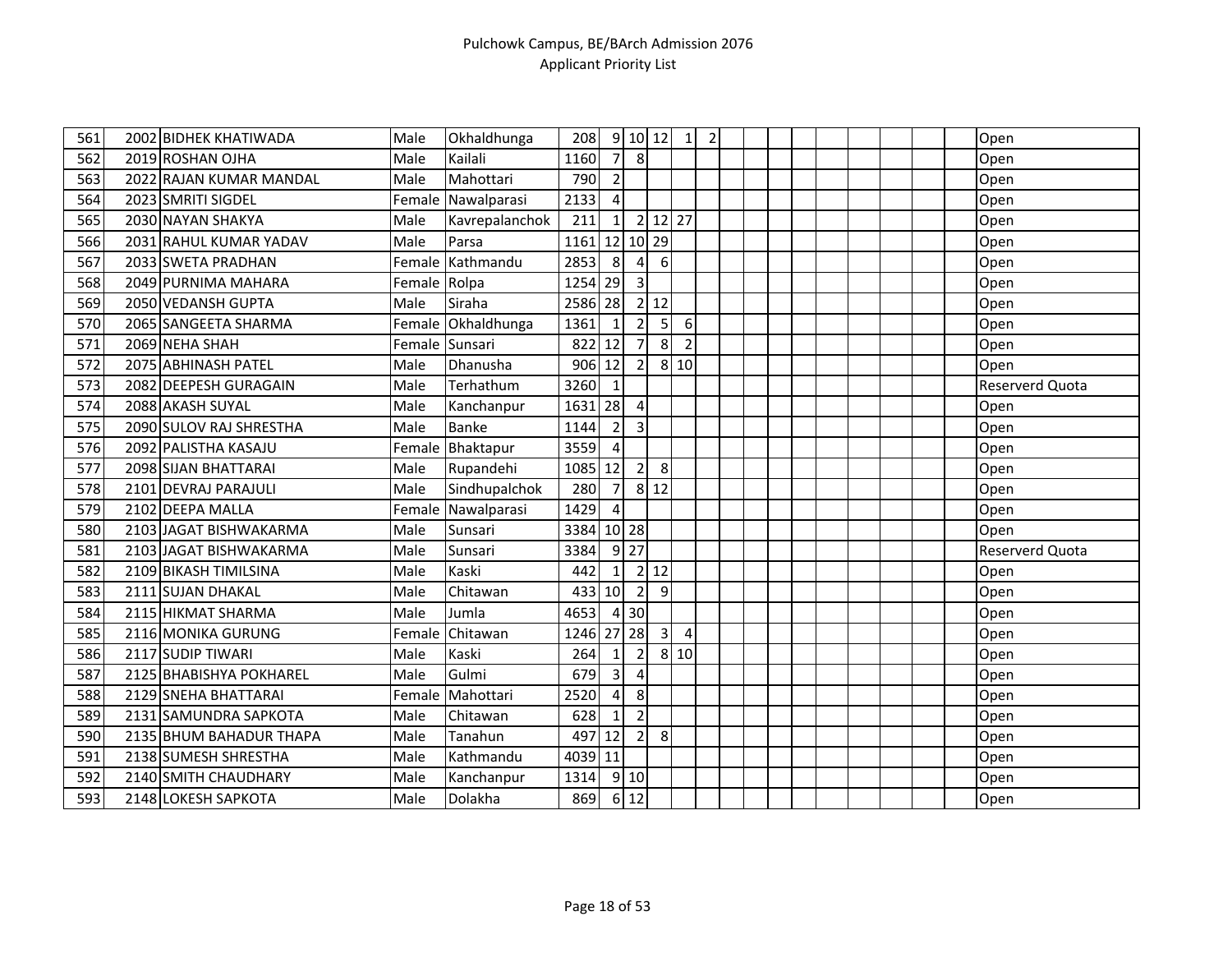| | | | | | | | | | | | | | | | | | | | | |
|---|---|---|---|---|---|---|---|---|---|---|---|---|---|---|---|---|---|---|---|---|
| 561 | 2002 | BIDHEK KHATIWADA | Male | Okhaldhunga | 208 | 9 | 10 | 12 | 1 | 2 | | | | | | | | | | Open |
| 562 | 2019 | ROSHAN OJHA | Male | Kailali | 1160 | 7 | 8 | | | | | | | | | | | | | Open |
| 563 | 2022 | RAJAN KUMAR MANDAL | Male | Mahottari | 790 | 2 | | | | | | | | | | | | | | Open |
| 564 | 2023 | SMRITI SIGDEL | Female | Nawalparasi | 2133 | 4 | | | | | | | | | | | | | | Open |
| 565 | 2030 | NAYAN SHAKYA | Male | Kavrepalanchok | 211 | 1 | 2 | 12 | 27 | | | | | | | | | | | Open |
| 566 | 2031 | RAHUL KUMAR YADAV | Male | Parsa | 1161 | 12 | 10 | 29 | | | | | | | | | | | | Open |
| 567 | 2033 | SWETA PRADHAN | Female | Kathmandu | 2853 | 8 | 4 | 6 | | | | | | | | | | | | Open |
| 568 | 2049 | PURNIMA MAHARA | Female | Rolpa | 1254 | 29 | 3 | | | | | | | | | | | | | Open |
| 569 | 2050 | VEDANSH GUPTA | Male | Siraha | 2586 | 28 | 2 | 12 | | | | | | | | | | | | Open |
| 570 | 2065 | SANGEETA SHARMA | Female | Okhaldhunga | 1361 | 1 | 2 | 5 | 6 | | | | | | | | | | | Open |
| 571 | 2069 | NEHA SHAH | Female | Sunsari | 822 | 12 | 7 | 8 | 2 | | | | | | | | | | | Open |
| 572 | 2075 | ABHINASH PATEL | Male | Dhanusha | 906 | 12 | 2 | 8 | 10 | | | | | | | | | | | Open |
| 573 | 2082 | DEEPESH GURAGAIN | Male | Terhathum | 3260 | 1 | | | | | | | | | | | | | | Reserverd Quota |
| 574 | 2088 | AKASH SUYAL | Male | Kanchanpur | 1631 | 28 | 4 | | | | | | | | | | | | | Open |
| 575 | 2090 | SULOV RAJ SHRESTHA | Male | Banke | 1144 | 2 | 3 | | | | | | | | | | | | | Open |
| 576 | 2092 | PALISTHA KASAJU | Female | Bhaktapur | 3559 | 4 | | | | | | | | | | | | | | Open |
| 577 | 2098 | SIJAN BHATTARAI | Male | Rupandehi | 1085 | 12 | 2 | 8 | | | | | | | | | | | | Open |
| 578 | 2101 | DEVRAJ PARAJULI | Male | Sindhupalchok | 280 | 7 | 8 | 12 | | | | | | | | | | | | Open |
| 579 | 2102 | DEEPA MALLA | Female | Nawalparasi | 1429 | 4 | | | | | | | | | | | | | | Open |
| 580 | 2103 | JAGAT BISHWAKARMA | Male | Sunsari | 3384 | 10 | 28 | | | | | | | | | | | | | Open |
| 581 | 2103 | JAGAT BISHWAKARMA | Male | Sunsari | 3384 | 9 | 27 | | | | | | | | | | | | | Reserverd Quota |
| 582 | 2109 | BIKASH TIMILSINA | Male | Kaski | 442 | 1 | 2 | 12 | | | | | | | | | | | | Open |
| 583 | 2111 | SUJAN DHAKAL | Male | Chitawan | 433 | 10 | 2 | 9 | | | | | | | | | | | | Open |
| 584 | 2115 | HIKMAT SHARMA | Male | Jumla | 4653 | 4 | 30 | | | | | | | | | | | | | Open |
| 585 | 2116 | MONIKA GURUNG | Female | Chitawan | 1246 | 27 | 28 | 3 | 4 | | | | | | | | | | | Open |
| 586 | 2117 | SUDIP TIWARI | Male | Kaski | 264 | 1 | 2 | 8 | 10 | | | | | | | | | | | Open |
| 587 | 2125 | BHABISHYA POKHAREL | Male | Gulmi | 679 | 3 | 4 | | | | | | | | | | | | | Open |
| 588 | 2129 | SNEHA BHATTARAI | Female | Mahottari | 2520 | 4 | 8 | | | | | | | | | | | | | Open |
| 589 | 2131 | SAMUNDRA SAPKOTA | Male | Chitawan | 628 | 1 | 2 | | | | | | | | | | | | | Open |
| 590 | 2135 | BHUM BAHADUR THAPA | Male | Tanahun | 497 | 12 | 2 | 8 | | | | | | | | | | | | Open |
| 591 | 2138 | SUMESH SHRESTHA | Male | Kathmandu | 4039 | 11 | | | | | | | | | | | | | | Open |
| 592 | 2140 | SMITH CHAUDHARY | Male | Kanchanpur | 1314 | 9 | 10 | | | | | | | | | | | | | Open |
| 593 | 2148 | LOKESH SAPKOTA | Male | Dolakha | 869 | 6 | 12 | | | | | | | | | | | | | Open |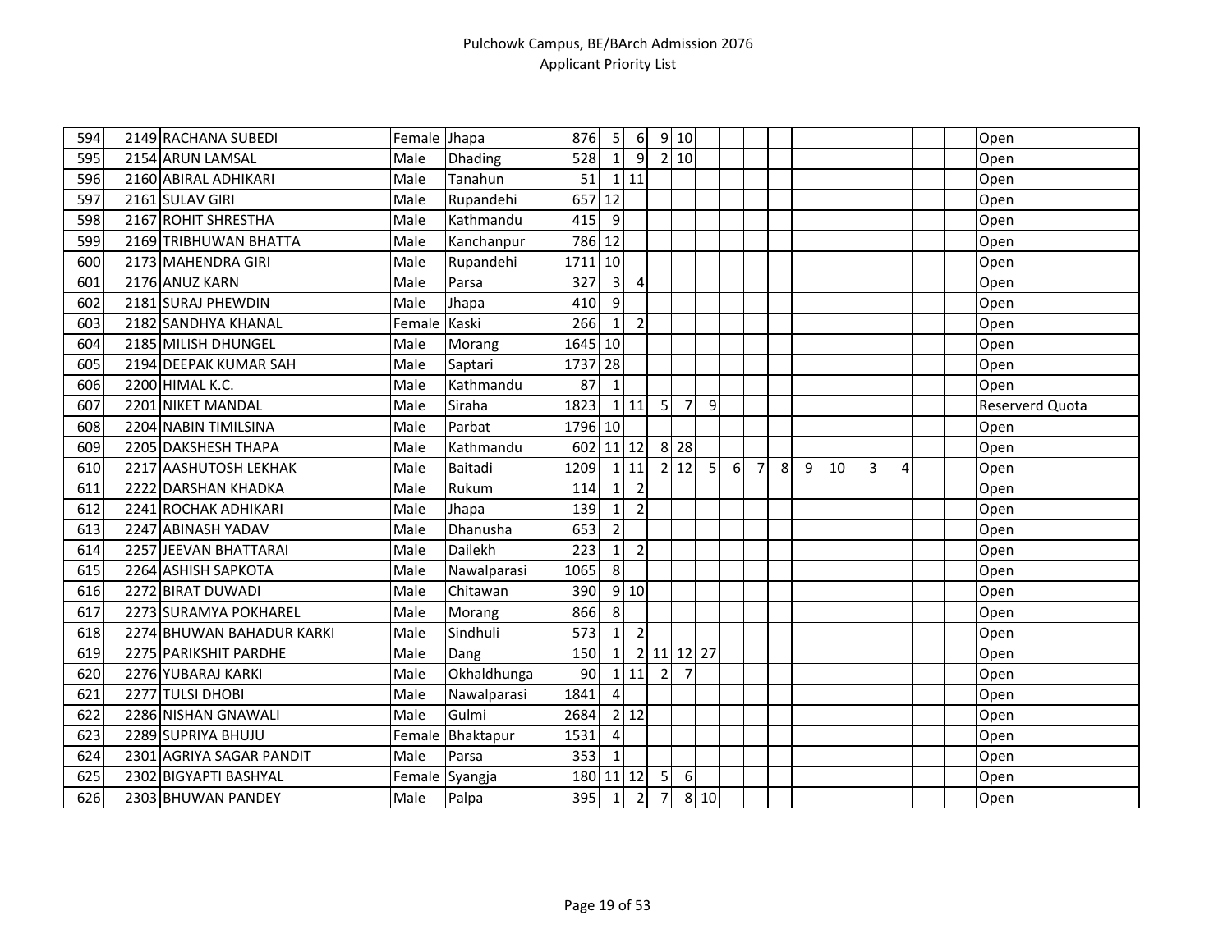| | | | | | | | | | | | | | | | | | | | | |
|---|---|---|---|---|---|---|---|---|---|---|---|---|---|---|---|---|---|---|---|---|
| 594 | 2149 | RACHANA SUBEDI | Female | Jhapa | 876 | 5 | 6 | 9 | 10 | | | | | | | | | | | Open |
| 595 | 2154 | ARUN LAMSAL | Male | Dhading | 528 | 1 | 9 | 2 | 10 | | | | | | | | | | | Open |
| 596 | 2160 | ABIRAL ADHIKARI | Male | Tanahun | 51 | 1 | 11 | | | | | | | | | | | | | Open |
| 597 | 2161 | SULAV GIRI | Male | Rupandehi | 657 | 12 | | | | | | | | | | | | | | Open |
| 598 | 2167 | ROHIT SHRESTHA | Male | Kathmandu | 415 | 9 | | | | | | | | | | | | | | Open |
| 599 | 2169 | TRIBHUWAN BHATTA | Male | Kanchanpur | 786 | 12 | | | | | | | | | | | | | | Open |
| 600 | 2173 | MAHENDRA GIRI | Male | Rupandehi | 1711 | 10 | | | | | | | | | | | | | | Open |
| 601 | 2176 | ANUZ KARN | Male | Parsa | 327 | 3 | 4 | | | | | | | | | | | | | Open |
| 602 | 2181 | SURAJ PHEWDIN | Male | Jhapa | 410 | 9 | | | | | | | | | | | | | | Open |
| 603 | 2182 | SANDHYA KHANAL | Female | Kaski | 266 | 1 | 2 | | | | | | | | | | | | | Open |
| 604 | 2185 | MILISH DHUNGEL | Male | Morang | 1645 | 10 | | | | | | | | | | | | | | Open |
| 605 | 2194 | DEEPAK KUMAR SAH | Male | Saptari | 1737 | 28 | | | | | | | | | | | | | | Open |
| 606 | 2200 | HIMAL K.C. | Male | Kathmandu | 87 | 1 | | | | | | | | | | | | | | Open |
| 607 | 2201 | NIKET MANDAL | Male | Siraha | 1823 | 1 | 11 | 5 | 7 | 9 | | | | | | | | | | Reserverd Quota |
| 608 | 2204 | NABIN TIMILSINA | Male | Parbat | 1796 | 10 | | | | | | | | | | | | | | Open |
| 609 | 2205 | DAKSHESH THAPA | Male | Kathmandu | 602 | 11 | 12 | 8 | 28 | | | | | | | | | | | Open |
| 610 | 2217 | AASHUTOSH LEKHAK | Male | Baitadi | 1209 | 1 | 11 | 2 | 12 | 5 | 6 | 7 | 8 | 9 | 10 | 3 | 4 | | | Open |
| 611 | 2222 | DARSHAN KHADKA | Male | Rukum | 114 | 1 | 2 | | | | | | | | | | | | | Open |
| 612 | 2241 | ROCHAK ADHIKARI | Male | Jhapa | 139 | 1 | 2 | | | | | | | | | | | | | Open |
| 613 | 2247 | ABINASH YADAV | Male | Dhanusha | 653 | 2 | | | | | | | | | | | | | | Open |
| 614 | 2257 | JEEVAN BHATTARAI | Male | Dailekh | 223 | 1 | 2 | | | | | | | | | | | | | Open |
| 615 | 2264 | ASHISH SAPKOTA | Male | Nawalparasi | 1065 | 8 | | | | | | | | | | | | | | Open |
| 616 | 2272 | BIRAT DUWADI | Male | Chitawan | 390 | 9 | 10 | | | | | | | | | | | | | Open |
| 617 | 2273 | SURAMYA POKHAREL | Male | Morang | 866 | 8 | | | | | | | | | | | | | | Open |
| 618 | 2274 | BHUWAN BAHADUR KARKI | Male | Sindhuli | 573 | 1 | 2 | | | | | | | | | | | | | Open |
| 619 | 2275 | PARIKSHIT PARDHE | Male | Dang | 150 | 1 | 2 | 11 | 12 | 27 | | | | | | | | | | Open |
| 620 | 2276 | YUBARAJ KARKI | Male | Okhaldhunga | 90 | 1 | 11 | 2 | 7 | | | | | | | | | | | Open |
| 621 | 2277 | TULSI DHOBI | Male | Nawalparasi | 1841 | 4 | | | | | | | | | | | | | | Open |
| 622 | 2286 | NISHAN GNAWALI | Male | Gulmi | 2684 | 2 | 12 | | | | | | | | | | | | | Open |
| 623 | 2289 | SUPRIYA BHUJU | Female | Bhaktapur | 1531 | 4 | | | | | | | | | | | | | | Open |
| 624 | 2301 | AGRIYA SAGAR PANDIT | Male | Parsa | 353 | 1 | | | | | | | | | | | | | | Open |
| 625 | 2302 | BIGYAPTI BASHYAL | Female | Syangja | 180 | 11 | 12 | 5 | 6 | | | | | | | | | | | Open |
| 626 | 2303 | BHUWAN PANDEY | Male | Palpa | 395 | 1 | 2 | 7 | 8 | 10 | | | | | | | | | | Open |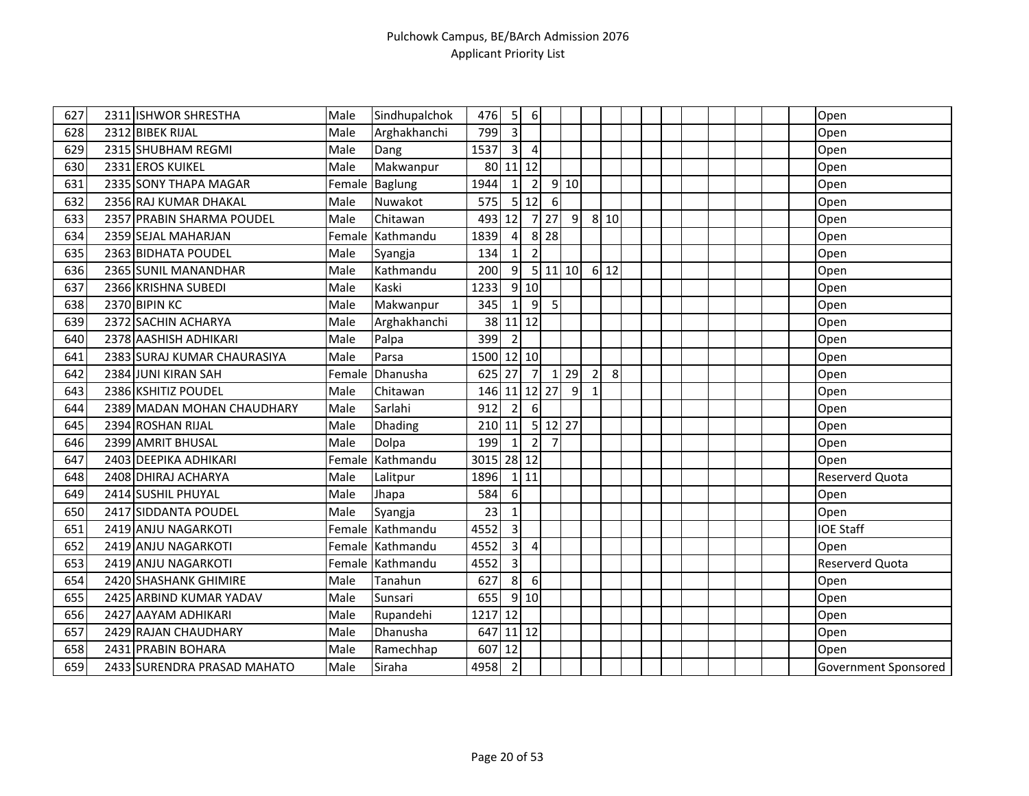| | | | | | | | | | | | | | | | | | | | | |
|---|---|---|---|---|---|---|---|---|---|---|---|---|---|---|---|---|---|---|---|---|
| 627 | 2311 | ISHWOR SHRESTHA | Male | Sindhupalchok | 476 | 5 | 6 | | | | | | | | | | | | | Open |
| 628 | 2312 | BIBEK RIJAL | Male | Arghakhanchi | 799 | 3 | | | | | | | | | | | | | | Open |
| 629 | 2315 | SHUBHAM REGMI | Male | Dang | 1537 | 3 | 4 | | | | | | | | | | | | | Open |
| 630 | 2331 | EROS KUIKEL | Male | Makwanpur | 80 | 11 | 12 | | | | | | | | | | | | | Open |
| 631 | 2335 | SONY THAPA MAGAR | Female | Baglung | 1944 | 1 | 2 | 9 | 10 | | | | | | | | | | | Open |
| 632 | 2356 | RAJ KUMAR DHAKAL | Male | Nuwakot | 575 | 5 | 12 | 6 | | | | | | | | | | | | Open |
| 633 | 2357 | PRABIN SHARMA POUDEL | Male | Chitawan | 493 | 12 | 7 | 27 | 9 | 8 | 10 | | | | | | | | | Open |
| 634 | 2359 | SEJAL MAHARJAN | Female | Kathmandu | 1839 | 4 | 8 | 28 | | | | | | | | | | | | Open |
| 635 | 2363 | BIDHATA POUDEL | Male | Syangja | 134 | 1 | 2 | | | | | | | | | | | | | Open |
| 636 | 2365 | SUNIL MANANDHAR | Male | Kathmandu | 200 | 9 | 5 | 11 | 10 | 6 | 12 | | | | | | | | | Open |
| 637 | 2366 | KRISHNA SUBEDI | Male | Kaski | 1233 | 9 | 10 | | | | | | | | | | | | | Open |
| 638 | 2370 | BIPIN KC | Male | Makwanpur | 345 | 1 | 9 | 5 | | | | | | | | | | | | Open |
| 639 | 2372 | SACHIN ACHARYA | Male | Arghakhanchi | 38 | 11 | 12 | | | | | | | | | | | | | Open |
| 640 | 2378 | AASHISH ADHIKARI | Male | Palpa | 399 | 2 | | | | | | | | | | | | | | Open |
| 641 | 2383 | SURAJ KUMAR CHAURASIYA | Male | Parsa | 1500 | 12 | 10 | | | | | | | | | | | | | Open |
| 642 | 2384 | JUNI KIRAN SAH | Female | Dhanusha | 625 | 27 | 7 | 1 | 29 | 2 | 8 | | | | | | | | | Open |
| 643 | 2386 | KSHITIZ POUDEL | Male | Chitawan | 146 | 11 | 12 | 27 | 9 | 1 | | | | | | | | | | Open |
| 644 | 2389 | MADAN MOHAN CHAUDHARY | Male | Sarlahi | 912 | 2 | 6 | | | | | | | | | | | | | Open |
| 645 | 2394 | ROSHAN RIJAL | Male | Dhading | 210 | 11 | 5 | 12 | 27 | | | | | | | | | | | Open |
| 646 | 2399 | AMRIT BHUSAL | Male | Dolpa | 199 | 1 | 2 | 7 | | | | | | | | | | | | Open |
| 647 | 2403 | DEEPIKA ADHIKARI | Female | Kathmandu | 3015 | 28 | 12 | | | | | | | | | | | | | Open |
| 648 | 2408 | DHIRAJ ACHARYA | Male | Lalitpur | 1896 | 1 | 11 | | | | | | | | | | | | | Reserverd Quota |
| 649 | 2414 | SUSHIL PHUYAL | Male | Jhapa | 584 | 6 | | | | | | | | | | | | | | Open |
| 650 | 2417 | SIDDANTA POUDEL | Male | Syangja | 23 | 1 | | | | | | | | | | | | | | Open |
| 651 | 2419 | ANJU NAGARKOTI | Female | Kathmandu | 4552 | 3 | | | | | | | | | | | | | | IOE Staff |
| 652 | 2419 | ANJU NAGARKOTI | Female | Kathmandu | 4552 | 3 | 4 | | | | | | | | | | | | | Open |
| 653 | 2419 | ANJU NAGARKOTI | Female | Kathmandu | 4552 | 3 | | | | | | | | | | | | | | Reserverd Quota |
| 654 | 2420 | SHASHANK GHIMIRE | Male | Tanahun | 627 | 8 | 6 | | | | | | | | | | | | | Open |
| 655 | 2425 | ARBIND KUMAR YADAV | Male | Sunsari | 655 | 9 | 10 | | | | | | | | | | | | | Open |
| 656 | 2427 | AAYAM ADHIKARI | Male | Rupandehi | 1217 | 12 | | | | | | | | | | | | | | Open |
| 657 | 2429 | RAJAN CHAUDHARY | Male | Dhanusha | 647 | 11 | 12 | | | | | | | | | | | | | Open |
| 658 | 2431 | PRABIN BOHARA | Male | Ramechhap | 607 | 12 | | | | | | | | | | | | | | Open |
| 659 | 2433 | SURENDRA PRASAD MAHATO | Male | Siraha | 4958 | 2 | | | | | | | | | | | | | | Government Sponsored |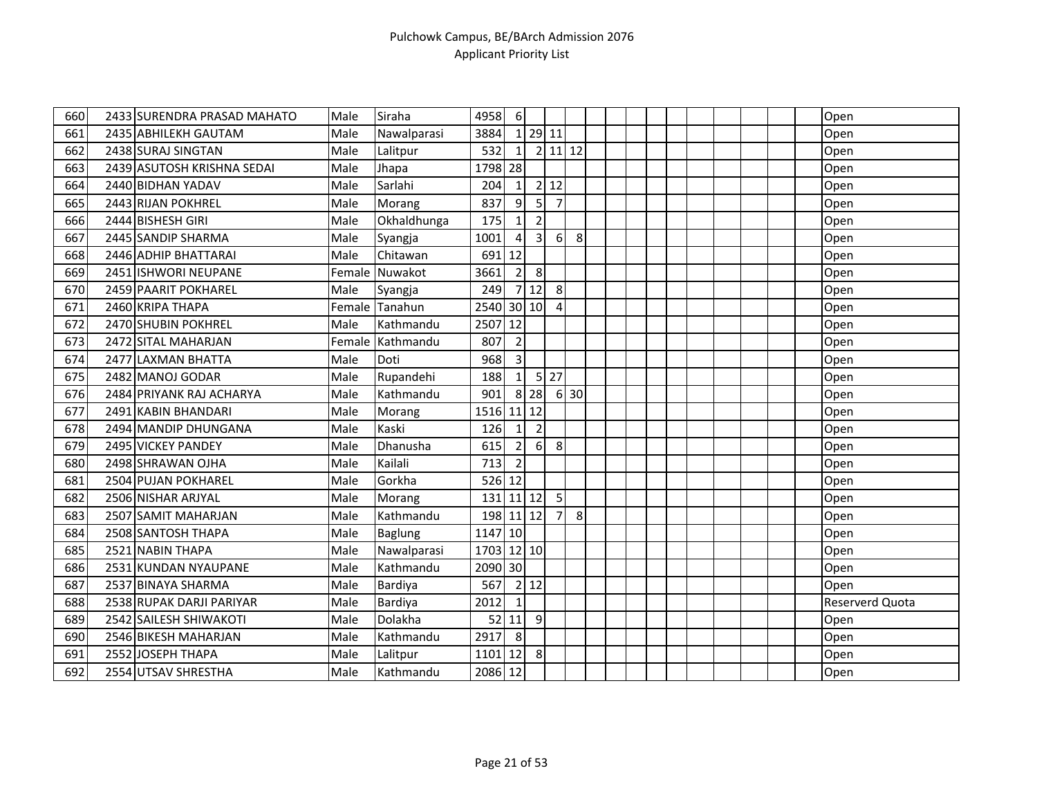| | | | | | | | | | | | | | | | | | | | | |
|---|---|---|---|---|---|---|---|---|---|---|---|---|---|---|---|---|---|---|---|---|
| 660 | 2433 | SURENDRA PRASAD MAHATO | Male | Siraha | 4958 | 6 | | | | | | | | | | | | | | Open |
| 661 | 2435 | ABHILEKH GAUTAM | Male | Nawalparasi | 3884 | 1 | 29 | 11 | | | | | | | | | | | | Open |
| 662 | 2438 | SURAJ SINGTAN | Male | Lalitpur | 532 | 1 | 2 | 11 | 12 | | | | | | | | | | | Open |
| 663 | 2439 | ASUTOSH KRISHNA SEDAI | Male | Jhapa | 1798 | 28 | | | | | | | | | | | | | | Open |
| 664 | 2440 | BIDHAN YADAV | Male | Sarlahi | 204 | 1 | 2 | 12 | | | | | | | | | | | | Open |
| 665 | 2443 | RIJAN POKHREL | Male | Morang | 837 | 9 | 5 | 7 | | | | | | | | | | | | Open |
| 666 | 2444 | BISHESH GIRI | Male | Okhaldhunga | 175 | 1 | 2 | | | | | | | | | | | | | Open |
| 667 | 2445 | SANDIP SHARMA | Male | Syangja | 1001 | 4 | 3 | 6 | 8 | | | | | | | | | | | Open |
| 668 | 2446 | ADHIP BHATTARAI | Male | Chitawan | 691 | 12 | | | | | | | | | | | | | | Open |
| 669 | 2451 | ISHWORI NEUPANE | Female | Nuwakot | 3661 | 2 | 8 | | | | | | | | | | | | | Open |
| 670 | 2459 | PAARIT POKHAREL | Male | Syangja | 249 | 7 | 12 | 8 | | | | | | | | | | | | Open |
| 671 | 2460 | KRIPA THAPA | Female | Tanahun | 2540 | 30 | 10 | 4 | | | | | | | | | | | | Open |
| 672 | 2470 | SHUBIN POKHREL | Male | Kathmandu | 2507 | 12 | | | | | | | | | | | | | | Open |
| 673 | 2472 | SITAL MAHARJAN | Female | Kathmandu | 807 | 2 | | | | | | | | | | | | | | Open |
| 674 | 2477 | LAXMAN BHATTA | Male | Doti | 968 | 3 | | | | | | | | | | | | | | Open |
| 675 | 2482 | MANOJ GODAR | Male | Rupandehi | 188 | 1 | 5 | 27 | | | | | | | | | | | | Open |
| 676 | 2484 | PRIYANK RAJ ACHARYA | Male | Kathmandu | 901 | 8 | 28 | 6 | 30 | | | | | | | | | | | Open |
| 677 | 2491 | KABIN BHANDARI | Male | Morang | 1516 | 11 | 12 | | | | | | | | | | | | | Open |
| 678 | 2494 | MANDIP DHUNGANA | Male | Kaski | 126 | 1 | 2 | | | | | | | | | | | | | Open |
| 679 | 2495 | VICKEY PANDEY | Male | Dhanusha | 615 | 2 | 6 | 8 | | | | | | | | | | | | Open |
| 680 | 2498 | SHRAWAN OJHA | Male | Kailali | 713 | 2 | | | | | | | | | | | | | | Open |
| 681 | 2504 | PUJAN POKHAREL | Male | Gorkha | 526 | 12 | | | | | | | | | | | | | | Open |
| 682 | 2506 | NISHAR ARJYAL | Male | Morang | 131 | 11 | 12 | 5 | | | | | | | | | | | | Open |
| 683 | 2507 | SAMIT MAHARJAN | Male | Kathmandu | 198 | 11 | 12 | 7 | 8 | | | | | | | | | | | Open |
| 684 | 2508 | SANTOSH THAPA | Male | Baglung | 1147 | 10 | | | | | | | | | | | | | | Open |
| 685 | 2521 | NABIN THAPA | Male | Nawalparasi | 1703 | 12 | 10 | | | | | | | | | | | | | Open |
| 686 | 2531 | KUNDAN NYAUPANE | Male | Kathmandu | 2090 | 30 | | | | | | | | | | | | | | Open |
| 687 | 2537 | BINAYA SHARMA | Male | Bardiya | 567 | 2 | 12 | | | | | | | | | | | | | Open |
| 688 | 2538 | RUPAK DARJI PARIYAR | Male | Bardiya | 2012 | 1 | | | | | | | | | | | | | | Reserverd Quota |
| 689 | 2542 | SAILESH SHIWAKOTI | Male | Dolakha | 52 | 11 | 9 | | | | | | | | | | | | | Open |
| 690 | 2546 | BIKESH MAHARJAN | Male | Kathmandu | 2917 | 8 | | | | | | | | | | | | | | Open |
| 691 | 2552 | JOSEPH THAPA | Male | Lalitpur | 1101 | 12 | 8 | | | | | | | | | | | | | Open |
| 692 | 2554 | UTSAV SHRESTHA | Male | Kathmandu | 2086 | 12 | | | | | | | | | | | | | | Open |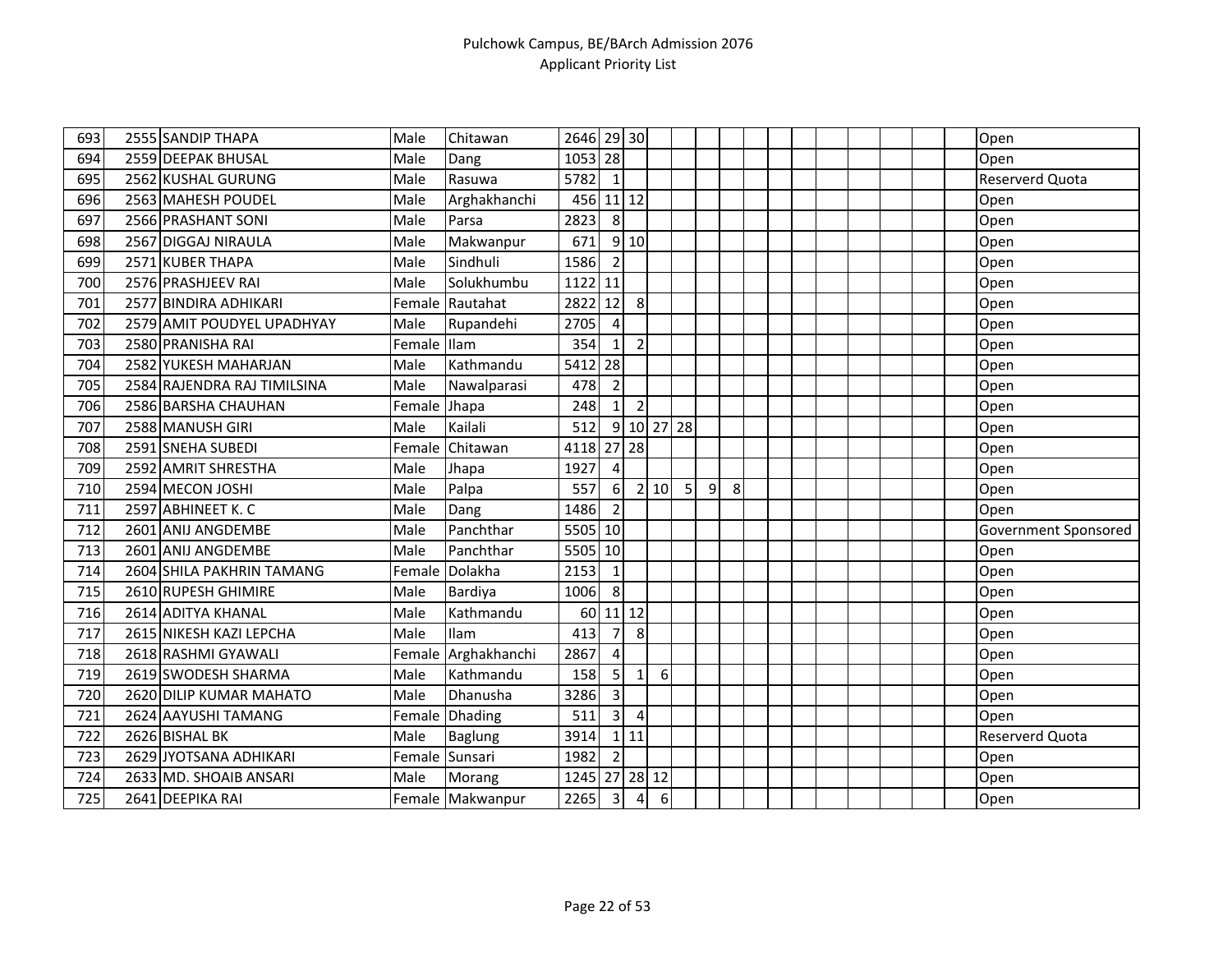| | | | | | | | | | | | | | | | | | | | | |
|---|---|---|---|---|---|---|---|---|---|---|---|---|---|---|---|---|---|---|---|---|
| 693 | 2555 | SANDIP THAPA | Male | Chitawan | 2646 | 29 | 30 | | | | | | | | | | | | | Open |
| 694 | 2559 | DEEPAK BHUSAL | Male | Dang | 1053 | 28 | | | | | | | | | | | | | | Open |
| 695 | 2562 | KUSHAL GURUNG | Male | Rasuwa | 5782 | 1 | | | | | | | | | | | | | | Reserverd Quota |
| 696 | 2563 | MAHESH POUDEL | Male | Arghakhanchi | 456 | 11 | 12 | | | | | | | | | | | | | Open |
| 697 | 2566 | PRASHANT SONI | Male | Parsa | 2823 | 8 | | | | | | | | | | | | | | Open |
| 698 | 2567 | DIGGAJ NIRAULA | Male | Makwanpur | 671 | 9 | 10 | | | | | | | | | | | | | Open |
| 699 | 2571 | KUBER THAPA | Male | Sindhuli | 1586 | 2 | | | | | | | | | | | | | | Open |
| 700 | 2576 | PRASHJEEV RAI | Male | Solukhumbu | 1122 | 11 | | | | | | | | | | | | | | Open |
| 701 | 2577 | BINDIRA ADHIKARI | Female | Rautahat | 2822 | 12 | 8 | | | | | | | | | | | | | Open |
| 702 | 2579 | AMIT POUDYEL UPADHYAY | Male | Rupandehi | 2705 | 4 | | | | | | | | | | | | | | Open |
| 703 | 2580 | PRANISHA RAI | Female | Ilam | 354 | 1 | 2 | | | | | | | | | | | | | Open |
| 704 | 2582 | YUKESH MAHARJAN | Male | Kathmandu | 5412 | 28 | | | | | | | | | | | | | | Open |
| 705 | 2584 | RAJENDRA RAJ TIMILSINA | Male | Nawalparasi | 478 | 2 | | | | | | | | | | | | | | Open |
| 706 | 2586 | BARSHA CHAUHAN | Female | Jhapa | 248 | 1 | 2 | | | | | | | | | | | | | Open |
| 707 | 2588 | MANUSH GIRI | Male | Kailali | 512 | 9 | 10 | 27 | 28 | | | | | | | | | | | Open |
| 708 | 2591 | SNEHA SUBEDI | Female | Chitawan | 4118 | 27 | 28 | | | | | | | | | | | | | Open |
| 709 | 2592 | AMRIT SHRESTHA | Male | Jhapa | 1927 | 4 | | | | | | | | | | | | | | Open |
| 710 | 2594 | MECON JOSHI | Male | Palpa | 557 | 6 | 2 | 10 | 5 | 9 | 8 | | | | | | | | | Open |
| 711 | 2597 | ABHINEET K. C | Male | Dang | 1486 | 2 | | | | | | | | | | | | | | Open |
| 712 | 2601 | ANIJ ANGDEMBE | Male | Panchthar | 5505 | 10 | | | | | | | | | | | | | | Government Sponsored |
| 713 | 2601 | ANIJ ANGDEMBE | Male | Panchthar | 5505 | 10 | | | | | | | | | | | | | | Open |
| 714 | 2604 | SHILA PAKHRIN TAMANG | Female | Dolakha | 2153 | 1 | | | | | | | | | | | | | | Open |
| 715 | 2610 | RUPESH GHIMIRE | Male | Bardiya | 1006 | 8 | | | | | | | | | | | | | | Open |
| 716 | 2614 | ADITYA KHANAL | Male | Kathmandu | 60 | 11 | 12 | | | | | | | | | | | | | Open |
| 717 | 2615 | NIKESH KAZI LEPCHA | Male | Ilam | 413 | 7 | 8 | | | | | | | | | | | | | Open |
| 718 | 2618 | RASHMI GYAWALI | Female | Arghakhanchi | 2867 | 4 | | | | | | | | | | | | | | Open |
| 719 | 2619 | SWODESH SHARMA | Male | Kathmandu | 158 | 5 | 1 | 6 | | | | | | | | | | | | Open |
| 720 | 2620 | DILIP KUMAR MAHATO | Male | Dhanusha | 3286 | 3 | | | | | | | | | | | | | | Open |
| 721 | 2624 | AAYUSHI TAMANG | Female | Dhading | 511 | 3 | 4 | | | | | | | | | | | | | Open |
| 722 | 2626 | BISHAL BK | Male | Baglung | 3914 | 1 | 11 | | | | | | | | | | | | | Reserverd Quota |
| 723 | 2629 | JYOTSANA ADHIKARI | Female | Sunsari | 1982 | 2 | | | | | | | | | | | | | | Open |
| 724 | 2633 | MD. SHOAIB ANSARI | Male | Morang | 1245 | 27 | 28 | 12 | | | | | | | | | | | | Open |
| 725 | 2641 | DEEPIKA RAI | Female | Makwanpur | 2265 | 3 | 4 | 6 | | | | | | | | | | | | Open |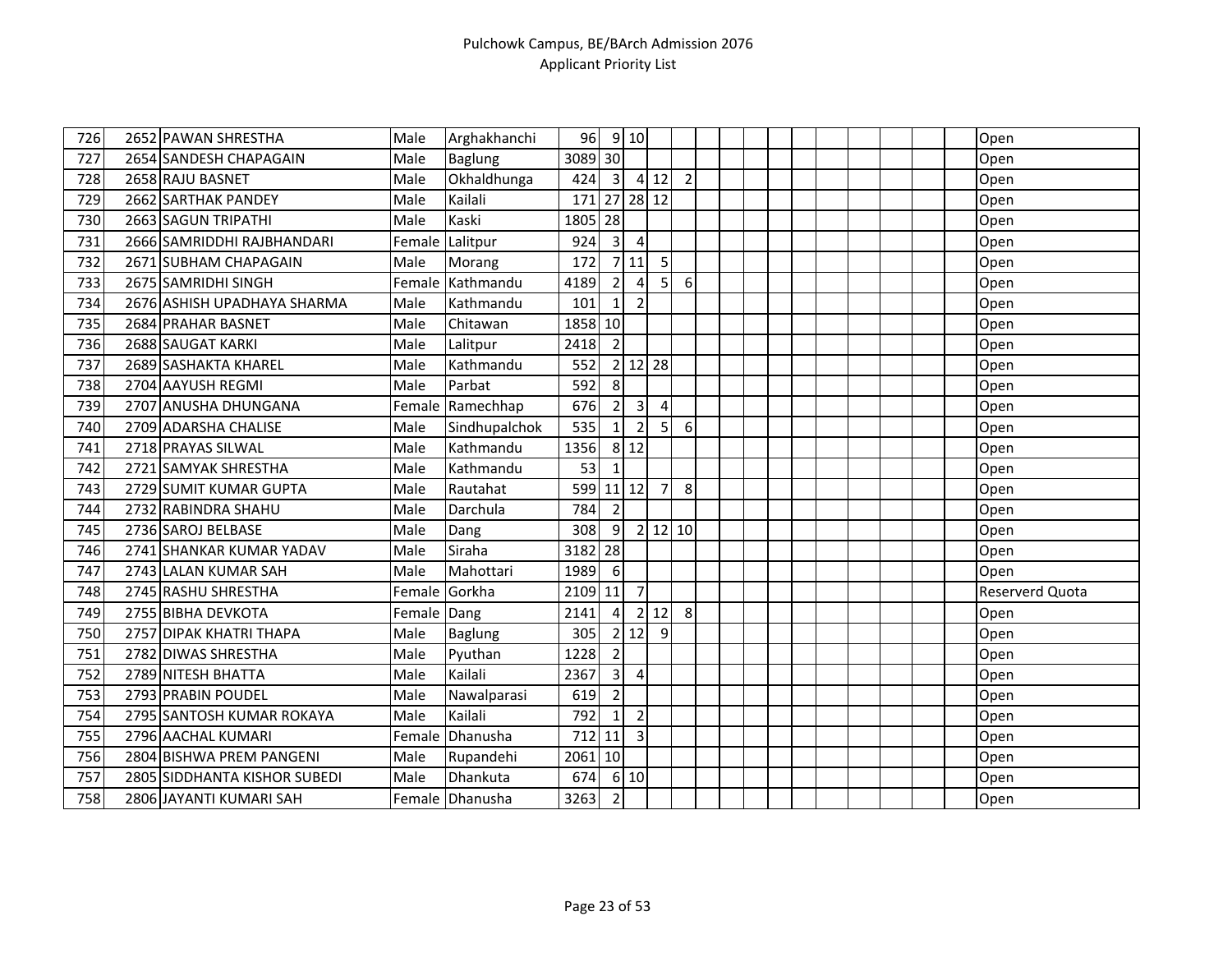Pulchowk Campus, BE/BArch Admission 2076
Applicant Priority List

| | | | | | | | | | | | | | | | | | | | | |
|---|---|---|---|---|---|---|---|---|---|---|---|---|---|---|---|---|---|---|---|---|
| 726 | 2652 | PAWAN SHRESTHA | Male | Arghakhanchi | 96 | 9 | 10 | | | | | | | | | | | | | Open |
| 727 | 2654 | SANDESH CHAPAGAIN | Male | Baglung | 3089 | 30 | | | | | | | | | | | | | | Open |
| 728 | 2658 | RAJU BASNET | Male | Okhaldhunga | 424 | 3 | 4 | 12 | 2 | | | | | | | | | | | Open |
| 729 | 2662 | SARTHAK PANDEY | Male | Kailali | 171 | 27 | 28 | 12 | | | | | | | | | | | | Open |
| 730 | 2663 | SAGUN TRIPATHI | Male | Kaski | 1805 | 28 | | | | | | | | | | | | | | Open |
| 731 | 2666 | SAMRIDDHI RAJBHANDARI | Female | Lalitpur | 924 | 3 | 4 | | | | | | | | | | | | | Open |
| 732 | 2671 | SUBHAM CHAPAGAIN | Male | Morang | 172 | 7 | 11 | 5 | | | | | | | | | | | | Open |
| 733 | 2675 | SAMRIDHI SINGH | Female | Kathmandu | 4189 | 2 | 4 | 5 | 6 | | | | | | | | | | | Open |
| 734 | 2676 | ASHISH UPADHAYA SHARMA | Male | Kathmandu | 101 | 1 | 2 | | | | | | | | | | | | | Open |
| 735 | 2684 | PRAHAR BASNET | Male | Chitawan | 1858 | 10 | | | | | | | | | | | | | | Open |
| 736 | 2688 | SAUGAT KARKI | Male | Lalitpur | 2418 | 2 | | | | | | | | | | | | | | Open |
| 737 | 2689 | SASHAKTA KHAREL | Male | Kathmandu | 552 | 2 | 12 | 28 | | | | | | | | | | | | Open |
| 738 | 2704 | AAYUSH REGMI | Male | Parbat | 592 | 8 | | | | | | | | | | | | | | Open |
| 739 | 2707 | ANUSHA DHUNGANA | Female | Ramechhap | 676 | 2 | 3 | 4 | | | | | | | | | | | | Open |
| 740 | 2709 | ADARSHA CHALISE | Male | Sindhupalchok | 535 | 1 | 2 | 5 | 6 | | | | | | | | | | | Open |
| 741 | 2718 | PRAYAS SILWAL | Male | Kathmandu | 1356 | 8 | 12 | | | | | | | | | | | | | Open |
| 742 | 2721 | SAMYAK SHRESTHA | Male | Kathmandu | 53 | 1 | | | | | | | | | | | | | | Open |
| 743 | 2729 | SUMIT KUMAR GUPTA | Male | Rautahat | 599 | 11 | 12 | 7 | 8 | | | | | | | | | | | Open |
| 744 | 2732 | RABINDRA SHAHU | Male | Darchula | 784 | 2 | | | | | | | | | | | | | | Open |
| 745 | 2736 | SAROJ BELBASE | Male | Dang | 308 | 9 | 2 | 12 | 10 | | | | | | | | | | | Open |
| 746 | 2741 | SHANKAR KUMAR YADAV | Male | Siraha | 3182 | 28 | | | | | | | | | | | | | | Open |
| 747 | 2743 | LALAN KUMAR SAH | Male | Mahottari | 1989 | 6 | | | | | | | | | | | | | | Open |
| 748 | 2745 | RASHU SHRESTHA | Female | Gorkha | 2109 | 11 | 7 | | | | | | | | | | | | | Reserverd Quota |
| 749 | 2755 | BIBHA DEVKOTA | Female | Dang | 2141 | 4 | 2 | 12 | 8 | | | | | | | | | | | Open |
| 750 | 2757 | DIPAK KHATRI THAPA | Male | Baglung | 305 | 2 | 12 | 9 | | | | | | | | | | | | Open |
| 751 | 2782 | DIWAS SHRESTHA | Male | Pyuthan | 1228 | 2 | | | | | | | | | | | | | | Open |
| 752 | 2789 | NITESH BHATTA | Male | Kailali | 2367 | 3 | 4 | | | | | | | | | | | | | Open |
| 753 | 2793 | PRABIN POUDEL | Male | Nawalparasi | 619 | 2 | | | | | | | | | | | | | | Open |
| 754 | 2795 | SANTOSH KUMAR ROKAYA | Male | Kailali | 792 | 1 | 2 | | | | | | | | | | | | | Open |
| 755 | 2796 | AACHAL KUMARI | Female | Dhanusha | 712 | 11 | 3 | | | | | | | | | | | | | Open |
| 756 | 2804 | BISHWA PREM PANGENI | Male | Rupandehi | 2061 | 10 | | | | | | | | | | | | | | Open |
| 757 | 2805 | SIDDHANTA KISHOR SUBEDI | Male | Dhankuta | 674 | 6 | 10 | | | | | | | | | | | | | Open |
| 758 | 2806 | JAYANTI KUMARI SAH | Female | Dhanusha | 3263 | 2 | | | | | | | | | | | | | | Open |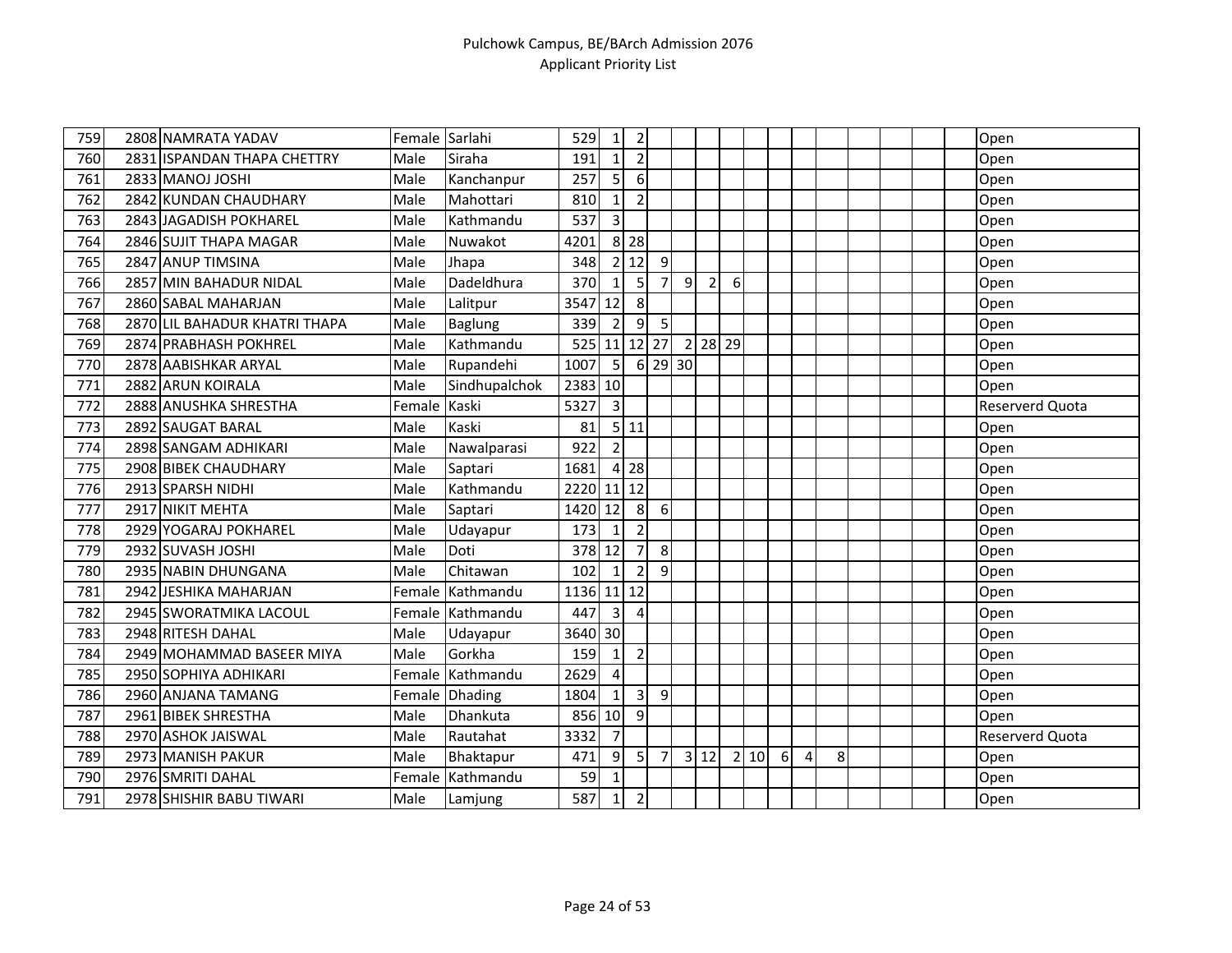| | | | | | | | | | | | | | | | | | | | | |
|---|---|---|---|---|---|---|---|---|---|---|---|---|---|---|---|---|---|---|---|---|
| 759 | 2808 | NAMRATA YADAV | Female | Sarlahi | 529 | 1 | 2 | | | | | | | | | | | | | Open |
| 760 | 2831 | ISPANDAN THAPA CHETTRY | Male | Siraha | 191 | 1 | 2 | | | | | | | | | | | | | Open |
| 761 | 2833 | MANOJ JOSHI | Male | Kanchanpur | 257 | 5 | 6 | | | | | | | | | | | | | Open |
| 762 | 2842 | KUNDAN CHAUDHARY | Male | Mahottari | 810 | 1 | 2 | | | | | | | | | | | | | Open |
| 763 | 2843 | JAGADISH POKHAREL | Male | Kathmandu | 537 | 3 | | | | | | | | | | | | | | Open |
| 764 | 2846 | SUJIT THAPA MAGAR | Male | Nuwakot | 4201 | 8 | 28 | | | | | | | | | | | | | Open |
| 765 | 2847 | ANUP TIMSINA | Male | Jhapa | 348 | 2 | 12 | 9 | | | | | | | | | | | | Open |
| 766 | 2857 | MIN BAHADUR NIDAL | Male | Dadeldhura | 370 | 1 | 5 | 7 | 9 | 2 | 6 | | | | | | | | | Open |
| 767 | 2860 | SABAL MAHARJAN | Male | Lalitpur | 3547 | 12 | 8 | | | | | | | | | | | | | Open |
| 768 | 2870 | LIL BAHADUR KHATRI THAPA | Male | Baglung | 339 | 2 | 9 | 5 | | | | | | | | | | | | Open |
| 769 | 2874 | PRABHASH POKHREL | Male | Kathmandu | 525 | 11 | 12 | 27 | 2 | 28 | 29 | | | | | | | | | Open |
| 770 | 2878 | AABISHKAR ARYAL | Male | Rupandehi | 1007 | 5 | 6 | 29 | 30 | | | | | | | | | | | Open |
| 771 | 2882 | ARUN KOIRALA | Male | Sindhupalchok | 2383 | 10 | | | | | | | | | | | | | | Open |
| 772 | 2888 | ANUSHKA SHRESTHA | Female | Kaski | 5327 | 3 | | | | | | | | | | | | | | Reserverd Quota |
| 773 | 2892 | SAUGAT BARAL | Male | Kaski | 81 | 5 | 11 | | | | | | | | | | | | | Open |
| 774 | 2898 | SANGAM ADHIKARI | Male | Nawalparasi | 922 | 2 | | | | | | | | | | | | | | Open |
| 775 | 2908 | BIBEK CHAUDHARY | Male | Saptari | 1681 | 4 | 28 | | | | | | | | | | | | | Open |
| 776 | 2913 | SPARSH NIDHI | Male | Kathmandu | 2220 | 11 | 12 | | | | | | | | | | | | | Open |
| 777 | 2917 | NIKIT MEHTA | Male | Saptari | 1420 | 12 | 8 | 6 | | | | | | | | | | | | Open |
| 778 | 2929 | YOGARAJ POKHAREL | Male | Udayapur | 173 | 1 | 2 | | | | | | | | | | | | | Open |
| 779 | 2932 | SUVASH JOSHI | Male | Doti | 378 | 12 | 7 | 8 | | | | | | | | | | | | Open |
| 780 | 2935 | NABIN DHUNGANA | Male | Chitawan | 102 | 1 | 2 | 9 | | | | | | | | | | | | Open |
| 781 | 2942 | JESHIKA MAHARJAN | Female | Kathmandu | 1136 | 11 | 12 | | | | | | | | | | | | | Open |
| 782 | 2945 | SWORATMIKA LACOUL | Female | Kathmandu | 447 | 3 | 4 | | | | | | | | | | | | | Open |
| 783 | 2948 | RITESH DAHAL | Male | Udayapur | 3640 | 30 | | | | | | | | | | | | | | Open |
| 784 | 2949 | MOHAMMAD BASEER MIYA | Male | Gorkha | 159 | 1 | 2 | | | | | | | | | | | | | Open |
| 785 | 2950 | SOPHIYA ADHIKARI | Female | Kathmandu | 2629 | 4 | | | | | | | | | | | | | | Open |
| 786 | 2960 | ANJANA TAMANG | Female | Dhading | 1804 | 1 | 3 | 9 | | | | | | | | | | | | Open |
| 787 | 2961 | BIBEK SHRESTHA | Male | Dhankuta | 856 | 10 | 9 | | | | | | | | | | | | | Open |
| 788 | 2970 | ASHOK JAISWAL | Male | Rautahat | 3332 | 7 | | | | | | | | | | | | | | Reserverd Quota |
| 789 | 2973 | MANISH PAKUR | Male | Bhaktapur | 471 | 9 | 5 | 7 | 3 | 12 | 2 | 10 | 6 | 4 | 8 | | | | | Open |
| 790 | 2976 | SMRITI DAHAL | Female | Kathmandu | 59 | 1 | | | | | | | | | | | | | | Open |
| 791 | 2978 | SHISHIR BABU TIWARI | Male | Lamjung | 587 | 1 | 2 | | | | | | | | | | | | | Open |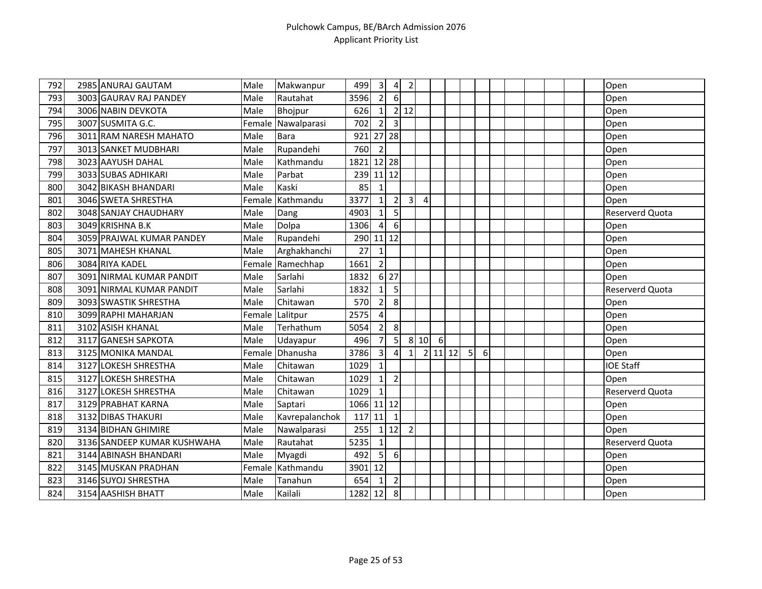| | | | | | | | | | | | | | | | | | | | | |
|---|---|---|---|---|---|---|---|---|---|---|---|---|---|---|---|---|---|---|---|---|
| 792 | 2985 | ANURAJ GAUTAM | Male | Makwanpur | 499 | 3 | 4 | 2 | | | | | | | | | | | | Open |
| 793 | 3003 | GAURAV RAJ PANDEY | Male | Rautahat | 3596 | 2 | 6 | | | | | | | | | | | | | Open |
| 794 | 3006 | NABIN DEVKOTA | Male | Bhojpur | 626 | 1 | 2 | 12 | | | | | | | | | | | | Open |
| 795 | 3007 | SUSMITA G.C. | Female | Nawalparasi | 702 | 2 | 3 | | | | | | | | | | | | | Open |
| 796 | 3011 | RAM NARESH MAHATO | Male | Bara | 921 | 27 | 28 | | | | | | | | | | | | | Open |
| 797 | 3013 | SANKET MUDBHARI | Male | Rupandehi | 760 | 2 | | | | | | | | | | | | | | Open |
| 798 | 3023 | AAYUSH DAHAL | Male | Kathmandu | 1821 | 12 | 28 | | | | | | | | | | | | | Open |
| 799 | 3033 | SUBAS ADHIKARI | Male | Parbat | 239 | 11 | 12 | | | | | | | | | | | | | Open |
| 800 | 3042 | BIKASH BHANDARI | Male | Kaski | 85 | 1 | | | | | | | | | | | | | | Open |
| 801 | 3046 | SWETA SHRESTHA | Female | Kathmandu | 3377 | 1 | 2 | 3 | 4 | | | | | | | | | | | Open |
| 802 | 3048 | SANJAY CHAUDHARY | Male | Dang | 4903 | 1 | 5 | | | | | | | | | | | | | Reserverd Quota |
| 803 | 3049 | KRISHNA B.K | Male | Dolpa | 1306 | 4 | 6 | | | | | | | | | | | | | Open |
| 804 | 3059 | PRAJWAL KUMAR PANDEY | Male | Rupandehi | 290 | 11 | 12 | | | | | | | | | | | | | Open |
| 805 | 3071 | MAHESH KHANAL | Male | Arghakhanchi | 27 | 1 | | | | | | | | | | | | | | Open |
| 806 | 3084 | RIYA KADEL | Female | Ramechhap | 1661 | 2 | | | | | | | | | | | | | | Open |
| 807 | 3091 | NIRMAL KUMAR PANDIT | Male | Sarlahi | 1832 | 6 | 27 | | | | | | | | | | | | | Open |
| 808 | 3091 | NIRMAL KUMAR PANDIT | Male | Sarlahi | 1832 | 1 | 5 | | | | | | | | | | | | | Reserverd Quota |
| 809 | 3093 | SWASTIK SHRESTHA | Male | Chitawan | 570 | 2 | 8 | | | | | | | | | | | | | Open |
| 810 | 3099 | RAPHI MAHARJAN | Female | Lalitpur | 2575 | 4 | | | | | | | | | | | | | | Open |
| 811 | 3102 | ASISH KHANAL | Male | Terhathum | 5054 | 2 | 8 | | | | | | | | | | | | | Open |
| 812 | 3117 | GANESH SAPKOTA | Male | Udayapur | 496 | 7 | 5 | 8 | 10 | 6 | | | | | | | | | | Open |
| 813 | 3125 | MONIKA MANDAL | Female | Dhanusha | 3786 | 3 | 4 | 1 | 2 | 11 | 12 | 5 | 6 | | | | | | | Open |
| 814 | 3127 | LOKESH SHRESTHA | Male | Chitawan | 1029 | 1 | | | | | | | | | | | | | | IOE Staff |
| 815 | 3127 | LOKESH SHRESTHA | Male | Chitawan | 1029 | 1 | 2 | | | | | | | | | | | | | Open |
| 816 | 3127 | LOKESH SHRESTHA | Male | Chitawan | 1029 | 1 | | | | | | | | | | | | | | Reserverd Quota |
| 817 | 3129 | PRABHAT KARNA | Male | Saptari | 1066 | 11 | 12 | | | | | | | | | | | | | Open |
| 818 | 3132 | DIBAS THAKURI | Male | Kavrepalanchok | 117 | 11 | 1 | | | | | | | | | | | | | Open |
| 819 | 3134 | BIDHAN GHIMIRE | Male | Nawalparasi | 255 | 1 | 12 | 2 | | | | | | | | | | | | Open |
| 820 | 3136 | SANDEEP KUMAR KUSHWAHA | Male | Rautahat | 5235 | 1 | | | | | | | | | | | | | | Reserverd Quota |
| 821 | 3144 | ABINASH BHANDARI | Male | Myagdi | 492 | 5 | 6 | | | | | | | | | | | | | Open |
| 822 | 3145 | MUSKAN PRADHAN | Female | Kathmandu | 3901 | 12 | | | | | | | | | | | | | | Open |
| 823 | 3146 | SUYOJ SHRESTHA | Male | Tanahun | 654 | 1 | 2 | | | | | | | | | | | | | Open |
| 824 | 3154 | AASHISH BHATT | Male | Kailali | 1282 | 12 | 8 | | | | | | | | | | | | | Open |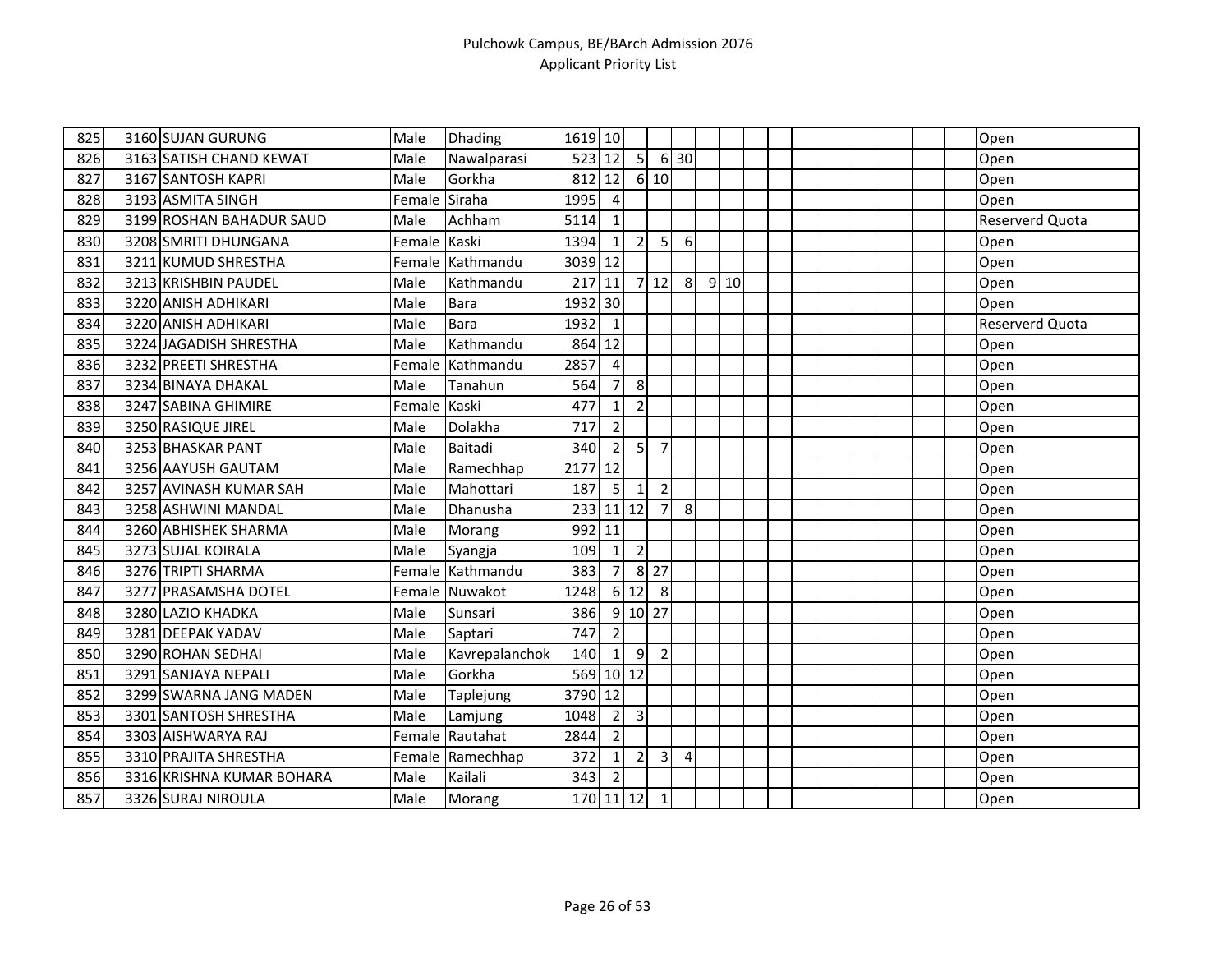# Pulchowk Campus, BE/BArch Admission 2076

## Applicant Priority List

| | | | | | | | | | | | | | | | | | | | | |
|---|---|---|---|---|---|---|---|---|---|---|---|---|---|---|---|---|---|---|---|---|
| 825 | 3160 | SUJAN GURUNG | Male | Dhading | 1619 | 10 | | | | | | | | | | | | | | Open |
| 826 | 3163 | SATISH CHAND KEWAT | Male | Nawalparasi | 523 | 12 | 5 | 6 | 30 | | | | | | | | | | | Open |
| 827 | 3167 | SANTOSH KAPRI | Male | Gorkha | 812 | 12 | 6 | 10 | | | | | | | | | | | | Open |
| 828 | 3193 | ASMITA SINGH | Female | Siraha | 1995 | 4 | | | | | | | | | | | | | | Open |
| 829 | 3199 | ROSHAN BAHADUR SAUD | Male | Achham | 5114 | 1 | | | | | | | | | | | | | | Reserverd Quota |
| 830 | 3208 | SMRITI DHUNGANA | Female | Kaski | 1394 | 1 | 2 | 5 | 6 | | | | | | | | | | | Open |
| 831 | 3211 | KUMUD SHRESTHA | Female | Kathmandu | 3039 | 12 | | | | | | | | | | | | | | Open |
| 832 | 3213 | KRISHBIN PAUDEL | Male | Kathmandu | 217 | 11 | 7 | 12 | 8 | 9 | 10 | | | | | | | | | Open |
| 833 | 3220 | ANISH ADHIKARI | Male | Bara | 1932 | 30 | | | | | | | | | | | | | | Open |
| 834 | 3220 | ANISH ADHIKARI | Male | Bara | 1932 | 1 | | | | | | | | | | | | | | Reserverd Quota |
| 835 | 3224 | JAGADISH SHRESTHA | Male | Kathmandu | 864 | 12 | | | | | | | | | | | | | | Open |
| 836 | 3232 | PREETI SHRESTHA | Female | Kathmandu | 2857 | 4 | | | | | | | | | | | | | | Open |
| 837 | 3234 | BINAYA DHAKAL | Male | Tanahun | 564 | 7 | 8 | | | | | | | | | | | | | Open |
| 838 | 3247 | SABINA GHIMIRE | Female | Kaski | 477 | 1 | 2 | | | | | | | | | | | | | Open |
| 839 | 3250 | RASIQUE JIREL | Male | Dolakha | 717 | 2 | | | | | | | | | | | | | | Open |
| 840 | 3253 | BHASKAR PANT | Male | Baitadi | 340 | 2 | 5 | 7 | | | | | | | | | | | | Open |
| 841 | 3256 | AAYUSH GAUTAM | Male | Ramechhap | 2177 | 12 | | | | | | | | | | | | | | Open |
| 842 | 3257 | AVINASH KUMAR SAH | Male | Mahottari | 187 | 5 | 1 | 2 | | | | | | | | | | | | Open |
| 843 | 3258 | ASHWINI MANDAL | Male | Dhanusha | 233 | 11 | 12 | 7 | 8 | | | | | | | | | | | Open |
| 844 | 3260 | ABHISHEK SHARMA | Male | Morang | 992 | 11 | | | | | | | | | | | | | | Open |
| 845 | 3273 | SUJAL KOIRALA | Male | Syangja | 109 | 1 | 2 | | | | | | | | | | | | | Open |
| 846 | 3276 | TRIPTI SHARMA | Female | Kathmandu | 383 | 7 | 8 | 27 | | | | | | | | | | | | Open |
| 847 | 3277 | PRASAMSHA DOTEL | Female | Nuwakot | 1248 | 6 | 12 | 8 | | | | | | | | | | | | Open |
| 848 | 3280 | LAZIO KHADKA | Male | Sunsari | 386 | 9 | 10 | 27 | | | | | | | | | | | | Open |
| 849 | 3281 | DEEPAK YADAV | Male | Saptari | 747 | 2 | | | | | | | | | | | | | | Open |
| 850 | 3290 | ROHAN SEDHAI | Male | Kavrepalanchok | 140 | 1 | 9 | 2 | | | | | | | | | | | | Open |
| 851 | 3291 | SANJAYA NEPALI | Male | Gorkha | 569 | 10 | 12 | | | | | | | | | | | | | Open |
| 852 | 3299 | SWARNA JANG MADEN | Male | Taplejung | 3790 | 12 | | | | | | | | | | | | | | Open |
| 853 | 3301 | SANTOSH SHRESTHA | Male | Lamjung | 1048 | 2 | 3 | | | | | | | | | | | | | Open |
| 854 | 3303 | AISHWARYA RAJ | Female | Rautahat | 2844 | 2 | | | | | | | | | | | | | | Open |
| 855 | 3310 | PRAJITA SHRESTHA | Female | Ramechhap | 372 | 1 | 2 | 3 | 4 | | | | | | | | | | | Open |
| 856 | 3316 | KRISHNA KUMAR BOHARA | Male | Kailali | 343 | 2 | | | | | | | | | | | | | | Open |
| 857 | 3326 | SURAJ NIROULA | Male | Morang | 170 | 11 | 12 | 1 | | | | | | | | | | | | Open |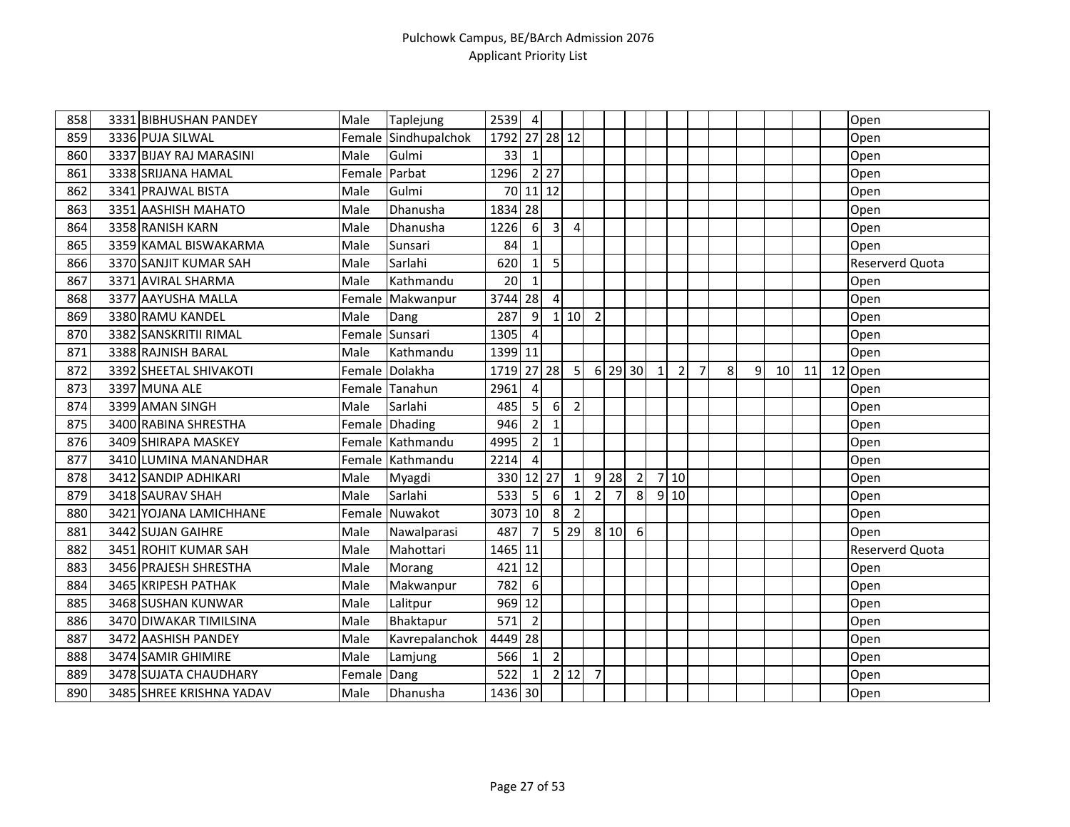| | | | | | | | | | | | | | | | | | | | | |
|---|---|---|---|---|---|---|---|---|---|---|---|---|---|---|---|---|---|---|---|---|
| 858 | 3331 | BIBHUSHAN PANDEY | Male | Taplejung | 2539 | 4 | | | | | | | | | | | | | | Open |
| 859 | 3336 | PUJA SILWAL | Female | Sindhupalchok | 1792 | 27 | 28 | 12 | | | | | | | | | | | | Open |
| 860 | 3337 | BIJAY RAJ MARASINI | Male | Gulmi | 33 | 1 | | | | | | | | | | | | | | Open |
| 861 | 3338 | SRIJANA HAMAL | Female | Parbat | 1296 | 2 | 27 | | | | | | | | | | | | | Open |
| 862 | 3341 | PRAJWAL BISTA | Male | Gulmi | 70 | 11 | 12 | | | | | | | | | | | | | Open |
| 863 | 3351 | AASHISH MAHATO | Male | Dhanusha | 1834 | 28 | | | | | | | | | | | | | | Open |
| 864 | 3358 | RANISH KARN | Male | Dhanusha | 1226 | 6 | 3 | 4 | | | | | | | | | | | | Open |
| 865 | 3359 | KAMAL BISWAKARMA | Male | Sunsari | 84 | 1 | | | | | | | | | | | | | | Open |
| 866 | 3370 | SANJIT KUMAR SAH | Male | Sarlahi | 620 | 1 | 5 | | | | | | | | | | | | | Reserverd Quota |
| 867 | 3371 | AVIRAL SHARMA | Male | Kathmandu | 20 | 1 | | | | | | | | | | | | | | Open |
| 868 | 3377 | AAYUSHA MALLA | Female | Makwanpur | 3744 | 28 | 4 | | | | | | | | | | | | | Open |
| 869 | 3380 | RAMU KANDEL | Male | Dang | 287 | 9 | 1 | 10 | 2 | | | | | | | | | | | Open |
| 870 | 3382 | SANSKRITII RIMAL | Female | Sunsari | 1305 | 4 | | | | | | | | | | | | | | Open |
| 871 | 3388 | RAJNISH BARAL | Male | Kathmandu | 1399 | 11 | | | | | | | | | | | | | | Open |
| 872 | 3392 | SHEETAL SHIVAKOTI | Female | Dolakha | 1719 | 27 | 28 | 5 | 6 | 29 | 30 | 1 | 2 | 7 | 8 | 9 | 10 | 11 | 12 | Open |
| 873 | 3397 | MUNA ALE | Female | Tanahun | 2961 | 4 | | | | | | | | | | | | | | Open |
| 874 | 3399 | AMAN SINGH | Male | Sarlahi | 485 | 5 | 6 | 2 | | | | | | | | | | | | Open |
| 875 | 3400 | RABINA SHRESTHA | Female | Dhading | 946 | 2 | 1 | | | | | | | | | | | | | Open |
| 876 | 3409 | SHIRAPA MASKEY | Female | Kathmandu | 4995 | 2 | 1 | | | | | | | | | | | | | Open |
| 877 | 3410 | LUMINA MANANDHAR | Female | Kathmandu | 2214 | 4 | | | | | | | | | | | | | | Open |
| 878 | 3412 | SANDIP ADHIKARI | Male | Myagdi | 330 | 12 | 27 | 1 | 9 | 28 | 2 | 7 | 10 | | | | | | | Open |
| 879 | 3418 | SAURAV SHAH | Male | Sarlahi | 533 | 5 | 6 | 1 | 2 | 7 | 8 | 9 | 10 | | | | | | | Open |
| 880 | 3421 | YOJANA LAMICHHANE | Female | Nuwakot | 3073 | 10 | 8 | 2 | | | | | | | | | | | | Open |
| 881 | 3442 | SUJAN GAIHRE | Male | Nawalparasi | 487 | 7 | 5 | 29 | 8 | 10 | 6 | | | | | | | | | Open |
| 882 | 3451 | ROHIT KUMAR SAH | Male | Mahottari | 1465 | 11 | | | | | | | | | | | | | | Reserverd Quota |
| 883 | 3456 | PRAJESH SHRESTHA | Male | Morang | 421 | 12 | | | | | | | | | | | | | | Open |
| 884 | 3465 | KRIPESH PATHAK | Male | Makwanpur | 782 | 6 | | | | | | | | | | | | | | Open |
| 885 | 3468 | SUSHAN KUNWAR | Male | Lalitpur | 969 | 12 | | | | | | | | | | | | | | Open |
| 886 | 3470 | DIWAKAR TIMILSINA | Male | Bhaktapur | 571 | 2 | | | | | | | | | | | | | | Open |
| 887 | 3472 | AASHISH PANDEY | Male | Kavrepalanchok | 4449 | 28 | | | | | | | | | | | | | | Open |
| 888 | 3474 | SAMIR GHIMIRE | Male | Lamjung | 566 | 1 | 2 | | | | | | | | | | | | | Open |
| 889 | 3478 | SUJATA CHAUDHARY | Female | Dang | 522 | 1 | 2 | 12 | 7 | | | | | | | | | | | Open |
| 890 | 3485 | SHREE KRISHNA YADAV | Male | Dhanusha | 1436 | 30 | | | | | | | | | | | | | | Open |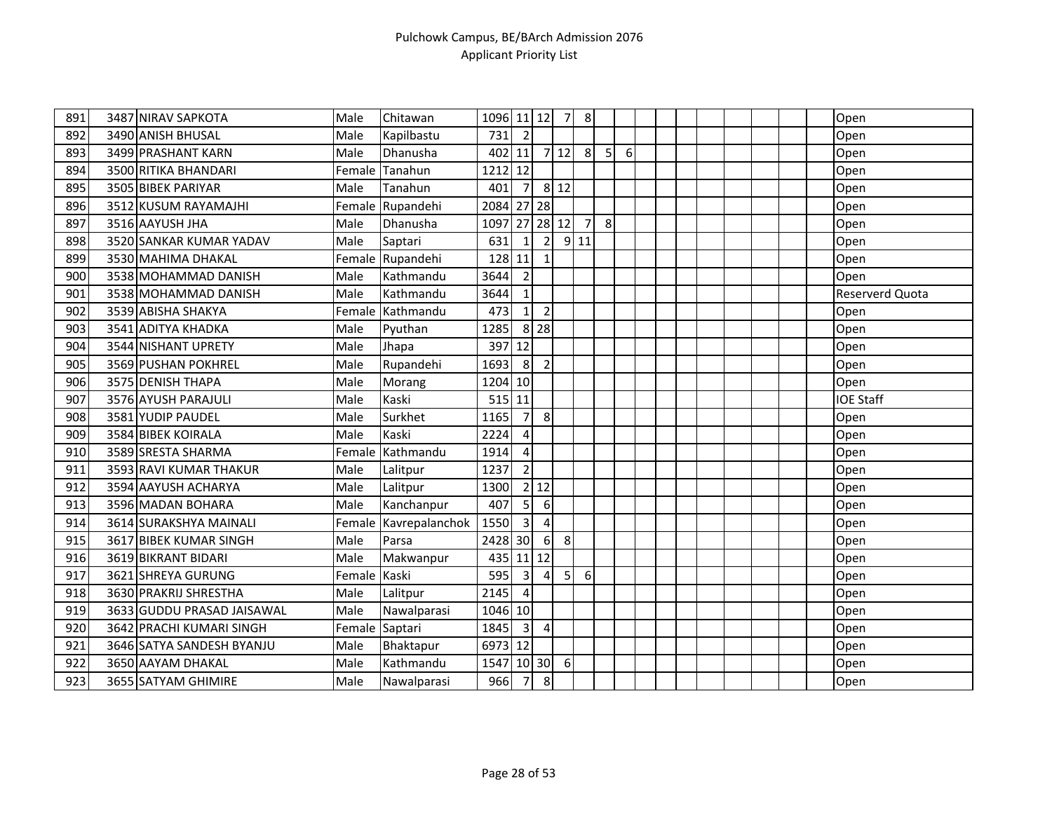# Pulchowk Campus, BE/BArch Admission 2076
## Applicant Priority List

| | | | | | | | | | | | | | | | | | | | | |
|---|---|---|---|---|---|---|---|---|---|---|---|---|---|---|---|---|---|---|---|---|
| 891 | 3487 | NIRAV SAPKOTA | Male | Chitawan | 1096 | 11 | 12 | 7 | 8 | | | | | | | | | | | Open |
| 892 | 3490 | ANISH BHUSAL | Male | Kapilbastu | 731 | 2 | | | | | | | | | | | | | | Open |
| 893 | 3499 | PRASHANT KARN | Male | Dhanusha | 402 | 11 | 7 | 12 | 8 | 5 | 6 | | | | | | | | | Open |
| 894 | 3500 | RITIKA BHANDARI | Female | Tanahun | 1212 | 12 | | | | | | | | | | | | | | Open |
| 895 | 3505 | BIBEK PARIYAR | Male | Tanahun | 401 | 7 | 8 | 12 | | | | | | | | | | | | Open |
| 896 | 3512 | KUSUM RAYAMAJHI | Female | Rupandehi | 2084 | 27 | 28 | | | | | | | | | | | | | Open |
| 897 | 3516 | AAYUSH JHA | Male | Dhanusha | 1097 | 27 | 28 | 12 | 7 | 8 | | | | | | | | | | Open |
| 898 | 3520 | SANKAR KUMAR YADAV | Male | Saptari | 631 | 1 | 2 | 9 | 11 | | | | | | | | | | | Open |
| 899 | 3530 | MAHIMA DHAKAL | Female | Rupandehi | 128 | 11 | 1 | | | | | | | | | | | | | Open |
| 900 | 3538 | MOHAMMAD DANISH | Male | Kathmandu | 3644 | 2 | | | | | | | | | | | | | | Open |
| 901 | 3538 | MOHAMMAD DANISH | Male | Kathmandu | 3644 | 1 | | | | | | | | | | | | | | Reserverd Quota |
| 902 | 3539 | ABISHA SHAKYA | Female | Kathmandu | 473 | 1 | 2 | | | | | | | | | | | | | Open |
| 903 | 3541 | ADITYA KHADKA | Male | Pyuthan | 1285 | 8 | 28 | | | | | | | | | | | | | Open |
| 904 | 3544 | NISHANT UPRETY | Male | Jhapa | 397 | 12 | | | | | | | | | | | | | | Open |
| 905 | 3569 | PUSHAN POKHREL | Male | Rupandehi | 1693 | 8 | 2 | | | | | | | | | | | | | Open |
| 906 | 3575 | DENISH THAPA | Male | Morang | 1204 | 10 | | | | | | | | | | | | | | Open |
| 907 | 3576 | AYUSH PARAJULI | Male | Kaski | 515 | 11 | | | | | | | | | | | | | | IOE Staff |
| 908 | 3581 | YUDIP PAUDEL | Male | Surkhet | 1165 | 7 | 8 | | | | | | | | | | | | | Open |
| 909 | 3584 | BIBEK KOIRALA | Male | Kaski | 2224 | 4 | | | | | | | | | | | | | | Open |
| 910 | 3589 | SRESTA SHARMA | Female | Kathmandu | 1914 | 4 | | | | | | | | | | | | | | Open |
| 911 | 3593 | RAVI KUMAR THAKUR | Male | Lalitpur | 1237 | 2 | | | | | | | | | | | | | | Open |
| 912 | 3594 | AAYUSH ACHARYA | Male | Lalitpur | 1300 | 2 | 12 | | | | | | | | | | | | | Open |
| 913 | 3596 | MADAN BOHARA | Male | Kanchanpur | 407 | 5 | 6 | | | | | | | | | | | | | Open |
| 914 | 3614 | SURAKSHYA MAINALI | Female | Kavrepalanchok | 1550 | 3 | 4 | | | | | | | | | | | | | Open |
| 915 | 3617 | BIBEK KUMAR SINGH | Male | Parsa | 2428 | 30 | 6 | 8 | | | | | | | | | | | | Open |
| 916 | 3619 | BIKRANT BIDARI | Male | Makwanpur | 435 | 11 | 12 | | | | | | | | | | | | | Open |
| 917 | 3621 | SHREYA GURUNG | Female | Kaski | 595 | 3 | 4 | 5 | 6 | | | | | | | | | | | Open |
| 918 | 3630 | PRAKRIJ SHRESTHA | Male | Lalitpur | 2145 | 4 | | | | | | | | | | | | | | Open |
| 919 | 3633 | GUDDU PRASAD JAISAWAL | Male | Nawalparasi | 1046 | 10 | | | | | | | | | | | | | | Open |
| 920 | 3642 | PRACHI KUMARI SINGH | Female | Saptari | 1845 | 3 | 4 | | | | | | | | | | | | | Open |
| 921 | 3646 | SATYA SANDESH BYANJU | Male | Bhaktapur | 6973 | 12 | | | | | | | | | | | | | | Open |
| 922 | 3650 | AAYAM DHAKAL | Male | Kathmandu | 1547 | 10 | 30 | 6 | | | | | | | | | | | | Open |
| 923 | 3655 | SATYAM GHIMIRE | Male | Nawalparasi | 966 | 7 | 8 | | | | | | | | | | | | | Open |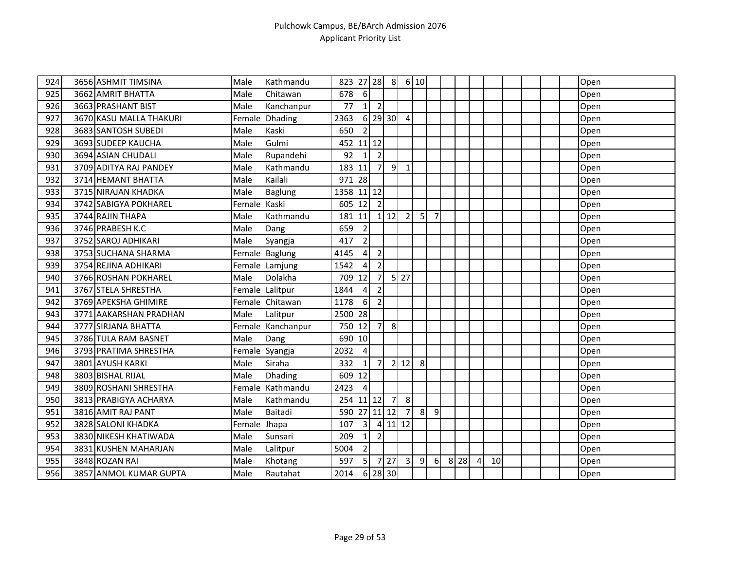# Pulchowk Campus, BE/BArch Admission 2076
## Applicant Priority List

| | | | | | | | | | | | | | | | | | | | | |
|---|---|---|---|---|---|---|---|---|---|---|---|---|---|---|---|---|---|---|---|---|
| 924 | 3656 | ASHMIT TIMSINA | Male | Kathmandu | 823 | 27 | 28 | 8 | 6 | 10 | | | | | | | | | | Open |
| 925 | 3662 | AMRIT BHATTA | Male | Chitawan | 678 | 6 | | | | | | | | | | | | | | Open |
| 926 | 3663 | PRASHANT BIST | Male | Kanchanpur | 77 | 1 | 2 | | | | | | | | | | | | | Open |
| 927 | 3670 | KASU MALLA THAKURI | Female | Dhading | 2363 | 6 | 29 | 30 | 4 | | | | | | | | | | | Open |
| 928 | 3683 | SANTOSH SUBEDI | Male | Kaski | 650 | 2 | | | | | | | | | | | | | | Open |
| 929 | 3693 | SUDEEP KAUCHA | Male | Gulmi | 452 | 11 | 12 | | | | | | | | | | | | | Open |
| 930 | 3694 | ASIAN CHUDALI | Male | Rupandehi | 92 | 1 | 2 | | | | | | | | | | | | | Open |
| 931 | 3709 | ADITYA RAJ PANDEY | Male | Kathmandu | 183 | 11 | 7 | 9 | 1 | | | | | | | | | | | Open |
| 932 | 3714 | HEMANT BHATTA | Male | Kailali | 971 | 28 | | | | | | | | | | | | | | Open |
| 933 | 3715 | NIRAJAN KHADKA | Male | Baglung | 1358 | 11 | 12 | | | | | | | | | | | | | Open |
| 934 | 3742 | SABIGYA POKHAREL | Female | Kaski | 605 | 12 | 2 | | | | | | | | | | | | | Open |
| 935 | 3744 | RAJIN THAPA | Male | Kathmandu | 181 | 11 | 1 | 12 | 2 | 5 | 7 | | | | | | | | | Open |
| 936 | 3746 | PRABESH K.C | Male | Dang | 659 | 2 | | | | | | | | | | | | | | Open |
| 937 | 3752 | SAROJ ADHIKARI | Male | Syangja | 417 | 2 | | | | | | | | | | | | | | Open |
| 938 | 3753 | SUCHANA SHARMA | Female | Baglung | 4145 | 4 | 2 | | | | | | | | | | | | | Open |
| 939 | 3754 | REJINA ADHIKARI | Female | Lamjung | 1542 | 4 | 2 | | | | | | | | | | | | | Open |
| 940 | 3766 | ROSHAN POKHAREL | Male | Dolakha | 709 | 12 | 7 | 5 | 27 | | | | | | | | | | | Open |
| 941 | 3767 | STELA SHRESTHA | Female | Lalitpur | 1844 | 4 | 2 | | | | | | | | | | | | | Open |
| 942 | 3769 | APEKSHA GHIMIRE | Female | Chitawan | 1178 | 6 | 2 | | | | | | | | | | | | | Open |
| 943 | 3771 | AAKARSHAN PRADHAN | Male | Lalitpur | 2500 | 28 | | | | | | | | | | | | | | Open |
| 944 | 3777 | SIRJANA BHATTA | Female | Kanchanpur | 750 | 12 | 7 | 8 | | | | | | | | | | | | Open |
| 945 | 3786 | TULA RAM BASNET | Male | Dang | 690 | 10 | | | | | | | | | | | | | | Open |
| 946 | 3793 | PRATIMA SHRESTHA | Female | Syangja | 2032 | 4 | | | | | | | | | | | | | | Open |
| 947 | 3801 | AYUSH KARKI | Male | Siraha | 332 | 1 | 7 | 2 | 12 | 8 | | | | | | | | | | Open |
| 948 | 3803 | BISHAL RIJAL | Male | Dhading | 609 | 12 | | | | | | | | | | | | | | Open |
| 949 | 3809 | ROSHANI SHRESTHA | Female | Kathmandu | 2423 | 4 | | | | | | | | | | | | | | Open |
| 950 | 3813 | PRABIGYA ACHARYA | Male | Kathmandu | 254 | 11 | 12 | 7 | 8 | | | | | | | | | | | Open |
| 951 | 3816 | AMIT RAJ PANT | Male | Baitadi | 590 | 27 | 11 | 12 | 7 | 8 | 9 | | | | | | | | | Open |
| 952 | 3828 | SALONI KHADKA | Female | Jhapa | 107 | 3 | 4 | 11 | 12 | | | | | | | | | | | Open |
| 953 | 3830 | NIKESH KHATIWADA | Male | Sunsari | 209 | 1 | 2 | | | | | | | | | | | | | Open |
| 954 | 3831 | KUSHEN MAHARJAN | Male | Lalitpur | 5004 | 2 | | | | | | | | | | | | | | Open |
| 955 | 3848 | ROZAN RAI | Male | Khotang | 597 | 5 | 7 | 27 | 3 | 9 | 6 | 8 | 28 | 4 | 10 | | | | | Open |
| 956 | 3857 | ANMOL KUMAR GUPTA | Male | Rautahat | 2014 | 6 | 28 | 30 | | | | | | | | | | | | Open |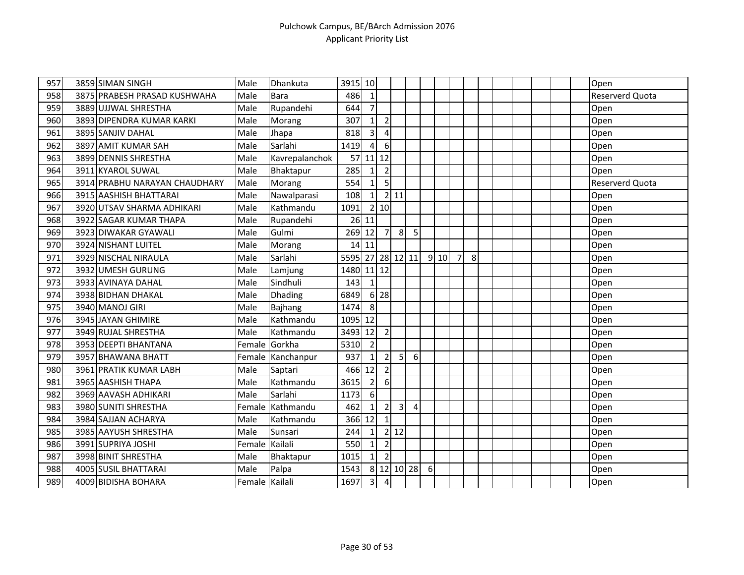| | | | | | | | | | | | | | | | | | | | | |
|---|---|---|---|---|---|---|---|---|---|---|---|---|---|---|---|---|---|---|---|---|
| 957 | 3859 | SIMAN SINGH | Male | Dhankuta | 3915 | 10 | | | | | | | | | | | | | | Open |
| 958 | 3875 | PRABESH PRASAD KUSHWAHA | Male | Bara | 486 | 1 | | | | | | | | | | | | | | Reserverd Quota |
| 959 | 3889 | UJJWAL SHRESTHA | Male | Rupandehi | 644 | 7 | | | | | | | | | | | | | | Open |
| 960 | 3893 | DIPENDRA KUMAR KARKI | Male | Morang | 307 | 1 | 2 | | | | | | | | | | | | | Open |
| 961 | 3895 | SANJIV DAHAL | Male | Jhapa | 818 | 3 | 4 | | | | | | | | | | | | | Open |
| 962 | 3897 | AMIT KUMAR SAH | Male | Sarlahi | 1419 | 4 | 6 | | | | | | | | | | | | | Open |
| 963 | 3899 | DENNIS SHRESTHA | Male | Kavrepalanchok | 57 | 11 | 12 | | | | | | | | | | | | | Open |
| 964 | 3911 | KYAROL SUWAL | Male | Bhaktapur | 285 | 1 | 2 | | | | | | | | | | | | | Open |
| 965 | 3914 | PRABHU NARAYAN CHAUDHARY | Male | Morang | 554 | 1 | 5 | | | | | | | | | | | | | Reserverd Quota |
| 966 | 3915 | AASHISH BHATTARAI | Male | Nawalparasi | 108 | 1 | 2 | 11 | | | | | | | | | | | | Open |
| 967 | 3920 | UTSAV SHARMA ADHIKARI | Male | Kathmandu | 1091 | 2 | 10 | | | | | | | | | | | | | Open |
| 968 | 3922 | SAGAR KUMAR THAPA | Male | Rupandehi | 26 | 11 | | | | | | | | | | | | | | Open |
| 969 | 3923 | DIWAKAR GYAWALI | Male | Gulmi | 269 | 12 | 7 | 8 | 5 | | | | | | | | | | | Open |
| 970 | 3924 | NISHANT LUITEL | Male | Morang | 14 | 11 | | | | | | | | | | | | | | Open |
| 971 | 3929 | NISCHAL NIRAULA | Male | Sarlahi | 5595 | 27 | 28 | 12 | 11 | 9 | 10 | 7 | 8 | | | | | | | Open |
| 972 | 3932 | UMESH GURUNG | Male | Lamjung | 1480 | 11 | 12 | | | | | | | | | | | | | Open |
| 973 | 3933 | AVINAYA DAHAL | Male | Sindhuli | 143 | 1 | | | | | | | | | | | | | | Open |
| 974 | 3938 | BIDHAN DHAKAL | Male | Dhading | 6849 | 6 | 28 | | | | | | | | | | | | | Open |
| 975 | 3940 | MANOJ GIRI | Male | Bajhang | 1474 | 8 | | | | | | | | | | | | | | Open |
| 976 | 3945 | JAYAN GHIMIRE | Male | Kathmandu | 1095 | 12 | | | | | | | | | | | | | | Open |
| 977 | 3949 | RUJAL SHRESTHA | Male | Kathmandu | 3493 | 12 | 2 | | | | | | | | | | | | | Open |
| 978 | 3953 | DEEPTI BHANTANA | Female | Gorkha | 5310 | 2 | | | | | | | | | | | | | | Open |
| 979 | 3957 | BHAWANA BHATT | Female | Kanchanpur | 937 | 1 | 2 | 5 | 6 | | | | | | | | | | | Open |
| 980 | 3961 | PRATIK KUMAR LABH | Male | Saptari | 466 | 12 | 2 | | | | | | | | | | | | | Open |
| 981 | 3965 | AASHISH THAPA | Male | Kathmandu | 3615 | 2 | 6 | | | | | | | | | | | | | Open |
| 982 | 3969 | AAVASH ADHIKARI | Male | Sarlahi | 1173 | 6 | | | | | | | | | | | | | | Open |
| 983 | 3980 | SUNITI SHRESTHA | Female | Kathmandu | 462 | 1 | 2 | 3 | 4 | | | | | | | | | | | Open |
| 984 | 3984 | SAJJAN ACHARYA | Male | Kathmandu | 366 | 12 | 1 | | | | | | | | | | | | | Open |
| 985 | 3985 | AAYUSH SHRESTHA | Male | Sunsari | 244 | 1 | 2 | 12 | | | | | | | | | | | | Open |
| 986 | 3991 | SUPRIYA JOSHI | Female | Kailali | 550 | 1 | 2 | | | | | | | | | | | | | Open |
| 987 | 3998 | BINIT SHRESTHA | Male | Bhaktapur | 1015 | 1 | 2 | | | | | | | | | | | | | Open |
| 988 | 4005 | SUSIL BHATTARAI | Male | Palpa | 1543 | 8 | 12 | 10 | 28 | 6 | | | | | | | | | | Open |
| 989 | 4009 | BIDISHA BOHARA | Female | Kailali | 1697 | 3 | 4 | | | | | | | | | | | | | Open |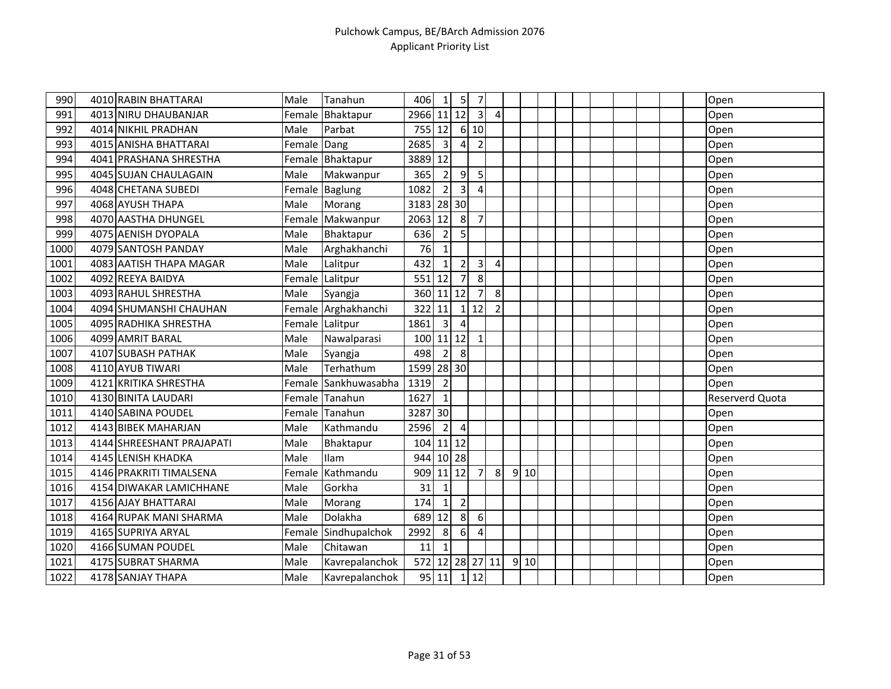# Pulchowk Campus, BE/BArch Admission 2076

## Applicant Priority List

| | | | | | | | | | | | | | | | | | | | | |
|---|---|---|---|---|---|---|---|---|---|---|---|---|---|---|---|---|---|---|---|---|
| 990 | 4010 | RABIN BHATTARAI | Male | Tanahun | 406 | 1 | 5 | 7 | | | | | | | | | | | | Open |
| 991 | 4013 | NIRU DHAUBANJAR | Female | Bhaktapur | 2966 | 11 | 12 | 3 | 4 | | | | | | | | | | | Open |
| 992 | 4014 | NIKHIL PRADHAN | Male | Parbat | 755 | 12 | 6 | 10 | | | | | | | | | | | | Open |
| 993 | 4015 | ANISHA BHATTARAI | Female | Dang | 2685 | 3 | 4 | 2 | | | | | | | | | | | | Open |
| 994 | 4041 | PRASHANA SHRESTHA | Female | Bhaktapur | 3889 | 12 | | | | | | | | | | | | | | Open |
| 995 | 4045 | SUJAN CHAULAGAIN | Male | Makwanpur | 365 | 2 | 9 | 5 | | | | | | | | | | | | Open |
| 996 | 4048 | CHETANA SUBEDI | Female | Baglung | 1082 | 2 | 3 | 4 | | | | | | | | | | | | Open |
| 997 | 4068 | AYUSH THAPA | Male | Morang | 3183 | 28 | 30 | | | | | | | | | | | | | Open |
| 998 | 4070 | AASTHA DHUNGEL | Female | Makwanpur | 2063 | 12 | 8 | 7 | | | | | | | | | | | | Open |
| 999 | 4075 | AENISH DYOPALA | Male | Bhaktapur | 636 | 2 | 5 | | | | | | | | | | | | | Open |
| 1000 | 4079 | SANTOSH PANDAY | Male | Arghakhanchi | 76 | 1 | | | | | | | | | | | | | | Open |
| 1001 | 4083 | AATISH THAPA MAGAR | Male | Lalitpur | 432 | 1 | 2 | 3 | 4 | | | | | | | | | | | Open |
| 1002 | 4092 | REEYA BAIDYA | Female | Lalitpur | 551 | 12 | 7 | 8 | | | | | | | | | | | | Open |
| 1003 | 4093 | RAHUL SHRESTHA | Male | Syangja | 360 | 11 | 12 | 7 | 8 | | | | | | | | | | | Open |
| 1004 | 4094 | SHUMANSHI CHAUHAN | Female | Arghakhanchi | 322 | 11 | 1 | 12 | 2 | | | | | | | | | | | Open |
| 1005 | 4095 | RADHIKA SHRESTHA | Female | Lalitpur | 1861 | 3 | 4 | | | | | | | | | | | | | Open |
| 1006 | 4099 | AMRIT BARAL | Male | Nawalparasi | 100 | 11 | 12 | 1 | | | | | | | | | | | | Open |
| 1007 | 4107 | SUBASH PATHAK | Male | Syangja | 498 | 2 | 8 | | | | | | | | | | | | | Open |
| 1008 | 4110 | AYUB TIWARI | Male | Terhathum | 1599 | 28 | 30 | | | | | | | | | | | | | Open |
| 1009 | 4121 | KRITIKA SHRESTHA | Female | Sankhuwasabha | 1319 | 2 | | | | | | | | | | | | | | Open |
| 1010 | 4130 | BINITA LAUDARI | Female | Tanahun | 1627 | 1 | | | | | | | | | | | | | | Reserverd Quota |
| 1011 | 4140 | SABINA POUDEL | Female | Tanahun | 3287 | 30 | | | | | | | | | | | | | | Open |
| 1012 | 4143 | BIBEK MAHARJAN | Male | Kathmandu | 2596 | 2 | 4 | | | | | | | | | | | | | Open |
| 1013 | 4144 | SHREESHANT PRAJAPATI | Male | Bhaktapur | 104 | 11 | 12 | | | | | | | | | | | | | Open |
| 1014 | 4145 | LENISH KHADKA | Male | Ilam | 944 | 10 | 28 | | | | | | | | | | | | | Open |
| 1015 | 4146 | PRAKRITI TIMALSENA | Female | Kathmandu | 909 | 11 | 12 | 7 | 8 | 9 | 10 | | | | | | | | | Open |
| 1016 | 4154 | DIWAKAR LAMICHHANE | Male | Gorkha | 31 | 1 | | | | | | | | | | | | | | Open |
| 1017 | 4156 | AJAY BHATTARAI | Male | Morang | 174 | 1 | 2 | | | | | | | | | | | | | Open |
| 1018 | 4164 | RUPAK MANI SHARMA | Male | Dolakha | 689 | 12 | 8 | 6 | | | | | | | | | | | | Open |
| 1019 | 4165 | SUPRIYA ARYAL | Female | Sindhupalchok | 2992 | 8 | 6 | 4 | | | | | | | | | | | | Open |
| 1020 | 4166 | SUMAN POUDEL | Male | Chitawan | 11 | 1 | | | | | | | | | | | | | | Open |
| 1021 | 4175 | SUBRAT SHARMA | Male | Kavrepalanchok | 572 | 12 | 28 | 27 | 11 | 9 | 10 | | | | | | | | | Open |
| 1022 | 4178 | SANJAY THAPA | Male | Kavrepalanchok | 95 | 11 | 1 | 12 | | | | | | | | | | | | Open |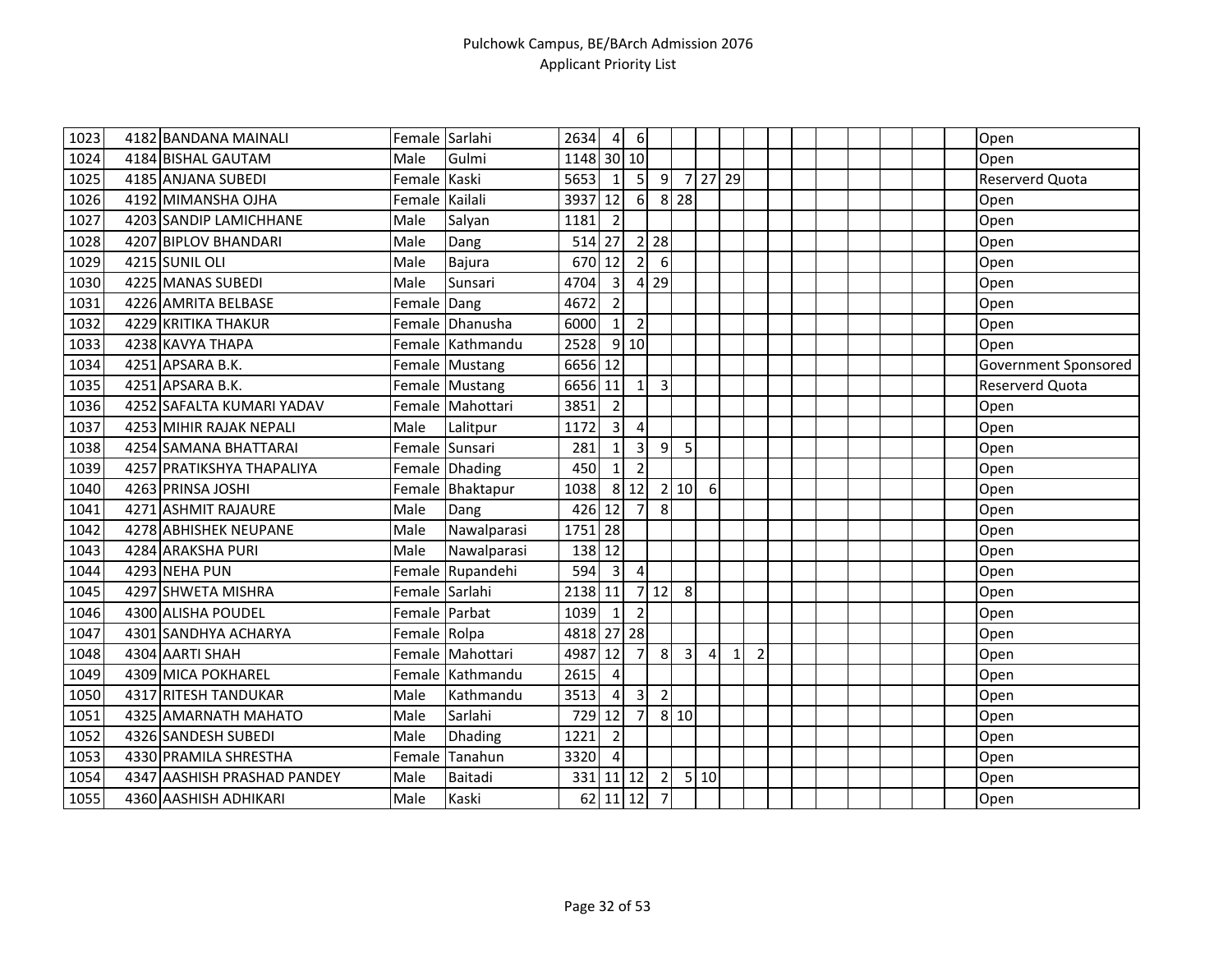| | | | | | | | | | | | | | | | | | | | | |
|---|---|---|---|---|---|---|---|---|---|---|---|---|---|---|---|---|---|---|---|---|
| 1023 | 4182 | BANDANA MAINALI | Female | Sarlahi | 2634 | 4 | 6 | | | | | | | | | | | | | Open |
| 1024 | 4184 | BISHAL GAUTAM | Male | Gulmi | 1148 | 30 | 10 | | | | | | | | | | | | | Open |
| 1025 | 4185 | ANJANA SUBEDI | Female | Kaski | 5653 | 1 | 5 | 9 | 7 | 27 | 29 | | | | | | | | | Reserverd Quota |
| 1026 | 4192 | MIMANSHA OJHA | Female | Kailali | 3937 | 12 | 6 | 8 | 28 | | | | | | | | | | | Open |
| 1027 | 4203 | SANDIP LAMICHHANE | Male | Salyan | 1181 | 2 | | | | | | | | | | | | | | Open |
| 1028 | 4207 | BIPLOV BHANDARI | Male | Dang | 514 | 27 | 2 | 28 | | | | | | | | | | | | Open |
| 1029 | 4215 | SUNIL OLI | Male | Bajura | 670 | 12 | 2 | 6 | | | | | | | | | | | | Open |
| 1030 | 4225 | MANAS SUBEDI | Male | Sunsari | 4704 | 3 | 4 | 29 | | | | | | | | | | | | Open |
| 1031 | 4226 | AMRITA BELBASE | Female | Dang | 4672 | 2 | | | | | | | | | | | | | | Open |
| 1032 | 4229 | KRITIKA THAKUR | Female | Dhanusha | 6000 | 1 | 2 | | | | | | | | | | | | | Open |
| 1033 | 4238 | KAVYA THAPA | Female | Kathmandu | 2528 | 9 | 10 | | | | | | | | | | | | | Open |
| 1034 | 4251 | APSARA B.K. | Female | Mustang | 6656 | 12 | | | | | | | | | | | | | | Government Sponsored |
| 1035 | 4251 | APSARA B.K. | Female | Mustang | 6656 | 11 | 1 | 3 | | | | | | | | | | | | Reserverd Quota |
| 1036 | 4252 | SAFALTA KUMARI YADAV | Female | Mahottari | 3851 | 2 | | | | | | | | | | | | | | Open |
| 1037 | 4253 | MIHIR RAJAK NEPALI | Male | Lalitpur | 1172 | 3 | 4 | | | | | | | | | | | | | Open |
| 1038 | 4254 | SAMANA BHATTARAI | Female | Sunsari | 281 | 1 | 3 | 9 | 5 | | | | | | | | | | | Open |
| 1039 | 4257 | PRATIKSHYA THAPALIYA | Female | Dhading | 450 | 1 | 2 | | | | | | | | | | | | | Open |
| 1040 | 4263 | PRINSA JOSHI | Female | Bhaktapur | 1038 | 8 | 12 | 2 | 10 | 6 | | | | | | | | | | Open |
| 1041 | 4271 | ASHMIT RAJAURE | Male | Dang | 426 | 12 | 7 | 8 | | | | | | | | | | | | Open |
| 1042 | 4278 | ABHISHEK NEUPANE | Male | Nawalparasi | 1751 | 28 | | | | | | | | | | | | | | Open |
| 1043 | 4284 | ARAKSHA PURI | Male | Nawalparasi | 138 | 12 | | | | | | | | | | | | | | Open |
| 1044 | 4293 | NEHA PUN | Female | Rupandehi | 594 | 3 | 4 | | | | | | | | | | | | | Open |
| 1045 | 4297 | SHWETA MISHRA | Female | Sarlahi | 2138 | 11 | 7 | 12 | 8 | | | | | | | | | | | Open |
| 1046 | 4300 | ALISHA POUDEL | Female | Parbat | 1039 | 1 | 2 | | | | | | | | | | | | | Open |
| 1047 | 4301 | SANDHYA ACHARYA | Female | Rolpa | 4818 | 27 | 28 | | | | | | | | | | | | | Open |
| 1048 | 4304 | AARTI SHAH | Female | Mahottari | 4987 | 12 | 7 | 8 | 3 | 4 | 1 | 2 | | | | | | | | Open |
| 1049 | 4309 | MICA POKHAREL | Female | Kathmandu | 2615 | 4 | | | | | | | | | | | | | | Open |
| 1050 | 4317 | RITESH TANDUKAR | Male | Kathmandu | 3513 | 4 | 3 | 2 | | | | | | | | | | | | Open |
| 1051 | 4325 | AMARNATH MAHATO | Male | Sarlahi | 729 | 12 | 7 | 8 | 10 | | | | | | | | | | | Open |
| 1052 | 4326 | SANDESH SUBEDI | Male | Dhading | 1221 | 2 | | | | | | | | | | | | | | Open |
| 1053 | 4330 | PRAMILA SHRESTHA | Female | Tanahun | 3320 | 4 | | | | | | | | | | | | | | Open |
| 1054 | 4347 | AASHISH PRASHAD PANDEY | Male | Baitadi | 331 | 11 | 12 | 2 | 5 | 10 | | | | | | | | | | Open |
| 1055 | 4360 | AASHISH ADHIKARI | Male | Kaski | 62 | 11 | 12 | 7 | | | | | | | | | | | | Open |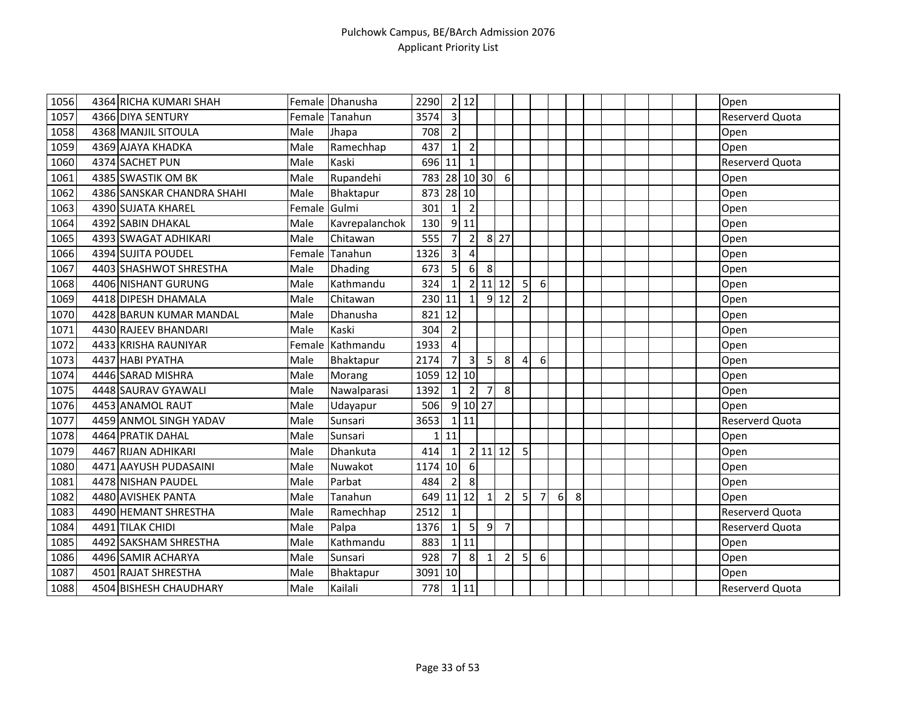| | | | | | | | | | | | | | | | | | | | | |
|---|---|---|---|---|---|---|---|---|---|---|---|---|---|---|---|---|---|---|---|---|
| 1056 | 4364 | RICHA KUMARI SHAH | Female | Dhanusha | 2290 | 2 | 12 | | | | | | | | | | | | | Open |
| 1057 | 4366 | DIYA SENTURY | Female | Tanahun | 3574 | 3 | | | | | | | | | | | | | | Reserverd Quota |
| 1058 | 4368 | MANJIL SITOULA | Male | Jhapa | 708 | 2 | | | | | | | | | | | | | | Open |
| 1059 | 4369 | AJAYA KHADKA | Male | Ramechhap | 437 | 1 | 2 | | | | | | | | | | | | | Open |
| 1060 | 4374 | SACHET PUN | Male | Kaski | 696 | 11 | 1 | | | | | | | | | | | | | Reserverd Quota |
| 1061 | 4385 | SWASTIK OM BK | Male | Rupandehi | 783 | 28 | 10 | 30 | 6 | | | | | | | | | | | Open |
| 1062 | 4386 | SANSKAR CHANDRA SHAHI | Male | Bhaktapur | 873 | 28 | 10 | | | | | | | | | | | | | Open |
| 1063 | 4390 | SUJATA KHAREL | Female | Gulmi | 301 | 1 | 2 | | | | | | | | | | | | | Open |
| 1064 | 4392 | SABIN DHAKAL | Male | Kavrepalanchok | 130 | 9 | 11 | | | | | | | | | | | | | Open |
| 1065 | 4393 | SWAGAT ADHIKARI | Male | Chitawan | 555 | 7 | 2 | 8 | 27 | | | | | | | | | | | Open |
| 1066 | 4394 | SUJITA POUDEL | Female | Tanahun | 1326 | 3 | 4 | | | | | | | | | | | | | Open |
| 1067 | 4403 | SHASHWOT SHRESTHA | Male | Dhading | 673 | 5 | 6 | 8 | | | | | | | | | | | | Open |
| 1068 | 4406 | NISHANT GURUNG | Male | Kathmandu | 324 | 1 | 2 | 11 | 12 | 5 | 6 | | | | | | | | | Open |
| 1069 | 4418 | DIPESH DHAMALA | Male | Chitawan | 230 | 11 | 1 | 9 | 12 | 2 | | | | | | | | | | Open |
| 1070 | 4428 | BARUN KUMAR MANDAL | Male | Dhanusha | 821 | 12 | | | | | | | | | | | | | | Open |
| 1071 | 4430 | RAJEEV BHANDARI | Male | Kaski | 304 | 2 | | | | | | | | | | | | | | Open |
| 1072 | 4433 | KRISHA RAUNIYAR | Female | Kathmandu | 1933 | 4 | | | | | | | | | | | | | | Open |
| 1073 | 4437 | HABI PYATHA | Male | Bhaktapur | 2174 | 7 | 3 | 5 | 8 | 4 | 6 | | | | | | | | | Open |
| 1074 | 4446 | SARAD MISHRA | Male | Morang | 1059 | 12 | 10 | | | | | | | | | | | | | Open |
| 1075 | 4448 | SAURAV GYAWALI | Male | Nawalparasi | 1392 | 1 | 2 | 7 | 8 | | | | | | | | | | | Open |
| 1076 | 4453 | ANAMOL RAUT | Male | Udayapur | 506 | 9 | 10 | 27 | | | | | | | | | | | | Open |
| 1077 | 4459 | ANMOL SINGH YADAV | Male | Sunsari | 3653 | 1 | 11 | | | | | | | | | | | | | Reserverd Quota |
| 1078 | 4464 | PRATIK DAHAL | Male | Sunsari | 1 | 11 | | | | | | | | | | | | | | Open |
| 1079 | 4467 | RIJAN ADHIKARI | Male | Dhankuta | 414 | 1 | 2 | 11 | 12 | 5 | | | | | | | | | | Open |
| 1080 | 4471 | AAYUSH PUDASAINI | Male | Nuwakot | 1174 | 10 | 6 | | | | | | | | | | | | | Open |
| 1081 | 4478 | NISHAN PAUDEL | Male | Parbat | 484 | 2 | 8 | | | | | | | | | | | | | Open |
| 1082 | 4480 | AVISHEK PANTA | Male | Tanahun | 649 | 11 | 12 | 1 | 2 | 5 | 7 | 6 | 8 | | | | | | | Open |
| 1083 | 4490 | HEMANT SHRESTHA | Male | Ramechhap | 2512 | 1 | | | | | | | | | | | | | | Reserverd Quota |
| 1084 | 4491 | TILAK CHIDI | Male | Palpa | 1376 | 1 | 5 | 9 | 7 | | | | | | | | | | | Reserverd Quota |
| 1085 | 4492 | SAKSHAM SHRESTHA | Male | Kathmandu | 883 | 1 | 11 | | | | | | | | | | | | | Open |
| 1086 | 4496 | SAMIR ACHARYA | Male | Sunsari | 928 | 7 | 8 | 1 | 2 | 5 | 6 | | | | | | | | | Open |
| 1087 | 4501 | RAJAT SHRESTHA | Male | Bhaktapur | 3091 | 10 | | | | | | | | | | | | | | Open |
| 1088 | 4504 | BISHESH CHAUDHARY | Male | Kailali | 778 | 1 | 11 | | | | | | | | | | | | | Reserverd Quota |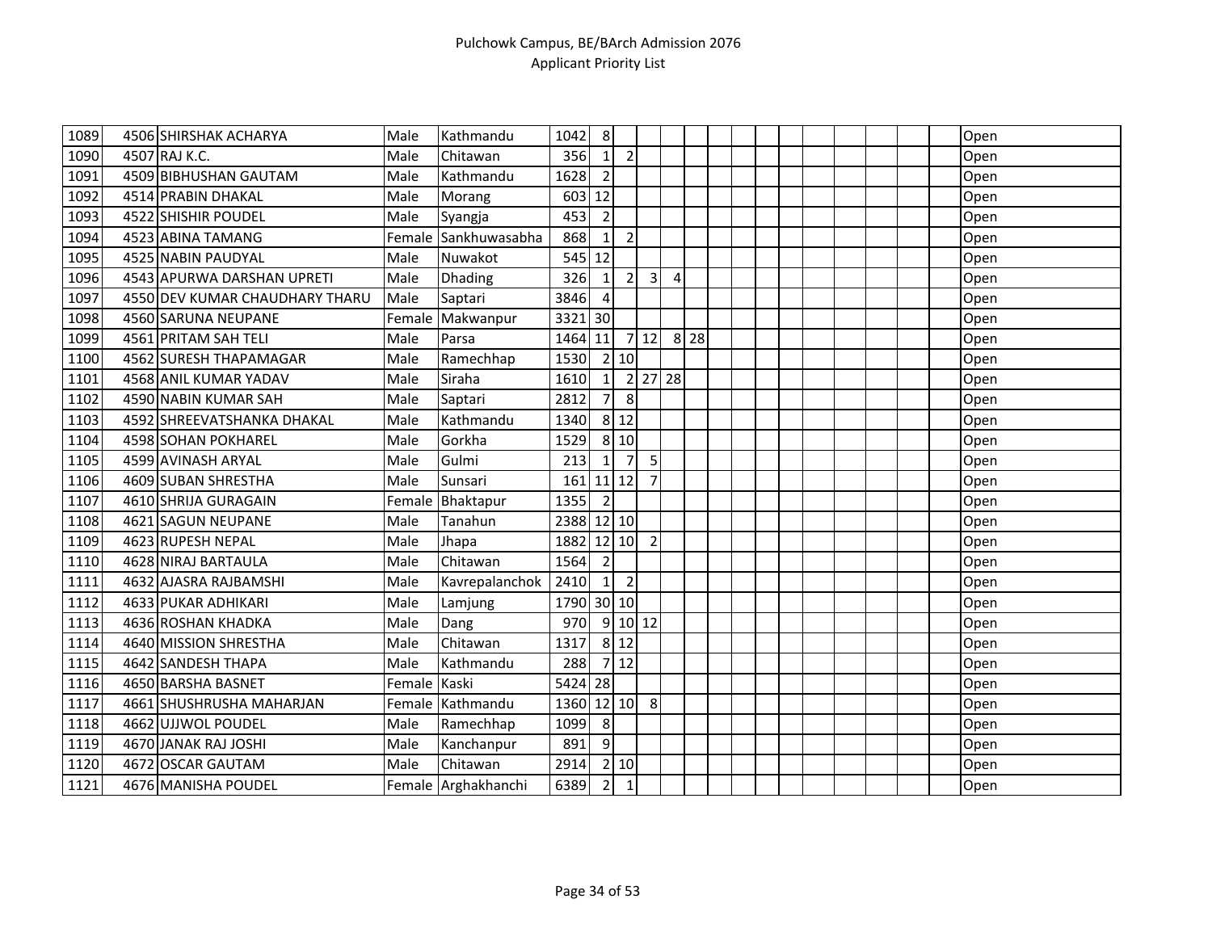| | | | | | | | | | | | | | | | | | | | | |
|---|---|---|---|---|---|---|---|---|---|---|---|---|---|---|---|---|---|---|---|---|
| 1089 | 4506 | SHIRSHAK ACHARYA | Male | Kathmandu | 1042 | 8 | | | | | | | | | | | | | | Open |
| 1090 | 4507 | RAJ K.C. | Male | Chitawan | 356 | 1 | 2 | | | | | | | | | | | | | Open |
| 1091 | 4509 | BIBHUSHAN GAUTAM | Male | Kathmandu | 1628 | 2 | | | | | | | | | | | | | | Open |
| 1092 | 4514 | PRABIN DHAKAL | Male | Morang | 603 | 12 | | | | | | | | | | | | | | Open |
| 1093 | 4522 | SHISHIR POUDEL | Male | Syangja | 453 | 2 | | | | | | | | | | | | | | Open |
| 1094 | 4523 | ABINA TAMANG | Female | Sankhuwasabha | 868 | 1 | 2 | | | | | | | | | | | | | Open |
| 1095 | 4525 | NABIN PAUDYAL | Male | Nuwakot | 545 | 12 | | | | | | | | | | | | | | Open |
| 1096 | 4543 | APURWA DARSHAN UPRETI | Male | Dhading | 326 | 1 | 2 | 3 | 4 | | | | | | | | | | | Open |
| 1097 | 4550 | DEV KUMAR CHAUDHARY THARU | Male | Saptari | 3846 | 4 | | | | | | | | | | | | | | Open |
| 1098 | 4560 | SARUNA NEUPANE | Female | Makwanpur | 3321 | 30 | | | | | | | | | | | | | | Open |
| 1099 | 4561 | PRITAM SAH TELI | Male | Parsa | 1464 | 11 | 7 | 12 | 8 | 28 | | | | | | | | | | Open |
| 1100 | 4562 | SURESH THAPAMAGAR | Male | Ramechhap | 1530 | 2 | 10 | | | | | | | | | | | | | Open |
| 1101 | 4568 | ANIL KUMAR YADAV | Male | Siraha | 1610 | 1 | 2 | 27 | 28 | | | | | | | | | | | Open |
| 1102 | 4590 | NABIN KUMAR SAH | Male | Saptari | 2812 | 7 | 8 | | | | | | | | | | | | | Open |
| 1103 | 4592 | SHREEVATSHANKA DHAKAL | Male | Kathmandu | 1340 | 8 | 12 | | | | | | | | | | | | | Open |
| 1104 | 4598 | SOHAN POKHAREL | Male | Gorkha | 1529 | 8 | 10 | | | | | | | | | | | | | Open |
| 1105 | 4599 | AVINASH ARYAL | Male | Gulmi | 213 | 1 | 7 | 5 | | | | | | | | | | | | Open |
| 1106 | 4609 | SUBAN SHRESTHA | Male | Sunsari | 161 | 11 | 12 | 7 | | | | | | | | | | | | Open |
| 1107 | 4610 | SHRIJA GURAGAIN | Female | Bhaktapur | 1355 | 2 | | | | | | | | | | | | | | Open |
| 1108 | 4621 | SAGUN NEUPANE | Male | Tanahun | 2388 | 12 | 10 | | | | | | | | | | | | | Open |
| 1109 | 4623 | RUPESH NEPAL | Male | Jhapa | 1882 | 12 | 10 | 2 | | | | | | | | | | | | Open |
| 1110 | 4628 | NIRAJ BARTAULA | Male | Chitawan | 1564 | 2 | | | | | | | | | | | | | | Open |
| 1111 | 4632 | AJASRA RAJBAMSHI | Male | Kavrepalanchok | 2410 | 1 | 2 | | | | | | | | | | | | | Open |
| 1112 | 4633 | PUKAR ADHIKARI | Male | Lamjung | 1790 | 30 | 10 | | | | | | | | | | | | | Open |
| 1113 | 4636 | ROSHAN KHADKA | Male | Dang | 970 | 9 | 10 | 12 | | | | | | | | | | | | Open |
| 1114 | 4640 | MISSION SHRESTHA | Male | Chitawan | 1317 | 8 | 12 | | | | | | | | | | | | | Open |
| 1115 | 4642 | SANDESH THAPA | Male | Kathmandu | 288 | 7 | 12 | | | | | | | | | | | | | Open |
| 1116 | 4650 | BARSHA BASNET | Female | Kaski | 5424 | 28 | | | | | | | | | | | | | | Open |
| 1117 | 4661 | SHUSHRUSHA MAHARJAN | Female | Kathmandu | 1360 | 12 | 10 | 8 | | | | | | | | | | | | Open |
| 1118 | 4662 | UJJWOL POUDEL | Male | Ramechhap | 1099 | 8 | | | | | | | | | | | | | | Open |
| 1119 | 4670 | JANAK RAJ JOSHI | Male | Kanchanpur | 891 | 9 | | | | | | | | | | | | | | Open |
| 1120 | 4672 | OSCAR GAUTAM | Male | Chitawan | 2914 | 2 | 10 | | | | | | | | | | | | | Open |
| 1121 | 4676 | MANISHA POUDEL | Female | Arghakhanchi | 6389 | 2 | 1 | | | | | | | | | | | | | Open |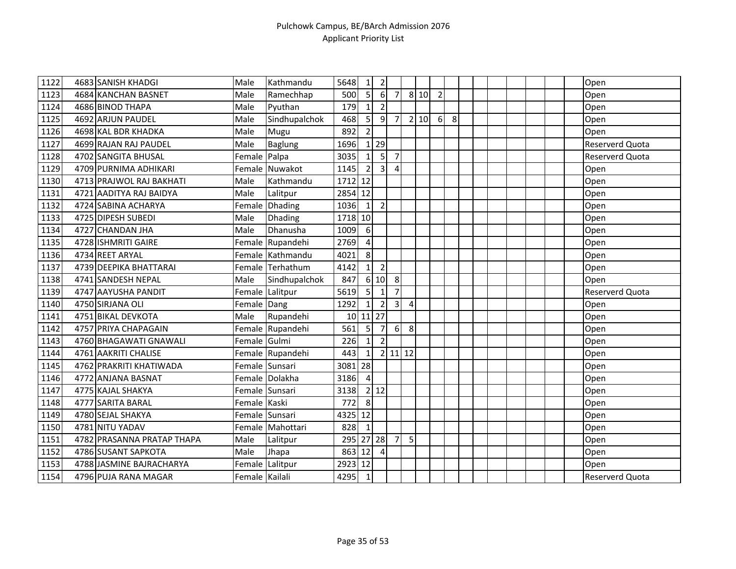| | | | | | | | | | | | | | | | | | | | | | |
|---|---|---|---|---|---|---|---|---|---|---|---|---|---|---|---|---|---|---|---|---|---|
| 1122 | 4683 | SANISH KHADGI | Male | Kathmandu | 5648 | 1 | 2 | | | | | | | | | | | | | | Open |
| 1123 | 4684 | KANCHAN BASNET | Male | Ramechhap | 500 | 5 | 6 | 7 | 8 | 10 | 2 | | | | | | | | | | Open |
| 1124 | 4686 | BINOD THAPA | Male | Pyuthan | 179 | 1 | 2 | | | | | | | | | | | | | | Open |
| 1125 | 4692 | ARJUN PAUDEL | Male | Sindhupalchok | 468 | 5 | 9 | 7 | 2 | 10 | 6 | 8 | | | | | | | | | Open |
| 1126 | 4698 | KAL BDR KHADKA | Male | Mugu | 892 | 2 | | | | | | | | | | | | | | | Open |
| 1127 | 4699 | RAJAN RAJ PAUDEL | Male | Baglung | 1696 | 1 | 29 | | | | | | | | | | | | | | Reserverd Quota |
| 1128 | 4702 | SANGITA BHUSAL | Female | Palpa | 3035 | 1 | 5 | 7 | | | | | | | | | | | | | Reserverd Quota |
| 1129 | 4709 | PURNIMA ADHIKARI | Female | Nuwakot | 1145 | 2 | 3 | 4 | | | | | | | | | | | | | Open |
| 1130 | 4713 | PRAJWOL RAJ BAKHATI | Male | Kathmandu | 1712 | 12 | | | | | | | | | | | | | | | Open |
| 1131 | 4721 | AADITYA RAJ BAIDYA | Male | Lalitpur | 2854 | 12 | | | | | | | | | | | | | | | Open |
| 1132 | 4724 | SABINA ACHARYA | Female | Dhading | 1036 | 1 | 2 | | | | | | | | | | | | | | Open |
| 1133 | 4725 | DIPESH SUBEDI | Male | Dhading | 1718 | 10 | | | | | | | | | | | | | | | Open |
| 1134 | 4727 | CHANDAN JHA | Male | Dhanusha | 1009 | 6 | | | | | | | | | | | | | | | Open |
| 1135 | 4728 | ISHMRITI GAIRE | Female | Rupandehi | 2769 | 4 | | | | | | | | | | | | | | | Open |
| 1136 | 4734 | REET ARYAL | Female | Kathmandu | 4021 | 8 | | | | | | | | | | | | | | | Open |
| 1137 | 4739 | DEEPIKA BHATTARAI | Female | Terhathum | 4142 | 1 | 2 | | | | | | | | | | | | | | Open |
| 1138 | 4741 | SANDESH NEPAL | Male | Sindhupalchok | 847 | 6 | 10 | 8 | | | | | | | | | | | | | Open |
| 1139 | 4747 | AAYUSHA PANDIT | Female | Lalitpur | 5619 | 5 | 1 | 7 | | | | | | | | | | | | | Reserverd Quota |
| 1140 | 4750 | SIRJANA OLI | Female | Dang | 1292 | 1 | 2 | 3 | 4 | | | | | | | | | | | | Open |
| 1141 | 4751 | BIKAL DEVKOTA | Male | Rupandehi | 10 | 11 | 27 | | | | | | | | | | | | | | Open |
| 1142 | 4757 | PRIYA CHAPAGAIN | Female | Rupandehi | 561 | 5 | 7 | 6 | 8 | | | | | | | | | | | | Open |
| 1143 | 4760 | BHAGAWATI GNAWALI | Female | Gulmi | 226 | 1 | 2 | | | | | | | | | | | | | | Open |
| 1144 | 4761 | AAKRITI CHALISE | Female | Rupandehi | 443 | 1 | 2 | 11 | 12 | | | | | | | | | | | | Open |
| 1145 | 4762 | PRAKRITI KHATIWADA | Female | Sunsari | 3081 | 28 | | | | | | | | | | | | | | | Open |
| 1146 | 4772 | ANJANA BASNAT | Female | Dolakha | 3186 | 4 | | | | | | | | | | | | | | | Open |
| 1147 | 4775 | KAJAL SHAKYA | Female | Sunsari | 3138 | 2 | 12 | | | | | | | | | | | | | | Open |
| 1148 | 4777 | SARITA BARAL | Female | Kaski | 772 | 8 | | | | | | | | | | | | | | | Open |
| 1149 | 4780 | SEJAL SHAKYA | Female | Sunsari | 4325 | 12 | | | | | | | | | | | | | | | Open |
| 1150 | 4781 | NITU YADAV | Female | Mahottari | 828 | 1 | | | | | | | | | | | | | | | Open |
| 1151 | 4782 | PRASANNA PRATAP THAPA | Male | Lalitpur | 295 | 27 | 28 | 7 | 5 | | | | | | | | | | | | Open |
| 1152 | 4786 | SUSANT SAPKOTA | Male | Jhapa | 863 | 12 | 4 | | | | | | | | | | | | | | Open |
| 1153 | 4788 | JASMINE BAJRACHARYA | Female | Lalitpur | 2923 | 12 | | | | | | | | | | | | | | | Open |
| 1154 | 4796 | PUJA RANA MAGAR | Female | Kailali | 4295 | 1 | | | | | | | | | | | | | | | Reserverd Quota |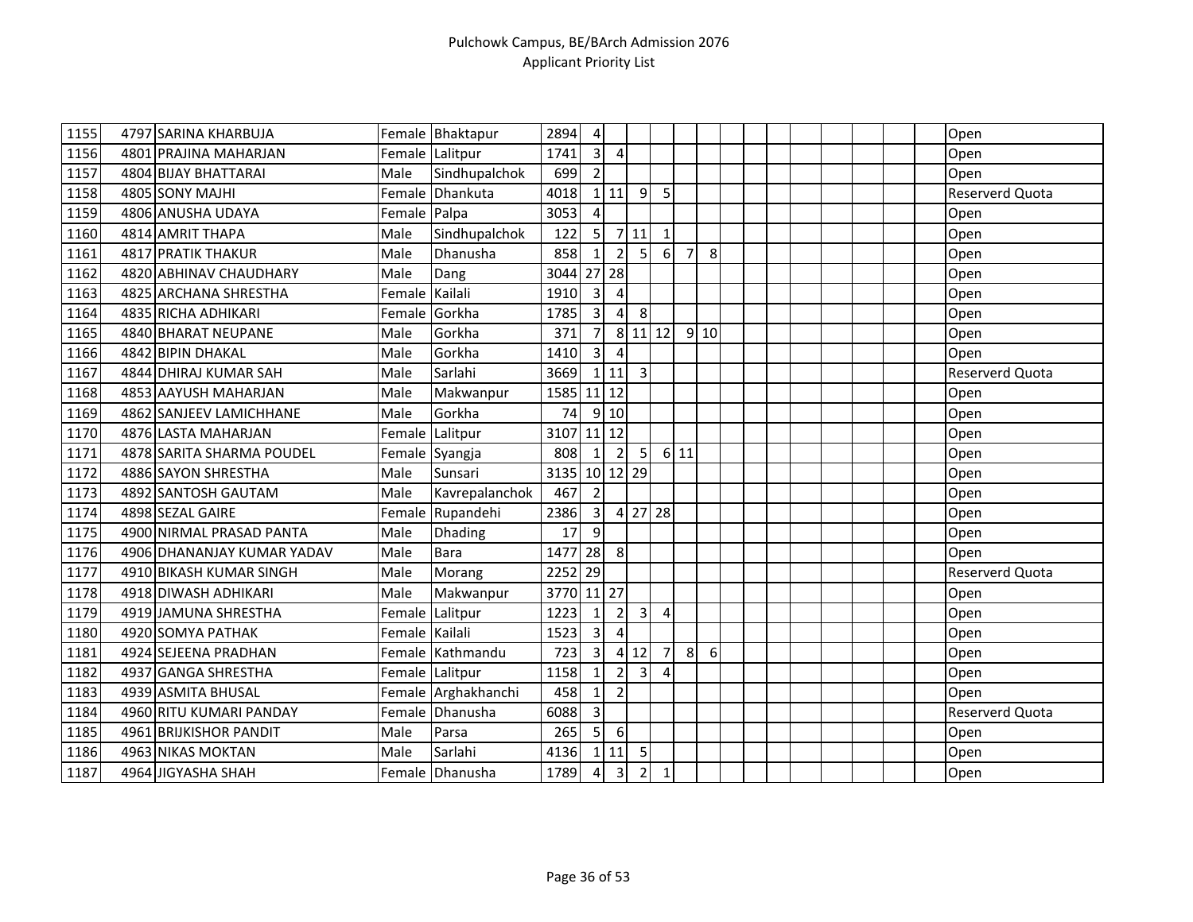# Pulchowk Campus, BE/BArch Admission 2076
## Applicant Priority List

| | | | | | | | | | | | | | | | | | | | | |
|---|---|---|---|---|---|---|---|---|---|---|---|---|---|---|---|---|---|---|---|---|
| 1155 | 4797 | SARINA KHARBUJA | Female | Bhaktapur | 2894 | 4 | | | | | | | | | | | | | | Open |
| 1156 | 4801 | PRAJINA MAHARJAN | Female | Lalitpur | 1741 | 3 | 4 | | | | | | | | | | | | | Open |
| 1157 | 4804 | BIJAY BHATTARAI | Male | Sindhupalchok | 699 | 2 | | | | | | | | | | | | | | Open |
| 1158 | 4805 | SONY MAJHI | Female | Dhankuta | 4018 | 1 | 11 | 9 | 5 | | | | | | | | | | | Reserverd Quota |
| 1159 | 4806 | ANUSHA UDAYA | Female | Palpa | 3053 | 4 | | | | | | | | | | | | | | Open |
| 1160 | 4814 | AMRIT THAPA | Male | Sindhupalchok | 122 | 5 | 7 | 11 | 1 | | | | | | | | | | | Open |
| 1161 | 4817 | PRATIK THAKUR | Male | Dhanusha | 858 | 1 | 2 | 5 | 6 | 7 | 8 | | | | | | | | | Open |
| 1162 | 4820 | ABHINAV CHAUDHARY | Male | Dang | 3044 | 27 | 28 | | | | | | | | | | | | | Open |
| 1163 | 4825 | ARCHANA SHRESTHA | Female | Kailali | 1910 | 3 | 4 | | | | | | | | | | | | | Open |
| 1164 | 4835 | RICHA ADHIKARI | Female | Gorkha | 1785 | 3 | 4 | 8 | | | | | | | | | | | | Open |
| 1165 | 4840 | BHARAT NEUPANE | Male | Gorkha | 371 | 7 | 8 | 11 | 12 | 9 | 10 | | | | | | | | | Open |
| 1166 | 4842 | BIPIN DHAKAL | Male | Gorkha | 1410 | 3 | 4 | | | | | | | | | | | | | Open |
| 1167 | 4844 | DHIRAJ KUMAR SAH | Male | Sarlahi | 3669 | 1 | 11 | 3 | | | | | | | | | | | | Reserverd Quota |
| 1168 | 4853 | AAYUSH MAHARJAN | Male | Makwanpur | 1585 | 11 | 12 | | | | | | | | | | | | | Open |
| 1169 | 4862 | SANJEEV LAMICHHANE | Male | Gorkha | 74 | 9 | 10 | | | | | | | | | | | | | Open |
| 1170 | 4876 | LASTA MAHARJAN | Female | Lalitpur | 3107 | 11 | 12 | | | | | | | | | | | | | Open |
| 1171 | 4878 | SARITA SHARMA POUDEL | Female | Syangja | 808 | 1 | 2 | 5 | 6 | 11 | | | | | | | | | | Open |
| 1172 | 4886 | SAYON SHRESTHA | Male | Sunsari | 3135 | 10 | 12 | 29 | | | | | | | | | | | | Open |
| 1173 | 4892 | SANTOSH GAUTAM | Male | Kavrepalanchok | 467 | 2 | | | | | | | | | | | | | | Open |
| 1174 | 4898 | SEZAL GAIRE | Female | Rupandehi | 2386 | 3 | 4 | 27 | 28 | | | | | | | | | | | Open |
| 1175 | 4900 | NIRMAL PRASAD PANTA | Male | Dhading | 17 | 9 | | | | | | | | | | | | | | Open |
| 1176 | 4906 | DHANANJAY KUMAR YADAV | Male | Bara | 1477 | 28 | 8 | | | | | | | | | | | | | Open |
| 1177 | 4910 | BIKASH KUMAR SINGH | Male | Morang | 2252 | 29 | | | | | | | | | | | | | | Reserverd Quota |
| 1178 | 4918 | DIWASH ADHIKARI | Male | Makwanpur | 3770 | 11 | 27 | | | | | | | | | | | | | Open |
| 1179 | 4919 | JAMUNA SHRESTHA | Female | Lalitpur | 1223 | 1 | 2 | 3 | 4 | | | | | | | | | | | Open |
| 1180 | 4920 | SOMYA PATHAK | Female | Kailali | 1523 | 3 | 4 | | | | | | | | | | | | | Open |
| 1181 | 4924 | SEJEENA PRADHAN | Female | Kathmandu | 723 | 3 | 4 | 12 | 7 | 8 | 6 | | | | | | | | | Open |
| 1182 | 4937 | GANGA SHRESTHA | Female | Lalitpur | 1158 | 1 | 2 | 3 | 4 | | | | | | | | | | | Open |
| 1183 | 4939 | ASMITA BHUSAL | Female | Arghakhanchi | 458 | 1 | 2 | | | | | | | | | | | | | Open |
| 1184 | 4960 | RITU KUMARI PANDAY | Female | Dhanusha | 6088 | 3 | | | | | | | | | | | | | | Reserverd Quota |
| 1185 | 4961 | BRIJKISHOR PANDIT | Male | Parsa | 265 | 5 | 6 | | | | | | | | | | | | | Open |
| 1186 | 4963 | NIKAS MOKTAN | Male | Sarlahi | 4136 | 1 | 11 | 5 | | | | | | | | | | | | Open |
| 1187 | 4964 | JIGYASHA SHAH | Female | Dhanusha | 1789 | 4 | 3 | 2 | 1 | | | | | | | | | | | Open |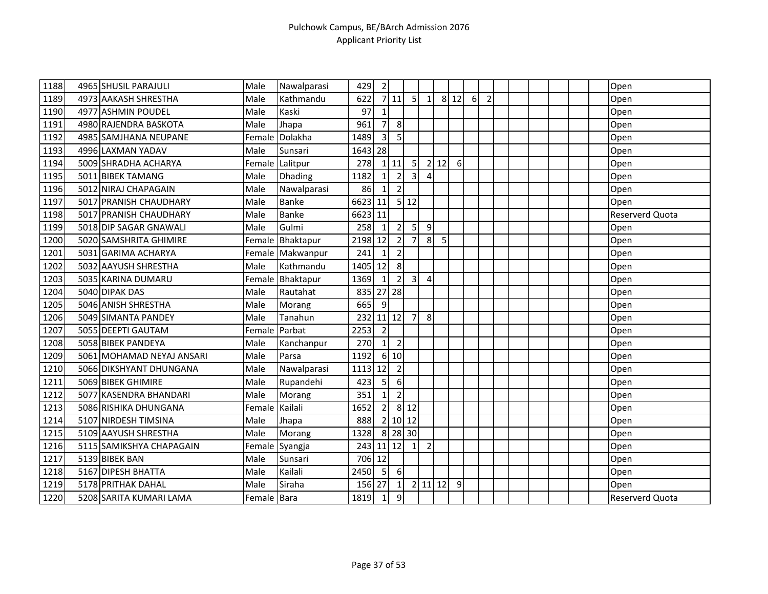# Pulchowk Campus, BE/BArch Admission 2076

## Applicant Priority List

| | | | | | | | | | | | | | | | | | | | | |
|---|---|---|---|---|---|---|---|---|---|---|---|---|---|---|---|---|---|---|---|---|
| 1188 | 4965 | SHUSIL PARAJULI | Male | Nawalparasi | 429 | 2 | | | | | | | | | | | | | | Open |
| 1189 | 4973 | AAKASH SHRESTHA | Male | Kathmandu | 622 | 7 | 11 | 5 | 1 | 8 | 12 | 6 | 2 | | | | | | | Open |
| 1190 | 4977 | ASHMIN POUDEL | Male | Kaski | 97 | 1 | | | | | | | | | | | | | | Open |
| 1191 | 4980 | RAJENDRA BASKOTA | Male | Jhapa | 961 | 7 | 8 | | | | | | | | | | | | | Open |
| 1192 | 4985 | SAMJHANA NEUPANE | Female | Dolakha | 1489 | 3 | 5 | | | | | | | | | | | | | Open |
| 1193 | 4996 | LAXMAN YADAV | Male | Sunsari | 1643 | 28 | | | | | | | | | | | | | | Open |
| 1194 | 5009 | SHRADHA ACHARYA | Female | Lalitpur | 278 | 1 | 11 | 5 | 2 | 12 | 6 | | | | | | | | | Open |
| 1195 | 5011 | BIBEK TAMANG | Male | Dhading | 1182 | 1 | 2 | 3 | 4 | | | | | | | | | | | Open |
| 1196 | 5012 | NIRAJ CHAPAGAIN | Male | Nawalparasi | 86 | 1 | 2 | | | | | | | | | | | | | Open |
| 1197 | 5017 | PRANISH CHAUDHARY | Male | Banke | 6623 | 11 | 5 | 12 | | | | | | | | | | | | Open |
| 1198 | 5017 | PRANISH CHAUDHARY | Male | Banke | 6623 | 11 | | | | | | | | | | | | | | Reserverd Quota |
| 1199 | 5018 | DIP SAGAR GNAWALI | Male | Gulmi | 258 | 1 | 2 | 5 | 9 | | | | | | | | | | | Open |
| 1200 | 5020 | SAMSHRITA GHIMIRE | Female | Bhaktapur | 2198 | 12 | 2 | 7 | 8 | 5 | | | | | | | | | | Open |
| 1201 | 5031 | GARIMA ACHARYA | Female | Makwanpur | 241 | 1 | 2 | | | | | | | | | | | | | Open |
| 1202 | 5032 | AAYUSH SHRESTHA | Male | Kathmandu | 1405 | 12 | 8 | | | | | | | | | | | | | Open |
| 1203 | 5035 | KARINA DUMARU | Female | Bhaktapur | 1369 | 1 | 2 | 3 | 4 | | | | | | | | | | | Open |
| 1204 | 5040 | DIPAK DAS | Male | Rautahat | 835 | 27 | 28 | | | | | | | | | | | | | Open |
| 1205 | 5046 | ANISH SHRESTHA | Male | Morang | 665 | 9 | | | | | | | | | | | | | | Open |
| 1206 | 5049 | SIMANTA PANDEY | Male | Tanahun | 232 | 11 | 12 | 7 | 8 | | | | | | | | | | | Open |
| 1207 | 5055 | DEEPTI GAUTAM | Female | Parbat | 2253 | 2 | | | | | | | | | | | | | | Open |
| 1208 | 5058 | BIBEK PANDEYA | Male | Kanchanpur | 270 | 1 | 2 | | | | | | | | | | | | | Open |
| 1209 | 5061 | MOHAMAD NEYAJ ANSARI | Male | Parsa | 1192 | 6 | 10 | | | | | | | | | | | | | Open |
| 1210 | 5066 | DIKSHYANT DHUNGANA | Male | Nawalparasi | 1113 | 12 | 2 | | | | | | | | | | | | | Open |
| 1211 | 5069 | BIBEK GHIMIRE | Male | Rupandehi | 423 | 5 | 6 | | | | | | | | | | | | | Open |
| 1212 | 5077 | KASENDRA BHANDARI | Male | Morang | 351 | 1 | 2 | | | | | | | | | | | | | Open |
| 1213 | 5086 | RISHIKA DHUNGANA | Female | Kailali | 1652 | 2 | 8 | 12 | | | | | | | | | | | | Open |
| 1214 | 5107 | NIRDESH TIMSINA | Male | Jhapa | 888 | 2 | 10 | 12 | | | | | | | | | | | | Open |
| 1215 | 5109 | AAYUSH SHRESTHA | Male | Morang | 1328 | 8 | 28 | 30 | | | | | | | | | | | | Open |
| 1216 | 5115 | SAMIKSHYA CHAPAGAIN | Female | Syangja | 243 | 11 | 12 | 1 | 2 | | | | | | | | | | | Open |
| 1217 | 5139 | BIBEK BAN | Male | Sunsari | 706 | 12 | | | | | | | | | | | | | | Open |
| 1218 | 5167 | DIPESH BHATTA | Male | Kailali | 2450 | 5 | 6 | | | | | | | | | | | | | Open |
| 1219 | 5178 | PRITHAK DAHAL | Male | Siraha | 156 | 27 | 1 | 2 | 11 | 12 | 9 | | | | | | | | | Open |
| 1220 | 5208 | SARITA KUMARI LAMA | Female | Bara | 1819 | 1 | 9 | | | | | | | | | | | | | Reserverd Quota |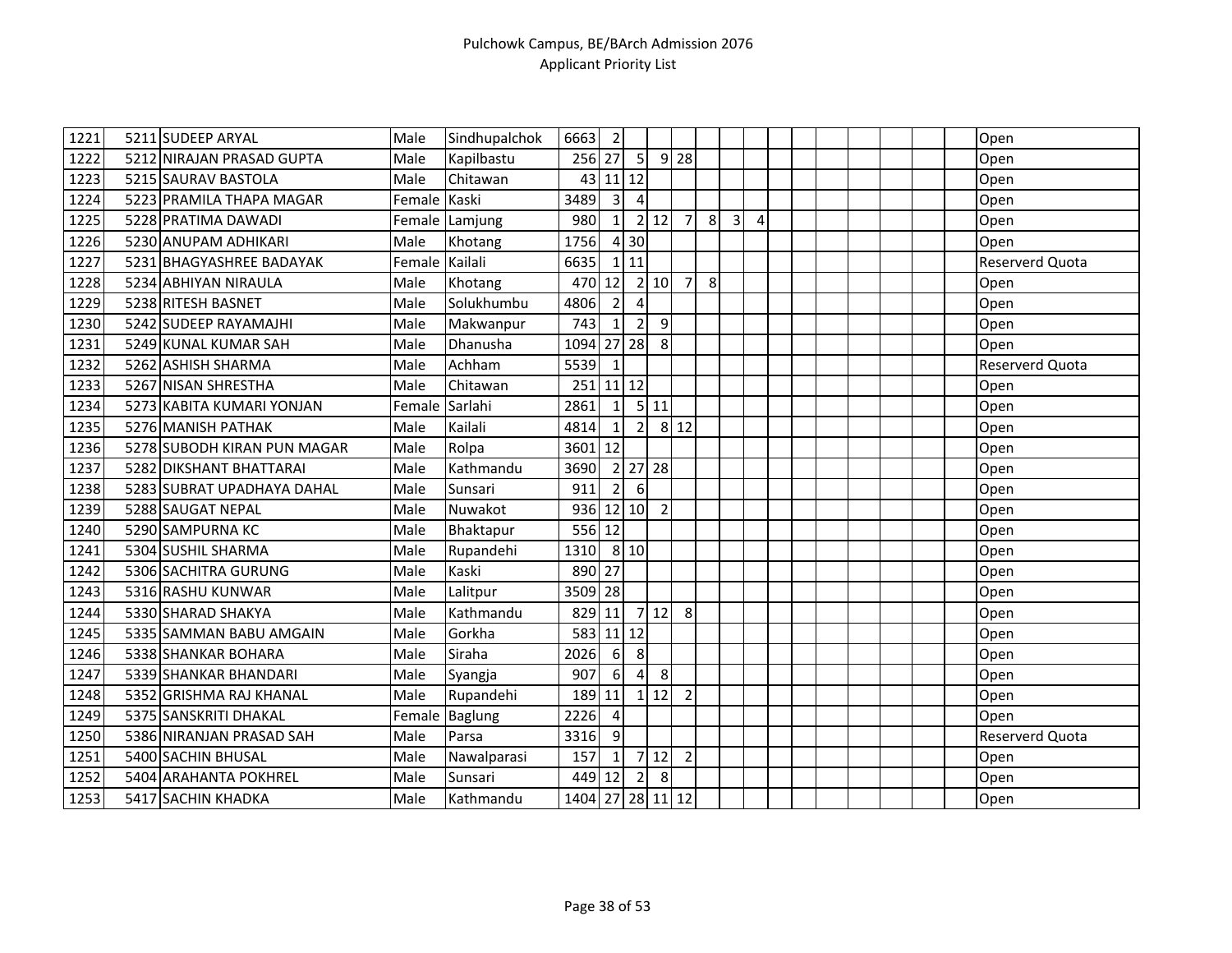| | | | | | | | | | | | | | | | | | | | | |
|---|---|---|---|---|---|---|---|---|---|---|---|---|---|---|---|---|---|---|---|---|
| 1221 | 5211 | SUDEEP ARYAL | Male | Sindhupalchok | 6663 | 2 | | | | | | | | | | | | | | Open |
| 1222 | 5212 | NIRAJAN PRASAD GUPTA | Male | Kapilbastu | 256 | 27 | 5 | 9 | 28 | | | | | | | | | | | Open |
| 1223 | 5215 | SAURAV BASTOLA | Male | Chitawan | 43 | 11 | 12 | | | | | | | | | | | | | Open |
| 1224 | 5223 | PRAMILA THAPA MAGAR | Female | Kaski | 3489 | 3 | 4 | | | | | | | | | | | | | Open |
| 1225 | 5228 | PRATIMA DAWADI | Female | Lamjung | 980 | 1 | 2 | 12 | 7 | 8 | 3 | 4 | | | | | | | | Open |
| 1226 | 5230 | ANUPAM ADHIKARI | Male | Khotang | 1756 | 4 | 30 | | | | | | | | | | | | | Open |
| 1227 | 5231 | BHAGYASHREE BADAYAK | Female | Kailali | 6635 | 1 | 11 | | | | | | | | | | | | | Reserverd Quota |
| 1228 | 5234 | ABHIYAN NIRAULA | Male | Khotang | 470 | 12 | 2 | 10 | 7 | 8 | | | | | | | | | | Open |
| 1229 | 5238 | RITESH BASNET | Male | Solukhumbu | 4806 | 2 | 4 | | | | | | | | | | | | | Open |
| 1230 | 5242 | SUDEEP RAYAMAJHI | Male | Makwanpur | 743 | 1 | 2 | 9 | | | | | | | | | | | | Open |
| 1231 | 5249 | KUNAL KUMAR SAH | Male | Dhanusha | 1094 | 27 | 28 | 8 | | | | | | | | | | | | Open |
| 1232 | 5262 | ASHISH SHARMA | Male | Achham | 5539 | 1 | | | | | | | | | | | | | | Reserverd Quota |
| 1233 | 5267 | NISAN SHRESTHA | Male | Chitawan | 251 | 11 | 12 | | | | | | | | | | | | | Open |
| 1234 | 5273 | KABITA KUMARI YONJAN | Female | Sarlahi | 2861 | 1 | 5 | 11 | | | | | | | | | | | | Open |
| 1235 | 5276 | MANISH PATHAK | Male | Kailali | 4814 | 1 | 2 | 8 | 12 | | | | | | | | | | | Open |
| 1236 | 5278 | SUBODH KIRAN PUN MAGAR | Male | Rolpa | 3601 | 12 | | | | | | | | | | | | | | Open |
| 1237 | 5282 | DIKSHANT BHATTARAI | Male | Kathmandu | 3690 | 2 | 27 | 28 | | | | | | | | | | | | Open |
| 1238 | 5283 | SUBRAT UPADHAYA DAHAL | Male | Sunsari | 911 | 2 | 6 | | | | | | | | | | | | | Open |
| 1239 | 5288 | SAUGAT NEPAL | Male | Nuwakot | 936 | 12 | 10 | 2 | | | | | | | | | | | | Open |
| 1240 | 5290 | SAMPURNA KC | Male | Bhaktapur | 556 | 12 | | | | | | | | | | | | | | Open |
| 1241 | 5304 | SUSHIL SHARMA | Male | Rupandehi | 1310 | 8 | 10 | | | | | | | | | | | | | Open |
| 1242 | 5306 | SACHITRA GURUNG | Male | Kaski | 890 | 27 | | | | | | | | | | | | | | Open |
| 1243 | 5316 | RASHU KUNWAR | Male | Lalitpur | 3509 | 28 | | | | | | | | | | | | | | Open |
| 1244 | 5330 | SHARAD SHAKYA | Male | Kathmandu | 829 | 11 | 7 | 12 | 8 | | | | | | | | | | | Open |
| 1245 | 5335 | SAMMAN BABU AMGAIN | Male | Gorkha | 583 | 11 | 12 | | | | | | | | | | | | | Open |
| 1246 | 5338 | SHANKAR BOHARA | Male | Siraha | 2026 | 6 | 8 | | | | | | | | | | | | | Open |
| 1247 | 5339 | SHANKAR BHANDARI | Male | Syangja | 907 | 6 | 4 | 8 | | | | | | | | | | | | Open |
| 1248 | 5352 | GRISHMA RAJ KHANAL | Male | Rupandehi | 189 | 11 | 1 | 12 | 2 | | | | | | | | | | | Open |
| 1249 | 5375 | SANSKRITI DHAKAL | Female | Baglung | 2226 | 4 | | | | | | | | | | | | | | Open |
| 1250 | 5386 | NIRANJAN PRASAD SAH | Male | Parsa | 3316 | 9 | | | | | | | | | | | | | | Reserverd Quota |
| 1251 | 5400 | SACHIN BHUSAL | Male | Nawalparasi | 157 | 1 | 7 | 12 | 2 | | | | | | | | | | | Open |
| 1252 | 5404 | ARAHANTA POKHREL | Male | Sunsari | 449 | 12 | 2 | 8 | | | | | | | | | | | | Open |
| 1253 | 5417 | SACHIN KHADKA | Male | Kathmandu | 1404 | 27 | 28 | 11 | 12 | | | | | | | | | | | Open |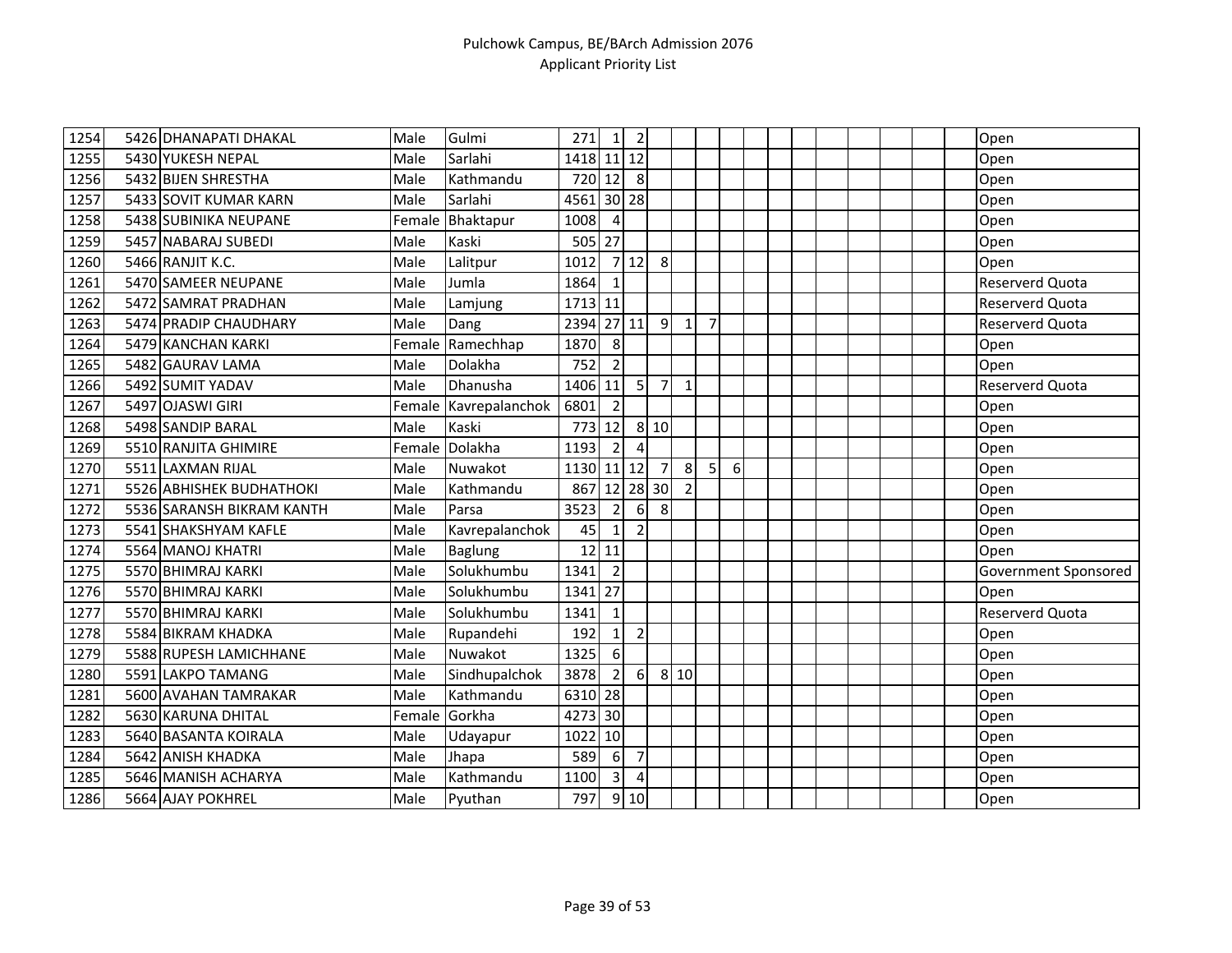# Pulchowk Campus, BE/BArch Admission 2076
## Applicant Priority List

| | | | | | | | | | | | | | | | | | | | | | |
|---|---|---|---|---|---|---|---|---|---|---|---|---|---|---|---|---|---|---|---|---|---|
| 1254 | 5426 | DHANAPATI DHAKAL | Male | Gulmi | 271 | 1 | 2 | | | | | | | | | | | | | | Open |
| 1255 | 5430 | YUKESH NEPAL | Male | Sarlahi | 1418 | 11 | 12 | | | | | | | | | | | | | | Open |
| 1256 | 5432 | BIJEN SHRESTHA | Male | Kathmandu | 720 | 12 | 8 | | | | | | | | | | | | | | Open |
| 1257 | 5433 | SOVIT KUMAR KARN | Male | Sarlahi | 4561 | 30 | 28 | | | | | | | | | | | | | | Open |
| 1258 | 5438 | SUBINIKA NEUPANE | Female | Bhaktapur | 1008 | 4 | | | | | | | | | | | | | | | Open |
| 1259 | 5457 | NABARAJ SUBEDI | Male | Kaski | 505 | 27 | | | | | | | | | | | | | | | Open |
| 1260 | 5466 | RANJIT K.C. | Male | Lalitpur | 1012 | 7 | 12 | 8 | | | | | | | | | | | | | Open |
| 1261 | 5470 | SAMEER NEUPANE | Male | Jumla | 1864 | 1 | | | | | | | | | | | | | | | Reserverd Quota |
| 1262 | 5472 | SAMRAT PRADHAN | Male | Lamjung | 1713 | 11 | | | | | | | | | | | | | | | Reserverd Quota |
| 1263 | 5474 | PRADIP CHAUDHARY | Male | Dang | 2394 | 27 | 11 | 9 | 1 | 7 | | | | | | | | | | | Reserverd Quota |
| 1264 | 5479 | KANCHAN KARKI | Female | Ramechhap | 1870 | 8 | | | | | | | | | | | | | | | Open |
| 1265 | 5482 | GAURAV LAMA | Male | Dolakha | 752 | 2 | | | | | | | | | | | | | | | Open |
| 1266 | 5492 | SUMIT YADAV | Male | Dhanusha | 1406 | 11 | 5 | 7 | 1 | | | | | | | | | | | | Reserverd Quota |
| 1267 | 5497 | OJASWI GIRI | Female | Kavrepalanchok | 6801 | 2 | | | | | | | | | | | | | | | Open |
| 1268 | 5498 | SANDIP BARAL | Male | Kaski | 773 | 12 | 8 | 10 | | | | | | | | | | | | | Open |
| 1269 | 5510 | RANJITA GHIMIRE | Female | Dolakha | 1193 | 2 | 4 | | | | | | | | | | | | | | Open |
| 1270 | 5511 | LAXMAN RIJAL | Male | Nuwakot | 1130 | 11 | 12 | 7 | 8 | 5 | 6 | | | | | | | | | | Open |
| 1271 | 5526 | ABHISHEK BUDHATHOKI | Male | Kathmandu | 867 | 12 | 28 | 30 | 2 | | | | | | | | | | | | Open |
| 1272 | 5536 | SARANSH BIKRAM KANTH | Male | Parsa | 3523 | 2 | 6 | 8 | | | | | | | | | | | | | Open |
| 1273 | 5541 | SHAKSHYAM KAFLE | Male | Kavrepalanchok | 45 | 1 | 2 | | | | | | | | | | | | | | Open |
| 1274 | 5564 | MANOJ KHATRI | Male | Baglung | 12 | 11 | | | | | | | | | | | | | | | Open |
| 1275 | 5570 | BHIMRAJ KARKI | Male | Solukhumbu | 1341 | 2 | | | | | | | | | | | | | | | Government Sponsored |
| 1276 | 5570 | BHIMRAJ KARKI | Male | Solukhumbu | 1341 | 27 | | | | | | | | | | | | | | | Open |
| 1277 | 5570 | BHIMRAJ KARKI | Male | Solukhumbu | 1341 | 1 | | | | | | | | | | | | | | | Reserverd Quota |
| 1278 | 5584 | BIKRAM KHADKA | Male | Rupandehi | 192 | 1 | 2 | | | | | | | | | | | | | | Open |
| 1279 | 5588 | RUPESH LAMICHHANE | Male | Nuwakot | 1325 | 6 | | | | | | | | | | | | | | | Open |
| 1280 | 5591 | LAKPO TAMANG | Male | Sindhupalchok | 3878 | 2 | 6 | 8 | 10 | | | | | | | | | | | | Open |
| 1281 | 5600 | AVAHAN TAMRAKAR | Male | Kathmandu | 6310 | 28 | | | | | | | | | | | | | | | Open |
| 1282 | 5630 | KARUNA DHITAL | Female | Gorkha | 4273 | 30 | | | | | | | | | | | | | | | Open |
| 1283 | 5640 | BASANTA KOIRALA | Male | Udayapur | 1022 | 10 | | | | | | | | | | | | | | | Open |
| 1284 | 5642 | ANISH KHADKA | Male | Jhapa | 589 | 6 | 7 | | | | | | | | | | | | | | Open |
| 1285 | 5646 | MANISH ACHARYA | Male | Kathmandu | 1100 | 3 | 4 | | | | | | | | | | | | | | Open |
| 1286 | 5664 | AJAY POKHREL | Male | Pyuthan | 797 | 9 | 10 | | | | | | | | | | | | | | Open |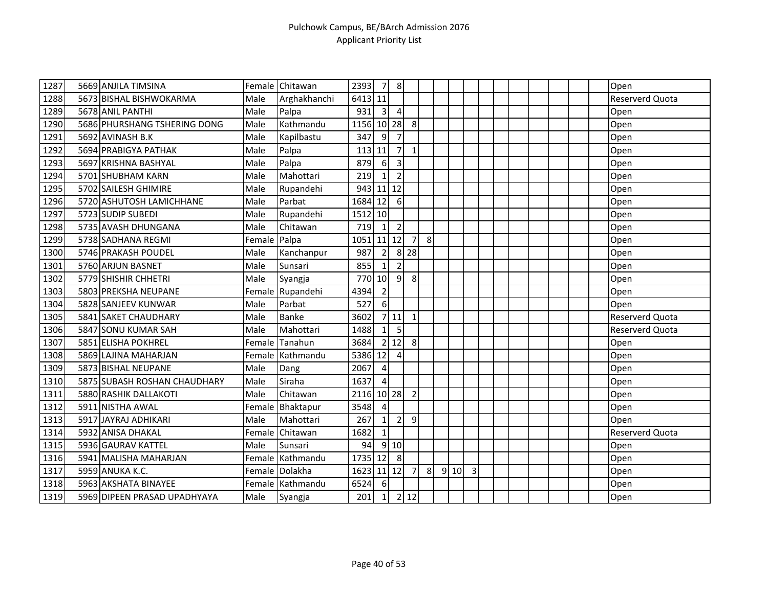| 1287 | 5669 | ANJILA TIMSINA | Female | Chitawan | 2393 | 7 | 8 | | | | | | | | | | | | | Open |
|---|---|---|---|---|---|---|---|---|---|---|---|---|---|---|---|---|---|---|---|---|
| 1288 | 5673 | BISHAL BISHWOKARMA | Male | Arghakhanchi | 6413 | 11 | | | | | | | | | | | | | | Reserverd Quota |
| 1289 | 5678 | ANIL PANTHI | Male | Palpa | 931 | 3 | 4 | | | | | | | | | | | | | Open |
| 1290 | 5686 | PHURSHANG TSHERING DONG | Male | Kathmandu | 1156 | 10 | 28 | 8 | | | | | | | | | | | | Open |
| 1291 | 5692 | AVINASH B.K | Male | Kapilbastu | 347 | 9 | 7 | | | | | | | | | | | | | Open |
| 1292 | 5694 | PRABIGYA PATHAK | Male | Palpa | 113 | 11 | 7 | 1 | | | | | | | | | | | | Open |
| 1293 | 5697 | KRISHNA BASHYAL | Male | Palpa | 879 | 6 | 3 | | | | | | | | | | | | | Open |
| 1294 | 5701 | SHUBHAM KARN | Male | Mahottari | 219 | 1 | 2 | | | | | | | | | | | | | Open |
| 1295 | 5702 | SAILESH GHIMIRE | Male | Rupandehi | 943 | 11 | 12 | | | | | | | | | | | | | Open |
| 1296 | 5720 | ASHUTOSH LAMICHHANE | Male | Parbat | 1684 | 12 | 6 | | | | | | | | | | | | | Open |
| 1297 | 5723 | SUDIP SUBEDI | Male | Rupandehi | 1512 | 10 | | | | | | | | | | | | | | Open |
| 1298 | 5735 | AVASH DHUNGANA | Male | Chitawan | 719 | 1 | 2 | | | | | | | | | | | | | Open |
| 1299 | 5738 | SADHANA REGMI | Female | Palpa | 1051 | 11 | 12 | 7 | 8 | | | | | | | | | | | Open |
| 1300 | 5746 | PRAKASH POUDEL | Male | Kanchanpur | 987 | 2 | 8 | 28 | | | | | | | | | | | | Open |
| 1301 | 5760 | ARJUN BASNET | Male | Sunsari | 855 | 1 | 2 | | | | | | | | | | | | | Open |
| 1302 | 5779 | SHISHIR CHHETRI | Male | Syangja | 770 | 10 | 9 | 8 | | | | | | | | | | | | Open |
| 1303 | 5803 | PREKSHA NEUPANE | Female | Rupandehi | 4394 | 2 | | | | | | | | | | | | | | Open |
| 1304 | 5828 | SANJEEV KUNWAR | Male | Parbat | 527 | 6 | | | | | | | | | | | | | | Open |
| 1305 | 5841 | SAKET CHAUDHARY | Male | Banke | 3602 | 7 | 11 | 1 | | | | | | | | | | | | Reserverd Quota |
| 1306 | 5847 | SONU KUMAR SAH | Male | Mahottari | 1488 | 1 | 5 | | | | | | | | | | | | | Reserverd Quota |
| 1307 | 5851 | ELISHA POKHREL | Female | Tanahun | 3684 | 2 | 12 | 8 | | | | | | | | | | | | Open |
| 1308 | 5869 | LAJINA MAHARJAN | Female | Kathmandu | 5386 | 12 | 4 | | | | | | | | | | | | | Open |
| 1309 | 5873 | BISHAL NEUPANE | Male | Dang | 2067 | 4 | | | | | | | | | | | | | | Open |
| 1310 | 5875 | SUBASH ROSHAN CHAUDHARY | Male | Siraha | 1637 | 4 | | | | | | | | | | | | | | Open |
| 1311 | 5880 | RASHIK DALLAKOTI | Male | Chitawan | 2116 | 10 | 28 | 2 | | | | | | | | | | | | Open |
| 1312 | 5911 | NISTHA AWAL | Female | Bhaktapur | 3548 | 4 | | | | | | | | | | | | | | Open |
| 1313 | 5917 | JAYRAJ ADHIKARI | Male | Mahottari | 267 | 1 | 2 | 9 | | | | | | | | | | | | Open |
| 1314 | 5932 | ANISA DHAKAL | Female | Chitawan | 1682 | 1 | | | | | | | | | | | | | | Reserverd Quota |
| 1315 | 5936 | GAURAV KATTEL | Male | Sunsari | 94 | 9 | 10 | | | | | | | | | | | | | Open |
| 1316 | 5941 | MALISHA MAHARJAN | Female | Kathmandu | 1735 | 12 | 8 | | | | | | | | | | | | | Open |
| 1317 | 5959 | ANUKA K.C. | Female | Dolakha | 1623 | 11 | 12 | 7 | 8 | 9 | 10 | 3 | | | | | | | | Open |
| 1318 | 5963 | AKSHATA BINAYEE | Female | Kathmandu | 6524 | 6 | | | | | | | | | | | | | | Open |
| 1319 | 5969 | DIPEEN PRASAD UPADHYAYA | Male | Syangja | 201 | 1 | 2 | 12 | | | | | | | | | | | | Open |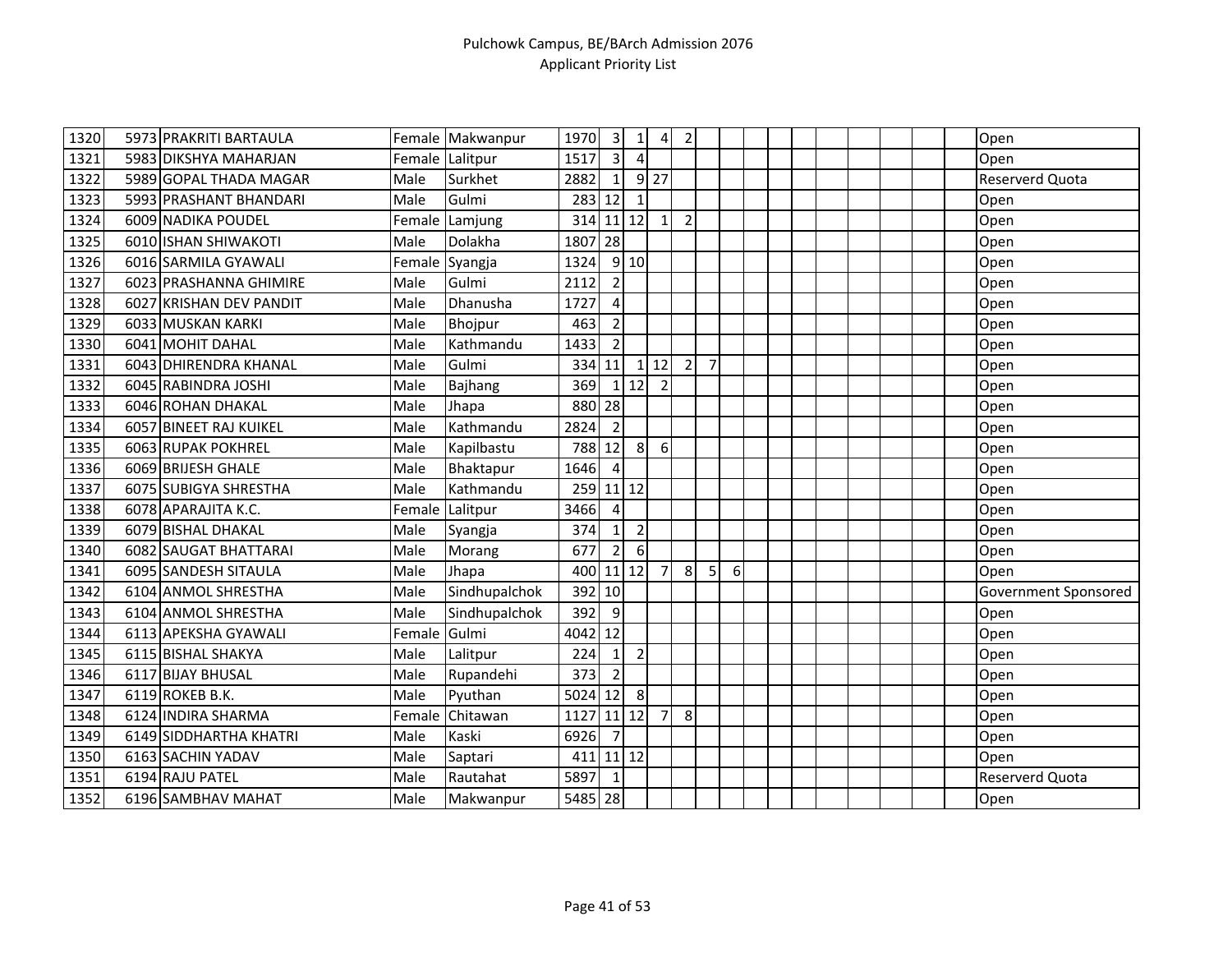| | | | | | | | | | | | | | | | | | | | | |
|---|---|---|---|---|---|---|---|---|---|---|---|---|---|---|---|---|---|---|---|---|
| 1320 | 5973 | PRAKRITI BARTAULA | Female | Makwanpur | 1970 | 3 | 1 | 4 | 2 | | | | | | | | | | | Open |
| 1321 | 5983 | DIKSHYA MAHARJAN | Female | Lalitpur | 1517 | 3 | 4 | | | | | | | | | | | | | Open |
| 1322 | 5989 | GOPAL THADA MAGAR | Male | Surkhet | 2882 | 1 | 9 | 27 | | | | | | | | | | | | Reserverd Quota |
| 1323 | 5993 | PRASHANT BHANDARI | Male | Gulmi | 283 | 12 | 1 | | | | | | | | | | | | | Open |
| 1324 | 6009 | NADIKA POUDEL | Female | Lamjung | 314 | 11 | 12 | 1 | 2 | | | | | | | | | | | Open |
| 1325 | 6010 | ISHAN SHIWAKOTI | Male | Dolakha | 1807 | 28 | | | | | | | | | | | | | | Open |
| 1326 | 6016 | SARMILA GYAWALI | Female | Syangja | 1324 | 9 | 10 | | | | | | | | | | | | | Open |
| 1327 | 6023 | PRASHANNA GHIMIRE | Male | Gulmi | 2112 | 2 | | | | | | | | | | | | | | Open |
| 1328 | 6027 | KRISHAN DEV PANDIT | Male | Dhanusha | 1727 | 4 | | | | | | | | | | | | | | Open |
| 1329 | 6033 | MUSKAN KARKI | Male | Bhojpur | 463 | 2 | | | | | | | | | | | | | | Open |
| 1330 | 6041 | MOHIT DAHAL | Male | Kathmandu | 1433 | 2 | | | | | | | | | | | | | | Open |
| 1331 | 6043 | DHIRENDRA KHANAL | Male | Gulmi | 334 | 11 | 1 | 12 | 2 | 7 | | | | | | | | | | Open |
| 1332 | 6045 | RABINDRA JOSHI | Male | Bajhang | 369 | 1 | 12 | 2 | | | | | | | | | | | | Open |
| 1333 | 6046 | ROHAN DHAKAL | Male | Jhapa | 880 | 28 | | | | | | | | | | | | | | Open |
| 1334 | 6057 | BINEET RAJ KUIKEL | Male | Kathmandu | 2824 | 2 | | | | | | | | | | | | | | Open |
| 1335 | 6063 | RUPAK POKHREL | Male | Kapilbastu | 788 | 12 | 8 | 6 | | | | | | | | | | | | Open |
| 1336 | 6069 | BRIJESH GHALE | Male | Bhaktapur | 1646 | 4 | | | | | | | | | | | | | | Open |
| 1337 | 6075 | SUBIGYA SHRESTHA | Male | Kathmandu | 259 | 11 | 12 | | | | | | | | | | | | | Open |
| 1338 | 6078 | APARAJITA K.C. | Female | Lalitpur | 3466 | 4 | | | | | | | | | | | | | | Open |
| 1339 | 6079 | BISHAL DHAKAL | Male | Syangja | 374 | 1 | 2 | | | | | | | | | | | | | Open |
| 1340 | 6082 | SAUGAT BHATTARAI | Male | Morang | 677 | 2 | 6 | | | | | | | | | | | | | Open |
| 1341 | 6095 | SANDESH SITAULA | Male | Jhapa | 400 | 11 | 12 | 7 | 8 | 5 | 6 | | | | | | | | | Open |
| 1342 | 6104 | ANMOL SHRESTHA | Male | Sindhupalchok | 392 | 10 | | | | | | | | | | | | | | Government Sponsored |
| 1343 | 6104 | ANMOL SHRESTHA | Male | Sindhupalchok | 392 | 9 | | | | | | | | | | | | | | Open |
| 1344 | 6113 | APEKSHA GYAWALI | Female | Gulmi | 4042 | 12 | | | | | | | | | | | | | | Open |
| 1345 | 6115 | BISHAL SHAKYA | Male | Lalitpur | 224 | 1 | 2 | | | | | | | | | | | | | Open |
| 1346 | 6117 | BIJAY BHUSAL | Male | Rupandehi | 373 | 2 | | | | | | | | | | | | | | Open |
| 1347 | 6119 | ROKEB B.K. | Male | Pyuthan | 5024 | 12 | 8 | | | | | | | | | | | | | Open |
| 1348 | 6124 | INDIRA SHARMA | Female | Chitawan | 1127 | 11 | 12 | 7 | 8 | | | | | | | | | | | Open |
| 1349 | 6149 | SIDDHARTHA KHATRI | Male | Kaski | 6926 | 7 | | | | | | | | | | | | | | Open |
| 1350 | 6163 | SACHIN YADAV | Male | Saptari | 411 | 11 | 12 | | | | | | | | | | | | | Open |
| 1351 | 6194 | RAJU PATEL | Male | Rautahat | 5897 | 1 | | | | | | | | | | | | | | Reserverd Quota |
| 1352 | 6196 | SAMBHAV MAHAT | Male | Makwanpur | 5485 | 28 | | | | | | | | | | | | | | Open |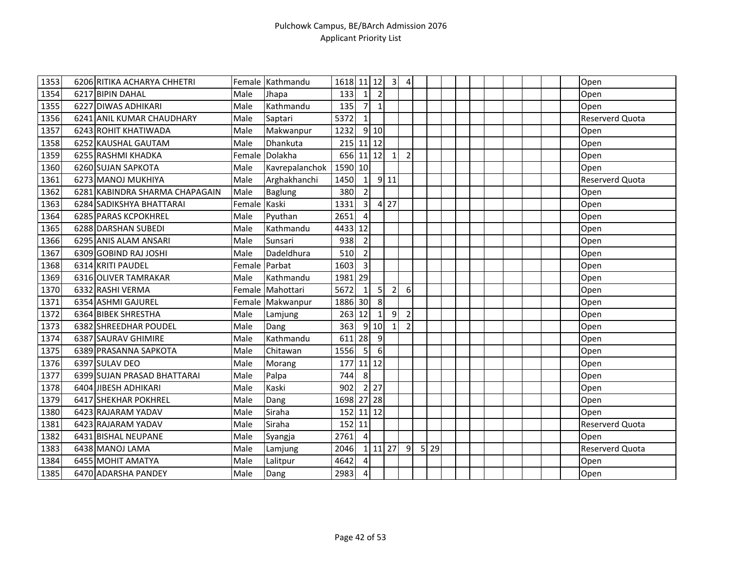| | | | | | | | | | | | | | | | | | | | | |
|---|---|---|---|---|---|---|---|---|---|---|---|---|---|---|---|---|---|---|---|---|
| 1353 | 6206 | RITIKA ACHARYA CHHETRI | Female | Kathmandu | 1618 | 11 | 12 | 3 | 4 | | | | | | | | | | | Open |
| 1354 | 6217 | BIPIN DAHAL | Male | Jhapa | 133 | 1 | 2 | | | | | | | | | | | | | Open |
| 1355 | 6227 | DIWAS ADHIKARI | Male | Kathmandu | 135 | 7 | 1 | | | | | | | | | | | | | Open |
| 1356 | 6241 | ANIL KUMAR CHAUDHARY | Male | Saptari | 5372 | 1 | | | | | | | | | | | | | | Reserverd Quota |
| 1357 | 6243 | ROHIT KHATIWADA | Male | Makwanpur | 1232 | 9 | 10 | | | | | | | | | | | | | Open |
| 1358 | 6252 | KAUSHAL GAUTAM | Male | Dhankuta | 215 | 11 | 12 | | | | | | | | | | | | | Open |
| 1359 | 6255 | RASHMI KHADKA | Female | Dolakha | 656 | 11 | 12 | 1 | 2 | | | | | | | | | | | Open |
| 1360 | 6260 | SUJAN SAPKOTA | Male | Kavrepalanchok | 1590 | 10 | | | | | | | | | | | | | | Open |
| 1361 | 6273 | MANOJ MUKHIYA | Male | Arghakhanchi | 1450 | 1 | 9 | 11 | | | | | | | | | | | | Reserverd Quota |
| 1362 | 6281 | KABINDRA SHARMA CHAPAGAIN | Male | Baglung | 380 | 2 | | | | | | | | | | | | | | Open |
| 1363 | 6284 | SADIKSHYA BHATTARAI | Female | Kaski | 1331 | 3 | 4 | 27 | | | | | | | | | | | | Open |
| 1364 | 6285 | PARAS KCPOKHREL | Male | Pyuthan | 2651 | 4 | | | | | | | | | | | | | | Open |
| 1365 | 6288 | DARSHAN SUBEDI | Male | Kathmandu | 4433 | 12 | | | | | | | | | | | | | | Open |
| 1366 | 6295 | ANIS ALAM ANSARI | Male | Sunsari | 938 | 2 | | | | | | | | | | | | | | Open |
| 1367 | 6309 | GOBIND RAJ JOSHI | Male | Dadeldhura | 510 | 2 | | | | | | | | | | | | | | Open |
| 1368 | 6314 | KRITI PAUDEL | Female | Parbat | 1603 | 3 | | | | | | | | | | | | | | Open |
| 1369 | 6316 | OLIVER TAMRAKAR | Male | Kathmandu | 1981 | 29 | | | | | | | | | | | | | | Open |
| 1370 | 6332 | RASHI VERMA | Female | Mahottari | 5672 | 1 | 5 | 2 | 6 | | | | | | | | | | | Open |
| 1371 | 6354 | ASHMI GAJUREL | Female | Makwanpur | 1886 | 30 | 8 | | | | | | | | | | | | | Open |
| 1372 | 6364 | BIBEK SHRESTHA | Male | Lamjung | 263 | 12 | 1 | 9 | 2 | | | | | | | | | | | Open |
| 1373 | 6382 | SHREEDHAR POUDEL | Male | Dang | 363 | 9 | 10 | 1 | 2 | | | | | | | | | | | Open |
| 1374 | 6387 | SAURAV GHIMIRE | Male | Kathmandu | 611 | 28 | 9 | | | | | | | | | | | | | Open |
| 1375 | 6389 | PRASANNA SAPKOTA | Male | Chitawan | 1556 | 5 | 6 | | | | | | | | | | | | | Open |
| 1376 | 6397 | SULAV DEO | Male | Morang | 177 | 11 | 12 | | | | | | | | | | | | | Open |
| 1377 | 6399 | SUJAN PRASAD BHATTARAI | Male | Palpa | 744 | 8 | | | | | | | | | | | | | | Open |
| 1378 | 6404 | JIBESH ADHIKARI | Male | Kaski | 902 | 2 | 27 | | | | | | | | | | | | | Open |
| 1379 | 6417 | SHEKHAR POKHREL | Male | Dang | 1698 | 27 | 28 | | | | | | | | | | | | | Open |
| 1380 | 6423 | RAJARAM YADAV | Male | Siraha | 152 | 11 | 12 | | | | | | | | | | | | | Open |
| 1381 | 6423 | RAJARAM YADAV | Male | Siraha | 152 | 11 | | | | | | | | | | | | | | Reserverd Quota |
| 1382 | 6431 | BISHAL NEUPANE | Male | Syangja | 2761 | 4 | | | | | | | | | | | | | | Open |
| 1383 | 6438 | MANOJ LAMA | Male | Lamjung | 2046 | 1 | 11 | 27 | 9 | 5 | 29 | | | | | | | | | Reserverd Quota |
| 1384 | 6455 | MOHIT AMATYA | Male | Lalitpur | 4642 | 4 | | | | | | | | | | | | | | Open |
| 1385 | 6470 | ADARSHA PANDEY | Male | Dang | 2983 | 4 | | | | | | | | | | | | | | Open |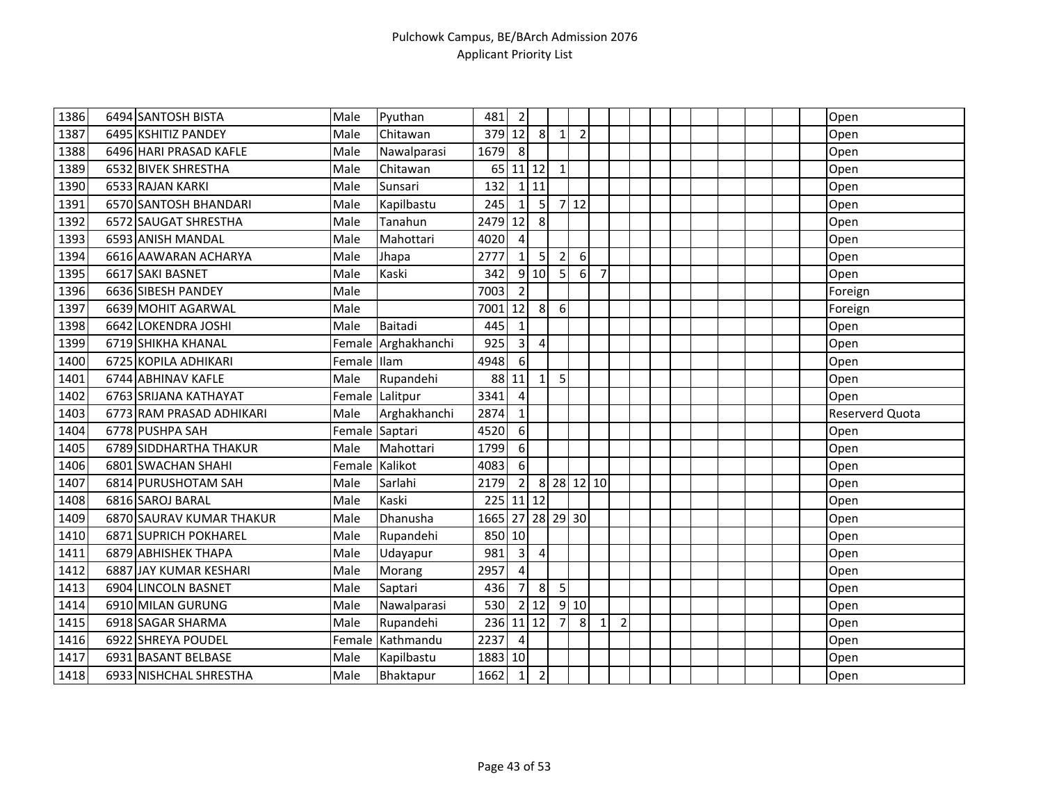| | | | | | | | | | | | | | | | | | | | | |
|---|---|---|---|---|---|---|---|---|---|---|---|---|---|---|---|---|---|---|---|---|
| 1386 | 6494 | SANTOSH BISTA | Male | Pyuthan | 481 | 2 | | | | | | | | | | | | | | Open |
| 1387 | 6495 | KSHITIZ PANDEY | Male | Chitawan | 379 | 12 | 8 | 1 | 2 | | | | | | | | | | | Open |
| 1388 | 6496 | HARI PRASAD KAFLE | Male | Nawalparasi | 1679 | 8 | | | | | | | | | | | | | | Open |
| 1389 | 6532 | BIVEK SHRESTHA | Male | Chitawan | 65 | 11 | 12 | 1 | | | | | | | | | | | | Open |
| 1390 | 6533 | RAJAN KARKI | Male | Sunsari | 132 | 1 | 11 | | | | | | | | | | | | | Open |
| 1391 | 6570 | SANTOSH BHANDARI | Male | Kapilbastu | 245 | 1 | 5 | 7 | 12 | | | | | | | | | | | Open |
| 1392 | 6572 | SAUGAT SHRESTHA | Male | Tanahun | 2479 | 12 | 8 | | | | | | | | | | | | | Open |
| 1393 | 6593 | ANISH MANDAL | Male | Mahottari | 4020 | 4 | | | | | | | | | | | | | | Open |
| 1394 | 6616 | AAWARAN ACHARYA | Male | Jhapa | 2777 | 1 | 5 | 2 | 6 | | | | | | | | | | | Open |
| 1395 | 6617 | SAKI BASNET | Male | Kaski | 342 | 9 | 10 | 5 | 6 | 7 | | | | | | | | | | Open |
| 1396 | 6636 | SIBESH PANDEY | Male | | 7003 | 2 | | | | | | | | | | | | | | Foreign |
| 1397 | 6639 | MOHIT AGARWAL | Male | | 7001 | 12 | 8 | 6 | | | | | | | | | | | | Foreign |
| 1398 | 6642 | LOKENDRA JOSHI | Male | Baitadi | 445 | 1 | | | | | | | | | | | | | | Open |
| 1399 | 6719 | SHIKHA KHANAL | Female | Arghakhanchi | 925 | 3 | 4 | | | | | | | | | | | | | Open |
| 1400 | 6725 | KOPILA ADHIKARI | Female | Ilam | 4948 | 6 | | | | | | | | | | | | | | Open |
| 1401 | 6744 | ABHINAV KAFLE | Male | Rupandehi | 88 | 11 | 1 | 5 | | | | | | | | | | | | Open |
| 1402 | 6763 | SRIJANA KATHAYAT | Female | Lalitpur | 3341 | 4 | | | | | | | | | | | | | | Open |
| 1403 | 6773 | RAM PRASAD ADHIKARI | Male | Arghakhanchi | 2874 | 1 | | | | | | | | | | | | | | Reserverd Quota |
| 1404 | 6778 | PUSHPA SAH | Female | Saptari | 4520 | 6 | | | | | | | | | | | | | | Open |
| 1405 | 6789 | SIDDHARTHA THAKUR | Male | Mahottari | 1799 | 6 | | | | | | | | | | | | | | Open |
| 1406 | 6801 | SWACHAN SHAHI | Female | Kalikot | 4083 | 6 | | | | | | | | | | | | | | Open |
| 1407 | 6814 | PURUSHOTAM SAH | Male | Sarlahi | 2179 | 2 | 8 | 28 | 12 | 10 | | | | | | | | | | Open |
| 1408 | 6816 | SAROJ BARAL | Male | Kaski | 225 | 11 | 12 | | | | | | | | | | | | | Open |
| 1409 | 6870 | SAURAV KUMAR THAKUR | Male | Dhanusha | 1665 | 27 | 28 | 29 | 30 | | | | | | | | | | | Open |
| 1410 | 6871 | SUPRICH POKHAREL | Male | Rupandehi | 850 | 10 | | | | | | | | | | | | | | Open |
| 1411 | 6879 | ABHISHEK THAPA | Male | Udayapur | 981 | 3 | 4 | | | | | | | | | | | | | Open |
| 1412 | 6887 | JAY KUMAR KESHARI | Male | Morang | 2957 | 4 | | | | | | | | | | | | | | Open |
| 1413 | 6904 | LINCOLN BASNET | Male | Saptari | 436 | 7 | 8 | 5 | | | | | | | | | | | | Open |
| 1414 | 6910 | MILAN GURUNG | Male | Nawalparasi | 530 | 2 | 12 | 9 | 10 | | | | | | | | | | | Open |
| 1415 | 6918 | SAGAR SHARMA | Male | Rupandehi | 236 | 11 | 12 | 7 | 8 | 1 | 2 | | | | | | | | | Open |
| 1416 | 6922 | SHREYA POUDEL | Female | Kathmandu | 2237 | 4 | | | | | | | | | | | | | | Open |
| 1417 | 6931 | BASANT BELBASE | Male | Kapilbastu | 1883 | 10 | | | | | | | | | | | | | | Open |
| 1418 | 6933 | NISHCHAL SHRESTHA | Male | Bhaktapur | 1662 | 1 | 2 | | | | | | | | | | | | | Open |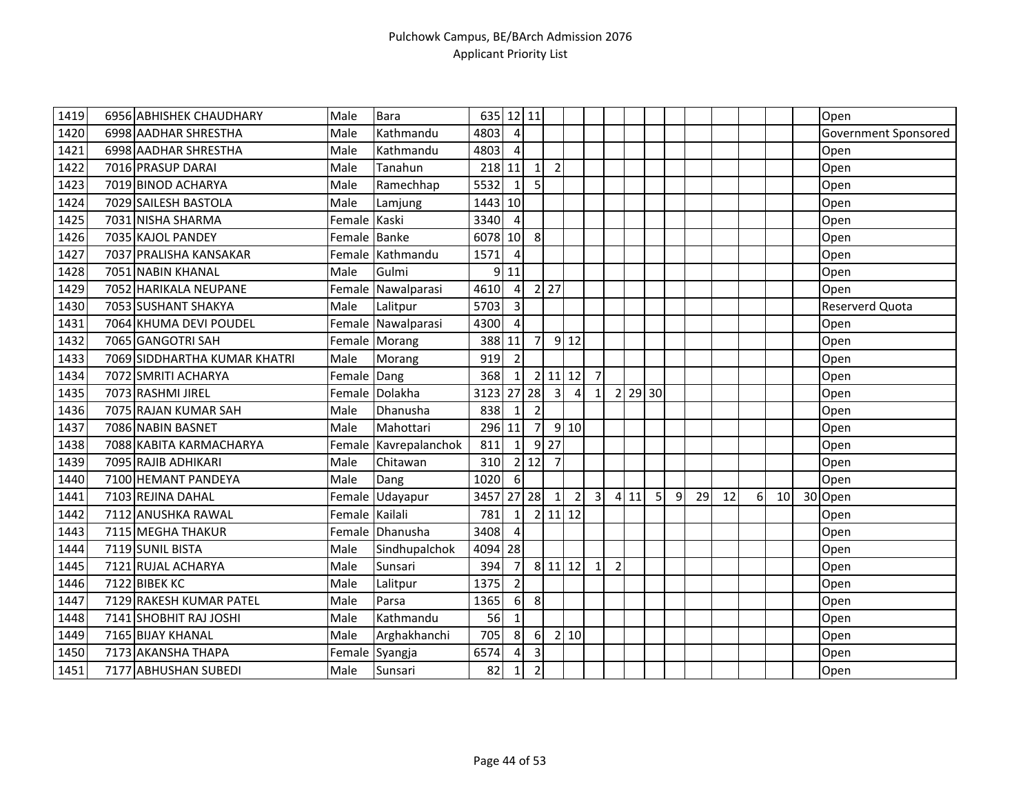# Pulchowk Campus, BE/BArch Admission 2076
## Applicant Priority List

| | | | | | | | | | | | | | | | | | | | | |
|---|---|---|---|---|---|---|---|---|---|---|---|---|---|---|---|---|---|---|---|---|
| 1419 | 6956 | ABHISHEK CHAUDHARY | Male | Bara | 635 | 12 | 11 | | | | | | | | | | | | | Open |
| 1420 | 6998 | AADHAR SHRESTHA | Male | Kathmandu | 4803 | 4 | | | | | | | | | | | | | | Government Sponsored |
| 1421 | 6998 | AADHAR SHRESTHA | Male | Kathmandu | 4803 | 4 | | | | | | | | | | | | | | Open |
| 1422 | 7016 | PRASUP DARAI | Male | Tanahun | 218 | 11 | 1 | 2 | | | | | | | | | | | | Open |
| 1423 | 7019 | BINOD ACHARYA | Male | Ramechhap | 5532 | 1 | 5 | | | | | | | | | | | | | Open |
| 1424 | 7029 | SAILESH BASTOLA | Male | Lamjung | 1443 | 10 | | | | | | | | | | | | | | Open |
| 1425 | 7031 | NISHA SHARMA | Female | Kaski | 3340 | 4 | | | | | | | | | | | | | | Open |
| 1426 | 7035 | KAJOL PANDEY | Female | Banke | 6078 | 10 | 8 | | | | | | | | | | | | | Open |
| 1427 | 7037 | PRALISHA KANSAKAR | Female | Kathmandu | 1571 | 4 | | | | | | | | | | | | | | Open |
| 1428 | 7051 | NABIN KHANAL | Male | Gulmi | 9 | 11 | | | | | | | | | | | | | | Open |
| 1429 | 7052 | HARIKALA NEUPANE | Female | Nawalparasi | 4610 | 4 | 2 | 27 | | | | | | | | | | | | Open |
| 1430 | 7053 | SUSHANT SHAKYA | Male | Lalitpur | 5703 | 3 | | | | | | | | | | | | | | Reserverd Quota |
| 1431 | 7064 | KHUMA DEVI POUDEL | Female | Nawalparasi | 4300 | 4 | | | | | | | | | | | | | | Open |
| 1432 | 7065 | GANGOTRI SAH | Female | Morang | 388 | 11 | 7 | 9 | 12 | | | | | | | | | | | Open |
| 1433 | 7069 | SIDDHARTHA KUMAR KHATRI | Male | Morang | 919 | 2 | | | | | | | | | | | | | | Open |
| 1434 | 7072 | SMRITI ACHARYA | Female | Dang | 368 | 1 | 2 | 11 | 12 | 7 | | | | | | | | | | Open |
| 1435 | 7073 | RASHMI JIREL | Female | Dolakha | 3123 | 27 | 28 | 3 | 4 | 1 | 2 | 29 | 30 | | | | | | | Open |
| 1436 | 7075 | RAJAN KUMAR SAH | Male | Dhanusha | 838 | 1 | 2 | | | | | | | | | | | | | Open |
| 1437 | 7086 | NABIN BASNET | Male | Mahottari | 296 | 11 | 7 | 9 | 10 | | | | | | | | | | | Open |
| 1438 | 7088 | KABITA KARMACHARYA | Female | Kavrepalanchok | 811 | 1 | 9 | 27 | | | | | | | | | | | | Open |
| 1439 | 7095 | RAJIB ADHIKARI | Male | Chitawan | 310 | 2 | 12 | 7 | | | | | | | | | | | | Open |
| 1440 | 7100 | HEMANT PANDEYA | Male | Dang | 1020 | 6 | | | | | | | | | | | | | | Open |
| 1441 | 7103 | REJINA DAHAL | Female | Udayapur | 3457 | 27 | 28 | 1 | 2 | 3 | 4 | 11 | 5 | 9 | 29 | 12 | 6 | 10 | 30 | Open |
| 1442 | 7112 | ANUSHKA RAWAL | Female | Kailali | 781 | 1 | 2 | 11 | 12 | | | | | | | | | | | Open |
| 1443 | 7115 | MEGHA THAKUR | Female | Dhanusha | 3408 | 4 | | | | | | | | | | | | | | Open |
| 1444 | 7119 | SUNIL BISTA | Male | Sindhupalchok | 4094 | 28 | | | | | | | | | | | | | | Open |
| 1445 | 7121 | RUJAL ACHARYA | Male | Sunsari | 394 | 7 | 8 | 11 | 12 | 1 | 2 | | | | | | | | | Open |
| 1446 | 7122 | BIBEK KC | Male | Lalitpur | 1375 | 2 | | | | | | | | | | | | | | Open |
| 1447 | 7129 | RAKESH KUMAR PATEL | Male | Parsa | 1365 | 6 | 8 | | | | | | | | | | | | | Open |
| 1448 | 7141 | SHOBHIT RAJ JOSHI | Male | Kathmandu | 56 | 1 | | | | | | | | | | | | | | Open |
| 1449 | 7165 | BIJAY KHANAL | Male | Arghakhanchi | 705 | 8 | 6 | 2 | 10 | | | | | | | | | | | Open |
| 1450 | 7173 | AKANSHA THAPA | Female | Syangja | 6574 | 4 | 3 | | | | | | | | | | | | | Open |
| 1451 | 7177 | ABHUSHAN SUBEDI | Male | Sunsari | 82 | 1 | 2 | | | | | | | | | | | | | Open |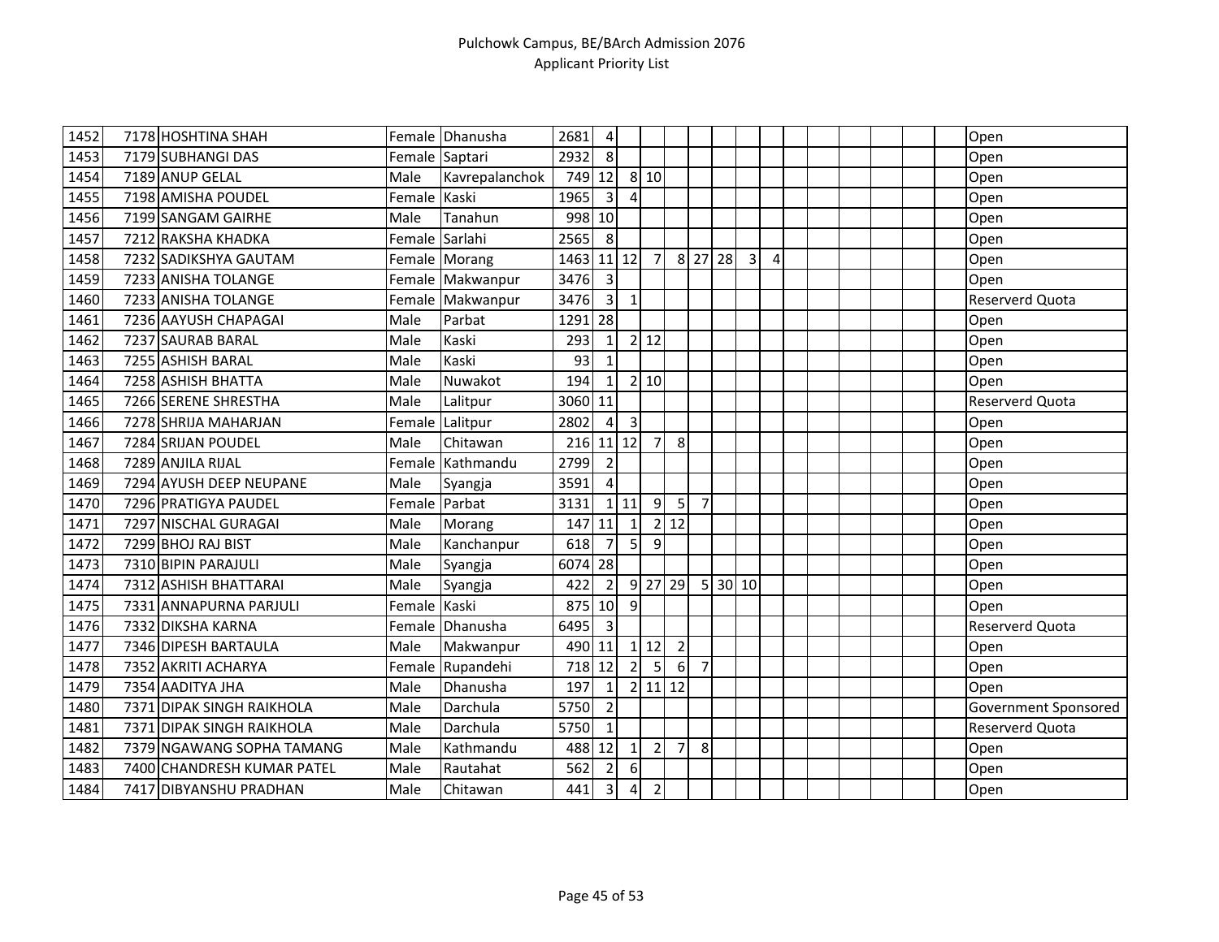| | | | | | | | | | | | | | | | | | | | | |
|---|---|---|---|---|---|---|---|---|---|---|---|---|---|---|---|---|---|---|---|---|
| 1452 | 7178 | HOSHTINA SHAH | Female | Dhanusha | 2681 | 4 | | | | | | | | | | | | | | Open |
| 1453 | 7179 | SUBHANGI DAS | Female | Saptari | 2932 | 8 | | | | | | | | | | | | | | Open |
| 1454 | 7189 | ANUP GELAL | Male | Kavrepalanchok | 749 | 12 | 8 | 10 | | | | | | | | | | | | Open |
| 1455 | 7198 | AMISHA POUDEL | Female | Kaski | 1965 | 3 | 4 | | | | | | | | | | | | | Open |
| 1456 | 7199 | SANGAM GAIRHE | Male | Tanahun | 998 | 10 | | | | | | | | | | | | | | Open |
| 1457 | 7212 | RAKSHA KHADKA | Female | Sarlahi | 2565 | 8 | | | | | | | | | | | | | | Open |
| 1458 | 7232 | SADIKSHYA GAUTAM | Female | Morang | 1463 | 11 | 12 | 7 | 8 | 27 | 28 | 3 | 4 | | | | | | | Open |
| 1459 | 7233 | ANISHA TOLANGE | Female | Makwanpur | 3476 | 3 | | | | | | | | | | | | | | Open |
| 1460 | 7233 | ANISHA TOLANGE | Female | Makwanpur | 3476 | 3 | 1 | | | | | | | | | | | | | Reserverd Quota |
| 1461 | 7236 | AAYUSH CHAPAGAI | Male | Parbat | 1291 | 28 | | | | | | | | | | | | | | Open |
| 1462 | 7237 | SAURAB BARAL | Male | Kaski | 293 | 1 | 2 | 12 | | | | | | | | | | | | Open |
| 1463 | 7255 | ASHISH BARAL | Male | Kaski | 93 | 1 | | | | | | | | | | | | | | Open |
| 1464 | 7258 | ASHISH BHATTA | Male | Nuwakot | 194 | 1 | 2 | 10 | | | | | | | | | | | | Open |
| 1465 | 7266 | SERENE SHRESTHA | Male | Lalitpur | 3060 | 11 | | | | | | | | | | | | | | Reserverd Quota |
| 1466 | 7278 | SHRIJA MAHARJAN | Female | Lalitpur | 2802 | 4 | 3 | | | | | | | | | | | | | Open |
| 1467 | 7284 | SRIJAN POUDEL | Male | Chitawan | 216 | 11 | 12 | 7 | 8 | | | | | | | | | | | Open |
| 1468 | 7289 | ANJILA RIJAL | Female | Kathmandu | 2799 | 2 | | | | | | | | | | | | | | Open |
| 1469 | 7294 | AYUSH DEEP NEUPANE | Male | Syangja | 3591 | 4 | | | | | | | | | | | | | | Open |
| 1470 | 7296 | PRATIGYA PAUDEL | Female | Parbat | 3131 | 1 | 11 | 9 | 5 | 7 | | | | | | | | | | Open |
| 1471 | 7297 | NISCHAL GURAGAI | Male | Morang | 147 | 11 | 1 | 2 | 12 | | | | | | | | | | | Open |
| 1472 | 7299 | BHOJ RAJ BIST | Male | Kanchanpur | 618 | 7 | 5 | 9 | | | | | | | | | | | | Open |
| 1473 | 7310 | BIPIN PARAJULI | Male | Syangja | 6074 | 28 | | | | | | | | | | | | | | Open |
| 1474 | 7312 | ASHISH BHATTARAI | Male | Syangja | 422 | 2 | 9 | 27 | 29 | 5 | 30 | 10 | | | | | | | | Open |
| 1475 | 7331 | ANNAPURNA PARJULI | Female | Kaski | 875 | 10 | 9 | | | | | | | | | | | | | Open |
| 1476 | 7332 | DIKSHA KARNA | Female | Dhanusha | 6495 | 3 | | | | | | | | | | | | | | Reserverd Quota |
| 1477 | 7346 | DIPESH BARTAULA | Male | Makwanpur | 490 | 11 | 1 | 12 | 2 | | | | | | | | | | | Open |
| 1478 | 7352 | AKRITI ACHARYA | Female | Rupandehi | 718 | 12 | 2 | 5 | 6 | 7 | | | | | | | | | | Open |
| 1479 | 7354 | AADITYA JHA | Male | Dhanusha | 197 | 1 | 2 | 11 | 12 | | | | | | | | | | | Open |
| 1480 | 7371 | DIPAK SINGH RAIKHOLA | Male | Darchula | 5750 | 2 | | | | | | | | | | | | | | Government Sponsored |
| 1481 | 7371 | DIPAK SINGH RAIKHOLA | Male | Darchula | 5750 | 1 | | | | | | | | | | | | | | Reserverd Quota |
| 1482 | 7379 | NGAWANG SOPHA TAMANG | Male | Kathmandu | 488 | 12 | 1 | 2 | 7 | 8 | | | | | | | | | | Open |
| 1483 | 7400 | CHANDRESH KUMAR PATEL | Male | Rautahat | 562 | 2 | 6 | | | | | | | | | | | | | Open |
| 1484 | 7417 | DIBYANSHU PRADHAN | Male | Chitawan | 441 | 3 | 4 | 2 | | | | | | | | | | | | Open |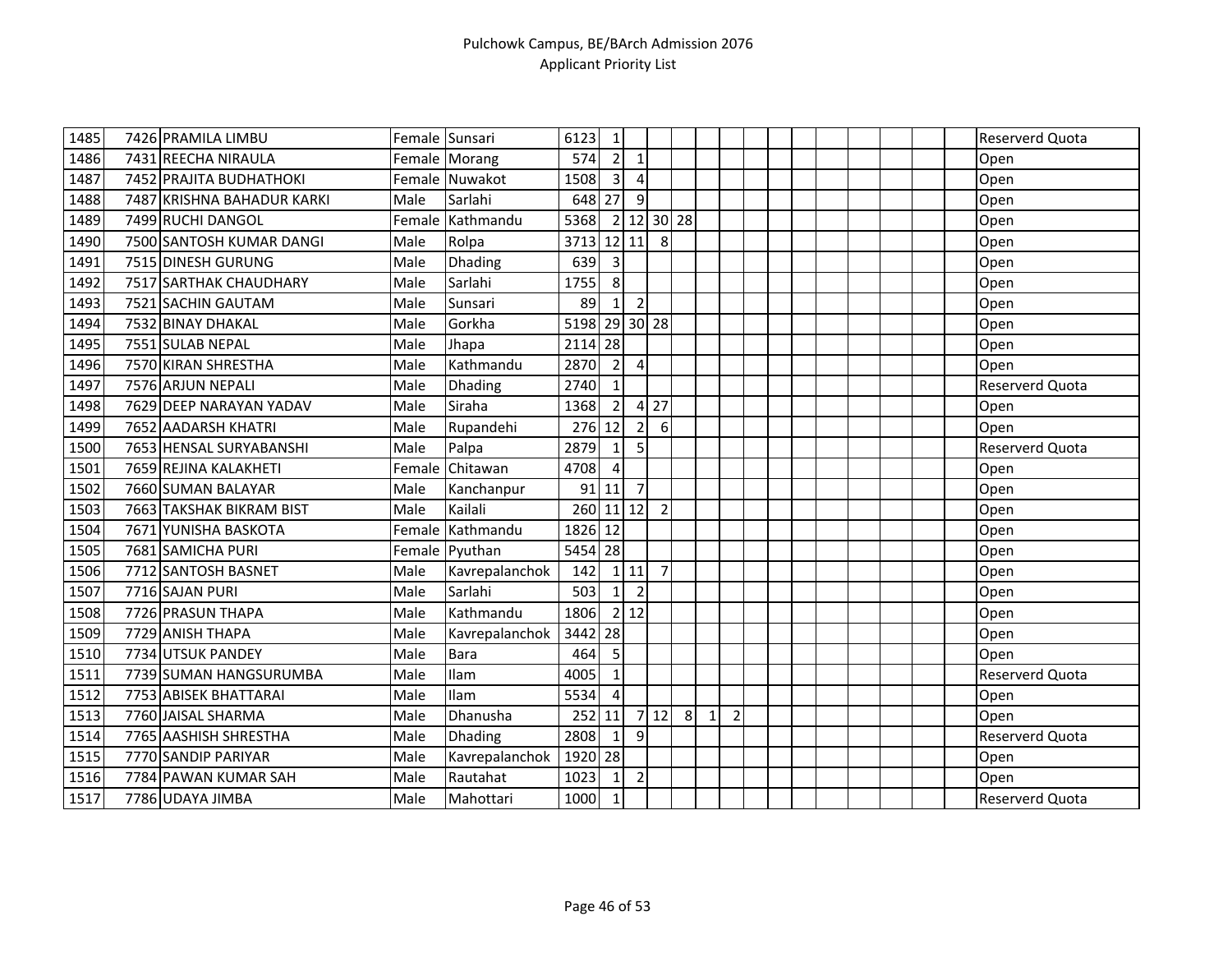# Pulchowk Campus, BE/BArch Admission 2076
## Applicant Priority List

| | | | | | | | | | | | | | | | | | | | | |
|---|---|---|---|---|---|---|---|---|---|---|---|---|---|---|---|---|---|---|---|---|
| 1485 | 7426 | PRAMILA LIMBU | Female | Sunsari | 6123 | 1 | | | | | | | | | | | | | | Reserverd Quota |
| 1486 | 7431 | REECHA NIRAULA | Female | Morang | 574 | 2 | 1 | | | | | | | | | | | | | Open |
| 1487 | 7452 | PRAJITA BUDHATHOKI | Female | Nuwakot | 1508 | 3 | 4 | | | | | | | | | | | | | Open |
| 1488 | 7487 | KRISHNA BAHADUR KARKI | Male | Sarlahi | 648 | 27 | 9 | | | | | | | | | | | | | Open |
| 1489 | 7499 | RUCHI DANGOL | Female | Kathmandu | 5368 | 2 | 12 | 30 | 28 | | | | | | | | | | | Open |
| 1490 | 7500 | SANTOSH KUMAR DANGI | Male | Rolpa | 3713 | 12 | 11 | 8 | | | | | | | | | | | | Open |
| 1491 | 7515 | DINESH GURUNG | Male | Dhading | 639 | 3 | | | | | | | | | | | | | | Open |
| 1492 | 7517 | SARTHAK CHAUDHARY | Male | Sarlahi | 1755 | 8 | | | | | | | | | | | | | | Open |
| 1493 | 7521 | SACHIN GAUTAM | Male | Sunsari | 89 | 1 | 2 | | | | | | | | | | | | | Open |
| 1494 | 7532 | BINAY DHAKAL | Male | Gorkha | 5198 | 29 | 30 | 28 | | | | | | | | | | | | Open |
| 1495 | 7551 | SULAB NEPAL | Male | Jhapa | 2114 | 28 | | | | | | | | | | | | | | Open |
| 1496 | 7570 | KIRAN SHRESTHA | Male | Kathmandu | 2870 | 2 | 4 | | | | | | | | | | | | | Open |
| 1497 | 7576 | ARJUN NEPALI | Male | Dhading | 2740 | 1 | | | | | | | | | | | | | | Reserverd Quota |
| 1498 | 7629 | DEEP NARAYAN YADAV | Male | Siraha | 1368 | 2 | 4 | 27 | | | | | | | | | | | | Open |
| 1499 | 7652 | AADARSH KHATRI | Male | Rupandehi | 276 | 12 | 2 | 6 | | | | | | | | | | | | Open |
| 1500 | 7653 | HENSAL SURYABANSHI | Male | Palpa | 2879 | 1 | 5 | | | | | | | | | | | | | Reserverd Quota |
| 1501 | 7659 | REJINA KALAKHETI | Female | Chitawan | 4708 | 4 | | | | | | | | | | | | | | Open |
| 1502 | 7660 | SUMAN BALAYAR | Male | Kanchanpur | 91 | 11 | 7 | | | | | | | | | | | | | Open |
| 1503 | 7663 | TAKSHAK BIKRAM BIST | Male | Kailali | 260 | 11 | 12 | 2 | | | | | | | | | | | | Open |
| 1504 | 7671 | YUNISHA BASKOTA | Female | Kathmandu | 1826 | 12 | | | | | | | | | | | | | | Open |
| 1505 | 7681 | SAMICHA PURI | Female | Pyuthan | 5454 | 28 | | | | | | | | | | | | | | Open |
| 1506 | 7712 | SANTOSH BASNET | Male | Kavrepalanchok | 142 | 1 | 11 | 7 | | | | | | | | | | | | Open |
| 1507 | 7716 | SAJAN PURI | Male | Sarlahi | 503 | 1 | 2 | | | | | | | | | | | | | Open |
| 1508 | 7726 | PRASUN THAPA | Male | Kathmandu | 1806 | 2 | 12 | | | | | | | | | | | | | Open |
| 1509 | 7729 | ANISH THAPA | Male | Kavrepalanchok | 3442 | 28 | | | | | | | | | | | | | | Open |
| 1510 | 7734 | UTSUK PANDEY | Male | Bara | 464 | 5 | | | | | | | | | | | | | | Open |
| 1511 | 7739 | SUMAN HANGSURUMBA | Male | Ilam | 4005 | 1 | | | | | | | | | | | | | | Reserverd Quota |
| 1512 | 7753 | ABISEK BHATTARAI | Male | Ilam | 5534 | 4 | | | | | | | | | | | | | | Open |
| 1513 | 7760 | JAISAL SHARMA | Male | Dhanusha | 252 | 11 | 7 | 12 | 8 | 1 | 2 | | | | | | | | | Open |
| 1514 | 7765 | AASHISH SHRESTHA | Male | Dhading | 2808 | 1 | 9 | | | | | | | | | | | | | Reserverd Quota |
| 1515 | 7770 | SANDIP PARIYAR | Male | Kavrepalanchok | 1920 | 28 | | | | | | | | | | | | | | Open |
| 1516 | 7784 | PAWAN KUMAR SAH | Male | Rautahat | 1023 | 1 | 2 | | | | | | | | | | | | | Open |
| 1517 | 7786 | UDAYA JIMBA | Male | Mahottari | 1000 | 1 | | | | | | | | | | | | | | Reserverd Quota |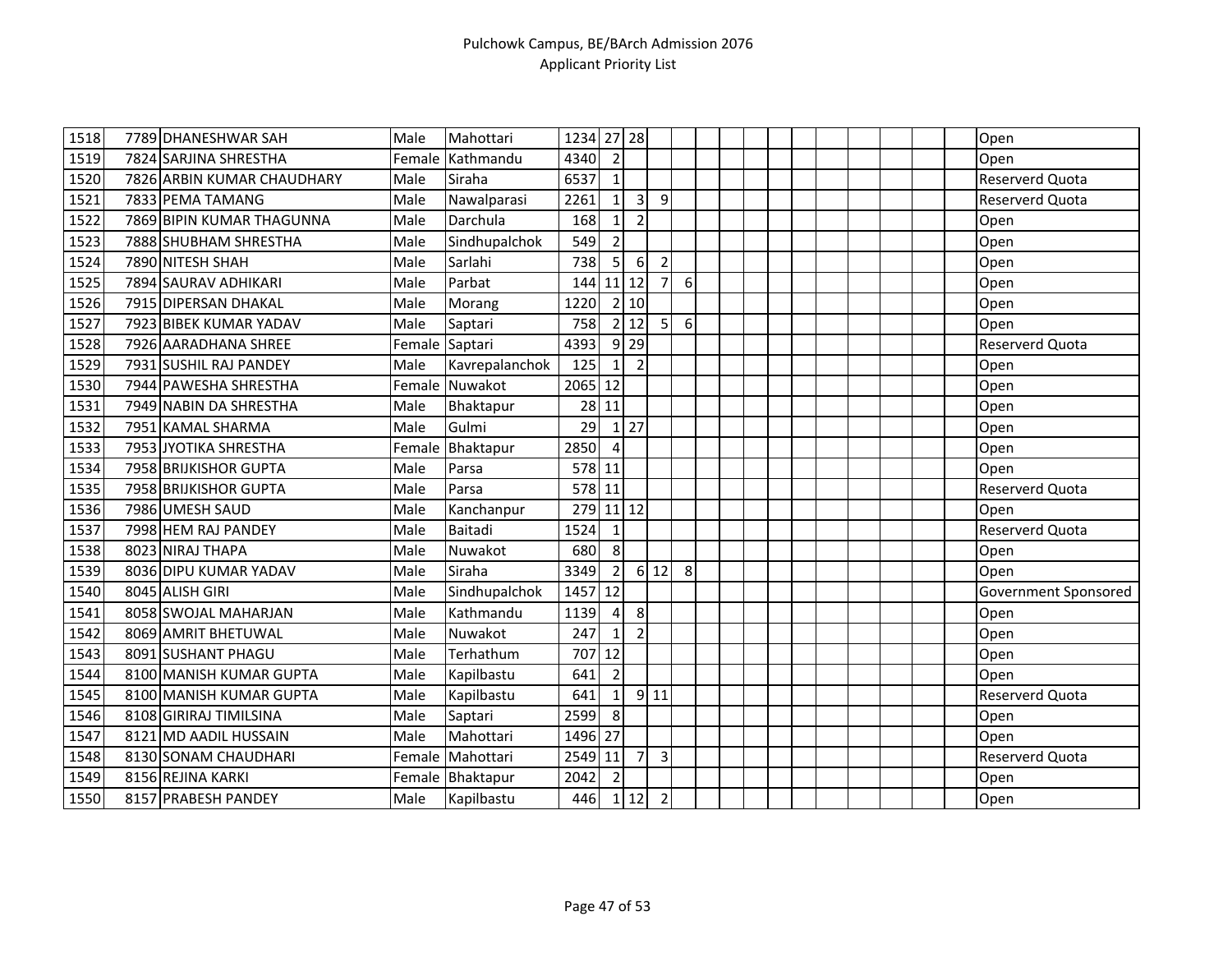| | | | | | | | | | | | | | | | | | | | | |
|---|---|---|---|---|---|---|---|---|---|---|---|---|---|---|---|---|---|---|---|---|
| 1518 | 7789 | DHANESHWAR SAH | Male | Mahottari | 1234 | 27 | 28 | | | | | | | | | | | | | Open |
| 1519 | 7824 | SARJINA SHRESTHA | Female | Kathmandu | 4340 | 2 | | | | | | | | | | | | | | Open |
| 1520 | 7826 | ARBIN KUMAR CHAUDHARY | Male | Siraha | 6537 | 1 | | | | | | | | | | | | | | Reserverd Quota |
| 1521 | 7833 | PEMA TAMANG | Male | Nawalparasi | 2261 | 1 | 3 | 9 | | | | | | | | | | | | Reserverd Quota |
| 1522 | 7869 | BIPIN KUMAR THAGUNNA | Male | Darchula | 168 | 1 | 2 | | | | | | | | | | | | | Open |
| 1523 | 7888 | SHUBHAM SHRESTHA | Male | Sindhupalchok | 549 | 2 | | | | | | | | | | | | | | Open |
| 1524 | 7890 | NITESH SHAH | Male | Sarlahi | 738 | 5 | 6 | 2 | | | | | | | | | | | | Open |
| 1525 | 7894 | SAURAV ADHIKARI | Male | Parbat | 144 | 11 | 12 | 7 | 6 | | | | | | | | | | | Open |
| 1526 | 7915 | DIPERSAN DHAKAL | Male | Morang | 1220 | 2 | 10 | | | | | | | | | | | | | Open |
| 1527 | 7923 | BIBEK KUMAR YADAV | Male | Saptari | 758 | 2 | 12 | 5 | 6 | | | | | | | | | | | Open |
| 1528 | 7926 | AARADHANA SHREE | Female | Saptari | 4393 | 9 | 29 | | | | | | | | | | | | | Reserverd Quota |
| 1529 | 7931 | SUSHIL RAJ PANDEY | Male | Kavrepalanchok | 125 | 1 | 2 | | | | | | | | | | | | | Open |
| 1530 | 7944 | PAWESHA SHRESTHA | Female | Nuwakot | 2065 | 12 | | | | | | | | | | | | | | Open |
| 1531 | 7949 | NABIN DA SHRESTHA | Male | Bhaktapur | 28 | 11 | | | | | | | | | | | | | | Open |
| 1532 | 7951 | KAMAL SHARMA | Male | Gulmi | 29 | 1 | 27 | | | | | | | | | | | | | Open |
| 1533 | 7953 | JYOTIKA SHRESTHA | Female | Bhaktapur | 2850 | 4 | | | | | | | | | | | | | | Open |
| 1534 | 7958 | BRIJKISHOR GUPTA | Male | Parsa | 578 | 11 | | | | | | | | | | | | | | Open |
| 1535 | 7958 | BRIJKISHOR GUPTA | Male | Parsa | 578 | 11 | | | | | | | | | | | | | | Reserverd Quota |
| 1536 | 7986 | UMESH SAUD | Male | Kanchanpur | 279 | 11 | 12 | | | | | | | | | | | | | Open |
| 1537 | 7998 | HEM RAJ PANDEY | Male | Baitadi | 1524 | 1 | | | | | | | | | | | | | | Reserverd Quota |
| 1538 | 8023 | NIRAJ THAPA | Male | Nuwakot | 680 | 8 | | | | | | | | | | | | | | Open |
| 1539 | 8036 | DIPU KUMAR YADAV | Male | Siraha | 3349 | 2 | 6 | 12 | 8 | | | | | | | | | | | Open |
| 1540 | 8045 | ALISH GIRI | Male | Sindhupalchok | 1457 | 12 | | | | | | | | | | | | | | Government Sponsored |
| 1541 | 8058 | SWOJAL MAHARJAN | Male | Kathmandu | 1139 | 4 | 8 | | | | | | | | | | | | | Open |
| 1542 | 8069 | AMRIT BHETUWAL | Male | Nuwakot | 247 | 1 | 2 | | | | | | | | | | | | | Open |
| 1543 | 8091 | SUSHANT PHAGU | Male | Terhathum | 707 | 12 | | | | | | | | | | | | | | Open |
| 1544 | 8100 | MANISH KUMAR GUPTA | Male | Kapilbastu | 641 | 2 | | | | | | | | | | | | | | Open |
| 1545 | 8100 | MANISH KUMAR GUPTA | Male | Kapilbastu | 641 | 1 | 9 | 11 | | | | | | | | | | | | Reserverd Quota |
| 1546 | 8108 | GIRIRAJ TIMILSINA | Male | Saptari | 2599 | 8 | | | | | | | | | | | | | | Open |
| 1547 | 8121 | MD AADIL HUSSAIN | Male | Mahottari | 1496 | 27 | | | | | | | | | | | | | | Open |
| 1548 | 8130 | SONAM CHAUDHARI | Female | Mahottari | 2549 | 11 | 7 | 3 | | | | | | | | | | | | Reserverd Quota |
| 1549 | 8156 | REJINA KARKI | Female | Bhaktapur | 2042 | 2 | | | | | | | | | | | | | | Open |
| 1550 | 8157 | PRABESH PANDEY | Male | Kapilbastu | 446 | 1 | 12 | 2 | | | | | | | | | | | | Open |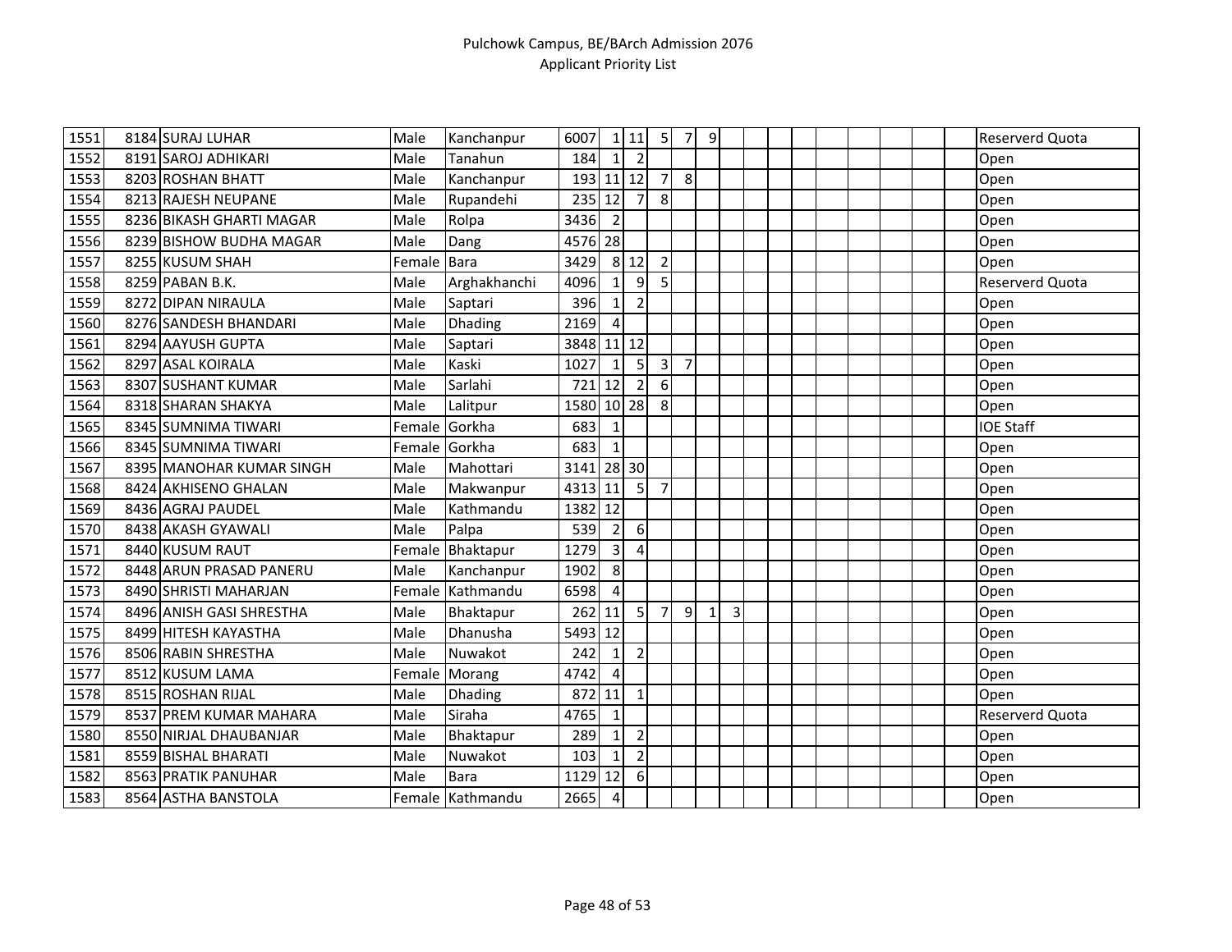| | | | | | | | | | | | | | | | | | | | | |
|---|---|---|---|---|---|---|---|---|---|---|---|---|---|---|---|---|---|---|---|---|
| 1551 | 8184 | SURAJ LUHAR | Male | Kanchanpur | 6007 | 1 | 11 | 5 | 7 | 9 | | | | | | | | | | Reserverd Quota |
| 1552 | 8191 | SAROJ ADHIKARI | Male | Tanahun | 184 | 1 | 2 | | | | | | | | | | | | | Open |
| 1553 | 8203 | ROSHAN BHATT | Male | Kanchanpur | 193 | 11 | 12 | 7 | 8 | | | | | | | | | | | Open |
| 1554 | 8213 | RAJESH NEUPANE | Male | Rupandehi | 235 | 12 | 7 | 8 | | | | | | | | | | | | Open |
| 1555 | 8236 | BIKASH GHARTI MAGAR | Male | Rolpa | 3436 | 2 | | | | | | | | | | | | | | Open |
| 1556 | 8239 | BISHOW BUDHA MAGAR | Male | Dang | 4576 | 28 | | | | | | | | | | | | | | Open |
| 1557 | 8255 | KUSUM SHAH | Female | Bara | 3429 | 8 | 12 | 2 | | | | | | | | | | | | Open |
| 1558 | 8259 | PABAN B.K. | Male | Arghakhanchi | 4096 | 1 | 9 | 5 | | | | | | | | | | | | Reserverd Quota |
| 1559 | 8272 | DIPAN NIRAULA | Male | Saptari | 396 | 1 | 2 | | | | | | | | | | | | | Open |
| 1560 | 8276 | SANDESH BHANDARI | Male | Dhading | 2169 | 4 | | | | | | | | | | | | | | Open |
| 1561 | 8294 | AAYUSH GUPTA | Male | Saptari | 3848 | 11 | 12 | | | | | | | | | | | | | Open |
| 1562 | 8297 | ASAL KOIRALA | Male | Kaski | 1027 | 1 | 5 | 3 | 7 | | | | | | | | | | | Open |
| 1563 | 8307 | SUSHANT KUMAR | Male | Sarlahi | 721 | 12 | 2 | 6 | | | | | | | | | | | | Open |
| 1564 | 8318 | SHARAN SHAKYA | Male | Lalitpur | 1580 | 10 | 28 | 8 | | | | | | | | | | | | Open |
| 1565 | 8345 | SUMNIMA TIWARI | Female | Gorkha | 683 | 1 | | | | | | | | | | | | | | IOE Staff |
| 1566 | 8345 | SUMNIMA TIWARI | Female | Gorkha | 683 | 1 | | | | | | | | | | | | | | Open |
| 1567 | 8395 | MANOHAR KUMAR SINGH | Male | Mahottari | 3141 | 28 | 30 | | | | | | | | | | | | | Open |
| 1568 | 8424 | AKHISENO GHALAN | Male | Makwanpur | 4313 | 11 | 5 | 7 | | | | | | | | | | | | Open |
| 1569 | 8436 | AGRAJ PAUDEL | Male | Kathmandu | 1382 | 12 | | | | | | | | | | | | | | Open |
| 1570 | 8438 | AKASH GYAWALI | Male | Palpa | 539 | 2 | 6 | | | | | | | | | | | | | Open |
| 1571 | 8440 | KUSUM RAUT | Female | Bhaktapur | 1279 | 3 | 4 | | | | | | | | | | | | | Open |
| 1572 | 8448 | ARUN PRASAD PANERU | Male | Kanchanpur | 1902 | 8 | | | | | | | | | | | | | | Open |
| 1573 | 8490 | SHRISTI MAHARJAN | Female | Kathmandu | 6598 | 4 | | | | | | | | | | | | | | Open |
| 1574 | 8496 | ANISH GASI SHRESTHA | Male | Bhaktapur | 262 | 11 | 5 | 7 | 9 | 1 | 3 | | | | | | | | | Open |
| 1575 | 8499 | HITESH KAYASTHA | Male | Dhanusha | 5493 | 12 | | | | | | | | | | | | | | Open |
| 1576 | 8506 | RABIN SHRESTHA | Male | Nuwakot | 242 | 1 | 2 | | | | | | | | | | | | | Open |
| 1577 | 8512 | KUSUM LAMA | Female | Morang | 4742 | 4 | | | | | | | | | | | | | | Open |
| 1578 | 8515 | ROSHAN RIJAL | Male | Dhading | 872 | 11 | 1 | | | | | | | | | | | | | Open |
| 1579 | 8537 | PREM KUMAR MAHARA | Male | Siraha | 4765 | 1 | | | | | | | | | | | | | | Reserverd Quota |
| 1580 | 8550 | NIRJAL DHAUBANJAR | Male | Bhaktapur | 289 | 1 | 2 | | | | | | | | | | | | | Open |
| 1581 | 8559 | BISHAL BHARATI | Male | Nuwakot | 103 | 1 | 2 | | | | | | | | | | | | | Open |
| 1582 | 8563 | PRATIK PANUHAR | Male | Bara | 1129 | 12 | 6 | | | | | | | | | | | | | Open |
| 1583 | 8564 | ASTHA BANSTOLA | Female | Kathmandu | 2665 | 4 | | | | | | | | | | | | | | Open |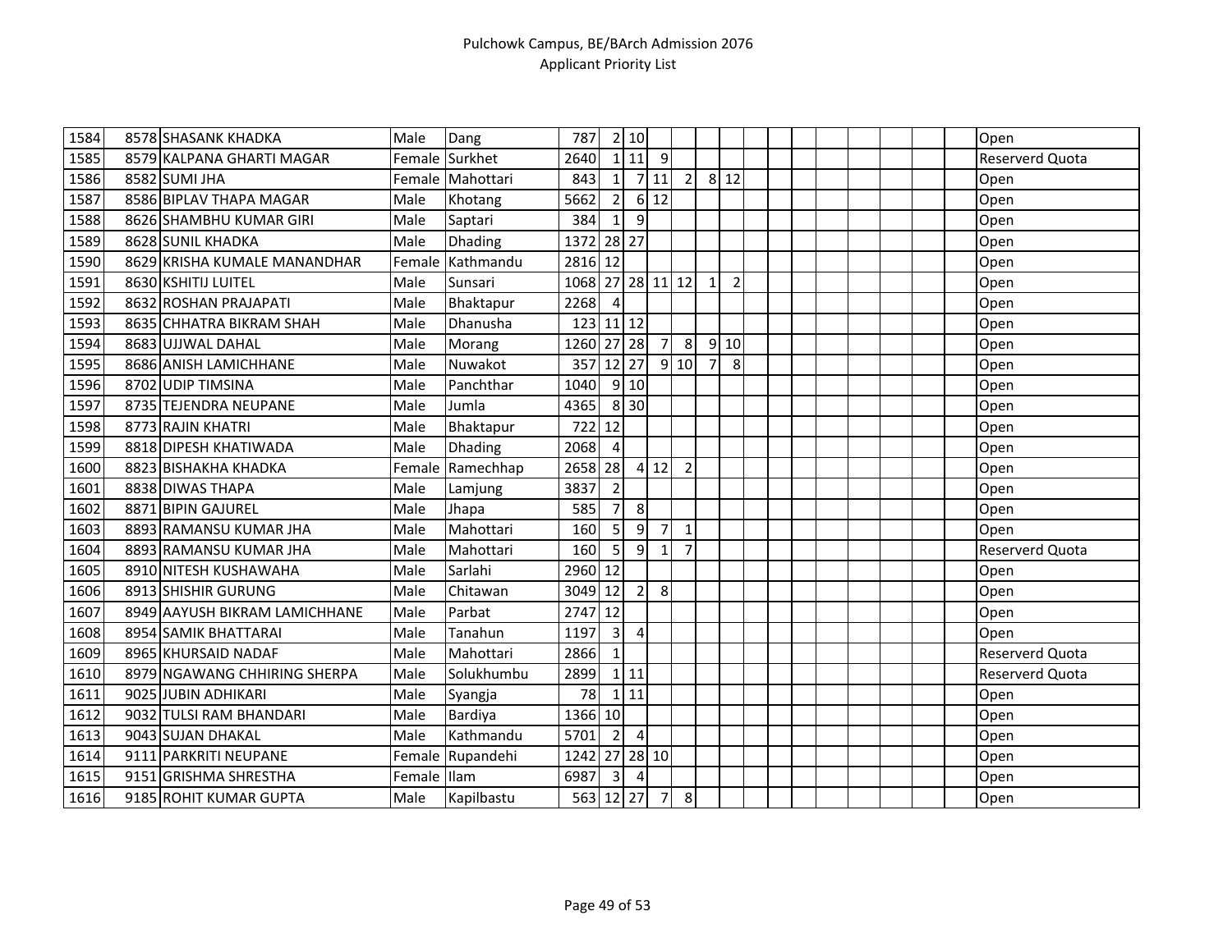| | | | | | | | | | | | | | | | | | | | | |
|---|---|---|---|---|---|---|---|---|---|---|---|---|---|---|---|---|---|---|---|---|
| 1584 | 8578 | SHASANK KHADKA | Male | Dang | 787 | 2 | 10 | | | | | | | | | | | | | Open |
| 1585 | 8579 | KALPANA GHARTI MAGAR | Female | Surkhet | 2640 | 1 | 11 | 9 | | | | | | | | | | | | Reserverd Quota |
| 1586 | 8582 | SUMI JHA | Female | Mahottari | 843 | 1 | 7 | 11 | 2 | 8 | 12 | | | | | | | | | Open |
| 1587 | 8586 | BIPLAV THAPA MAGAR | Male | Khotang | 5662 | 2 | 6 | 12 | | | | | | | | | | | | Open |
| 1588 | 8626 | SHAMBHU KUMAR GIRI | Male | Saptari | 384 | 1 | 9 | | | | | | | | | | | | | Open |
| 1589 | 8628 | SUNIL KHADKA | Male | Dhading | 1372 | 28 | 27 | | | | | | | | | | | | | Open |
| 1590 | 8629 | KRISHA KUMALE MANANDHAR | Female | Kathmandu | 2816 | 12 | | | | | | | | | | | | | | Open |
| 1591 | 8630 | KSHITIJ LUITEL | Male | Sunsari | 1068 | 27 | 28 | 11 | 12 | 1 | 2 | | | | | | | | | Open |
| 1592 | 8632 | ROSHAN PRAJAPATI | Male | Bhaktapur | 2268 | 4 | | | | | | | | | | | | | | Open |
| 1593 | 8635 | CHHATRA BIKRAM SHAH | Male | Dhanusha | 123 | 11 | 12 | | | | | | | | | | | | | Open |
| 1594 | 8683 | UJJWAL DAHAL | Male | Morang | 1260 | 27 | 28 | 7 | 8 | 9 | 10 | | | | | | | | | Open |
| 1595 | 8686 | ANISH LAMICHHANE | Male | Nuwakot | 357 | 12 | 27 | 9 | 10 | 7 | 8 | | | | | | | | | Open |
| 1596 | 8702 | UDIP TIMSINA | Male | Panchthar | 1040 | 9 | 10 | | | | | | | | | | | | | Open |
| 1597 | 8735 | TEJENDRA NEUPANE | Male | Jumla | 4365 | 8 | 30 | | | | | | | | | | | | | Open |
| 1598 | 8773 | RAJIN KHATRI | Male | Bhaktapur | 722 | 12 | | | | | | | | | | | | | | Open |
| 1599 | 8818 | DIPESH KHATIWADA | Male | Dhading | 2068 | 4 | | | | | | | | | | | | | | Open |
| 1600 | 8823 | BISHAKHA KHADKA | Female | Ramechhap | 2658 | 28 | 4 | 12 | 2 | | | | | | | | | | | Open |
| 1601 | 8838 | DIWAS THAPA | Male | Lamjung | 3837 | 2 | | | | | | | | | | | | | | Open |
| 1602 | 8871 | BIPIN GAJUREL | Male | Jhapa | 585 | 7 | 8 | | | | | | | | | | | | | Open |
| 1603 | 8893 | RAMANSU KUMAR JHA | Male | Mahottari | 160 | 5 | 9 | 7 | 1 | | | | | | | | | | | Open |
| 1604 | 8893 | RAMANSU KUMAR JHA | Male | Mahottari | 160 | 5 | 9 | 1 | 7 | | | | | | | | | | | Reserverd Quota |
| 1605 | 8910 | NITESH KUSHAWAHA | Male | Sarlahi | 2960 | 12 | | | | | | | | | | | | | | Open |
| 1606 | 8913 | SHISHIR GURUNG | Male | Chitawan | 3049 | 12 | 2 | 8 | | | | | | | | | | | | Open |
| 1607 | 8949 | AAYUSH BIKRAM LAMICHHANE | Male | Parbat | 2747 | 12 | | | | | | | | | | | | | | Open |
| 1608 | 8954 | SAMIK BHATTARAI | Male | Tanahun | 1197 | 3 | 4 | | | | | | | | | | | | | Open |
| 1609 | 8965 | KHURSAID NADAF | Male | Mahottari | 2866 | 1 | | | | | | | | | | | | | | Reserverd Quota |
| 1610 | 8979 | NGAWANG CHHIRING SHERPA | Male | Solukhumbu | 2899 | 1 | 11 | | | | | | | | | | | | | Reserverd Quota |
| 1611 | 9025 | JUBIN ADHIKARI | Male | Syangja | 78 | 1 | 11 | | | | | | | | | | | | | Open |
| 1612 | 9032 | TULSI RAM BHANDARI | Male | Bardiya | 1366 | 10 | | | | | | | | | | | | | | Open |
| 1613 | 9043 | SUJAN DHAKAL | Male | Kathmandu | 5701 | 2 | 4 | | | | | | | | | | | | | Open |
| 1614 | 9111 | PARKRITI NEUPANE | Female | Rupandehi | 1242 | 27 | 28 | 10 | | | | | | | | | | | | Open |
| 1615 | 9151 | GRISHMA SHRESTHA | Female | Ilam | 6987 | 3 | 4 | | | | | | | | | | | | | Open |
| 1616 | 9185 | ROHIT KUMAR GUPTA | Male | Kapilbastu | 563 | 12 | 27 | 7 | 8 | | | | | | | | | | | Open |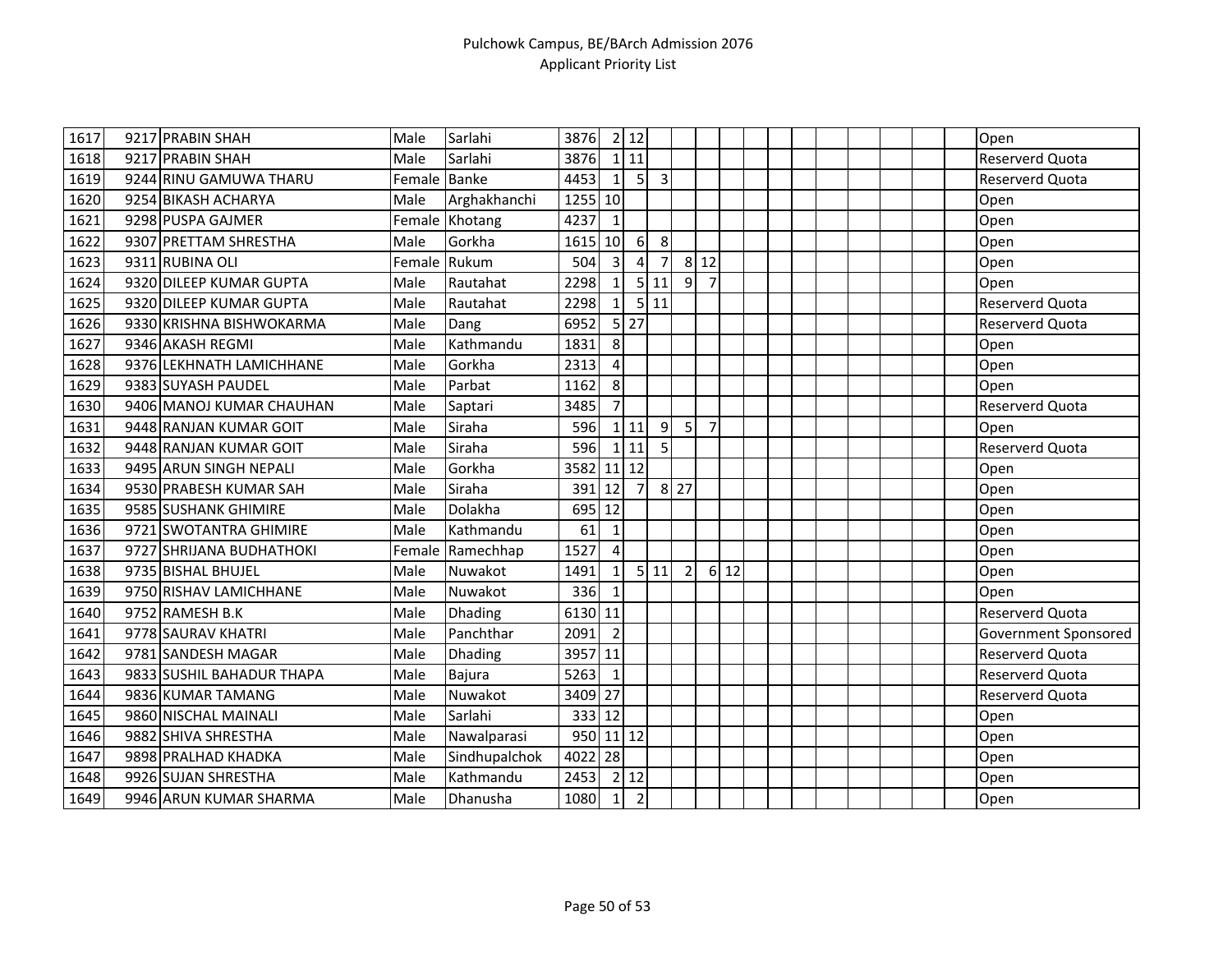# Pulchowk Campus, BE/BArch Admission 2076

## Applicant Priority List

| | | | | | | | | | | | | | | | | | | | | |
|---|---|---|---|---|---|---|---|---|---|---|---|---|---|---|---|---|---|---|---|---|
| 1617 | 9217 | PRABIN SHAH | Male | Sarlahi | 3876 | 2 | 12 | | | | | | | | | | | | | Open |
| 1618 | 9217 | PRABIN SHAH | Male | Sarlahi | 3876 | 1 | 11 | | | | | | | | | | | | | Reserverd Quota |
| 1619 | 9244 | RINU GAMUWA THARU | Female | Banke | 4453 | 1 | 5 | 3 | | | | | | | | | | | | Reserverd Quota |
| 1620 | 9254 | BIKASH ACHARYA | Male | Arghakhanchi | 1255 | 10 | | | | | | | | | | | | | | Open |
| 1621 | 9298 | PUSPA GAJMER | Female | Khotang | 4237 | 1 | | | | | | | | | | | | | | Open |
| 1622 | 9307 | PRETTAM SHRESTHA | Male | Gorkha | 1615 | 10 | 6 | 8 | | | | | | | | | | | | Open |
| 1623 | 9311 | RUBINA OLI | Female | Rukum | 504 | 3 | 4 | 7 | 8 | 12 | | | | | | | | | | Open |
| 1624 | 9320 | DILEEP KUMAR GUPTA | Male | Rautahat | 2298 | 1 | 5 | 11 | 9 | 7 | | | | | | | | | | Open |
| 1625 | 9320 | DILEEP KUMAR GUPTA | Male | Rautahat | 2298 | 1 | 5 | 11 | | | | | | | | | | | | Reserverd Quota |
| 1626 | 9330 | KRISHNA BISHWOKARMA | Male | Dang | 6952 | 5 | 27 | | | | | | | | | | | | | Reserverd Quota |
| 1627 | 9346 | AKASH REGMI | Male | Kathmandu | 1831 | 8 | | | | | | | | | | | | | | Open |
| 1628 | 9376 | LEKHNATH LAMICHHANE | Male | Gorkha | 2313 | 4 | | | | | | | | | | | | | | Open |
| 1629 | 9383 | SUYASH PAUDEL | Male | Parbat | 1162 | 8 | | | | | | | | | | | | | | Open |
| 1630 | 9406 | MANOJ KUMAR CHAUHAN | Male | Saptari | 3485 | 7 | | | | | | | | | | | | | | Reserverd Quota |
| 1631 | 9448 | RANJAN KUMAR GOIT | Male | Siraha | 596 | 1 | 11 | 9 | 5 | 7 | | | | | | | | | | Open |
| 1632 | 9448 | RANJAN KUMAR GOIT | Male | Siraha | 596 | 1 | 11 | 5 | | | | | | | | | | | | Reserverd Quota |
| 1633 | 9495 | ARUN SINGH NEPALI | Male | Gorkha | 3582 | 11 | 12 | | | | | | | | | | | | | Open |
| 1634 | 9530 | PRABESH KUMAR SAH | Male | Siraha | 391 | 12 | 7 | 8 | 27 | | | | | | | | | | | Open |
| 1635 | 9585 | SUSHANK GHIMIRE | Male | Dolakha | 695 | 12 | | | | | | | | | | | | | | Open |
| 1636 | 9721 | SWOTANTRA GHIMIRE | Male | Kathmandu | 61 | 1 | | | | | | | | | | | | | | Open |
| 1637 | 9727 | SHRIJANA BUDHATHOKI | Female | Ramechhap | 1527 | 4 | | | | | | | | | | | | | | Open |
| 1638 | 9735 | BISHAL BHUJEL | Male | Nuwakot | 1491 | 1 | 5 | 11 | 2 | 6 | 12 | | | | | | | | | Open |
| 1639 | 9750 | RISHAV LAMICHHANE | Male | Nuwakot | 336 | 1 | | | | | | | | | | | | | | Open |
| 1640 | 9752 | RAMESH B.K | Male | Dhading | 6130 | 11 | | | | | | | | | | | | | | Reserverd Quota |
| 1641 | 9778 | SAURAV KHATRI | Male | Panchthar | 2091 | 2 | | | | | | | | | | | | | | Government Sponsored |
| 1642 | 9781 | SANDESH MAGAR | Male | Dhading | 3957 | 11 | | | | | | | | | | | | | | Reserverd Quota |
| 1643 | 9833 | SUSHIL BAHADUR THAPA | Male | Bajura | 5263 | 1 | | | | | | | | | | | | | | Reserverd Quota |
| 1644 | 9836 | KUMAR TAMANG | Male | Nuwakot | 3409 | 27 | | | | | | | | | | | | | | Reserverd Quota |
| 1645 | 9860 | NISCHAL MAINALI | Male | Sarlahi | 333 | 12 | | | | | | | | | | | | | | Open |
| 1646 | 9882 | SHIVA SHRESTHA | Male | Nawalparasi | 950 | 11 | 12 | | | | | | | | | | | | | Open |
| 1647 | 9898 | PRALHAD KHADKA | Male | Sindhupalchok | 4022 | 28 | | | | | | | | | | | | | | Open |
| 1648 | 9926 | SUJAN SHRESTHA | Male | Kathmandu | 2453 | 2 | 12 | | | | | | | | | | | | | Open |
| 1649 | 9946 | ARUN KUMAR SHARMA | Male | Dhanusha | 1080 | 1 | 2 | | | | | | | | | | | | | Open |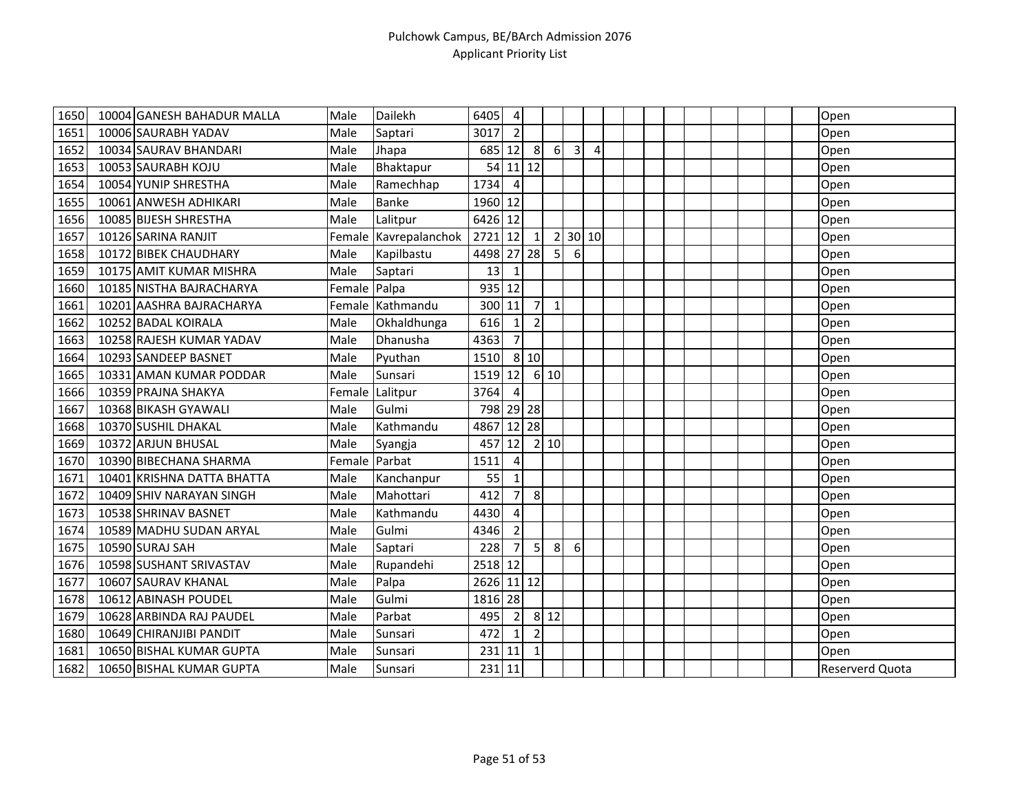| | | | | | | | | | | | | | | | | | | | | |
|---|---|---|---|---|---|---|---|---|---|---|---|---|---|---|---|---|---|---|---|---|
| 1650 | 10004 | GANESH BAHADUR MALLA | Male | Dailekh | 6405 | 4 | | | | | | | | | | | | | | Open |
| 1651 | 10006 | SAURABH YADAV | Male | Saptari | 3017 | 2 | | | | | | | | | | | | | | Open |
| 1652 | 10034 | SAURAV BHANDARI | Male | Jhapa | 685 | 12 | 8 | 6 | 3 | 4 | | | | | | | | | | Open |
| 1653 | 10053 | SAURABH KOJU | Male | Bhaktapur | 54 | 11 | 12 | | | | | | | | | | | | | Open |
| 1654 | 10054 | YUNIP SHRESTHA | Male | Ramechhap | 1734 | 4 | | | | | | | | | | | | | | Open |
| 1655 | 10061 | ANWESH ADHIKARI | Male | Banke | 1960 | 12 | | | | | | | | | | | | | | Open |
| 1656 | 10085 | BIJESH SHRESTHA | Male | Lalitpur | 6426 | 12 | | | | | | | | | | | | | | Open |
| 1657 | 10126 | SARINA RANJIT | Female | Kavrepalanchok | 2721 | 12 | 1 | 2 | 30 | 10 | | | | | | | | | | Open |
| 1658 | 10172 | BIBEK CHAUDHARY | Male | Kapilbastu | 4498 | 27 | 28 | 5 | 6 | | | | | | | | | | | Open |
| 1659 | 10175 | AMIT KUMAR MISHRA | Male | Saptari | 13 | 1 | | | | | | | | | | | | | | Open |
| 1660 | 10185 | NISTHA BAJRACHARYA | Female | Palpa | 935 | 12 | | | | | | | | | | | | | | Open |
| 1661 | 10201 | AASHRA BAJRACHARYA | Female | Kathmandu | 300 | 11 | 7 | 1 | | | | | | | | | | | | Open |
| 1662 | 10252 | BADAL KOIRALA | Male | Okhaldhunga | 616 | 1 | 2 | | | | | | | | | | | | | Open |
| 1663 | 10258 | RAJESH KUMAR YADAV | Male | Dhanusha | 4363 | 7 | | | | | | | | | | | | | | Open |
| 1664 | 10293 | SANDEEP BASNET | Male | Pyuthan | 1510 | 8 | 10 | | | | | | | | | | | | | Open |
| 1665 | 10331 | AMAN KUMAR PODDAR | Male | Sunsari | 1519 | 12 | 6 | 10 | | | | | | | | | | | | Open |
| 1666 | 10359 | PRAJNA SHAKYA | Female | Lalitpur | 3764 | 4 | | | | | | | | | | | | | | Open |
| 1667 | 10368 | BIKASH GYAWALI | Male | Gulmi | 798 | 29 | 28 | | | | | | | | | | | | | Open |
| 1668 | 10370 | SUSHIL DHAKAL | Male | Kathmandu | 4867 | 12 | 28 | | | | | | | | | | | | | Open |
| 1669 | 10372 | ARJUN BHUSAL | Male | Syangja | 457 | 12 | 2 | 10 | | | | | | | | | | | | Open |
| 1670 | 10390 | BIBECHANA SHARMA | Female | Parbat | 1511 | 4 | | | | | | | | | | | | | | Open |
| 1671 | 10401 | KRISHNA DATTA BHATTA | Male | Kanchanpur | 55 | 1 | | | | | | | | | | | | | | Open |
| 1672 | 10409 | SHIV NARAYAN SINGH | Male | Mahottari | 412 | 7 | 8 | | | | | | | | | | | | | Open |
| 1673 | 10538 | SHRINAV BASNET | Male | Kathmandu | 4430 | 4 | | | | | | | | | | | | | | Open |
| 1674 | 10589 | MADHU SUDAN ARYAL | Male | Gulmi | 4346 | 2 | | | | | | | | | | | | | | Open |
| 1675 | 10590 | SURAJ SAH | Male | Saptari | 228 | 7 | 5 | 8 | 6 | | | | | | | | | | | Open |
| 1676 | 10598 | SUSHANT SRIVASTAV | Male | Rupandehi | 2518 | 12 | | | | | | | | | | | | | | Open |
| 1677 | 10607 | SAURAV KHANAL | Male | Palpa | 2626 | 11 | 12 | | | | | | | | | | | | | Open |
| 1678 | 10612 | ABINASH POUDEL | Male | Gulmi | 1816 | 28 | | | | | | | | | | | | | | Open |
| 1679 | 10628 | ARBINDA RAJ PAUDEL | Male | Parbat | 495 | 2 | 8 | 12 | | | | | | | | | | | | Open |
| 1680 | 10649 | CHIRANJIBI PANDIT | Male | Sunsari | 472 | 1 | 2 | | | | | | | | | | | | | Open |
| 1681 | 10650 | BISHAL KUMAR GUPTA | Male | Sunsari | 231 | 11 | 1 | | | | | | | | | | | | | Open |
| 1682 | 10650 | BISHAL KUMAR GUPTA | Male | Sunsari | 231 | 11 | | | | | | | | | | | | | | Reserverd Quota |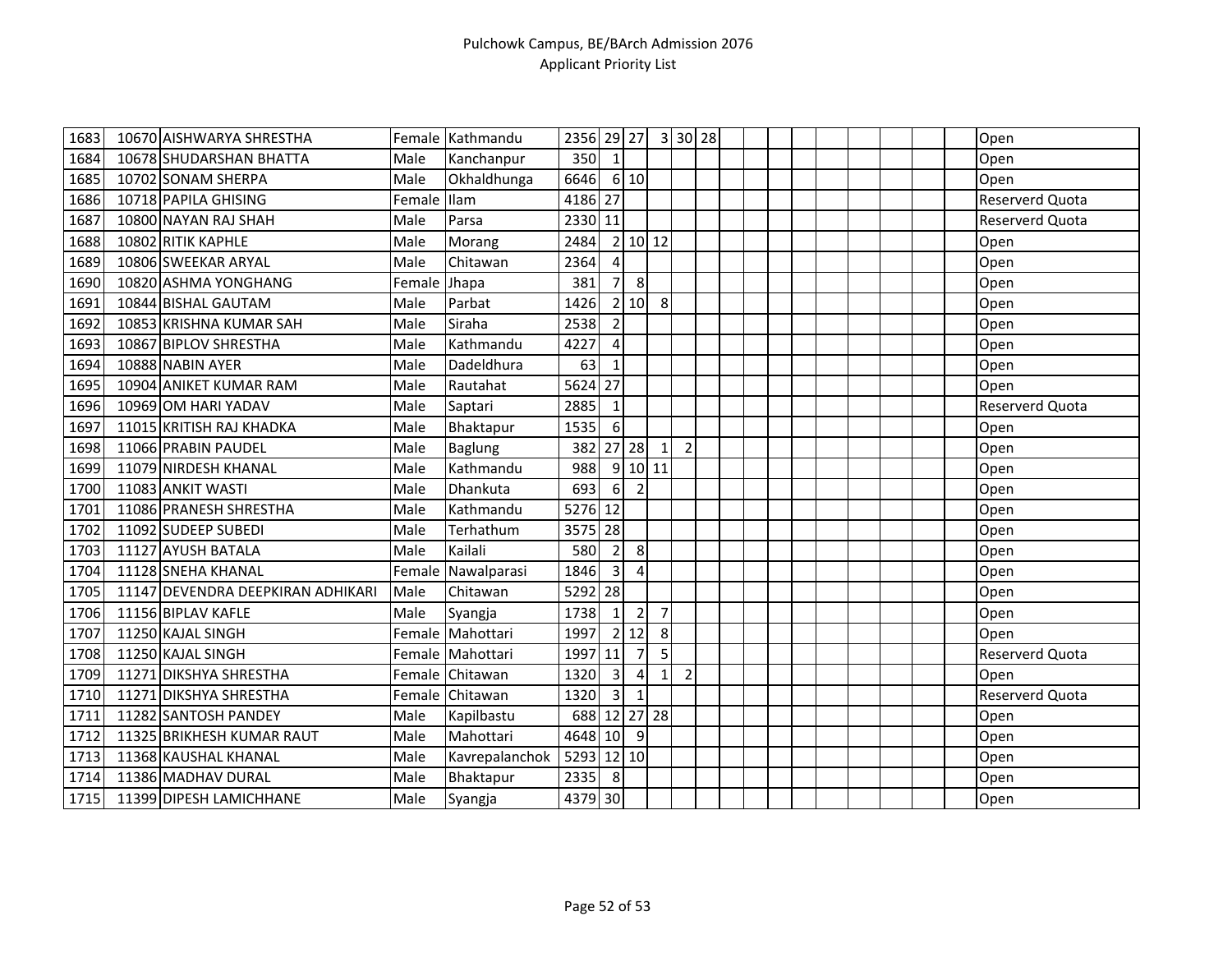# Pulchowk Campus, BE/BArch Admission 2076
## Applicant Priority List

| | | | | | | | | | | | | | | | | | | | | | |
|---|---|---|---|---|---|---|---|---|---|---|---|---|---|---|---|---|---|---|---|---|---|
| 1683 | 10670 | AISHWARYA SHRESTHA | Female | Kathmandu | 2356 | 29 | 27 | 3 | 30 | 28 | | | | | | | | | | | Open |
| 1684 | 10678 | SHUDARSHAN BHATTA | Male | Kanchanpur | 350 | 1 | | | | | | | | | | | | | | | Open |
| 1685 | 10702 | SONAM SHERPA | Male | Okhaldhunga | 6646 | 6 | 10 | | | | | | | | | | | | | | Open |
| 1686 | 10718 | PAPILA GHISING | Female | Ilam | 4186 | 27 | | | | | | | | | | | | | | | Reserverd Quota |
| 1687 | 10800 | NAYAN RAJ SHAH | Male | Parsa | 2330 | 11 | | | | | | | | | | | | | | | Reserverd Quota |
| 1688 | 10802 | RITIK KAPHLE | Male | Morang | 2484 | 2 | 10 | 12 | | | | | | | | | | | | | Open |
| 1689 | 10806 | SWEEKAR ARYAL | Male | Chitawan | 2364 | 4 | | | | | | | | | | | | | | | Open |
| 1690 | 10820 | ASHMA YONGHANG | Female | Jhapa | 381 | 7 | 8 | | | | | | | | | | | | | | Open |
| 1691 | 10844 | BISHAL GAUTAM | Male | Parbat | 1426 | 2 | 10 | 8 | | | | | | | | | | | | | Open |
| 1692 | 10853 | KRISHNA KUMAR SAH | Male | Siraha | 2538 | 2 | | | | | | | | | | | | | | | Open |
| 1693 | 10867 | BIPLOV SHRESTHA | Male | Kathmandu | 4227 | 4 | | | | | | | | | | | | | | | Open |
| 1694 | 10888 | NABIN AYER | Male | Dadeldhura | 63 | 1 | | | | | | | | | | | | | | | Open |
| 1695 | 10904 | ANIKET KUMAR RAM | Male | Rautahat | 5624 | 27 | | | | | | | | | | | | | | | Open |
| 1696 | 10969 | OM HARI YADAV | Male | Saptari | 2885 | 1 | | | | | | | | | | | | | | | Reserverd Quota |
| 1697 | 11015 | KRITISH RAJ KHADKA | Male | Bhaktapur | 1535 | 6 | | | | | | | | | | | | | | | Open |
| 1698 | 11066 | PRABIN PAUDEL | Male | Baglung | 382 | 27 | 28 | 1 | 2 | | | | | | | | | | | | Open |
| 1699 | 11079 | NIRDESH KHANAL | Male | Kathmandu | 988 | 9 | 10 | 11 | | | | | | | | | | | | | Open |
| 1700 | 11083 | ANKIT WASTI | Male | Dhankuta | 693 | 6 | 2 | | | | | | | | | | | | | | Open |
| 1701 | 11086 | PRANESH SHRESTHA | Male | Kathmandu | 5276 | 12 | | | | | | | | | | | | | | | Open |
| 1702 | 11092 | SUDEEP SUBEDI | Male | Terhathum | 3575 | 28 | | | | | | | | | | | | | | | Open |
| 1703 | 11127 | AYUSH BATALA | Male | Kailali | 580 | 2 | 8 | | | | | | | | | | | | | | Open |
| 1704 | 11128 | SNEHA KHANAL | Female | Nawalparasi | 1846 | 3 | 4 | | | | | | | | | | | | | | Open |
| 1705 | 11147 | DEVENDRA DEEPKIRAN ADHIKARI | Male | Chitawan | 5292 | 28 | | | | | | | | | | | | | | | Open |
| 1706 | 11156 | BIPLAV KAFLE | Male | Syangja | 1738 | 1 | 2 | 7 | | | | | | | | | | | | | Open |
| 1707 | 11250 | KAJAL SINGH | Female | Mahottari | 1997 | 2 | 12 | 8 | | | | | | | | | | | | | Open |
| 1708 | 11250 | KAJAL SINGH | Female | Mahottari | 1997 | 11 | 7 | 5 | | | | | | | | | | | | | Reserverd Quota |
| 1709 | 11271 | DIKSHYA SHRESTHA | Female | Chitawan | 1320 | 3 | 4 | 1 | 2 | | | | | | | | | | | | Open |
| 1710 | 11271 | DIKSHYA SHRESTHA | Female | Chitawan | 1320 | 3 | 1 | | | | | | | | | | | | | | Reserverd Quota |
| 1711 | 11282 | SANTOSH PANDEY | Male | Kapilbastu | 688 | 12 | 27 | 28 | | | | | | | | | | | | | Open |
| 1712 | 11325 | BRIKHESH KUMAR RAUT | Male | Mahottari | 4648 | 10 | 9 | | | | | | | | | | | | | | Open |
| 1713 | 11368 | KAUSHAL KHANAL | Male | Kavrepalanchok | 5293 | 12 | 10 | | | | | | | | | | | | | | Open |
| 1714 | 11386 | MADHAV DURAL | Male | Bhaktapur | 2335 | 8 | | | | | | | | | | | | | | | Open |
| 1715 | 11399 | DIPESH LAMICHHANE | Male | Syangja | 4379 | 30 | | | | | | | | | | | | | | | Open |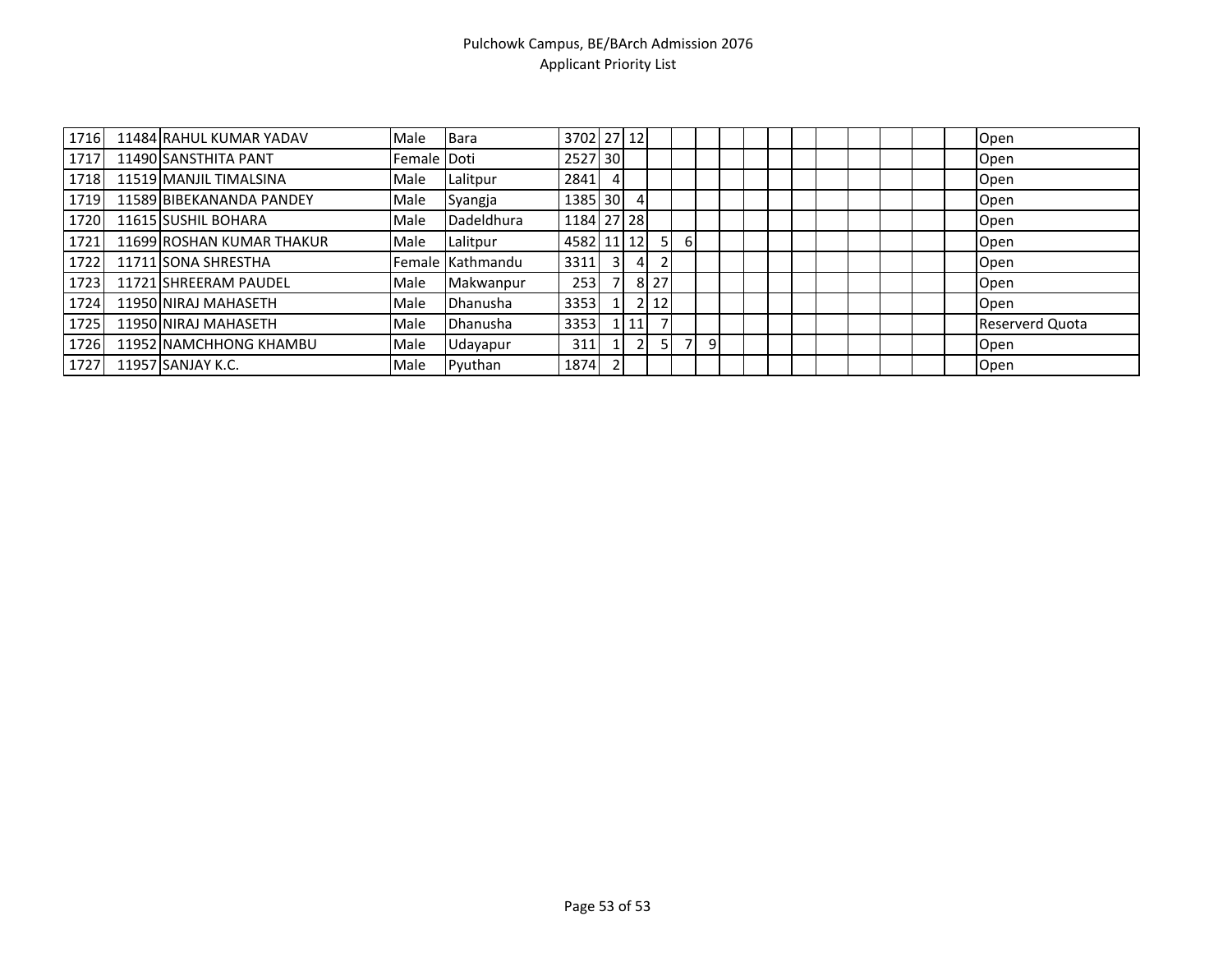| | | | | | | | | | | | | | | | | | | | | |
|---|---|---|---|---|---|---|---|---|---|---|---|---|---|---|---|---|---|---|---|---|
| 1716 | 11484 | RAHUL KUMAR YADAV | Male | Bara | 3702 | 27 | 12 | | | | | | | | | | | | | Open |
| 1717 | 11490 | SANSTHITA PANT | Female | Doti | 2527 | 30 | | | | | | | | | | | | | | Open |
| 1718 | 11519 | MANJIL TIMALSINA | Male | Lalitpur | 2841 | 4 | | | | | | | | | | | | | | Open |
| 1719 | 11589 | BIBEKANANDA PANDEY | Male | Syangja | 1385 | 30 | 4 | | | | | | | | | | | | | Open |
| 1720 | 11615 | SUSHIL BOHARA | Male | Dadeldhura | 1184 | 27 | 28 | | | | | | | | | | | | | Open |
| 1721 | 11699 | ROSHAN KUMAR THAKUR | Male | Lalitpur | 4582 | 11 | 12 | 5 | 6 | | | | | | | | | | | Open |
| 1722 | 11711 | SONA SHRESTHA | Female | Kathmandu | 3311 | 3 | 4 | 2 | | | | | | | | | | | | Open |
| 1723 | 11721 | SHREERAM PAUDEL | Male | Makwanpur | 253 | 7 | 8 | 27 | | | | | | | | | | | | Open |
| 1724 | 11950 | NIRAJ MAHASETH | Male | Dhanusha | 3353 | 1 | 2 | 12 | | | | | | | | | | | | Open |
| 1725 | 11950 | NIRAJ MAHASETH | Male | Dhanusha | 3353 | 1 | 11 | 7 | | | | | | | | | | | | Reserverd Quota |
| 1726 | 11952 | NAMCHHONG KHAMBU | Male | Udayapur | 311 | 1 | 2 | 5 | 7 | 9 | | | | | | | | | | Open |
| 1727 | 11957 | SANJAY K.C. | Male | Pyuthan | 1874 | 2 | | | | | | | | | | | | | | Open |